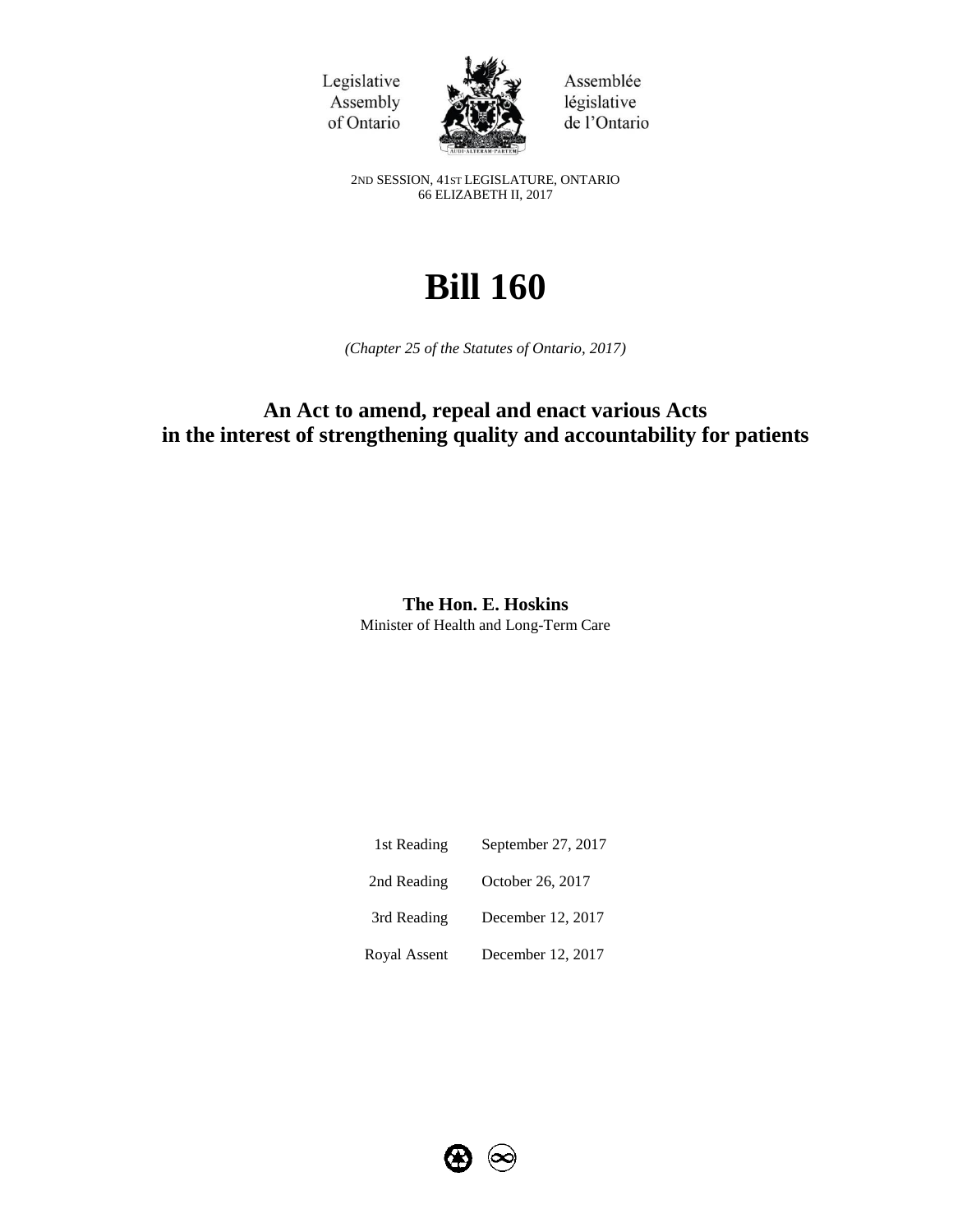Legislative Assembly of Ontario

Assemblée législative de l'Ontario

2ND SESSION, 41ST LEGISLATURE, ONTARIO
66 ELIZABETH II, 2017

# Bill 160

*(Chapter 25 of the Statutes of Ontario, 2017)*

## An Act to amend, repeal and enact various Acts in the interest of strengthening quality and accountability for patients

**The Hon. E. Hoskins**
Minister of Health and Long-Term Care

| | |
|---|---|
| 1st Reading | September 27, 2017 |
| 2nd Reading | October 26, 2017 |
| 3rd Reading | December 12, 2017 |
| Royal Assent | December 12, 2017 |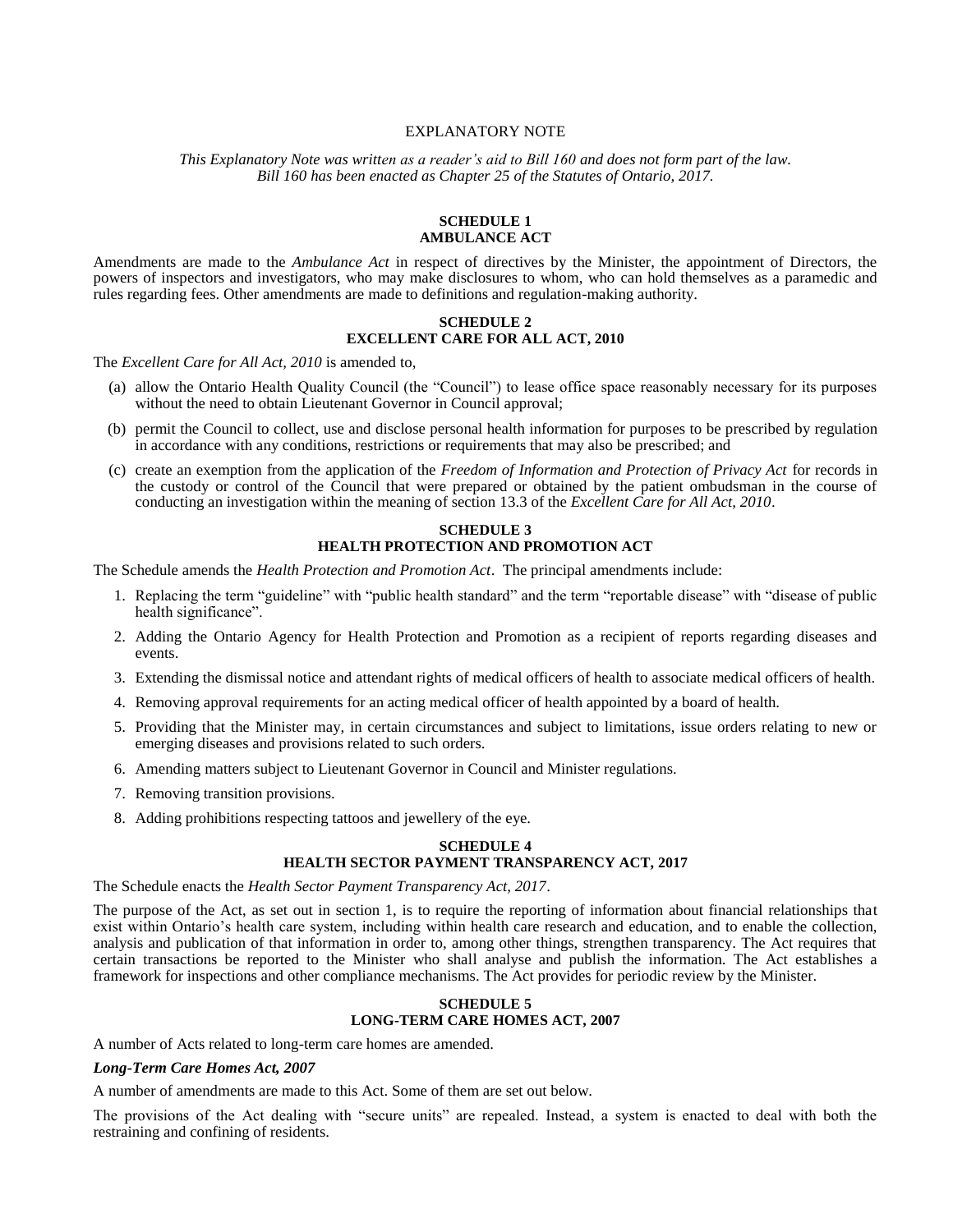## EXPLANATORY NOTE

*This Explanatory Note was written as a reader's aid to Bill 160 and does not form part of the law. Bill 160 has been enacted as Chapter 25 of the Statutes of Ontario, 2017.*

### SCHEDULE 1
### AMBULANCE ACT

Amendments are made to the *Ambulance Act* in respect of directives by the Minister, the appointment of Directors, the powers of inspectors and investigators, who may make disclosures to whom, who can hold themselves as a paramedic and rules regarding fees. Other amendments are made to definitions and regulation-making authority.

### SCHEDULE 2
### EXCELLENT CARE FOR ALL ACT, 2010

The *Excellent Care for All Act, 2010* is amended to,

(a) allow the Ontario Health Quality Council (the "Council") to lease office space reasonably necessary for its purposes without the need to obtain Lieutenant Governor in Council approval;

(b) permit the Council to collect, use and disclose personal health information for purposes to be prescribed by regulation in accordance with any conditions, restrictions or requirements that may also be prescribed; and

(c) create an exemption from the application of the *Freedom of Information and Protection of Privacy Act* for records in the custody or control of the Council that were prepared or obtained by the patient ombudsman in the course of conducting an investigation within the meaning of section 13.3 of the *Excellent Care for All Act, 2010*.

### SCHEDULE 3
### HEALTH PROTECTION AND PROMOTION ACT

The Schedule amends the *Health Protection and Promotion Act*. The principal amendments include:

1. Replacing the term "guideline" with "public health standard" and the term "reportable disease" with "disease of public health significance".
2. Adding the Ontario Agency for Health Protection and Promotion as a recipient of reports regarding diseases and events.
3. Extending the dismissal notice and attendant rights of medical officers of health to associate medical officers of health.
4. Removing approval requirements for an acting medical officer of health appointed by a board of health.
5. Providing that the Minister may, in certain circumstances and subject to limitations, issue orders relating to new or emerging diseases and provisions related to such orders.
6. Amending matters subject to Lieutenant Governor in Council and Minister regulations.
7. Removing transition provisions.
8. Adding prohibitions respecting tattoos and jewellery of the eye.

### SCHEDULE 4
### HEALTH SECTOR PAYMENT TRANSPARENCY ACT, 2017

The Schedule enacts the *Health Sector Payment Transparency Act, 2017*.

The purpose of the Act, as set out in section 1, is to require the reporting of information about financial relationships that exist within Ontario's health care system, including within health care research and education, and to enable the collection, analysis and publication of that information in order to, among other things, strengthen transparency. The Act requires that certain transactions be reported to the Minister who shall analyse and publish the information. The Act establishes a framework for inspections and other compliance mechanisms. The Act provides for periodic review by the Minister.

### SCHEDULE 5
### LONG-TERM CARE HOMES ACT, 2007

A number of Acts related to long-term care homes are amended.

***Long-Term Care Homes Act, 2007***

A number of amendments are made to this Act. Some of them are set out below.

The provisions of the Act dealing with "secure units" are repealed. Instead, a system is enacted to deal with both the restraining and confining of residents.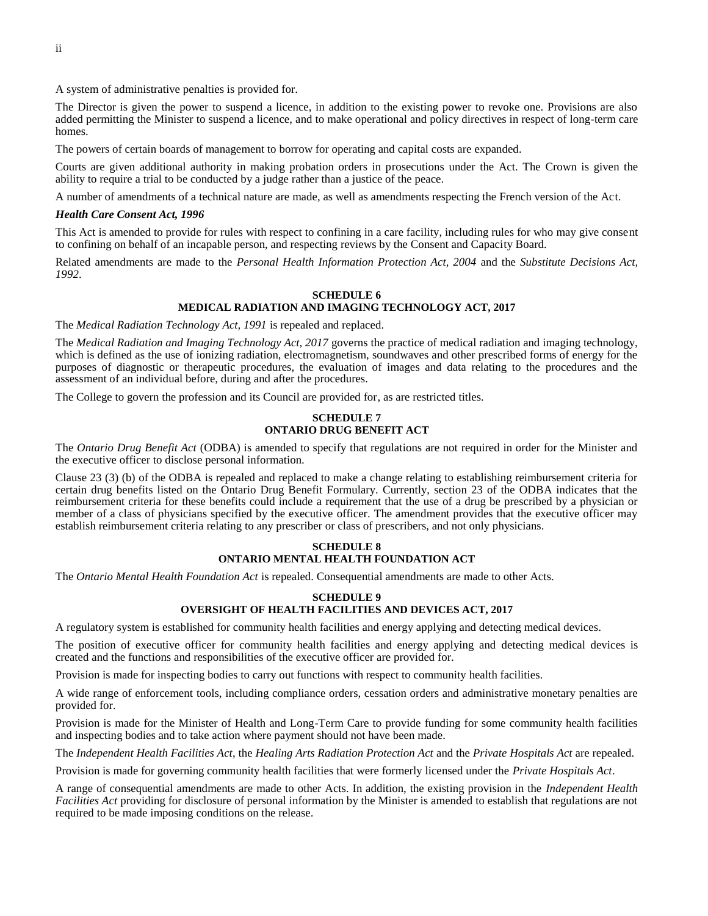A system of administrative penalties is provided for.

The Director is given the power to suspend a licence, in addition to the existing power to revoke one. Provisions are also added permitting the Minister to suspend a licence, and to make operational and policy directives in respect of long-term care homes.

The powers of certain boards of management to borrow for operating and capital costs are expanded.

Courts are given additional authority in making probation orders in prosecutions under the Act. The Crown is given the ability to require a trial to be conducted by a judge rather than a justice of the peace.

A number of amendments of a technical nature are made, as well as amendments respecting the French version of the Act.

***Health Care Consent Act, 1996***

This Act is amended to provide for rules with respect to confining in a care facility, including rules for who may give consent to confining on behalf of an incapable person, and respecting reviews by the Consent and Capacity Board.

Related amendments are made to the *Personal Health Information Protection Act, 2004* and the *Substitute Decisions Act, 1992*.

## SCHEDULE 6
## MEDICAL RADIATION AND IMAGING TECHNOLOGY ACT, 2017

The *Medical Radiation Technology Act, 1991* is repealed and replaced.

The *Medical Radiation and Imaging Technology Act, 2017* governs the practice of medical radiation and imaging technology, which is defined as the use of ionizing radiation, electromagnetism, soundwaves and other prescribed forms of energy for the purposes of diagnostic or therapeutic procedures, the evaluation of images and data relating to the procedures and the assessment of an individual before, during and after the procedures.

The College to govern the profession and its Council are provided for, as are restricted titles.

## SCHEDULE 7
## ONTARIO DRUG BENEFIT ACT

The *Ontario Drug Benefit Act* (ODBA) is amended to specify that regulations are not required in order for the Minister and the executive officer to disclose personal information.

Clause 23 (3) (b) of the ODBA is repealed and replaced to make a change relating to establishing reimbursement criteria for certain drug benefits listed on the Ontario Drug Benefit Formulary. Currently, section 23 of the ODBA indicates that the reimbursement criteria for these benefits could include a requirement that the use of a drug be prescribed by a physician or member of a class of physicians specified by the executive officer. The amendment provides that the executive officer may establish reimbursement criteria relating to any prescriber or class of prescribers, and not only physicians.

## SCHEDULE 8
## ONTARIO MENTAL HEALTH FOUNDATION ACT

The *Ontario Mental Health Foundation Act* is repealed. Consequential amendments are made to other Acts.

## SCHEDULE 9
## OVERSIGHT OF HEALTH FACILITIES AND DEVICES ACT, 2017

A regulatory system is established for community health facilities and energy applying and detecting medical devices.

The position of executive officer for community health facilities and energy applying and detecting medical devices is created and the functions and responsibilities of the executive officer are provided for.

Provision is made for inspecting bodies to carry out functions with respect to community health facilities.

A wide range of enforcement tools, including compliance orders, cessation orders and administrative monetary penalties are provided for.

Provision is made for the Minister of Health and Long-Term Care to provide funding for some community health facilities and inspecting bodies and to take action where payment should not have been made.

The *Independent Health Facilities Act*, the *Healing Arts Radiation Protection Act* and the *Private Hospitals Act* are repealed.

Provision is made for governing community health facilities that were formerly licensed under the *Private Hospitals Act*.

A range of consequential amendments are made to other Acts. In addition, the existing provision in the *Independent Health Facilities Act* providing for disclosure of personal information by the Minister is amended to establish that regulations are not required to be made imposing conditions on the release.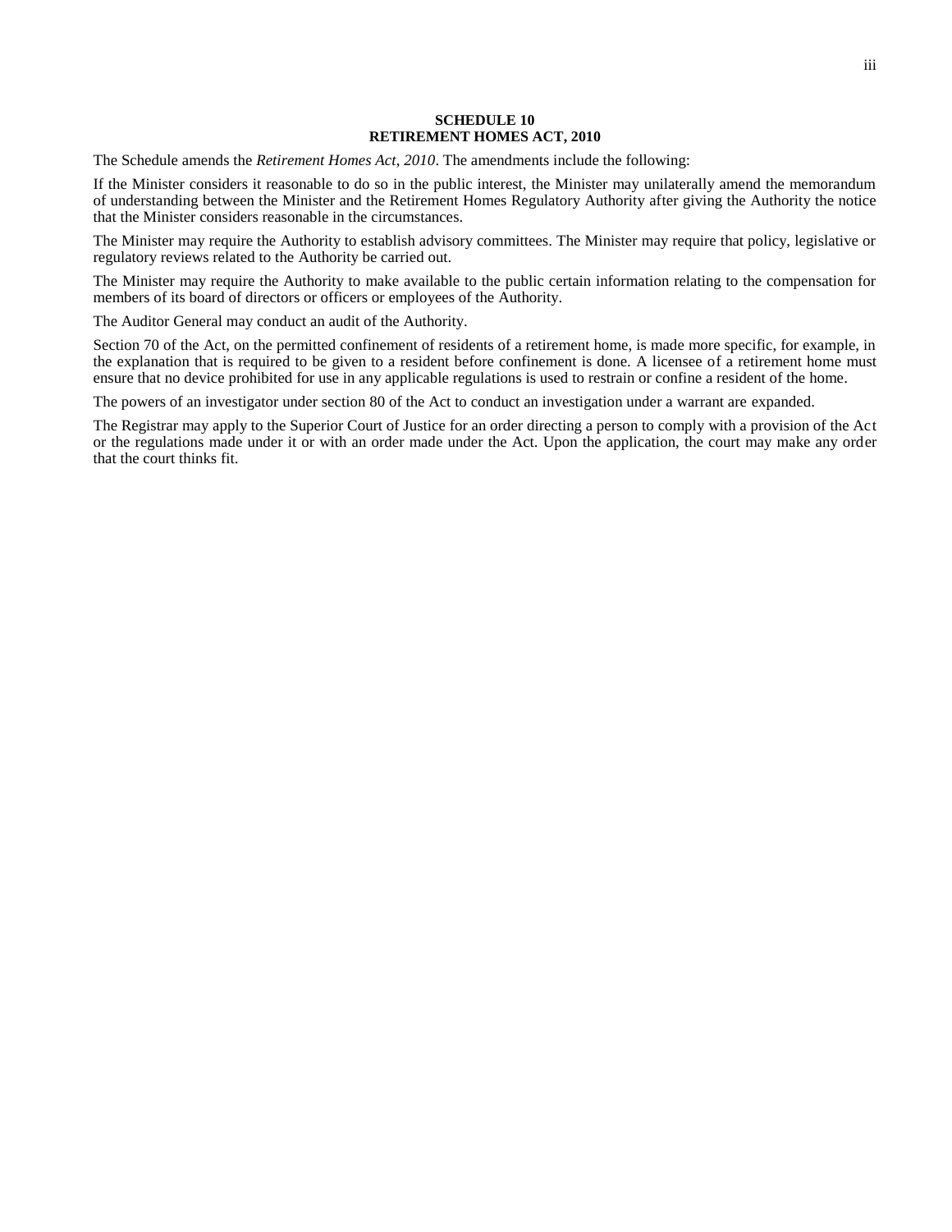## SCHEDULE 10
## RETIREMENT HOMES ACT, 2010

The Schedule amends the *Retirement Homes Act, 2010*. The amendments include the following:

If the Minister considers it reasonable to do so in the public interest, the Minister may unilaterally amend the memorandum of understanding between the Minister and the Retirement Homes Regulatory Authority after giving the Authority the notice that the Minister considers reasonable in the circumstances.

The Minister may require the Authority to establish advisory committees. The Minister may require that policy, legislative or regulatory reviews related to the Authority be carried out.

The Minister may require the Authority to make available to the public certain information relating to the compensation for members of its board of directors or officers or employees of the Authority.

The Auditor General may conduct an audit of the Authority.

Section 70 of the Act, on the permitted confinement of residents of a retirement home, is made more specific, for example, in the explanation that is required to be given to a resident before confinement is done. A licensee of a retirement home must ensure that no device prohibited for use in any applicable regulations is used to restrain or confine a resident of the home.

The powers of an investigator under section 80 of the Act to conduct an investigation under a warrant are expanded.

The Registrar may apply to the Superior Court of Justice for an order directing a person to comply with a provision of the Act or the regulations made under it or with an order made under the Act. Upon the application, the court may make any order that the court thinks fit.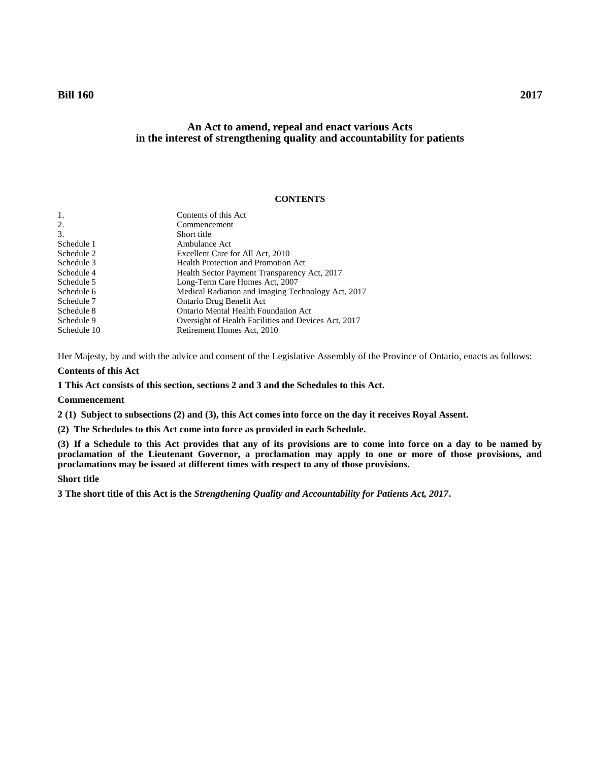**Bill 160** **2017**

# An Act to amend, repeal and enact various Acts in the interest of strengthening quality and accountability for patients

**CONTENTS**

| | |
|---|---|
| 1. | Contents of this Act |
| 2. | Commencement |
| 3. | Short title |
| Schedule 1 | Ambulance Act |
| Schedule 2 | Excellent Care for All Act, 2010 |
| Schedule 3 | Health Protection and Promotion Act |
| Schedule 4 | Health Sector Payment Transparency Act, 2017 |
| Schedule 5 | Long-Term Care Homes Act, 2007 |
| Schedule 6 | Medical Radiation and Imaging Technology Act, 2017 |
| Schedule 7 | Ontario Drug Benefit Act |
| Schedule 8 | Ontario Mental Health Foundation Act |
| Schedule 9 | Oversight of Health Facilities and Devices Act, 2017 |
| Schedule 10 | Retirement Homes Act, 2010 |

Her Majesty, by and with the advice and consent of the Legislative Assembly of the Province of Ontario, enacts as follows:

**Contents of this Act**

**1 This Act consists of this section, sections 2 and 3 and the Schedules to this Act.**

**Commencement**

**2 (1) Subject to subsections (2) and (3), this Act comes into force on the day it receives Royal Assent.**

**(2) The Schedules to this Act come into force as provided in each Schedule.**

**(3) If a Schedule to this Act provides that any of its provisions are to come into force on a day to be named by proclamation of the Lieutenant Governor, a proclamation may apply to one or more of those provisions, and proclamations may be issued at different times with respect to any of those provisions.**

**Short title**

**3 The short title of this Act is the *Strengthening Quality and Accountability for Patients Act, 2017*.**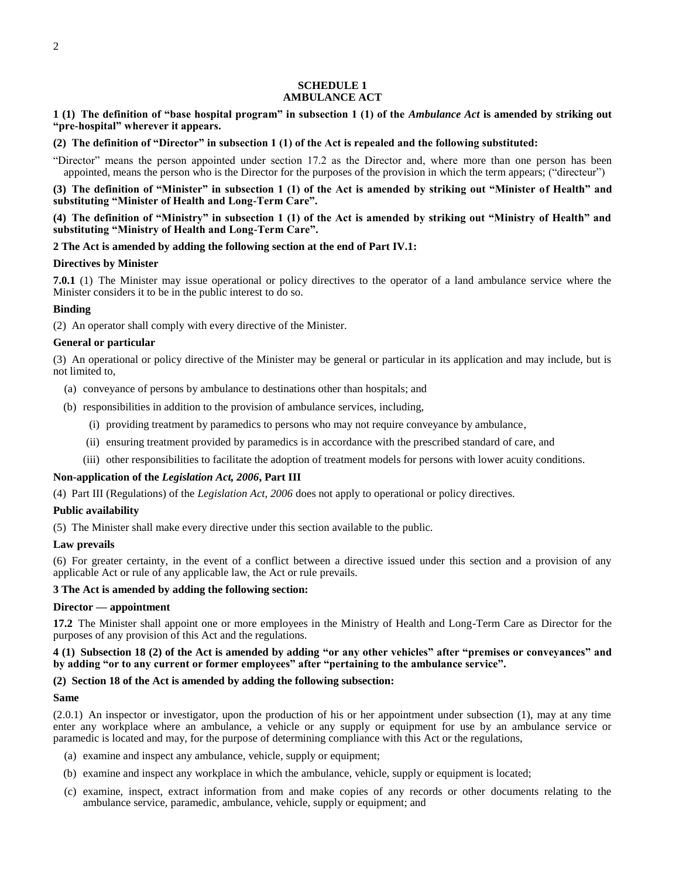## SCHEDULE 1
## AMBULANCE ACT

**1 (1) The definition of "base hospital program" in subsection 1 (1) of the *Ambulance Act* is amended by striking out "pre-hospital" wherever it appears.**

**(2) The definition of "Director" in subsection 1 (1) of the Act is repealed and the following substituted:**

"Director" means the person appointed under section 17.2 as the Director and, where more than one person has been appointed, means the person who is the Director for the purposes of the provision in which the term appears; ("directeur")

**(3) The definition of "Minister" in subsection 1 (1) of the Act is amended by striking out "Minister of Health" and substituting "Minister of Health and Long-Term Care".**

**(4) The definition of "Ministry" in subsection 1 (1) of the Act is amended by striking out "Ministry of Health" and substituting "Ministry of Health and Long-Term Care".**

**2 The Act is amended by adding the following section at the end of Part IV.1:**

**Directives by Minister**

**7.0.1** (1) The Minister may issue operational or policy directives to the operator of a land ambulance service where the Minister considers it to be in the public interest to do so.

**Binding**

(2) An operator shall comply with every directive of the Minister.

**General or particular**

(3) An operational or policy directive of the Minister may be general or particular in its application and may include, but is not limited to,

(a) conveyance of persons by ambulance to destinations other than hospitals; and

(b) responsibilities in addition to the provision of ambulance services, including,

(i) providing treatment by paramedics to persons who may not require conveyance by ambulance,

(ii) ensuring treatment provided by paramedics is in accordance with the prescribed standard of care, and

(iii) other responsibilities to facilitate the adoption of treatment models for persons with lower acuity conditions.

**Non-application of the *Legislation Act, 2006*, Part III**

(4) Part III (Regulations) of the *Legislation Act, 2006* does not apply to operational or policy directives.

**Public availability**

(5) The Minister shall make every directive under this section available to the public.

**Law prevails**

(6) For greater certainty, in the event of a conflict between a directive issued under this section and a provision of any applicable Act or rule of any applicable law, the Act or rule prevails.

**3 The Act is amended by adding the following section:**

**Director — appointment**

**17.2** The Minister shall appoint one or more employees in the Ministry of Health and Long-Term Care as Director for the purposes of any provision of this Act and the regulations.

**4 (1) Subsection 18 (2) of the Act is amended by adding "or any other vehicles" after "premises or conveyances" and by adding "or to any current or former employees" after "pertaining to the ambulance service".**

**(2) Section 18 of the Act is amended by adding the following subsection:**

**Same**

(2.0.1) An inspector or investigator, upon the production of his or her appointment under subsection (1), may at any time enter any workplace where an ambulance, a vehicle or any supply or equipment for use by an ambulance service or paramedic is located and may, for the purpose of determining compliance with this Act or the regulations,

(a) examine and inspect any ambulance, vehicle, supply or equipment;

(b) examine and inspect any workplace in which the ambulance, vehicle, supply or equipment is located;

(c) examine, inspect, extract information from and make copies of any records or other documents relating to the ambulance service, paramedic, ambulance, vehicle, supply or equipment; and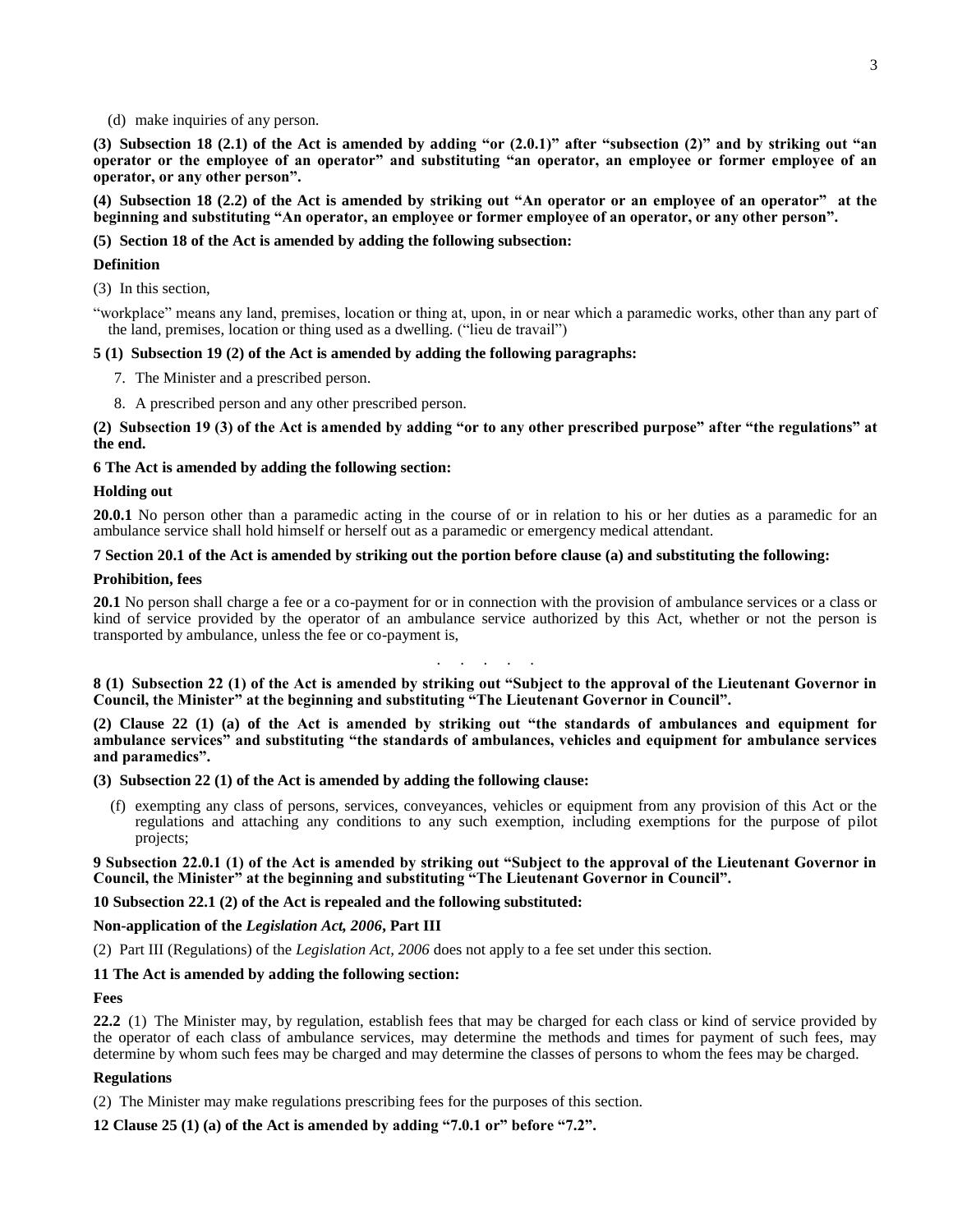(d) make inquiries of any person.

**(3) Subsection 18 (2.1) of the Act is amended by adding "or (2.0.1)" after "subsection (2)" and by striking out "an operator or the employee of an operator" and substituting "an operator, an employee or former employee of an operator, or any other person".**

**(4) Subsection 18 (2.2) of the Act is amended by striking out "An operator or an employee of an operator" at the beginning and substituting "An operator, an employee or former employee of an operator, or any other person".**

**(5) Section 18 of the Act is amended by adding the following subsection:**

**Definition**

(3) In this section,

"workplace" means any land, premises, location or thing at, upon, in or near which a paramedic works, other than any part of the land, premises, location or thing used as a dwelling. ("lieu de travail")

**5 (1) Subsection 19 (2) of the Act is amended by adding the following paragraphs:**

7. The Minister and a prescribed person.

8. A prescribed person and any other prescribed person.

**(2) Subsection 19 (3) of the Act is amended by adding "or to any other prescribed purpose" after "the regulations" at the end.**

**6 The Act is amended by adding the following section:**

**Holding out**

**20.0.1** No person other than a paramedic acting in the course of or in relation to his or her duties as a paramedic for an ambulance service shall hold himself or herself out as a paramedic or emergency medical attendant.

**7 Section 20.1 of the Act is amended by striking out the portion before clause (a) and substituting the following:**

**Prohibition, fees**

**20.1** No person shall charge a fee or a co-payment for or in connection with the provision of ambulance services or a class or kind of service provided by the operator of an ambulance service authorized by this Act, whether or not the person is transported by ambulance, unless the fee or co-payment is,

. . . . .

**8 (1) Subsection 22 (1) of the Act is amended by striking out "Subject to the approval of the Lieutenant Governor in Council, the Minister" at the beginning and substituting "The Lieutenant Governor in Council".**

**(2) Clause 22 (1) (a) of the Act is amended by striking out "the standards of ambulances and equipment for ambulance services" and substituting "the standards of ambulances, vehicles and equipment for ambulance services and paramedics".**

**(3) Subsection 22 (1) of the Act is amended by adding the following clause:**

(f) exempting any class of persons, services, conveyances, vehicles or equipment from any provision of this Act or the regulations and attaching any conditions to any such exemption, including exemptions for the purpose of pilot projects;

**9 Subsection 22.0.1 (1) of the Act is amended by striking out "Subject to the approval of the Lieutenant Governor in Council, the Minister" at the beginning and substituting "The Lieutenant Governor in Council".**

**10 Subsection 22.1 (2) of the Act is repealed and the following substituted:**

**Non-application of the *Legislation Act, 2006*, Part III**

(2) Part III (Regulations) of the *Legislation Act, 2006* does not apply to a fee set under this section.

**11 The Act is amended by adding the following section:**

**Fees**

**22.2** (1) The Minister may, by regulation, establish fees that may be charged for each class or kind of service provided by the operator of each class of ambulance services, may determine the methods and times for payment of such fees, may determine by whom such fees may be charged and may determine the classes of persons to whom the fees may be charged.

**Regulations**

(2) The Minister may make regulations prescribing fees for the purposes of this section.

**12 Clause 25 (1) (a) of the Act is amended by adding "7.0.1 or" before "7.2".**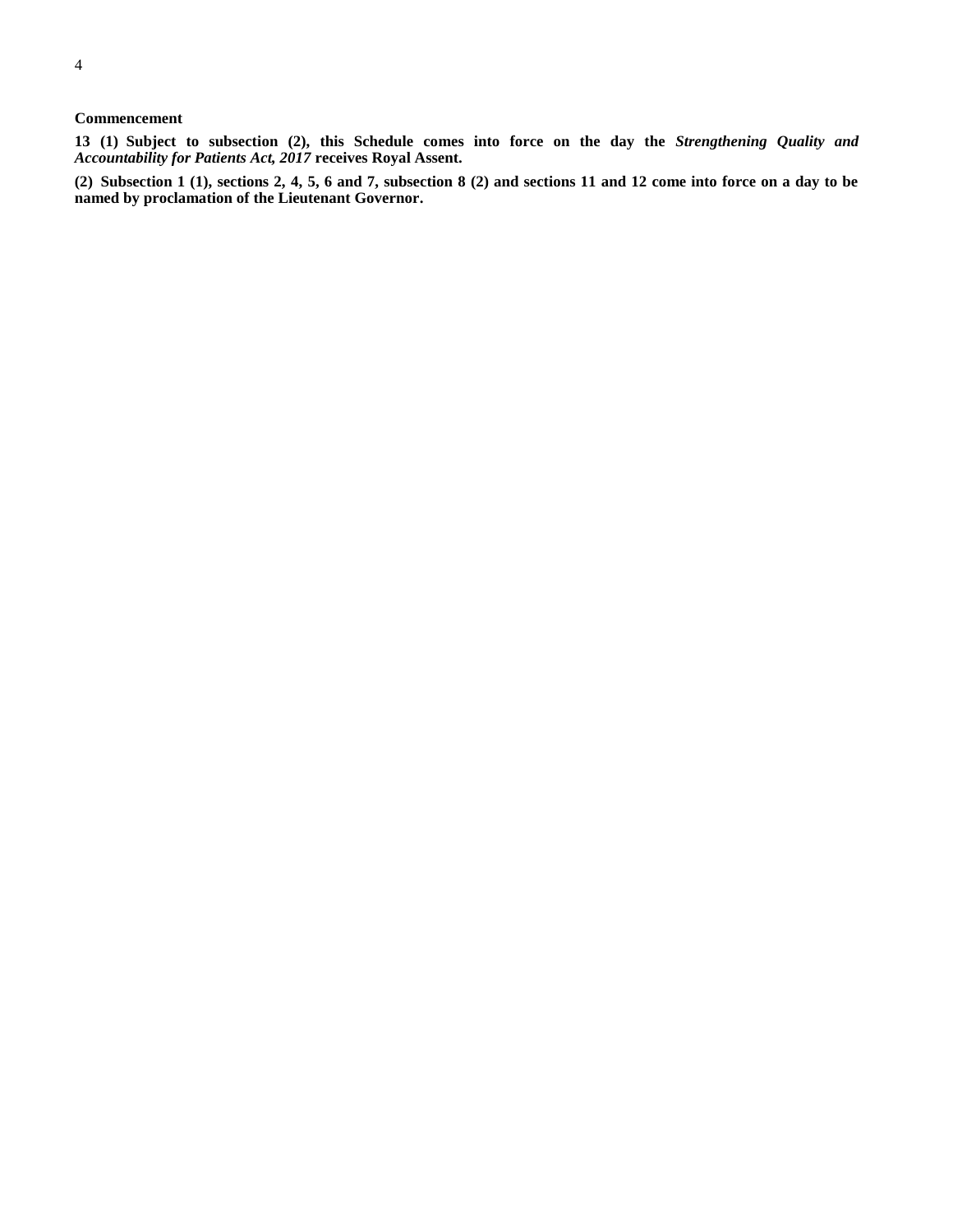**Commencement**

**13 (1) Subject to subsection (2), this Schedule comes into force on the day the *Strengthening Quality and Accountability for Patients Act, 2017* receives Royal Assent.**

**(2) Subsection 1 (1), sections 2, 4, 5, 6 and 7, subsection 8 (2) and sections 11 and 12 come into force on a day to be named by proclamation of the Lieutenant Governor.**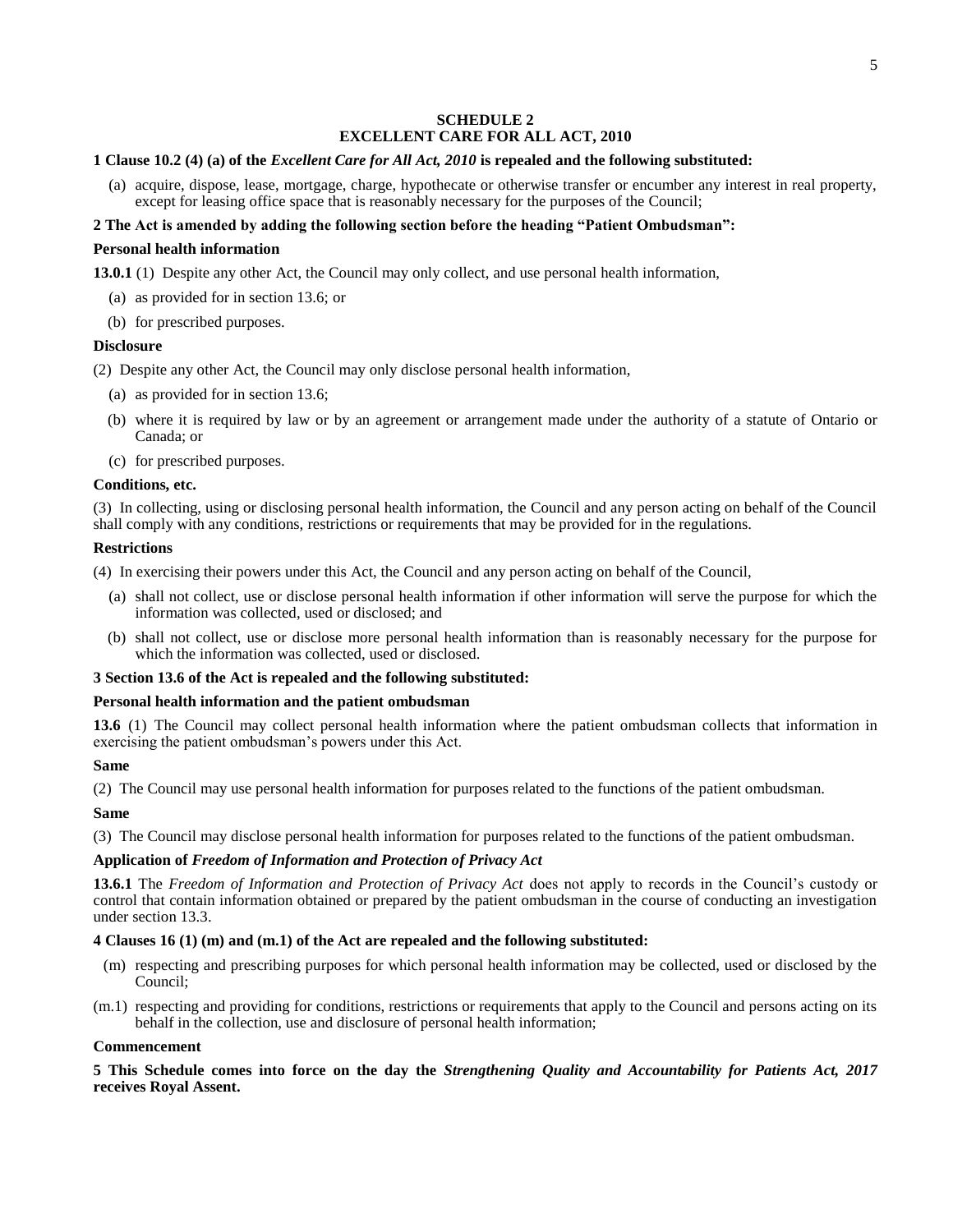## SCHEDULE 2
## EXCELLENT CARE FOR ALL ACT, 2010

**1 Clause 10.2 (4) (a) of the *Excellent Care for All Act, 2010* is repealed and the following substituted:**

(a) acquire, dispose, lease, mortgage, charge, hypothecate or otherwise transfer or encumber any interest in real property, except for leasing office space that is reasonably necessary for the purposes of the Council;

**2 The Act is amended by adding the following section before the heading "Patient Ombudsman":**

**Personal health information**

**13.0.1** (1) Despite any other Act, the Council may only collect, and use personal health information,

(a) as provided for in section 13.6; or

(b) for prescribed purposes.

**Disclosure**

(2) Despite any other Act, the Council may only disclose personal health information,

(a) as provided for in section 13.6;

(b) where it is required by law or by an agreement or arrangement made under the authority of a statute of Ontario or Canada; or

(c) for prescribed purposes.

**Conditions, etc.**

(3) In collecting, using or disclosing personal health information, the Council and any person acting on behalf of the Council shall comply with any conditions, restrictions or requirements that may be provided for in the regulations.

**Restrictions**

(4) In exercising their powers under this Act, the Council and any person acting on behalf of the Council,

(a) shall not collect, use or disclose personal health information if other information will serve the purpose for which the information was collected, used or disclosed; and

(b) shall not collect, use or disclose more personal health information than is reasonably necessary for the purpose for which the information was collected, used or disclosed.

**3 Section 13.6 of the Act is repealed and the following substituted:**

**Personal health information and the patient ombudsman**

**13.6** (1) The Council may collect personal health information where the patient ombudsman collects that information in exercising the patient ombudsman's powers under this Act.

**Same**

(2) The Council may use personal health information for purposes related to the functions of the patient ombudsman.

**Same**

(3) The Council may disclose personal health information for purposes related to the functions of the patient ombudsman.

**Application of *Freedom of Information and Protection of Privacy Act***

**13.6.1** The *Freedom of Information and Protection of Privacy Act* does not apply to records in the Council's custody or control that contain information obtained or prepared by the patient ombudsman in the course of conducting an investigation under section 13.3.

**4 Clauses 16 (1) (m) and (m.1) of the Act are repealed and the following substituted:**

(m) respecting and prescribing purposes for which personal health information may be collected, used or disclosed by the Council;

(m.1) respecting and providing for conditions, restrictions or requirements that apply to the Council and persons acting on its behalf in the collection, use and disclosure of personal health information;

**Commencement**

**5 This Schedule comes into force on the day the *Strengthening Quality and Accountability for Patients Act, 2017* receives Royal Assent.**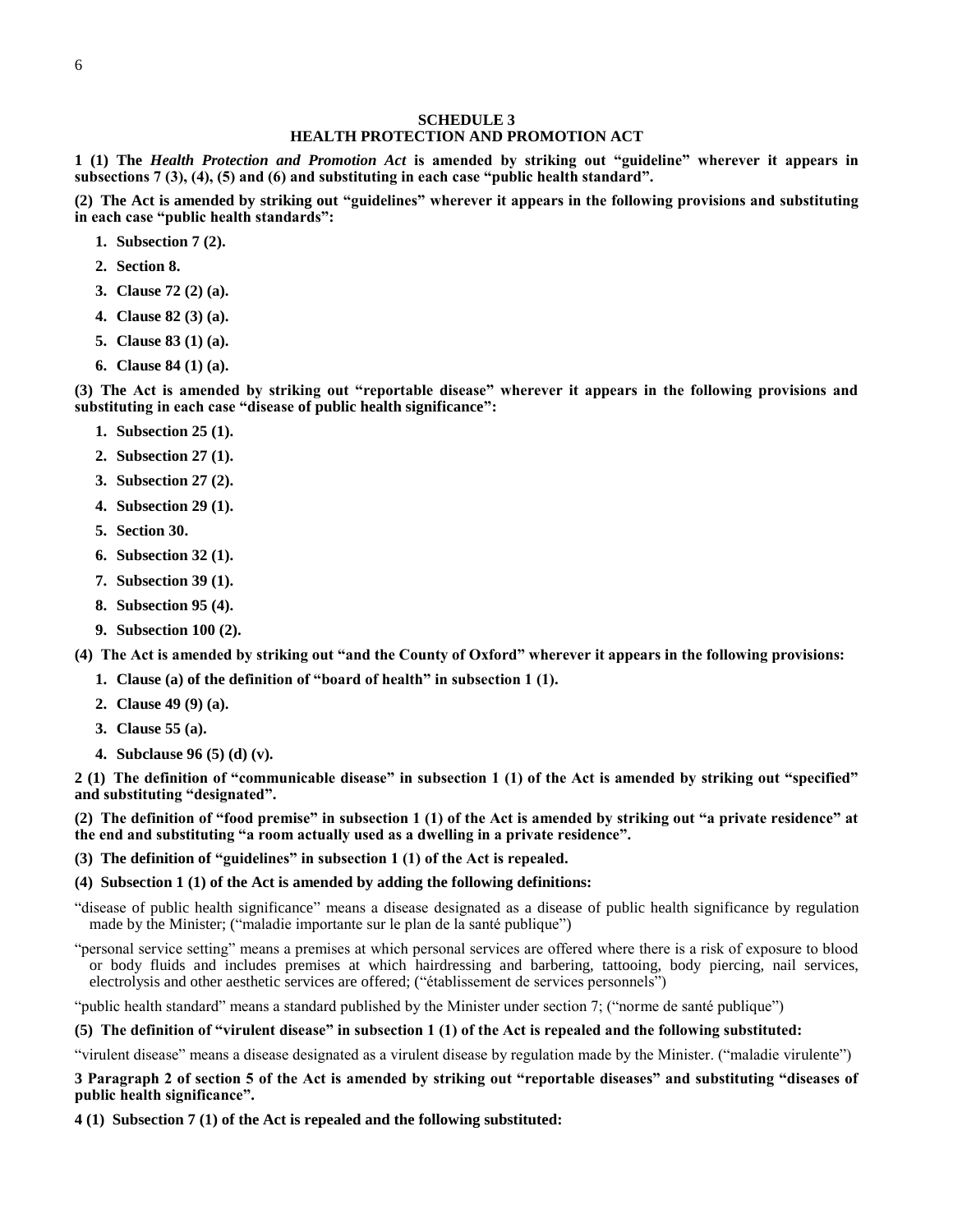## SCHEDULE 3
## HEALTH PROTECTION AND PROMOTION ACT

**1 (1) The *Health Protection and Promotion Act* is amended by striking out "guideline" wherever it appears in subsections 7 (3), (4), (5) and (6) and substituting in each case "public health standard".**

**(2) The Act is amended by striking out "guidelines" wherever it appears in the following provisions and substituting in each case "public health standards":**

1. **Subsection 7 (2).**
2. **Section 8.**
3. **Clause 72 (2) (a).**
4. **Clause 82 (3) (a).**
5. **Clause 83 (1) (a).**
6. **Clause 84 (1) (a).**

**(3) The Act is amended by striking out "reportable disease" wherever it appears in the following provisions and substituting in each case "disease of public health significance":**

1. **Subsection 25 (1).**
2. **Subsection 27 (1).**
3. **Subsection 27 (2).**
4. **Subsection 29 (1).**
5. **Section 30.**
6. **Subsection 32 (1).**
7. **Subsection 39 (1).**
8. **Subsection 95 (4).**
9. **Subsection 100 (2).**

**(4) The Act is amended by striking out "and the County of Oxford" wherever it appears in the following provisions:**

1. **Clause (a) of the definition of "board of health" in subsection 1 (1).**
2. **Clause 49 (9) (a).**
3. **Clause 55 (a).**
4. **Subclause 96 (5) (d) (v).**

**2 (1) The definition of "communicable disease" in subsection 1 (1) of the Act is amended by striking out "specified" and substituting "designated".**

**(2) The definition of "food premise" in subsection 1 (1) of the Act is amended by striking out "a private residence" at the end and substituting "a room actually used as a dwelling in a private residence".**

**(3) The definition of "guidelines" in subsection 1 (1) of the Act is repealed.**

**(4) Subsection 1 (1) of the Act is amended by adding the following definitions:**

"disease of public health significance" means a disease designated as a disease of public health significance by regulation made by the Minister; ("maladie importante sur le plan de la santé publique")

"personal service setting" means a premises at which personal services are offered where there is a risk of exposure to blood or body fluids and includes premises at which hairdressing and barbering, tattooing, body piercing, nail services, electrolysis and other aesthetic services are offered; ("établissement de services personnels")

"public health standard" means a standard published by the Minister under section 7; ("norme de santé publique")

**(5) The definition of "virulent disease" in subsection 1 (1) of the Act is repealed and the following substituted:**

"virulent disease" means a disease designated as a virulent disease by regulation made by the Minister. ("maladie virulente")

**3 Paragraph 2 of section 5 of the Act is amended by striking out "reportable diseases" and substituting "diseases of public health significance".**

**4 (1) Subsection 7 (1) of the Act is repealed and the following substituted:**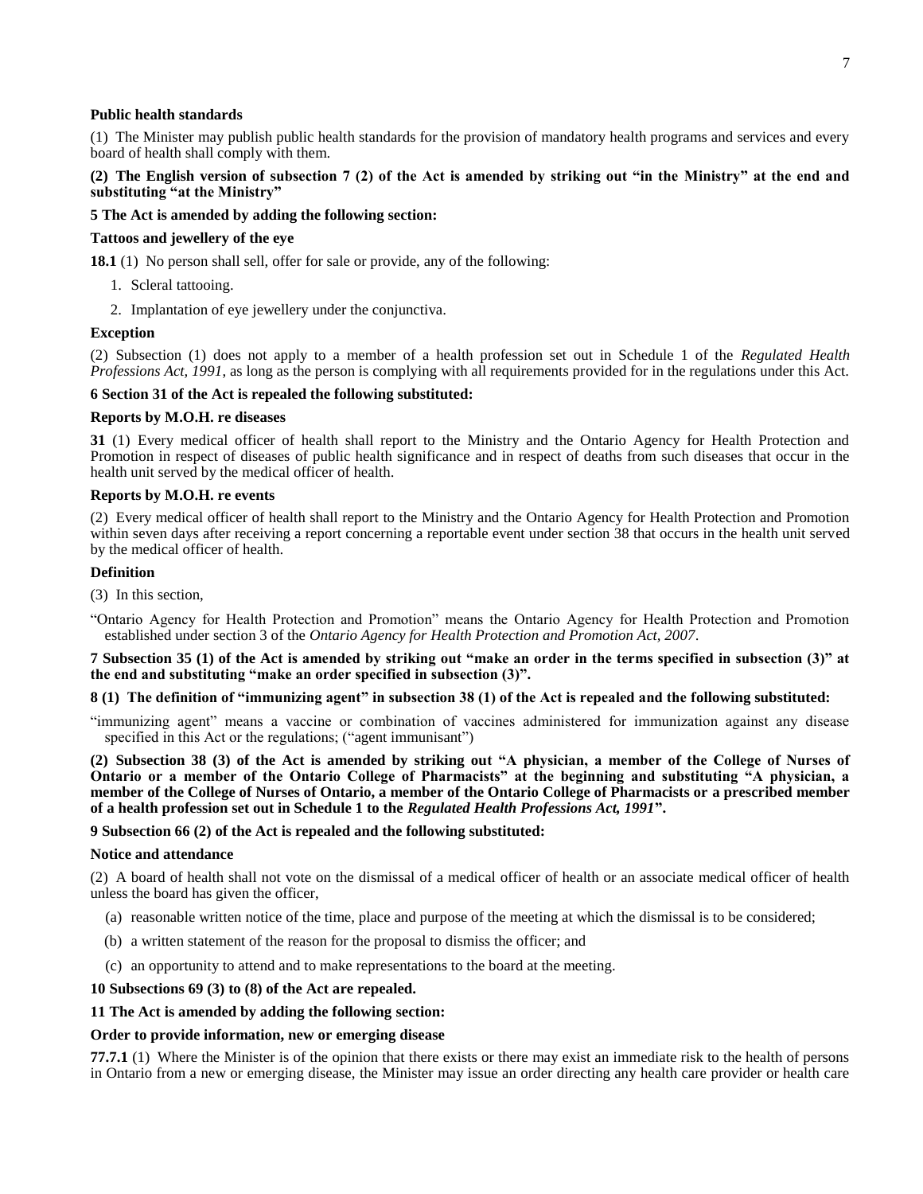**Public health standards**

(1) The Minister may publish public health standards for the provision of mandatory health programs and services and every board of health shall comply with them.

**(2) The English version of subsection 7 (2) of the Act is amended by striking out "in the Ministry" at the end and substituting "at the Ministry"**

**5 The Act is amended by adding the following section:**

**Tattoos and jewellery of the eye**

**18.1** (1) No person shall sell, offer for sale or provide, any of the following:

1. Scleral tattooing.
2. Implantation of eye jewellery under the conjunctiva.

**Exception**

(2) Subsection (1) does not apply to a member of a health profession set out in Schedule 1 of the *Regulated Health Professions Act, 1991*, as long as the person is complying with all requirements provided for in the regulations under this Act.

**6 Section 31 of the Act is repealed the following substituted:**

**Reports by M.O.H. re diseases**

**31** (1) Every medical officer of health shall report to the Ministry and the Ontario Agency for Health Protection and Promotion in respect of diseases of public health significance and in respect of deaths from such diseases that occur in the health unit served by the medical officer of health.

**Reports by M.O.H. re events**

(2) Every medical officer of health shall report to the Ministry and the Ontario Agency for Health Protection and Promotion within seven days after receiving a report concerning a reportable event under section 38 that occurs in the health unit served by the medical officer of health.

**Definition**

(3) In this section,

"Ontario Agency for Health Protection and Promotion" means the Ontario Agency for Health Protection and Promotion established under section 3 of the *Ontario Agency for Health Protection and Promotion Act, 2007*.

**7 Subsection 35 (1) of the Act is amended by striking out "make an order in the terms specified in subsection (3)" at the end and substituting "make an order specified in subsection (3)".**

**8 (1) The definition of "immunizing agent" in subsection 38 (1) of the Act is repealed and the following substituted:**

"immunizing agent" means a vaccine or combination of vaccines administered for immunization against any disease specified in this Act or the regulations; ("agent immunisant")

**(2) Subsection 38 (3) of the Act is amended by striking out "A physician, a member of the College of Nurses of Ontario or a member of the Ontario College of Pharmacists" at the beginning and substituting "A physician, a member of the College of Nurses of Ontario, a member of the Ontario College of Pharmacists or a prescribed member of a health profession set out in Schedule 1 to the *Regulated Health Professions Act, 1991*".**

**9 Subsection 66 (2) of the Act is repealed and the following substituted:**

**Notice and attendance**

(2) A board of health shall not vote on the dismissal of a medical officer of health or an associate medical officer of health unless the board has given the officer,

(a) reasonable written notice of the time, place and purpose of the meeting at which the dismissal is to be considered;

(b) a written statement of the reason for the proposal to dismiss the officer; and

(c) an opportunity to attend and to make representations to the board at the meeting.

**10 Subsections 69 (3) to (8) of the Act are repealed.**

**11 The Act is amended by adding the following section:**

**Order to provide information, new or emerging disease**

**77.7.1** (1) Where the Minister is of the opinion that there exists or there may exist an immediate risk to the health of persons in Ontario from a new or emerging disease, the Minister may issue an order directing any health care provider or health care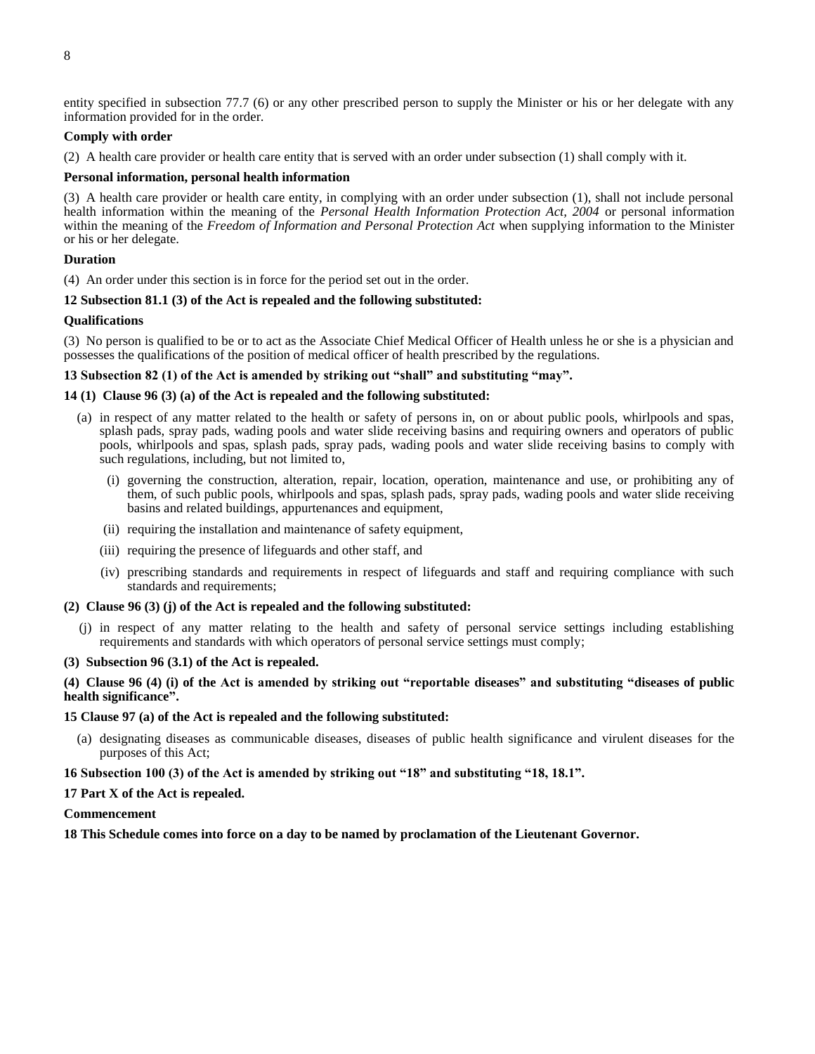entity specified in subsection 77.7 (6) or any other prescribed person to supply the Minister or his or her delegate with any information provided for in the order.

**Comply with order**

(2) A health care provider or health care entity that is served with an order under subsection (1) shall comply with it.

**Personal information, personal health information**

(3) A health care provider or health care entity, in complying with an order under subsection (1), shall not include personal health information within the meaning of the *Personal Health Information Protection Act, 2004* or personal information within the meaning of the *Freedom of Information and Personal Protection Act* when supplying information to the Minister or his or her delegate.

**Duration**

(4) An order under this section is in force for the period set out in the order.

**12 Subsection 81.1 (3) of the Act is repealed and the following substituted:**

**Qualifications**

(3) No person is qualified to be or to act as the Associate Chief Medical Officer of Health unless he or she is a physician and possesses the qualifications of the position of medical officer of health prescribed by the regulations.

**13 Subsection 82 (1) of the Act is amended by striking out "shall" and substituting "may".**

**14 (1) Clause 96 (3) (a) of the Act is repealed and the following substituted:**

(a) in respect of any matter related to the health or safety of persons in, on or about public pools, whirlpools and spas, splash pads, spray pads, wading pools and water slide receiving basins and requiring owners and operators of public pools, whirlpools and spas, splash pads, spray pads, wading pools and water slide receiving basins to comply with such regulations, including, but not limited to,

  (i) governing the construction, alteration, repair, location, operation, maintenance and use, or prohibiting any of them, of such public pools, whirlpools and spas, splash pads, spray pads, wading pools and water slide receiving basins and related buildings, appurtenances and equipment,

  (ii) requiring the installation and maintenance of safety equipment,

  (iii) requiring the presence of lifeguards and other staff, and

  (iv) prescribing standards and requirements in respect of lifeguards and staff and requiring compliance with such standards and requirements;

**(2) Clause 96 (3) (j) of the Act is repealed and the following substituted:**

(j) in respect of any matter relating to the health and safety of personal service settings including establishing requirements and standards with which operators of personal service settings must comply;

**(3) Subsection 96 (3.1) of the Act is repealed.**

**(4) Clause 96 (4) (i) of the Act is amended by striking out "reportable diseases" and substituting "diseases of public health significance".**

**15 Clause 97 (a) of the Act is repealed and the following substituted:**

(a) designating diseases as communicable diseases, diseases of public health significance and virulent diseases for the purposes of this Act;

**16 Subsection 100 (3) of the Act is amended by striking out "18" and substituting "18, 18.1".**

**17 Part X of the Act is repealed.**

**Commencement**

**18 This Schedule comes into force on a day to be named by proclamation of the Lieutenant Governor.**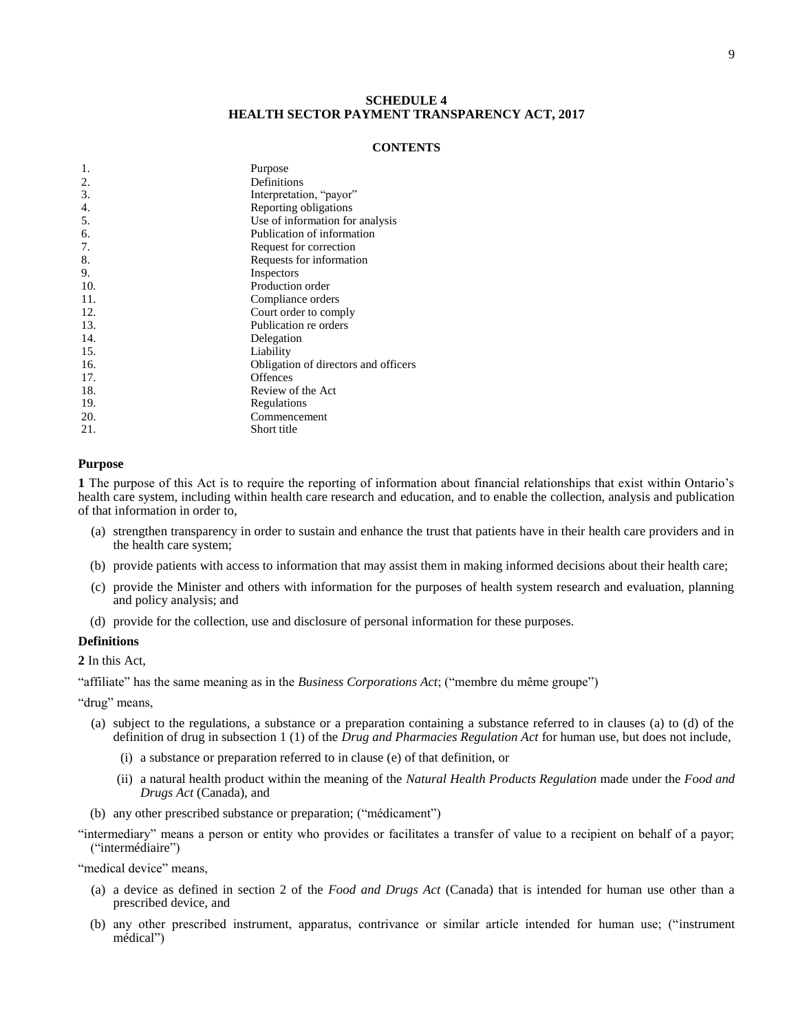## SCHEDULE 4
## HEALTH SECTOR PAYMENT TRANSPARENCY ACT, 2017

### CONTENTS

| | |
|---|---|
| 1. | Purpose |
| 2. | Definitions |
| 3. | Interpretation, "payor" |
| 4. | Reporting obligations |
| 5. | Use of information for analysis |
| 6. | Publication of information |
| 7. | Request for correction |
| 8. | Requests for information |
| 9. | Inspectors |
| 10. | Production order |
| 11. | Compliance orders |
| 12. | Court order to comply |
| 13. | Publication re orders |
| 14. | Delegation |
| 15. | Liability |
| 16. | Obligation of directors and officers |
| 17. | Offences |
| 18. | Review of the Act |
| 19. | Regulations |
| 20. | Commencement |
| 21. | Short title |

**Purpose**

**1** The purpose of this Act is to require the reporting of information about financial relationships that exist within Ontario's health care system, including within health care research and education, and to enable the collection, analysis and publication of that information in order to,

(a) strengthen transparency in order to sustain and enhance the trust that patients have in their health care providers and in the health care system;

(b) provide patients with access to information that may assist them in making informed decisions about their health care;

(c) provide the Minister and others with information for the purposes of health system research and evaluation, planning and policy analysis; and

(d) provide for the collection, use and disclosure of personal information for these purposes.

**Definitions**

**2** In this Act,

"affiliate" has the same meaning as in the *Business Corporations Act*; ("membre du même groupe")

"drug" means,

(a) subject to the regulations, a substance or a preparation containing a substance referred to in clauses (a) to (d) of the definition of drug in subsection 1 (1) of the *Drug and Pharmacies Regulation Act* for human use, but does not include,

  (i) a substance or preparation referred to in clause (e) of that definition, or

  (ii) a natural health product within the meaning of the *Natural Health Products Regulation* made under the *Food and Drugs Act* (Canada), and

(b) any other prescribed substance or preparation; ("médicament")

"intermediary" means a person or entity who provides or facilitates a transfer of value to a recipient on behalf of a payor; ("intermédiaire")

"medical device" means,

(a) a device as defined in section 2 of the *Food and Drugs Act* (Canada) that is intended for human use other than a prescribed device, and

(b) any other prescribed instrument, apparatus, contrivance or similar article intended for human use; ("instrument médical")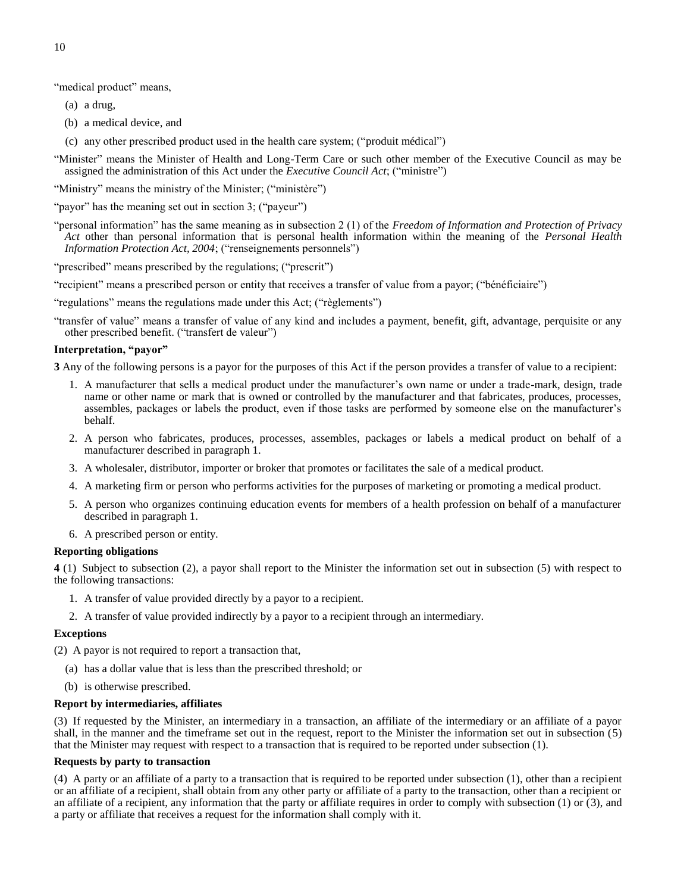"medical product" means,

(a) a drug,

(b) a medical device, and

(c) any other prescribed product used in the health care system; ("produit médical")

"Minister" means the Minister of Health and Long-Term Care or such other member of the Executive Council as may be assigned the administration of this Act under the *Executive Council Act*; ("ministre")

"Ministry" means the ministry of the Minister; ("ministère")

"payor" has the meaning set out in section 3; ("payeur")

"personal information" has the same meaning as in subsection 2 (1) of the *Freedom of Information and Protection of Privacy Act* other than personal information that is personal health information within the meaning of the *Personal Health Information Protection Act, 2004*; ("renseignements personnels")

"prescribed" means prescribed by the regulations; ("prescrit")

"recipient" means a prescribed person or entity that receives a transfer of value from a payor; ("bénéficiaire")

"regulations" means the regulations made under this Act; ("règlements")

"transfer of value" means a transfer of value of any kind and includes a payment, benefit, gift, advantage, perquisite or any other prescribed benefit. ("transfert de valeur")

**Interpretation, "payor"**

**3** Any of the following persons is a payor for the purposes of this Act if the person provides a transfer of value to a recipient:

1. A manufacturer that sells a medical product under the manufacturer's own name or under a trade-mark, design, trade name or other name or mark that is owned or controlled by the manufacturer and that fabricates, produces, processes, assembles, packages or labels the product, even if those tasks are performed by someone else on the manufacturer's behalf.
2. A person who fabricates, produces, processes, assembles, packages or labels a medical product on behalf of a manufacturer described in paragraph 1.
3. A wholesaler, distributor, importer or broker that promotes or facilitates the sale of a medical product.
4. A marketing firm or person who performs activities for the purposes of marketing or promoting a medical product.
5. A person who organizes continuing education events for members of a health profession on behalf of a manufacturer described in paragraph 1.
6. A prescribed person or entity.

**Reporting obligations**

**4** (1) Subject to subsection (2), a payor shall report to the Minister the information set out in subsection (5) with respect to the following transactions:

1. A transfer of value provided directly by a payor to a recipient.
2. A transfer of value provided indirectly by a payor to a recipient through an intermediary.

**Exceptions**

(2) A payor is not required to report a transaction that,

(a) has a dollar value that is less than the prescribed threshold; or

(b) is otherwise prescribed.

**Report by intermediaries, affiliates**

(3) If requested by the Minister, an intermediary in a transaction, an affiliate of the intermediary or an affiliate of a payor shall, in the manner and the timeframe set out in the request, report to the Minister the information set out in subsection (5) that the Minister may request with respect to a transaction that is required to be reported under subsection (1).

**Requests by party to transaction**

(4) A party or an affiliate of a party to a transaction that is required to be reported under subsection (1), other than a recipient or an affiliate of a recipient, shall obtain from any other party or affiliate of a party to the transaction, other than a recipient or an affiliate of a recipient, any information that the party or affiliate requires in order to comply with subsection (1) or (3), and a party or affiliate that receives a request for the information shall comply with it.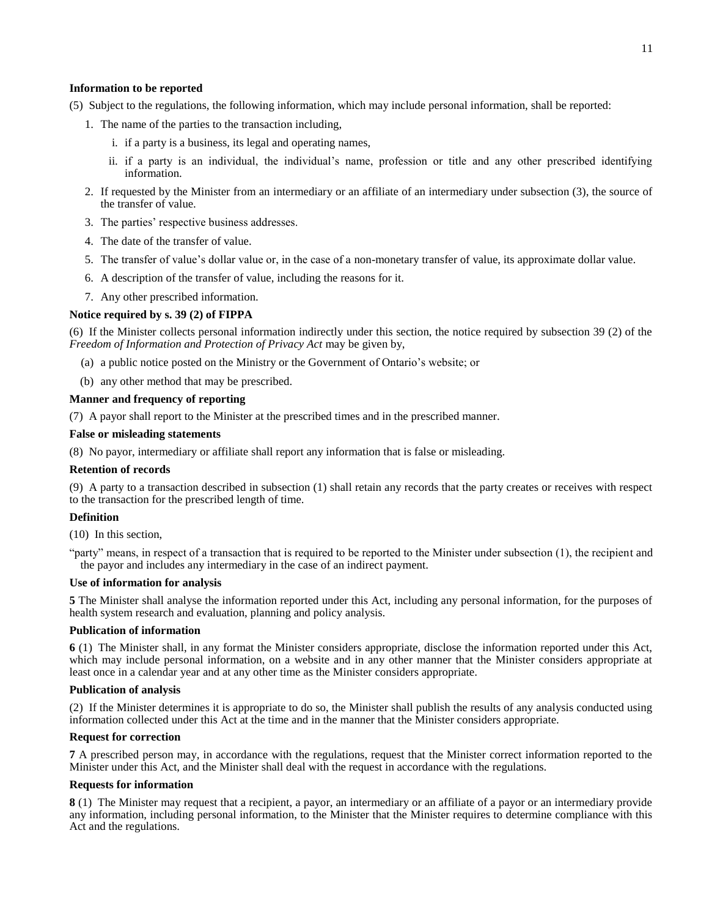**Information to be reported**

(5) Subject to the regulations, the following information, which may include personal information, shall be reported:

1. The name of the parties to the transaction including,
   - i. if a party is a business, its legal and operating names,
   - ii. if a party is an individual, the individual's name, profession or title and any other prescribed identifying information.
2. If requested by the Minister from an intermediary or an affiliate of an intermediary under subsection (3), the source of the transfer of value.
3. The parties' respective business addresses.
4. The date of the transfer of value.
5. The transfer of value's dollar value or, in the case of a non-monetary transfer of value, its approximate dollar value.
6. A description of the transfer of value, including the reasons for it.
7. Any other prescribed information.

**Notice required by s. 39 (2) of FIPPA**

(6) If the Minister collects personal information indirectly under this section, the notice required by subsection 39 (2) of the *Freedom of Information and Protection of Privacy Act* may be given by,

(a) a public notice posted on the Ministry or the Government of Ontario's website; or

(b) any other method that may be prescribed.

**Manner and frequency of reporting**

(7) A payor shall report to the Minister at the prescribed times and in the prescribed manner.

**False or misleading statements**

(8) No payor, intermediary or affiliate shall report any information that is false or misleading.

**Retention of records**

(9) A party to a transaction described in subsection (1) shall retain any records that the party creates or receives with respect to the transaction for the prescribed length of time.

**Definition**

(10) In this section,

"party" means, in respect of a transaction that is required to be reported to the Minister under subsection (1), the recipient and the payor and includes any intermediary in the case of an indirect payment.

**Use of information for analysis**

**5** The Minister shall analyse the information reported under this Act, including any personal information, for the purposes of health system research and evaluation, planning and policy analysis.

**Publication of information**

**6** (1) The Minister shall, in any format the Minister considers appropriate, disclose the information reported under this Act, which may include personal information, on a website and in any other manner that the Minister considers appropriate at least once in a calendar year and at any other time as the Minister considers appropriate.

**Publication of analysis**

(2) If the Minister determines it is appropriate to do so, the Minister shall publish the results of any analysis conducted using information collected under this Act at the time and in the manner that the Minister considers appropriate.

**Request for correction**

**7** A prescribed person may, in accordance with the regulations, request that the Minister correct information reported to the Minister under this Act, and the Minister shall deal with the request in accordance with the regulations.

**Requests for information**

**8** (1) The Minister may request that a recipient, a payor, an intermediary or an affiliate of a payor or an intermediary provide any information, including personal information, to the Minister that the Minister requires to determine compliance with this Act and the regulations.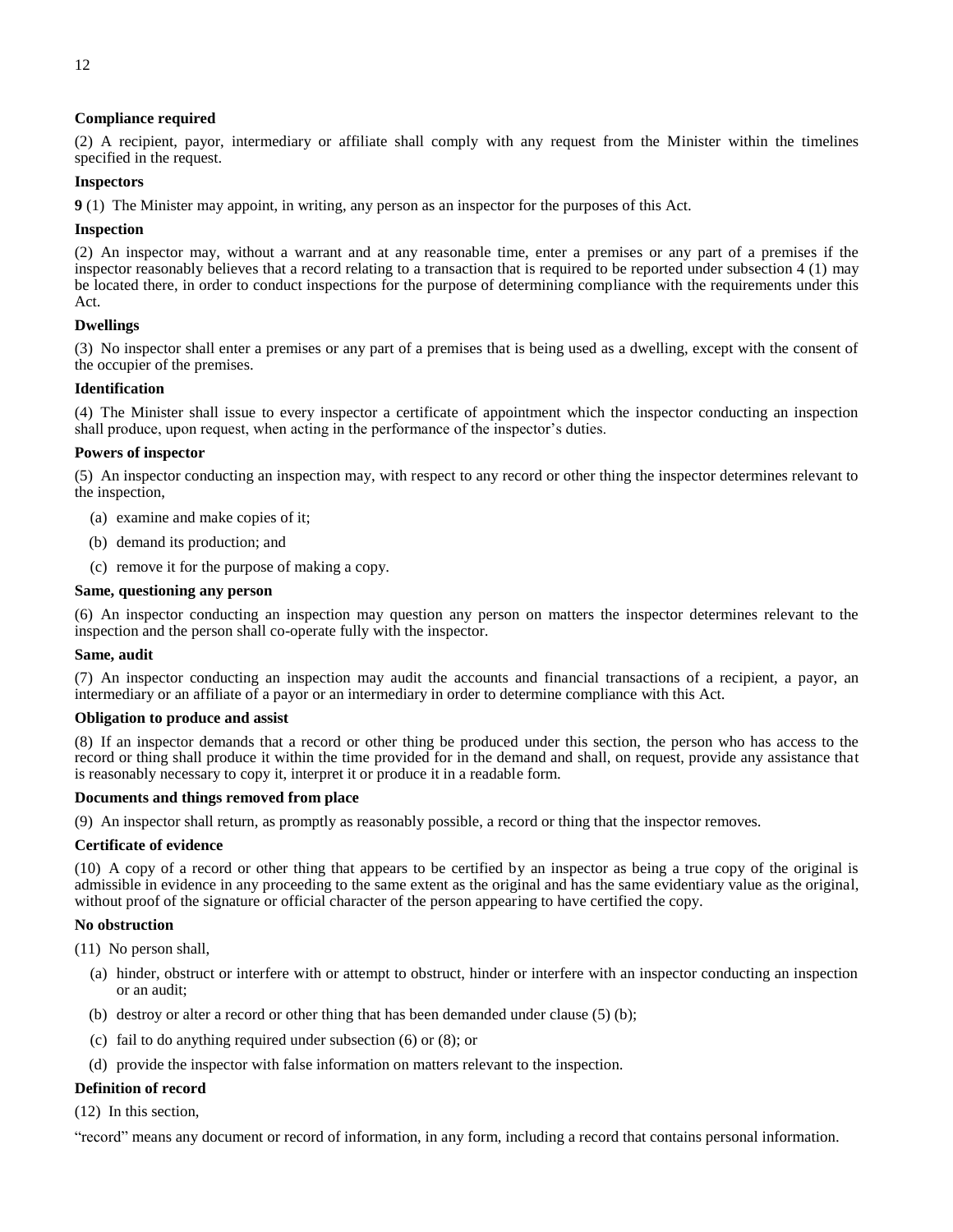**Compliance required**

(2) A recipient, payor, intermediary or affiliate shall comply with any request from the Minister within the timelines specified in the request.

**Inspectors**

**9** (1) The Minister may appoint, in writing, any person as an inspector for the purposes of this Act.

**Inspection**

(2) An inspector may, without a warrant and at any reasonable time, enter a premises or any part of a premises if the inspector reasonably believes that a record relating to a transaction that is required to be reported under subsection 4 (1) may be located there, in order to conduct inspections for the purpose of determining compliance with the requirements under this Act.

**Dwellings**

(3) No inspector shall enter a premises or any part of a premises that is being used as a dwelling, except with the consent of the occupier of the premises.

**Identification**

(4) The Minister shall issue to every inspector a certificate of appointment which the inspector conducting an inspection shall produce, upon request, when acting in the performance of the inspector's duties.

**Powers of inspector**

(5) An inspector conducting an inspection may, with respect to any record or other thing the inspector determines relevant to the inspection,

(a) examine and make copies of it;

(b) demand its production; and

(c) remove it for the purpose of making a copy.

**Same, questioning any person**

(6) An inspector conducting an inspection may question any person on matters the inspector determines relevant to the inspection and the person shall co-operate fully with the inspector.

**Same, audit**

(7) An inspector conducting an inspection may audit the accounts and financial transactions of a recipient, a payor, an intermediary or an affiliate of a payor or an intermediary in order to determine compliance with this Act.

**Obligation to produce and assist**

(8) If an inspector demands that a record or other thing be produced under this section, the person who has access to the record or thing shall produce it within the time provided for in the demand and shall, on request, provide any assistance that is reasonably necessary to copy it, interpret it or produce it in a readable form.

**Documents and things removed from place**

(9) An inspector shall return, as promptly as reasonably possible, a record or thing that the inspector removes.

**Certificate of evidence**

(10) A copy of a record or other thing that appears to be certified by an inspector as being a true copy of the original is admissible in evidence in any proceeding to the same extent as the original and has the same evidentiary value as the original, without proof of the signature or official character of the person appearing to have certified the copy.

**No obstruction**

(11) No person shall,

(a) hinder, obstruct or interfere with or attempt to obstruct, hinder or interfere with an inspector conducting an inspection or an audit;

(b) destroy or alter a record or other thing that has been demanded under clause (5) (b);

(c) fail to do anything required under subsection (6) or (8); or

(d) provide the inspector with false information on matters relevant to the inspection.

**Definition of record**

(12) In this section,

"record" means any document or record of information, in any form, including a record that contains personal information.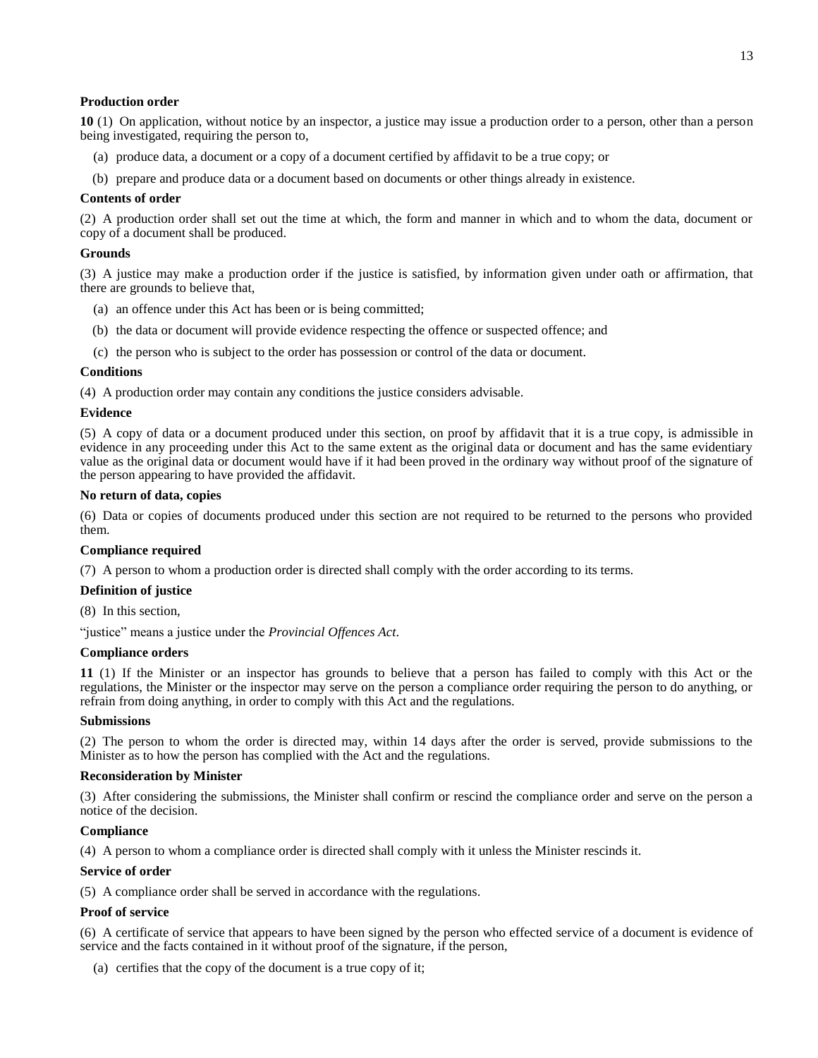**Production order**

**10** (1) On application, without notice by an inspector, a justice may issue a production order to a person, other than a person being investigated, requiring the person to,

(a) produce data, a document or a copy of a document certified by affidavit to be a true copy; or

(b) prepare and produce data or a document based on documents or other things already in existence.

**Contents of order**

(2) A production order shall set out the time at which, the form and manner in which and to whom the data, document or copy of a document shall be produced.

**Grounds**

(3) A justice may make a production order if the justice is satisfied, by information given under oath or affirmation, that there are grounds to believe that,

(a) an offence under this Act has been or is being committed;

(b) the data or document will provide evidence respecting the offence or suspected offence; and

(c) the person who is subject to the order has possession or control of the data or document.

**Conditions**

(4) A production order may contain any conditions the justice considers advisable.

**Evidence**

(5) A copy of data or a document produced under this section, on proof by affidavit that it is a true copy, is admissible in evidence in any proceeding under this Act to the same extent as the original data or document and has the same evidentiary value as the original data or document would have if it had been proved in the ordinary way without proof of the signature of the person appearing to have provided the affidavit.

**No return of data, copies**

(6) Data or copies of documents produced under this section are not required to be returned to the persons who provided them.

**Compliance required**

(7) A person to whom a production order is directed shall comply with the order according to its terms.

**Definition of justice**

(8) In this section,

"justice" means a justice under the *Provincial Offences Act*.

**Compliance orders**

**11** (1) If the Minister or an inspector has grounds to believe that a person has failed to comply with this Act or the regulations, the Minister or the inspector may serve on the person a compliance order requiring the person to do anything, or refrain from doing anything, in order to comply with this Act and the regulations.

**Submissions**

(2) The person to whom the order is directed may, within 14 days after the order is served, provide submissions to the Minister as to how the person has complied with the Act and the regulations.

**Reconsideration by Minister**

(3) After considering the submissions, the Minister shall confirm or rescind the compliance order and serve on the person a notice of the decision.

**Compliance**

(4) A person to whom a compliance order is directed shall comply with it unless the Minister rescinds it.

**Service of order**

(5) A compliance order shall be served in accordance with the regulations.

**Proof of service**

(6) A certificate of service that appears to have been signed by the person who effected service of a document is evidence of service and the facts contained in it without proof of the signature, if the person,

(a) certifies that the copy of the document is a true copy of it;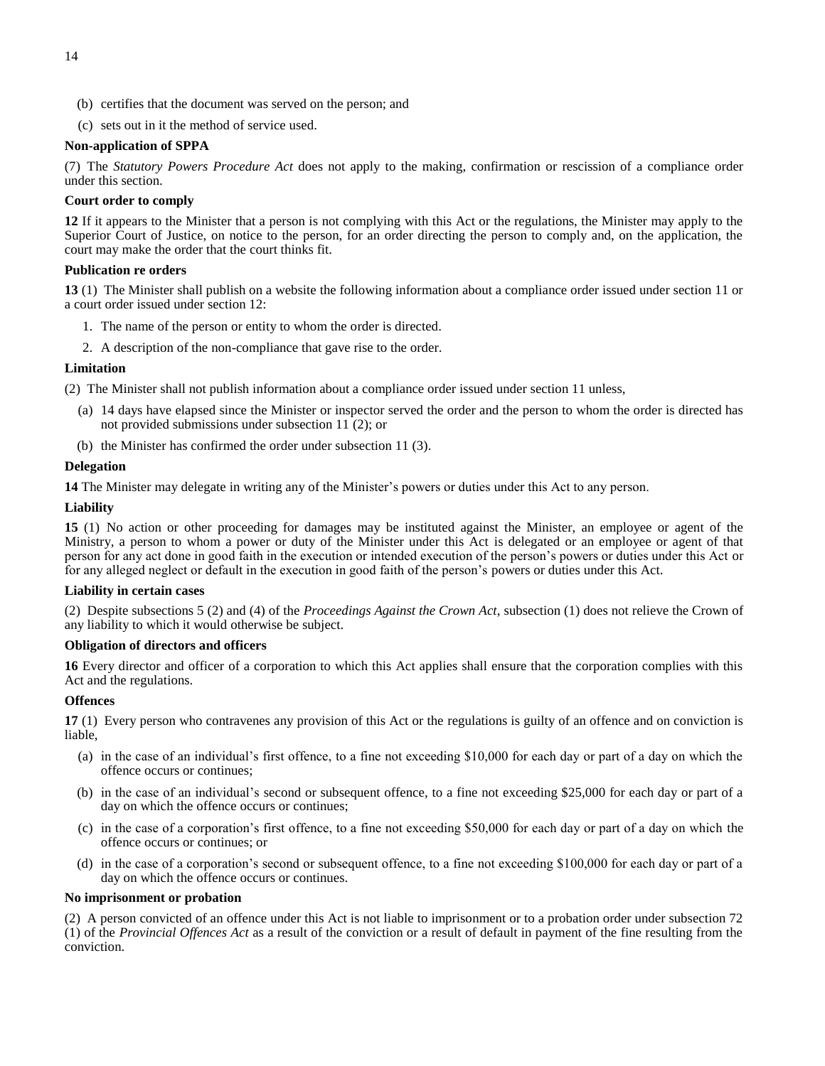(b) certifies that the document was served on the person; and

(c) sets out in it the method of service used.

**Non-application of SPPA**

(7) The *Statutory Powers Procedure Act* does not apply to the making, confirmation or rescission of a compliance order under this section.

**Court order to comply**

**12** If it appears to the Minister that a person is not complying with this Act or the regulations, the Minister may apply to the Superior Court of Justice, on notice to the person, for an order directing the person to comply and, on the application, the court may make the order that the court thinks fit.

**Publication re orders**

**13** (1) The Minister shall publish on a website the following information about a compliance order issued under section 11 or a court order issued under section 12:

1. The name of the person or entity to whom the order is directed.
2. A description of the non-compliance that gave rise to the order.

**Limitation**

(2) The Minister shall not publish information about a compliance order issued under section 11 unless,

(a) 14 days have elapsed since the Minister or inspector served the order and the person to whom the order is directed has not provided submissions under subsection 11 (2); or

(b) the Minister has confirmed the order under subsection 11 (3).

**Delegation**

**14** The Minister may delegate in writing any of the Minister's powers or duties under this Act to any person.

**Liability**

**15** (1) No action or other proceeding for damages may be instituted against the Minister, an employee or agent of the Ministry, a person to whom a power or duty of the Minister under this Act is delegated or an employee or agent of that person for any act done in good faith in the execution or intended execution of the person's powers or duties under this Act or for any alleged neglect or default in the execution in good faith of the person's powers or duties under this Act.

**Liability in certain cases**

(2) Despite subsections 5 (2) and (4) of the *Proceedings Against the Crown Act*, subsection (1) does not relieve the Crown of any liability to which it would otherwise be subject.

**Obligation of directors and officers**

**16** Every director and officer of a corporation to which this Act applies shall ensure that the corporation complies with this Act and the regulations.

**Offences**

**17** (1) Every person who contravenes any provision of this Act or the regulations is guilty of an offence and on conviction is liable,

(a) in the case of an individual's first offence, to a fine not exceeding $10,000 for each day or part of a day on which the offence occurs or continues;

(b) in the case of an individual's second or subsequent offence, to a fine not exceeding $25,000 for each day or part of a day on which the offence occurs or continues;

(c) in the case of a corporation's first offence, to a fine not exceeding $50,000 for each day or part of a day on which the offence occurs or continues; or

(d) in the case of a corporation's second or subsequent offence, to a fine not exceeding $100,000 for each day or part of a day on which the offence occurs or continues.

**No imprisonment or probation**

(2) A person convicted of an offence under this Act is not liable to imprisonment or to a probation order under subsection 72 (1) of the *Provincial Offences Act* as a result of the conviction or a result of default in payment of the fine resulting from the conviction.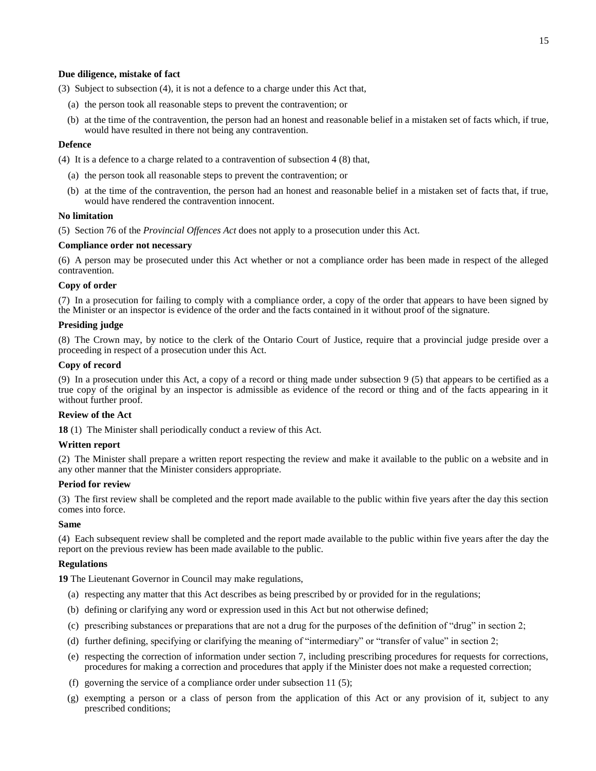**Due diligence, mistake of fact**

(3) Subject to subsection (4), it is not a defence to a charge under this Act that,

(a) the person took all reasonable steps to prevent the contravention; or

(b) at the time of the contravention, the person had an honest and reasonable belief in a mistaken set of facts which, if true, would have resulted in there not being any contravention.

**Defence**

(4) It is a defence to a charge related to a contravention of subsection 4 (8) that,

(a) the person took all reasonable steps to prevent the contravention; or

(b) at the time of the contravention, the person had an honest and reasonable belief in a mistaken set of facts that, if true, would have rendered the contravention innocent.

**No limitation**

(5) Section 76 of the *Provincial Offences Act* does not apply to a prosecution under this Act.

**Compliance order not necessary**

(6) A person may be prosecuted under this Act whether or not a compliance order has been made in respect of the alleged contravention.

**Copy of order**

(7) In a prosecution for failing to comply with a compliance order, a copy of the order that appears to have been signed by the Minister or an inspector is evidence of the order and the facts contained in it without proof of the signature.

**Presiding judge**

(8) The Crown may, by notice to the clerk of the Ontario Court of Justice, require that a provincial judge preside over a proceeding in respect of a prosecution under this Act.

**Copy of record**

(9) In a prosecution under this Act, a copy of a record or thing made under subsection 9 (5) that appears to be certified as a true copy of the original by an inspector is admissible as evidence of the record or thing and of the facts appearing in it without further proof.

**Review of the Act**

**18** (1) The Minister shall periodically conduct a review of this Act.

**Written report**

(2) The Minister shall prepare a written report respecting the review and make it available to the public on a website and in any other manner that the Minister considers appropriate.

**Period for review**

(3) The first review shall be completed and the report made available to the public within five years after the day this section comes into force.

**Same**

(4) Each subsequent review shall be completed and the report made available to the public within five years after the day the report on the previous review has been made available to the public.

**Regulations**

**19** The Lieutenant Governor in Council may make regulations,

(a) respecting any matter that this Act describes as being prescribed by or provided for in the regulations;

(b) defining or clarifying any word or expression used in this Act but not otherwise defined;

(c) prescribing substances or preparations that are not a drug for the purposes of the definition of "drug" in section 2;

(d) further defining, specifying or clarifying the meaning of "intermediary" or "transfer of value" in section 2;

(e) respecting the correction of information under section 7, including prescribing procedures for requests for corrections, procedures for making a correction and procedures that apply if the Minister does not make a requested correction;

(f) governing the service of a compliance order under subsection 11 (5);

(g) exempting a person or a class of person from the application of this Act or any provision of it, subject to any prescribed conditions;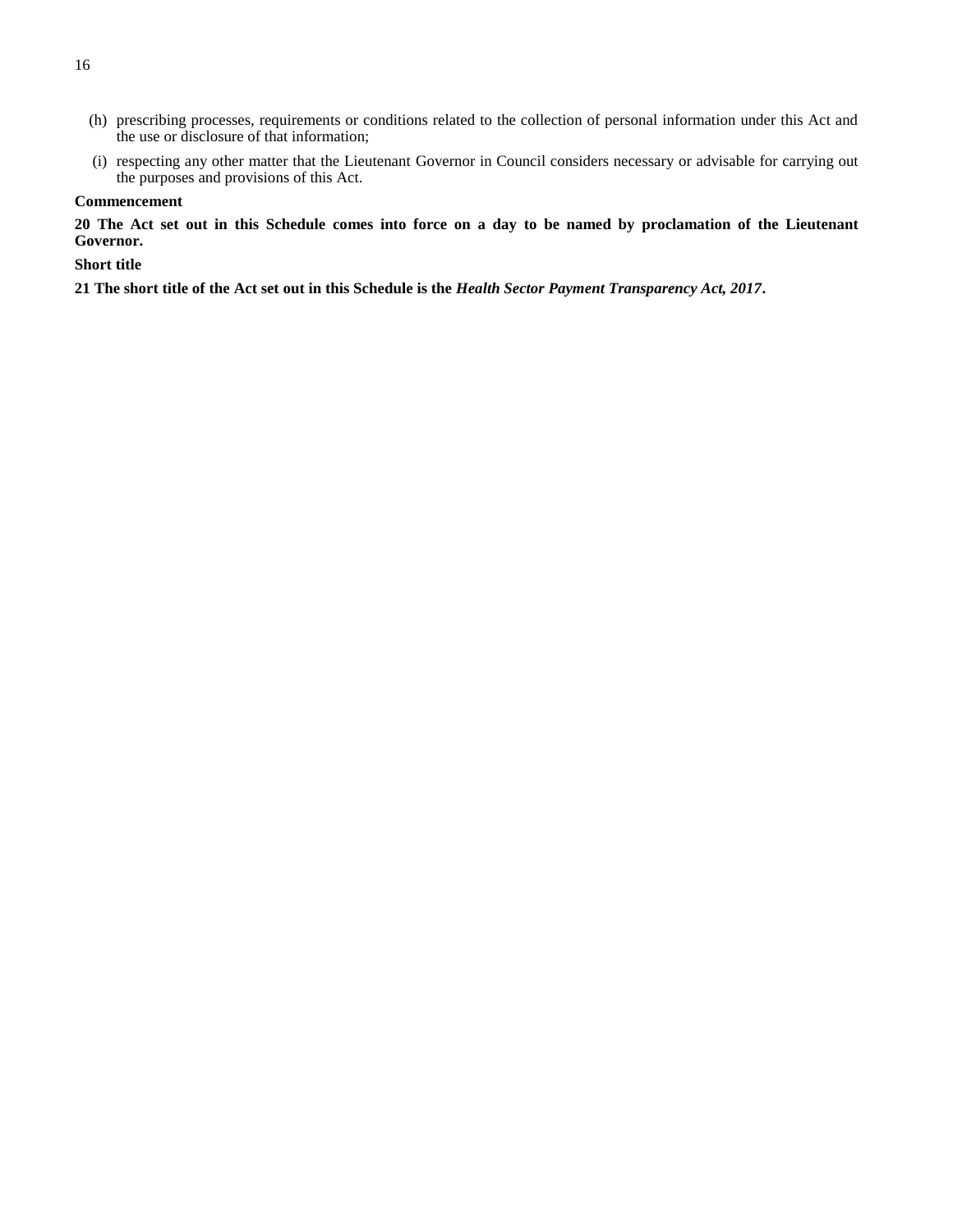(h) prescribing processes, requirements or conditions related to the collection of personal information under this Act and the use or disclosure of that information;

(i) respecting any other matter that the Lieutenant Governor in Council considers necessary or advisable for carrying out the purposes and provisions of this Act.

**Commencement**

**20 The Act set out in this Schedule comes into force on a day to be named by proclamation of the Lieutenant Governor.**

**Short title**

**21 The short title of the Act set out in this Schedule is the *Health Sector Payment Transparency Act, 2017*.**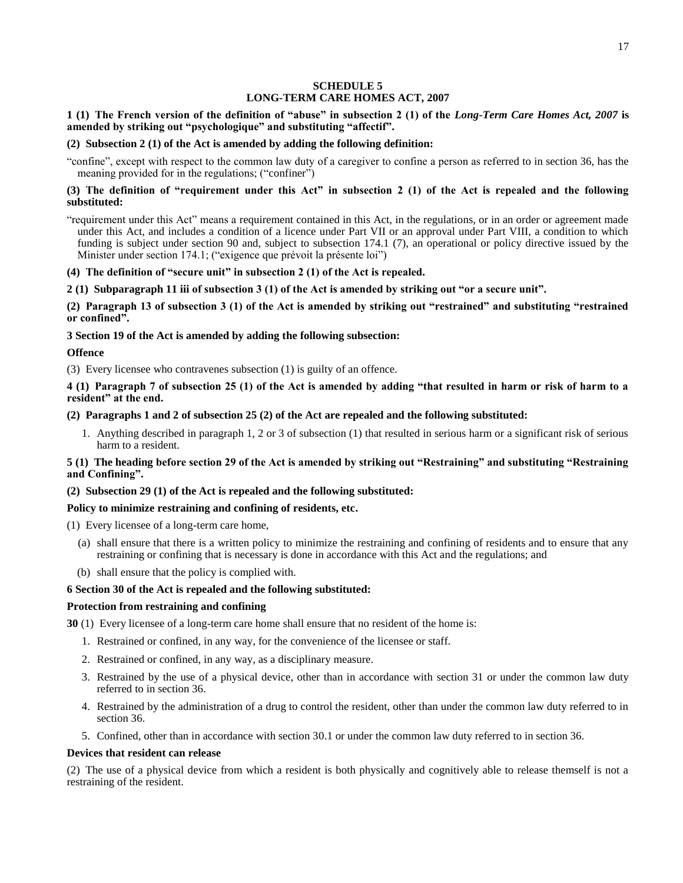# SCHEDULE 5
# LONG-TERM CARE HOMES ACT, 2007

**1 (1) The French version of the definition of "abuse" in subsection 2 (1) of the *Long-Term Care Homes Act, 2007* is amended by striking out "psychologique" and substituting "affectif".**

**(2) Subsection 2 (1) of the Act is amended by adding the following definition:**

"confine", except with respect to the common law duty of a caregiver to confine a person as referred to in section 36, has the meaning provided for in the regulations; ("confiner")

**(3) The definition of "requirement under this Act" in subsection 2 (1) of the Act is repealed and the following substituted:**

"requirement under this Act" means a requirement contained in this Act, in the regulations, or in an order or agreement made under this Act, and includes a condition of a licence under Part VII or an approval under Part VIII, a condition to which funding is subject under section 90 and, subject to subsection 174.1 (7), an operational or policy directive issued by the Minister under section 174.1; ("exigence que prévoit la présente loi")

**(4) The definition of "secure unit" in subsection 2 (1) of the Act is repealed.**

**2 (1) Subparagraph 11 iii of subsection 3 (1) of the Act is amended by striking out "or a secure unit".**

**(2) Paragraph 13 of subsection 3 (1) of the Act is amended by striking out "restrained" and substituting "restrained or confined".**

**3 Section 19 of the Act is amended by adding the following subsection:**

**Offence**

(3) Every licensee who contravenes subsection (1) is guilty of an offence.

**4 (1) Paragraph 7 of subsection 25 (1) of the Act is amended by adding "that resulted in harm or risk of harm to a resident" at the end.**

**(2) Paragraphs 1 and 2 of subsection 25 (2) of the Act are repealed and the following substituted:**

1. Anything described in paragraph 1, 2 or 3 of subsection (1) that resulted in serious harm or a significant risk of serious harm to a resident.

**5 (1) The heading before section 29 of the Act is amended by striking out "Restraining" and substituting "Restraining and Confining".**

**(2) Subsection 29 (1) of the Act is repealed and the following substituted:**

**Policy to minimize restraining and confining of residents, etc.**

(1) Every licensee of a long-term care home,

(a) shall ensure that there is a written policy to minimize the restraining and confining of residents and to ensure that any restraining or confining that is necessary is done in accordance with this Act and the regulations; and

(b) shall ensure that the policy is complied with.

**6 Section 30 of the Act is repealed and the following substituted:**

**Protection from restraining and confining**

**30** (1) Every licensee of a long-term care home shall ensure that no resident of the home is:

1. Restrained or confined, in any way, for the convenience of the licensee or staff.
2. Restrained or confined, in any way, as a disciplinary measure.
3. Restrained by the use of a physical device, other than in accordance with section 31 or under the common law duty referred to in section 36.
4. Restrained by the administration of a drug to control the resident, other than under the common law duty referred to in section 36.
5. Confined, other than in accordance with section 30.1 or under the common law duty referred to in section 36.

**Devices that resident can release**

(2) The use of a physical device from which a resident is both physically and cognitively able to release themself is not a restraining of the resident.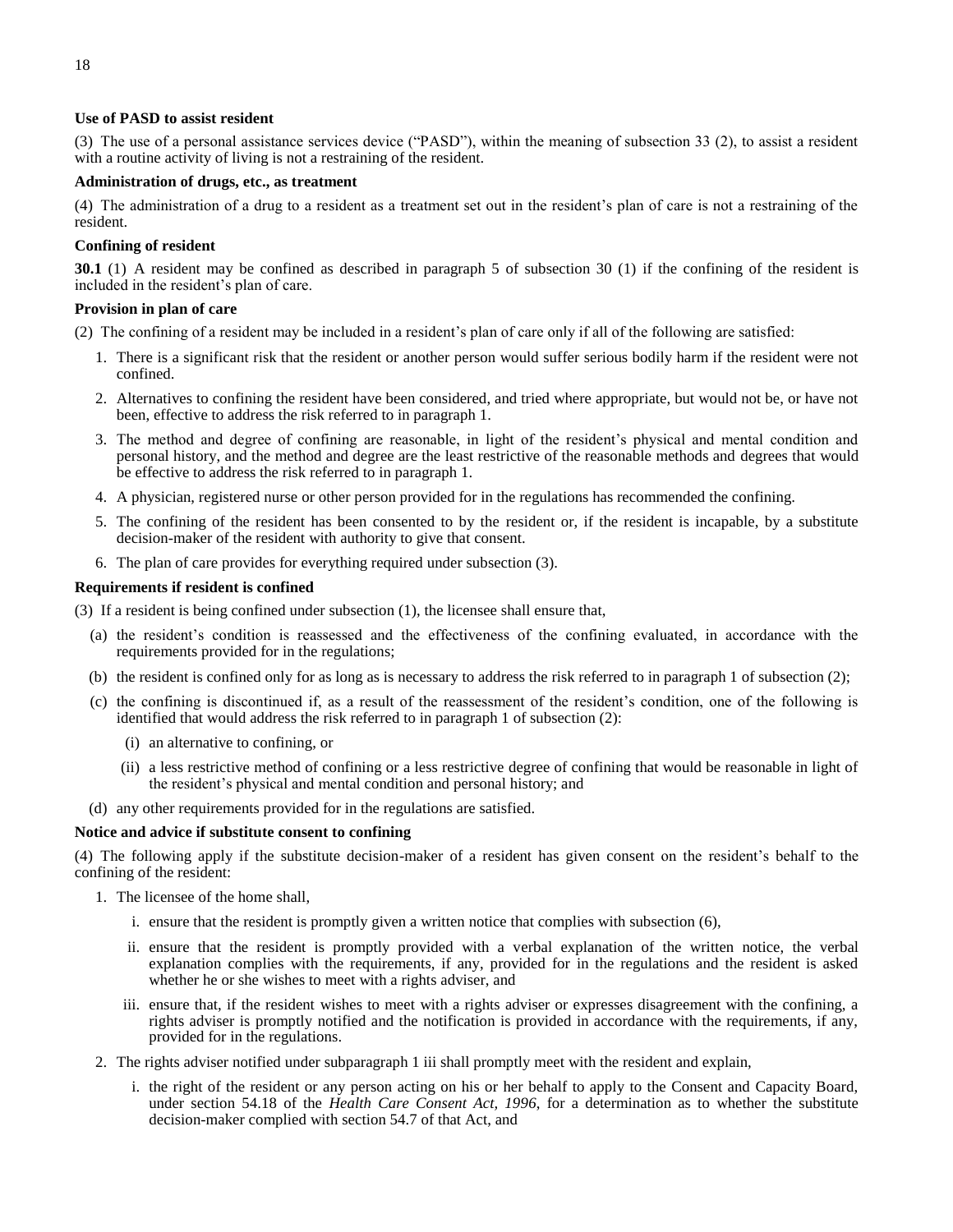**Use of PASD to assist resident**

(3) The use of a personal assistance services device ("PASD"), within the meaning of subsection 33 (2), to assist a resident with a routine activity of living is not a restraining of the resident.

**Administration of drugs, etc., as treatment**

(4) The administration of a drug to a resident as a treatment set out in the resident's plan of care is not a restraining of the resident.

**Confining of resident**

**30.1** (1) A resident may be confined as described in paragraph 5 of subsection 30 (1) if the confining of the resident is included in the resident's plan of care.

**Provision in plan of care**

(2) The confining of a resident may be included in a resident's plan of care only if all of the following are satisfied:

1. There is a significant risk that the resident or another person would suffer serious bodily harm if the resident were not confined.
2. Alternatives to confining the resident have been considered, and tried where appropriate, but would not be, or have not been, effective to address the risk referred to in paragraph 1.
3. The method and degree of confining are reasonable, in light of the resident's physical and mental condition and personal history, and the method and degree are the least restrictive of the reasonable methods and degrees that would be effective to address the risk referred to in paragraph 1.
4. A physician, registered nurse or other person provided for in the regulations has recommended the confining.
5. The confining of the resident has been consented to by the resident or, if the resident is incapable, by a substitute decision-maker of the resident with authority to give that consent.
6. The plan of care provides for everything required under subsection (3).

**Requirements if resident is confined**

(3) If a resident is being confined under subsection (1), the licensee shall ensure that,

(a) the resident's condition is reassessed and the effectiveness of the confining evaluated, in accordance with the requirements provided for in the regulations;

(b) the resident is confined only for as long as is necessary to address the risk referred to in paragraph 1 of subsection (2);

(c) the confining is discontinued if, as a result of the reassessment of the resident's condition, one of the following is identified that would address the risk referred to in paragraph 1 of subsection (2):

(i) an alternative to confining, or

(ii) a less restrictive method of confining or a less restrictive degree of confining that would be reasonable in light of the resident's physical and mental condition and personal history; and

(d) any other requirements provided for in the regulations are satisfied.

**Notice and advice if substitute consent to confining**

(4) The following apply if the substitute decision-maker of a resident has given consent on the resident's behalf to the confining of the resident:

1. The licensee of the home shall,

   i. ensure that the resident is promptly given a written notice that complies with subsection (6),

   ii. ensure that the resident is promptly provided with a verbal explanation of the written notice, the verbal explanation complies with the requirements, if any, provided for in the regulations and the resident is asked whether he or she wishes to meet with a rights adviser, and

   iii. ensure that, if the resident wishes to meet with a rights adviser or expresses disagreement with the confining, a rights adviser is promptly notified and the notification is provided in accordance with the requirements, if any, provided for in the regulations.

2. The rights adviser notified under subparagraph 1 iii shall promptly meet with the resident and explain,

   i. the right of the resident or any person acting on his or her behalf to apply to the Consent and Capacity Board, under section 54.18 of the *Health Care Consent Act, 1996*, for a determination as to whether the substitute decision-maker complied with section 54.7 of that Act, and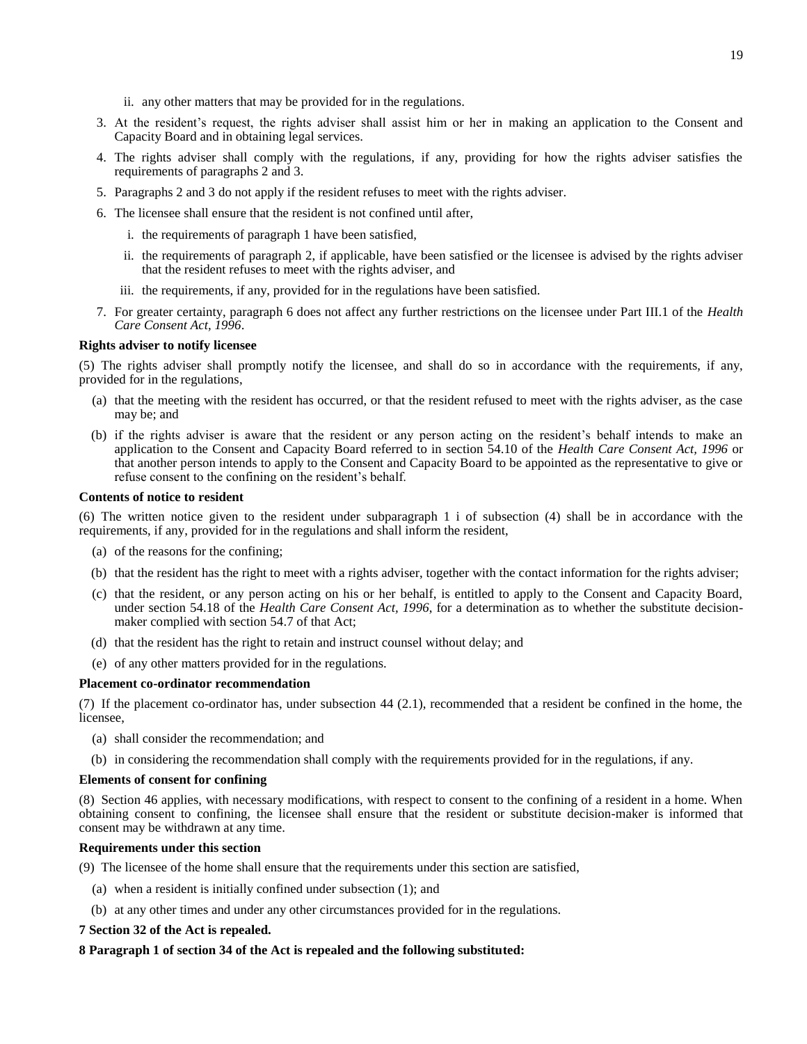ii. any other matters that may be provided for in the regulations.

3. At the resident's request, the rights adviser shall assist him or her in making an application to the Consent and Capacity Board and in obtaining legal services.
4. The rights adviser shall comply with the regulations, if any, providing for how the rights adviser satisfies the requirements of paragraphs 2 and 3.
5. Paragraphs 2 and 3 do not apply if the resident refuses to meet with the rights adviser.
6. The licensee shall ensure that the resident is not confined until after,
    i. the requirements of paragraph 1 have been satisfied,
    ii. the requirements of paragraph 2, if applicable, have been satisfied or the licensee is advised by the rights adviser that the resident refuses to meet with the rights adviser, and
    iii. the requirements, if any, provided for in the regulations have been satisfied.
7. For greater certainty, paragraph 6 does not affect any further restrictions on the licensee under Part III.1 of the *Health Care Consent Act, 1996*.

**Rights adviser to notify licensee**

(5) The rights adviser shall promptly notify the licensee, and shall do so in accordance with the requirements, if any, provided for in the regulations,

- (a) that the meeting with the resident has occurred, or that the resident refused to meet with the rights adviser, as the case may be; and
- (b) if the rights adviser is aware that the resident or any person acting on the resident's behalf intends to make an application to the Consent and Capacity Board referred to in section 54.10 of the *Health Care Consent Act, 1996* or that another person intends to apply to the Consent and Capacity Board to be appointed as the representative to give or refuse consent to the confining on the resident's behalf.

**Contents of notice to resident**

(6) The written notice given to the resident under subparagraph 1 i of subsection (4) shall be in accordance with the requirements, if any, provided for in the regulations and shall inform the resident,

- (a) of the reasons for the confining;
- (b) that the resident has the right to meet with a rights adviser, together with the contact information for the rights adviser;
- (c) that the resident, or any person acting on his or her behalf, is entitled to apply to the Consent and Capacity Board, under section 54.18 of the *Health Care Consent Act, 1996*, for a determination as to whether the substitute decision-maker complied with section 54.7 of that Act;
- (d) that the resident has the right to retain and instruct counsel without delay; and
- (e) of any other matters provided for in the regulations.

**Placement co-ordinator recommendation**

(7) If the placement co-ordinator has, under subsection 44 (2.1), recommended that a resident be confined in the home, the licensee,

- (a) shall consider the recommendation; and
- (b) in considering the recommendation shall comply with the requirements provided for in the regulations, if any.

**Elements of consent for confining**

(8) Section 46 applies, with necessary modifications, with respect to consent to the confining of a resident in a home. When obtaining consent to confining, the licensee shall ensure that the resident or substitute decision-maker is informed that consent may be withdrawn at any time.

**Requirements under this section**

(9) The licensee of the home shall ensure that the requirements under this section are satisfied,

- (a) when a resident is initially confined under subsection (1); and
- (b) at any other times and under any other circumstances provided for in the regulations.

**7 Section 32 of the Act is repealed.**

**8 Paragraph 1 of section 34 of the Act is repealed and the following substituted:**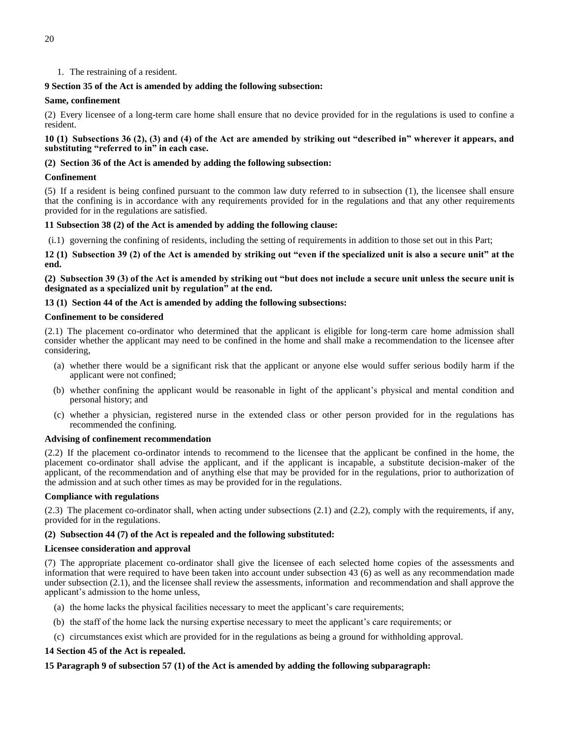1. The restraining of a resident.

**9 Section 35 of the Act is amended by adding the following subsection:**

**Same, confinement**

(2) Every licensee of a long-term care home shall ensure that no device provided for in the regulations is used to confine a resident.

**10 (1) Subsections 36 (2), (3) and (4) of the Act are amended by striking out "described in" wherever it appears, and substituting "referred to in" in each case.**

**(2) Section 36 of the Act is amended by adding the following subsection:**

**Confinement**

(5) If a resident is being confined pursuant to the common law duty referred to in subsection (1), the licensee shall ensure that the confining is in accordance with any requirements provided for in the regulations and that any other requirements provided for in the regulations are satisfied.

**11 Subsection 38 (2) of the Act is amended by adding the following clause:**

(i.1) governing the confining of residents, including the setting of requirements in addition to those set out in this Part;

**12 (1) Subsection 39 (2) of the Act is amended by striking out "even if the specialized unit is also a secure unit" at the end.**

**(2) Subsection 39 (3) of the Act is amended by striking out "but does not include a secure unit unless the secure unit is designated as a specialized unit by regulation" at the end.**

**13 (1) Section 44 of the Act is amended by adding the following subsections:**

**Confinement to be considered**

(2.1) The placement co-ordinator who determined that the applicant is eligible for long-term care home admission shall consider whether the applicant may need to be confined in the home and shall make a recommendation to the licensee after considering,

(a) whether there would be a significant risk that the applicant or anyone else would suffer serious bodily harm if the applicant were not confined;

(b) whether confining the applicant would be reasonable in light of the applicant's physical and mental condition and personal history; and

(c) whether a physician, registered nurse in the extended class or other person provided for in the regulations has recommended the confining.

**Advising of confinement recommendation**

(2.2) If the placement co-ordinator intends to recommend to the licensee that the applicant be confined in the home, the placement co-ordinator shall advise the applicant, and if the applicant is incapable, a substitute decision-maker of the applicant, of the recommendation and of anything else that may be provided for in the regulations, prior to authorization of the admission and at such other times as may be provided for in the regulations.

**Compliance with regulations**

(2.3) The placement co-ordinator shall, when acting under subsections (2.1) and (2.2), comply with the requirements, if any, provided for in the regulations.

**(2) Subsection 44 (7) of the Act is repealed and the following substituted:**

**Licensee consideration and approval**

(7) The appropriate placement co-ordinator shall give the licensee of each selected home copies of the assessments and information that were required to have been taken into account under subsection 43 (6) as well as any recommendation made under subsection (2.1), and the licensee shall review the assessments, information and recommendation and shall approve the applicant's admission to the home unless,

(a) the home lacks the physical facilities necessary to meet the applicant's care requirements;

(b) the staff of the home lack the nursing expertise necessary to meet the applicant's care requirements; or

(c) circumstances exist which are provided for in the regulations as being a ground for withholding approval.

**14 Section 45 of the Act is repealed.**

**15 Paragraph 9 of subsection 57 (1) of the Act is amended by adding the following subparagraph:**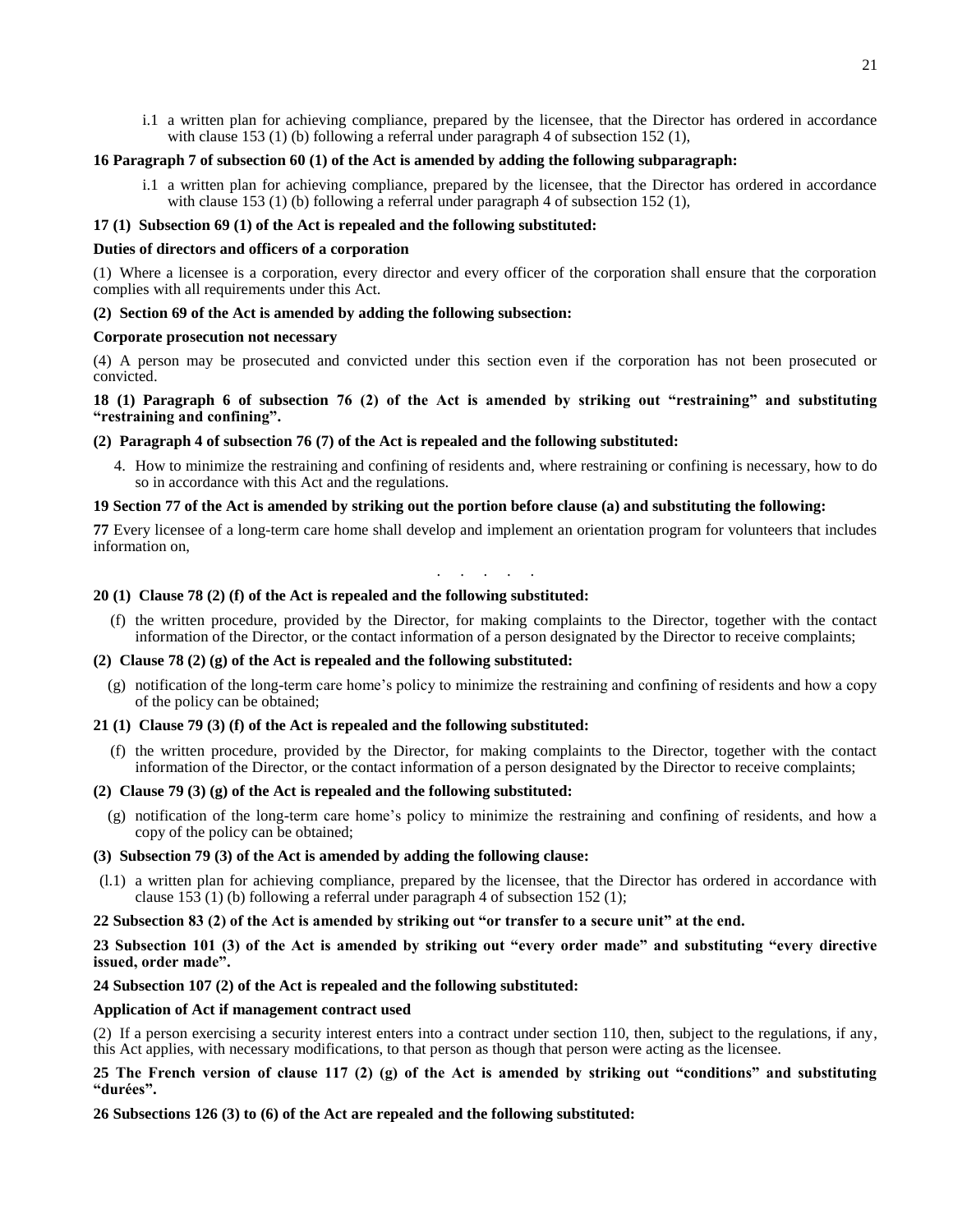i.1 a written plan for achieving compliance, prepared by the licensee, that the Director has ordered in accordance with clause 153 (1) (b) following a referral under paragraph 4 of subsection 152 (1),

**16 Paragraph 7 of subsection 60 (1) of the Act is amended by adding the following subparagraph:**

i.1 a written plan for achieving compliance, prepared by the licensee, that the Director has ordered in accordance with clause 153 (1) (b) following a referral under paragraph 4 of subsection 152 (1),

**17 (1) Subsection 69 (1) of the Act is repealed and the following substituted:**

**Duties of directors and officers of a corporation**

(1) Where a licensee is a corporation, every director and every officer of the corporation shall ensure that the corporation complies with all requirements under this Act.

**(2) Section 69 of the Act is amended by adding the following subsection:**

**Corporate prosecution not necessary**

(4) A person may be prosecuted and convicted under this section even if the corporation has not been prosecuted or convicted.

**18 (1) Paragraph 6 of subsection 76 (2) of the Act is amended by striking out "restraining" and substituting "restraining and confining".**

**(2) Paragraph 4 of subsection 76 (7) of the Act is repealed and the following substituted:**

4. How to minimize the restraining and confining of residents and, where restraining or confining is necessary, how to do so in accordance with this Act and the regulations.

**19 Section 77 of the Act is amended by striking out the portion before clause (a) and substituting the following:**

**77** Every licensee of a long-term care home shall develop and implement an orientation program for volunteers that includes information on,

. . . . .

**20 (1) Clause 78 (2) (f) of the Act is repealed and the following substituted:**

(f) the written procedure, provided by the Director, for making complaints to the Director, together with the contact information of the Director, or the contact information of a person designated by the Director to receive complaints;

**(2) Clause 78 (2) (g) of the Act is repealed and the following substituted:**

(g) notification of the long-term care home's policy to minimize the restraining and confining of residents and how a copy of the policy can be obtained;

**21 (1) Clause 79 (3) (f) of the Act is repealed and the following substituted:**

(f) the written procedure, provided by the Director, for making complaints to the Director, together with the contact information of the Director, or the contact information of a person designated by the Director to receive complaints;

**(2) Clause 79 (3) (g) of the Act is repealed and the following substituted:**

(g) notification of the long-term care home's policy to minimize the restraining and confining of residents, and how a copy of the policy can be obtained;

**(3) Subsection 79 (3) of the Act is amended by adding the following clause:**

(l.1) a written plan for achieving compliance, prepared by the licensee, that the Director has ordered in accordance with clause 153 (1) (b) following a referral under paragraph 4 of subsection 152 (1);

**22 Subsection 83 (2) of the Act is amended by striking out "or transfer to a secure unit" at the end.**

**23 Subsection 101 (3) of the Act is amended by striking out "every order made" and substituting "every directive issued, order made".**

**24 Subsection 107 (2) of the Act is repealed and the following substituted:**

**Application of Act if management contract used**

(2) If a person exercising a security interest enters into a contract under section 110, then, subject to the regulations, if any, this Act applies, with necessary modifications, to that person as though that person were acting as the licensee.

**25 The French version of clause 117 (2) (g) of the Act is amended by striking out "conditions" and substituting "durées".**

**26 Subsections 126 (3) to (6) of the Act are repealed and the following substituted:**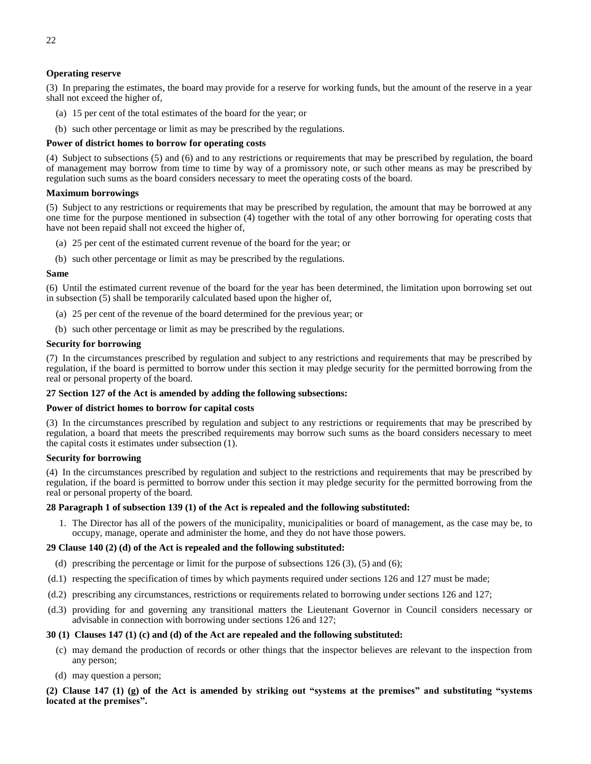**Operating reserve**

(3) In preparing the estimates, the board may provide for a reserve for working funds, but the amount of the reserve in a year shall not exceed the higher of,

(a) 15 per cent of the total estimates of the board for the year; or

(b) such other percentage or limit as may be prescribed by the regulations.

**Power of district homes to borrow for operating costs**

(4) Subject to subsections (5) and (6) and to any restrictions or requirements that may be prescribed by regulation, the board of management may borrow from time to time by way of a promissory note, or such other means as may be prescribed by regulation such sums as the board considers necessary to meet the operating costs of the board.

**Maximum borrowings**

(5) Subject to any restrictions or requirements that may be prescribed by regulation, the amount that may be borrowed at any one time for the purpose mentioned in subsection (4) together with the total of any other borrowing for operating costs that have not been repaid shall not exceed the higher of,

(a) 25 per cent of the estimated current revenue of the board for the year; or

(b) such other percentage or limit as may be prescribed by the regulations.

**Same**

(6) Until the estimated current revenue of the board for the year has been determined, the limitation upon borrowing set out in subsection (5) shall be temporarily calculated based upon the higher of,

(a) 25 per cent of the revenue of the board determined for the previous year; or

(b) such other percentage or limit as may be prescribed by the regulations.

**Security for borrowing**

(7) In the circumstances prescribed by regulation and subject to any restrictions and requirements that may be prescribed by regulation, if the board is permitted to borrow under this section it may pledge security for the permitted borrowing from the real or personal property of the board.

**27 Section 127 of the Act is amended by adding the following subsections:**

**Power of district homes to borrow for capital costs**

(3) In the circumstances prescribed by regulation and subject to any restrictions or requirements that may be prescribed by regulation, a board that meets the prescribed requirements may borrow such sums as the board considers necessary to meet the capital costs it estimates under subsection (1).

**Security for borrowing**

(4) In the circumstances prescribed by regulation and subject to the restrictions and requirements that may be prescribed by regulation, if the board is permitted to borrow under this section it may pledge security for the permitted borrowing from the real or personal property of the board.

**28 Paragraph 1 of subsection 139 (1) of the Act is repealed and the following substituted:**

1. The Director has all of the powers of the municipality, municipalities or board of management, as the case may be, to occupy, manage, operate and administer the home, and they do not have those powers.

**29 Clause 140 (2) (d) of the Act is repealed and the following substituted:**

(d) prescribing the percentage or limit for the purpose of subsections 126 (3), (5) and (6);

(d.1) respecting the specification of times by which payments required under sections 126 and 127 must be made;

(d.2) prescribing any circumstances, restrictions or requirements related to borrowing under sections 126 and 127;

(d.3) providing for and governing any transitional matters the Lieutenant Governor in Council considers necessary or advisable in connection with borrowing under sections 126 and 127;

**30 (1) Clauses 147 (1) (c) and (d) of the Act are repealed and the following substituted:**

(c) may demand the production of records or other things that the inspector believes are relevant to the inspection from any person;

(d) may question a person;

**(2) Clause 147 (1) (g) of the Act is amended by striking out "systems at the premises" and substituting "systems located at the premises".**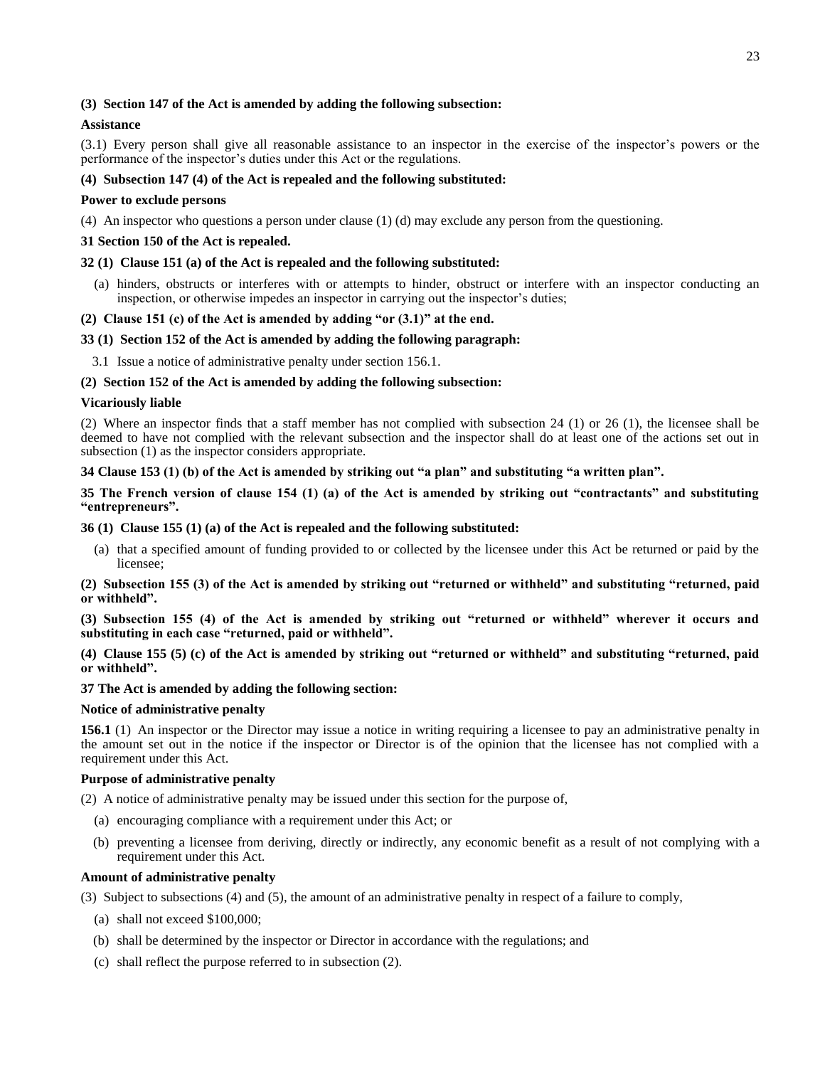**(3) Section 147 of the Act is amended by adding the following subsection:**

**Assistance**

(3.1) Every person shall give all reasonable assistance to an inspector in the exercise of the inspector's powers or the performance of the inspector's duties under this Act or the regulations.

**(4) Subsection 147 (4) of the Act is repealed and the following substituted:**

**Power to exclude persons**

(4) An inspector who questions a person under clause (1) (d) may exclude any person from the questioning.

**31 Section 150 of the Act is repealed.**

**32 (1) Clause 151 (a) of the Act is repealed and the following substituted:**

(a) hinders, obstructs or interferes with or attempts to hinder, obstruct or interfere with an inspector conducting an inspection, or otherwise impedes an inspector in carrying out the inspector's duties;

**(2) Clause 151 (c) of the Act is amended by adding "or (3.1)" at the end.**

**33 (1) Section 152 of the Act is amended by adding the following paragraph:**

3.1 Issue a notice of administrative penalty under section 156.1.

**(2) Section 152 of the Act is amended by adding the following subsection:**

**Vicariously liable**

(2) Where an inspector finds that a staff member has not complied with subsection 24 (1) or 26 (1), the licensee shall be deemed to have not complied with the relevant subsection and the inspector shall do at least one of the actions set out in subsection (1) as the inspector considers appropriate.

**34 Clause 153 (1) (b) of the Act is amended by striking out "a plan" and substituting "a written plan".**

**35 The French version of clause 154 (1) (a) of the Act is amended by striking out "contractants" and substituting "entrepreneurs".**

**36 (1) Clause 155 (1) (a) of the Act is repealed and the following substituted:**

(a) that a specified amount of funding provided to or collected by the licensee under this Act be returned or paid by the licensee;

**(2) Subsection 155 (3) of the Act is amended by striking out "returned or withheld" and substituting "returned, paid or withheld".**

**(3) Subsection 155 (4) of the Act is amended by striking out "returned or withheld" wherever it occurs and substituting in each case "returned, paid or withheld".**

**(4) Clause 155 (5) (c) of the Act is amended by striking out "returned or withheld" and substituting "returned, paid or withheld".**

**37 The Act is amended by adding the following section:**

**Notice of administrative penalty**

**156.1** (1) An inspector or the Director may issue a notice in writing requiring a licensee to pay an administrative penalty in the amount set out in the notice if the inspector or Director is of the opinion that the licensee has not complied with a requirement under this Act.

**Purpose of administrative penalty**

(2) A notice of administrative penalty may be issued under this section for the purpose of,

(a) encouraging compliance with a requirement under this Act; or

(b) preventing a licensee from deriving, directly or indirectly, any economic benefit as a result of not complying with a requirement under this Act.

**Amount of administrative penalty**

(3) Subject to subsections (4) and (5), the amount of an administrative penalty in respect of a failure to comply,

(a) shall not exceed $100,000;

(b) shall be determined by the inspector or Director in accordance with the regulations; and

(c) shall reflect the purpose referred to in subsection (2).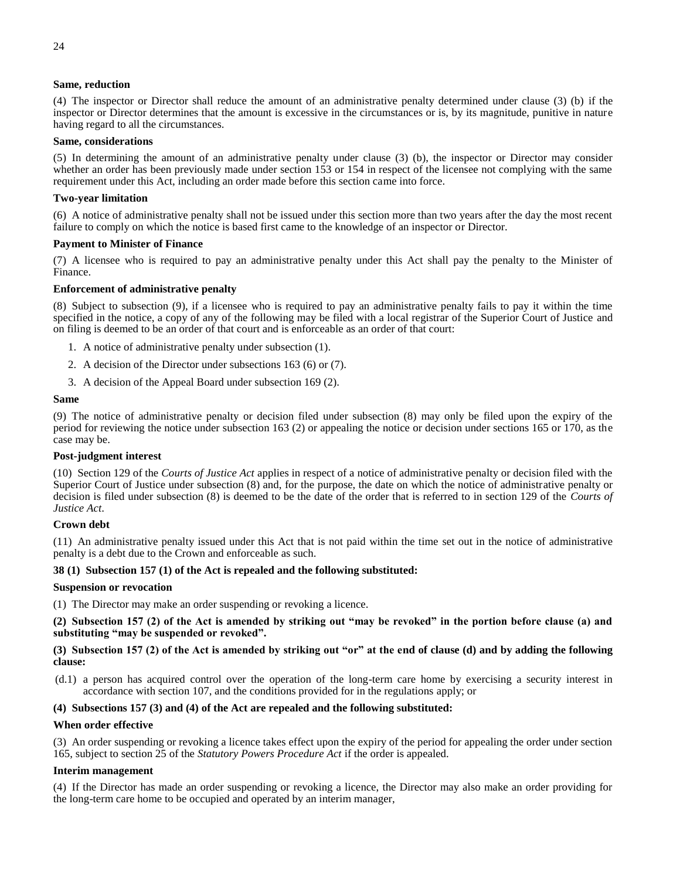**Same, reduction**

(4) The inspector or Director shall reduce the amount of an administrative penalty determined under clause (3) (b) if the inspector or Director determines that the amount is excessive in the circumstances or is, by its magnitude, punitive in nature having regard to all the circumstances.

**Same, considerations**

(5) In determining the amount of an administrative penalty under clause (3) (b), the inspector or Director may consider whether an order has been previously made under section 153 or 154 in respect of the licensee not complying with the same requirement under this Act, including an order made before this section came into force.

**Two-year limitation**

(6) A notice of administrative penalty shall not be issued under this section more than two years after the day the most recent failure to comply on which the notice is based first came to the knowledge of an inspector or Director.

**Payment to Minister of Finance**

(7) A licensee who is required to pay an administrative penalty under this Act shall pay the penalty to the Minister of Finance.

**Enforcement of administrative penalty**

(8) Subject to subsection (9), if a licensee who is required to pay an administrative penalty fails to pay it within the time specified in the notice, a copy of any of the following may be filed with a local registrar of the Superior Court of Justice and on filing is deemed to be an order of that court and is enforceable as an order of that court:

1. A notice of administrative penalty under subsection (1).
2. A decision of the Director under subsections 163 (6) or (7).
3. A decision of the Appeal Board under subsection 169 (2).

**Same**

(9) The notice of administrative penalty or decision filed under subsection (8) may only be filed upon the expiry of the period for reviewing the notice under subsection 163 (2) or appealing the notice or decision under sections 165 or 170, as the case may be.

**Post-judgment interest**

(10) Section 129 of the *Courts of Justice Act* applies in respect of a notice of administrative penalty or decision filed with the Superior Court of Justice under subsection (8) and, for the purpose, the date on which the notice of administrative penalty or decision is filed under subsection (8) is deemed to be the date of the order that is referred to in section 129 of the *Courts of Justice Act*.

**Crown debt**

(11) An administrative penalty issued under this Act that is not paid within the time set out in the notice of administrative penalty is a debt due to the Crown and enforceable as such.

**38 (1) Subsection 157 (1) of the Act is repealed and the following substituted:**

**Suspension or revocation**

(1) The Director may make an order suspending or revoking a licence.

**(2) Subsection 157 (2) of the Act is amended by striking out "may be revoked" in the portion before clause (a) and substituting "may be suspended or revoked".**

**(3) Subsection 157 (2) of the Act is amended by striking out "or" at the end of clause (d) and by adding the following clause:**

(d.1) a person has acquired control over the operation of the long-term care home by exercising a security interest in accordance with section 107, and the conditions provided for in the regulations apply; or

**(4) Subsections 157 (3) and (4) of the Act are repealed and the following substituted:**

**When order effective**

(3) An order suspending or revoking a licence takes effect upon the expiry of the period for appealing the order under section 165, subject to section 25 of the *Statutory Powers Procedure Act* if the order is appealed.

**Interim management**

(4) If the Director has made an order suspending or revoking a licence, the Director may also make an order providing for the long-term care home to be occupied and operated by an interim manager,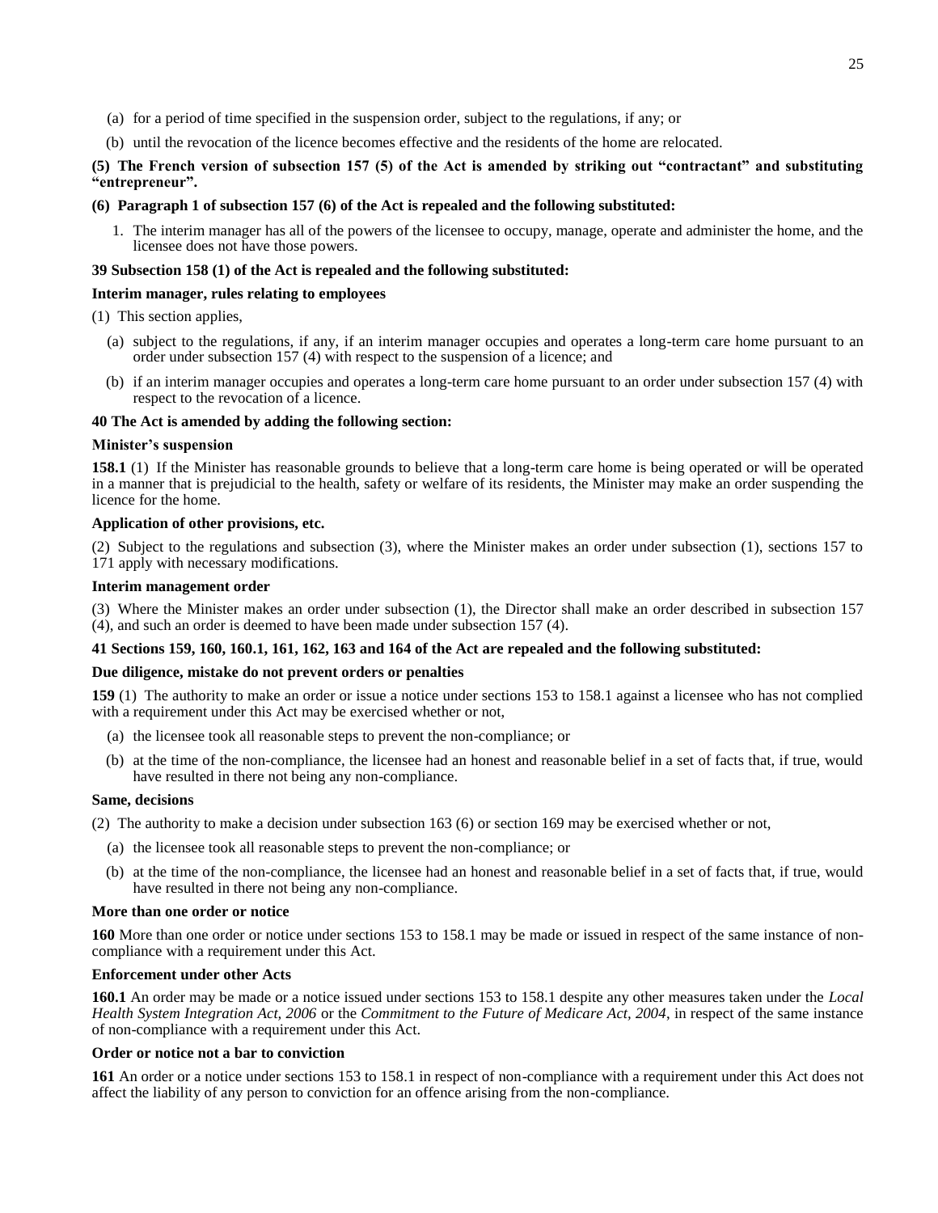(a) for a period of time specified in the suspension order, subject to the regulations, if any; or

(b) until the revocation of the licence becomes effective and the residents of the home are relocated.

**(5) The French version of subsection 157 (5) of the Act is amended by striking out "contractant" and substituting "entrepreneur".**

**(6) Paragraph 1 of subsection 157 (6) of the Act is repealed and the following substituted:**

1. The interim manager has all of the powers of the licensee to occupy, manage, operate and administer the home, and the licensee does not have those powers.

**39 Subsection 158 (1) of the Act is repealed and the following substituted:**

**Interim manager, rules relating to employees**

(1) This section applies,

(a) subject to the regulations, if any, if an interim manager occupies and operates a long-term care home pursuant to an order under subsection 157 (4) with respect to the suspension of a licence; and

(b) if an interim manager occupies and operates a long-term care home pursuant to an order under subsection 157 (4) with respect to the revocation of a licence.

**40 The Act is amended by adding the following section:**

**Minister's suspension**

**158.1** (1) If the Minister has reasonable grounds to believe that a long-term care home is being operated or will be operated in a manner that is prejudicial to the health, safety or welfare of its residents, the Minister may make an order suspending the licence for the home.

**Application of other provisions, etc.**

(2) Subject to the regulations and subsection (3), where the Minister makes an order under subsection (1), sections 157 to 171 apply with necessary modifications.

**Interim management order**

(3) Where the Minister makes an order under subsection (1), the Director shall make an order described in subsection 157 (4), and such an order is deemed to have been made under subsection 157 (4).

**41 Sections 159, 160, 160.1, 161, 162, 163 and 164 of the Act are repealed and the following substituted:**

**Due diligence, mistake do not prevent orders or penalties**

**159** (1) The authority to make an order or issue a notice under sections 153 to 158.1 against a licensee who has not complied with a requirement under this Act may be exercised whether or not,

(a) the licensee took all reasonable steps to prevent the non-compliance; or

(b) at the time of the non-compliance, the licensee had an honest and reasonable belief in a set of facts that, if true, would have resulted in there not being any non-compliance.

**Same, decisions**

(2) The authority to make a decision under subsection 163 (6) or section 169 may be exercised whether or not,

(a) the licensee took all reasonable steps to prevent the non-compliance; or

(b) at the time of the non-compliance, the licensee had an honest and reasonable belief in a set of facts that, if true, would have resulted in there not being any non-compliance.

**More than one order or notice**

**160** More than one order or notice under sections 153 to 158.1 may be made or issued in respect of the same instance of non-compliance with a requirement under this Act.

**Enforcement under other Acts**

**160.1** An order may be made or a notice issued under sections 153 to 158.1 despite any other measures taken under the *Local Health System Integration Act, 2006* or the *Commitment to the Future of Medicare Act, 2004*, in respect of the same instance of non-compliance with a requirement under this Act.

**Order or notice not a bar to conviction**

**161** An order or a notice under sections 153 to 158.1 in respect of non-compliance with a requirement under this Act does not affect the liability of any person to conviction for an offence arising from the non-compliance.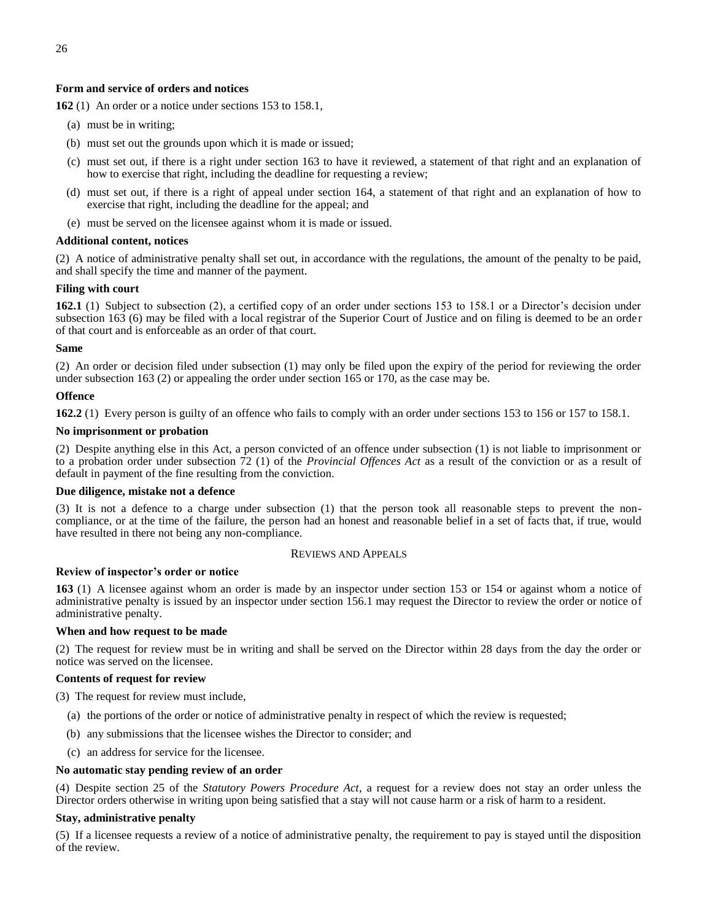**Form and service of orders and notices**

**162** (1) An order or a notice under sections 153 to 158.1,

(a) must be in writing;

(b) must set out the grounds upon which it is made or issued;

(c) must set out, if there is a right under section 163 to have it reviewed, a statement of that right and an explanation of how to exercise that right, including the deadline for requesting a review;

(d) must set out, if there is a right of appeal under section 164, a statement of that right and an explanation of how to exercise that right, including the deadline for the appeal; and

(e) must be served on the licensee against whom it is made or issued.

**Additional content, notices**

(2) A notice of administrative penalty shall set out, in accordance with the regulations, the amount of the penalty to be paid, and shall specify the time and manner of the payment.

**Filing with court**

**162.1** (1) Subject to subsection (2), a certified copy of an order under sections 153 to 158.1 or a Director's decision under subsection 163 (6) may be filed with a local registrar of the Superior Court of Justice and on filing is deemed to be an order of that court and is enforceable as an order of that court.

**Same**

(2) An order or decision filed under subsection (1) may only be filed upon the expiry of the period for reviewing the order under subsection 163 (2) or appealing the order under section 165 or 170, as the case may be.

**Offence**

**162.2** (1) Every person is guilty of an offence who fails to comply with an order under sections 153 to 156 or 157 to 158.1.

**No imprisonment or probation**

(2) Despite anything else in this Act, a person convicted of an offence under subsection (1) is not liable to imprisonment or to a probation order under subsection 72 (1) of the *Provincial Offences Act* as a result of the conviction or as a result of default in payment of the fine resulting from the conviction.

**Due diligence, mistake not a defence**

(3) It is not a defence to a charge under subsection (1) that the person took all reasonable steps to prevent the non-compliance, or at the time of the failure, the person had an honest and reasonable belief in a set of facts that, if true, would have resulted in there not being any non-compliance.

REVIEWS AND APPEALS

**Review of inspector's order or notice**

**163** (1) A licensee against whom an order is made by an inspector under section 153 or 154 or against whom a notice of administrative penalty is issued by an inspector under section 156.1 may request the Director to review the order or notice of administrative penalty.

**When and how request to be made**

(2) The request for review must be in writing and shall be served on the Director within 28 days from the day the order or notice was served on the licensee.

**Contents of request for review**

(3) The request for review must include,

(a) the portions of the order or notice of administrative penalty in respect of which the review is requested;

(b) any submissions that the licensee wishes the Director to consider; and

(c) an address for service for the licensee.

**No automatic stay pending review of an order**

(4) Despite section 25 of the *Statutory Powers Procedure Act*, a request for a review does not stay an order unless the Director orders otherwise in writing upon being satisfied that a stay will not cause harm or a risk of harm to a resident.

**Stay, administrative penalty**

(5) If a licensee requests a review of a notice of administrative penalty, the requirement to pay is stayed until the disposition of the review.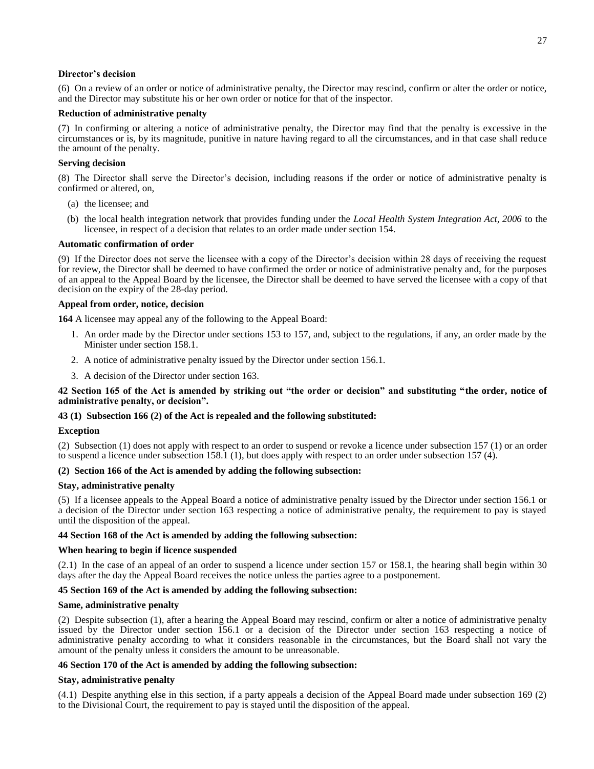**Director's decision**

(6) On a review of an order or notice of administrative penalty, the Director may rescind, confirm or alter the order or notice, and the Director may substitute his or her own order or notice for that of the inspector.

**Reduction of administrative penalty**

(7) In confirming or altering a notice of administrative penalty, the Director may find that the penalty is excessive in the circumstances or is, by its magnitude, punitive in nature having regard to all the circumstances, and in that case shall reduce the amount of the penalty.

**Serving decision**

(8) The Director shall serve the Director's decision, including reasons if the order or notice of administrative penalty is confirmed or altered, on,

(a) the licensee; and

(b) the local health integration network that provides funding under the *Local Health System Integration Act, 2006* to the licensee, in respect of a decision that relates to an order made under section 154.

**Automatic confirmation of order**

(9) If the Director does not serve the licensee with a copy of the Director's decision within 28 days of receiving the request for review, the Director shall be deemed to have confirmed the order or notice of administrative penalty and, for the purposes of an appeal to the Appeal Board by the licensee, the Director shall be deemed to have served the licensee with a copy of that decision on the expiry of the 28-day period.

**Appeal from order, notice, decision**

**164** A licensee may appeal any of the following to the Appeal Board:

1. An order made by the Director under sections 153 to 157, and, subject to the regulations, if any, an order made by the Minister under section 158.1.
2. A notice of administrative penalty issued by the Director under section 156.1.
3. A decision of the Director under section 163.

**42 Section 165 of the Act is amended by striking out "the order or decision" and substituting "the order, notice of administrative penalty, or decision".**

**43 (1) Subsection 166 (2) of the Act is repealed and the following substituted:**

**Exception**

(2) Subsection (1) does not apply with respect to an order to suspend or revoke a licence under subsection 157 (1) or an order to suspend a licence under subsection 158.1 (1), but does apply with respect to an order under subsection 157 (4).

**(2) Section 166 of the Act is amended by adding the following subsection:**

**Stay, administrative penalty**

(5) If a licensee appeals to the Appeal Board a notice of administrative penalty issued by the Director under section 156.1 or a decision of the Director under section 163 respecting a notice of administrative penalty, the requirement to pay is stayed until the disposition of the appeal.

**44 Section 168 of the Act is amended by adding the following subsection:**

**When hearing to begin if licence suspended**

(2.1) In the case of an appeal of an order to suspend a licence under section 157 or 158.1, the hearing shall begin within 30 days after the day the Appeal Board receives the notice unless the parties agree to a postponement.

**45 Section 169 of the Act is amended by adding the following subsection:**

**Same, administrative penalty**

(2) Despite subsection (1), after a hearing the Appeal Board may rescind, confirm or alter a notice of administrative penalty issued by the Director under section 156.1 or a decision of the Director under section 163 respecting a notice of administrative penalty according to what it considers reasonable in the circumstances, but the Board shall not vary the amount of the penalty unless it considers the amount to be unreasonable.

**46 Section 170 of the Act is amended by adding the following subsection:**

**Stay, administrative penalty**

(4.1) Despite anything else in this section, if a party appeals a decision of the Appeal Board made under subsection 169 (2) to the Divisional Court, the requirement to pay is stayed until the disposition of the appeal.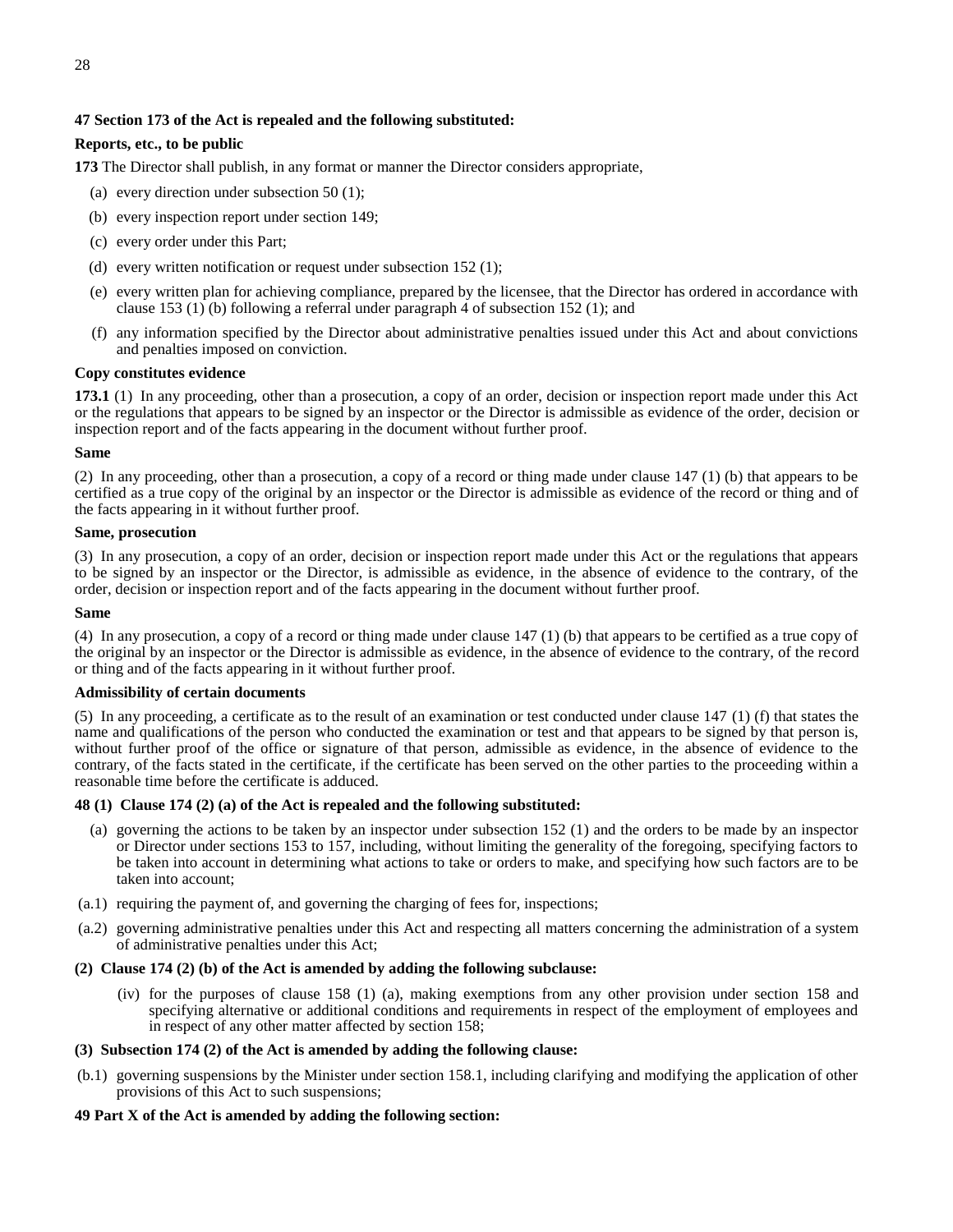**47 Section 173 of the Act is repealed and the following substituted:**

**Reports, etc., to be public**

**173** The Director shall publish, in any format or manner the Director considers appropriate,

(a) every direction under subsection 50 (1);

(b) every inspection report under section 149;

(c) every order under this Part;

(d) every written notification or request under subsection 152 (1);

(e) every written plan for achieving compliance, prepared by the licensee, that the Director has ordered in accordance with clause 153 (1) (b) following a referral under paragraph 4 of subsection 152 (1); and

(f) any information specified by the Director about administrative penalties issued under this Act and about convictions and penalties imposed on conviction.

**Copy constitutes evidence**

**173.1** (1) In any proceeding, other than a prosecution, a copy of an order, decision or inspection report made under this Act or the regulations that appears to be signed by an inspector or the Director is admissible as evidence of the order, decision or inspection report and of the facts appearing in the document without further proof.

**Same**

(2) In any proceeding, other than a prosecution, a copy of a record or thing made under clause 147 (1) (b) that appears to be certified as a true copy of the original by an inspector or the Director is admissible as evidence of the record or thing and of the facts appearing in it without further proof.

**Same, prosecution**

(3) In any prosecution, a copy of an order, decision or inspection report made under this Act or the regulations that appears to be signed by an inspector or the Director, is admissible as evidence, in the absence of evidence to the contrary, of the order, decision or inspection report and of the facts appearing in the document without further proof.

**Same**

(4) In any prosecution, a copy of a record or thing made under clause 147 (1) (b) that appears to be certified as a true copy of the original by an inspector or the Director is admissible as evidence, in the absence of evidence to the contrary, of the record or thing and of the facts appearing in it without further proof.

**Admissibility of certain documents**

(5) In any proceeding, a certificate as to the result of an examination or test conducted under clause 147 (1) (f) that states the name and qualifications of the person who conducted the examination or test and that appears to be signed by that person is, without further proof of the office or signature of that person, admissible as evidence, in the absence of evidence to the contrary, of the facts stated in the certificate, if the certificate has been served on the other parties to the proceeding within a reasonable time before the certificate is adduced.

**48 (1) Clause 174 (2) (a) of the Act is repealed and the following substituted:**

(a) governing the actions to be taken by an inspector under subsection 152 (1) and the orders to be made by an inspector or Director under sections 153 to 157, including, without limiting the generality of the foregoing, specifying factors to be taken into account in determining what actions to take or orders to make, and specifying how such factors are to be taken into account;

(a.1) requiring the payment of, and governing the charging of fees for, inspections;

(a.2) governing administrative penalties under this Act and respecting all matters concerning the administration of a system of administrative penalties under this Act;

**(2) Clause 174 (2) (b) of the Act is amended by adding the following subclause:**

(iv) for the purposes of clause 158 (1) (a), making exemptions from any other provision under section 158 and specifying alternative or additional conditions and requirements in respect of the employment of employees and in respect of any other matter affected by section 158;

**(3) Subsection 174 (2) of the Act is amended by adding the following clause:**

(b.1) governing suspensions by the Minister under section 158.1, including clarifying and modifying the application of other provisions of this Act to such suspensions;

**49 Part X of the Act is amended by adding the following section:**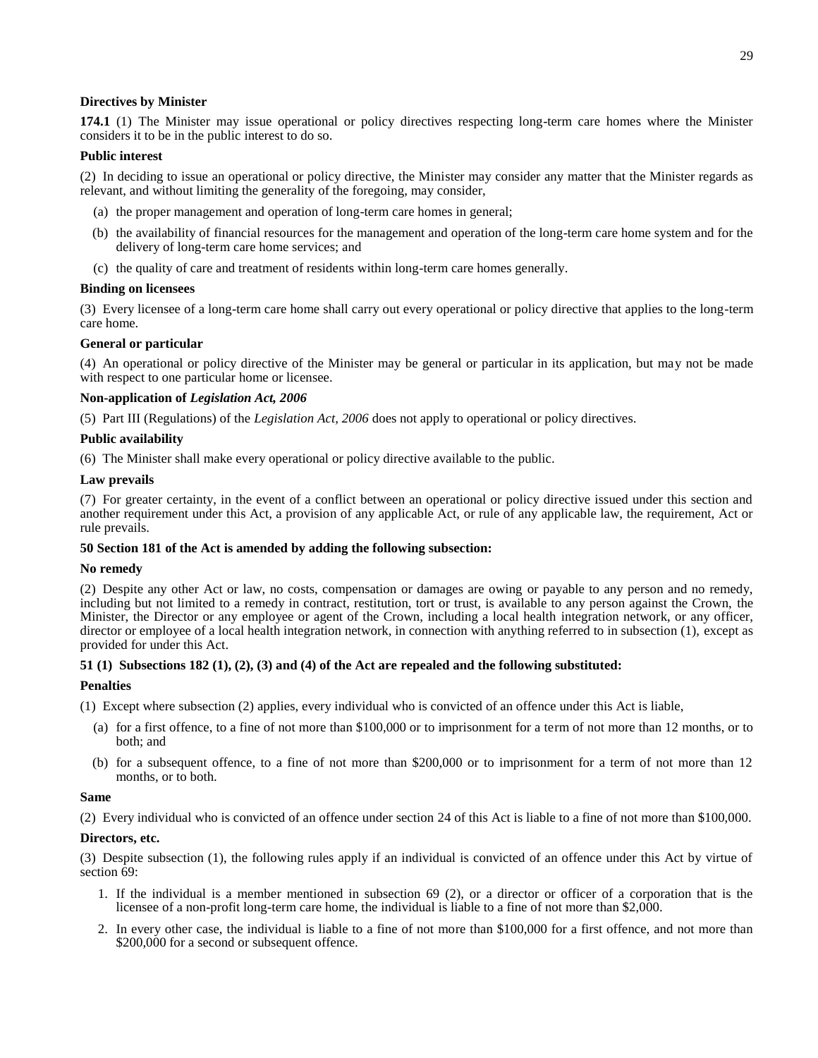**Directives by Minister**

**174.1** (1) The Minister may issue operational or policy directives respecting long-term care homes where the Minister considers it to be in the public interest to do so.

**Public interest**

(2) In deciding to issue an operational or policy directive, the Minister may consider any matter that the Minister regards as relevant, and without limiting the generality of the foregoing, may consider,

(a) the proper management and operation of long-term care homes in general;

(b) the availability of financial resources for the management and operation of the long-term care home system and for the delivery of long-term care home services; and

(c) the quality of care and treatment of residents within long-term care homes generally.

**Binding on licensees**

(3) Every licensee of a long-term care home shall carry out every operational or policy directive that applies to the long-term care home.

**General or particular**

(4) An operational or policy directive of the Minister may be general or particular in its application, but may not be made with respect to one particular home or licensee.

**Non-application of *Legislation Act, 2006***

(5) Part III (Regulations) of the *Legislation Act, 2006* does not apply to operational or policy directives.

**Public availability**

(6) The Minister shall make every operational or policy directive available to the public.

**Law prevails**

(7) For greater certainty, in the event of a conflict between an operational or policy directive issued under this section and another requirement under this Act, a provision of any applicable Act, or rule of any applicable law, the requirement, Act or rule prevails.

**50 Section 181 of the Act is amended by adding the following subsection:**

**No remedy**

(2) Despite any other Act or law, no costs, compensation or damages are owing or payable to any person and no remedy, including but not limited to a remedy in contract, restitution, tort or trust, is available to any person against the Crown, the Minister, the Director or any employee or agent of the Crown, including a local health integration network, or any officer, director or employee of a local health integration network, in connection with anything referred to in subsection (1), except as provided for under this Act.

**51 (1) Subsections 182 (1), (2), (3) and (4) of the Act are repealed and the following substituted:**

**Penalties**

(1) Except where subsection (2) applies, every individual who is convicted of an offence under this Act is liable,

(a) for a first offence, to a fine of not more than $100,000 or to imprisonment for a term of not more than 12 months, or to both; and

(b) for a subsequent offence, to a fine of not more than $200,000 or to imprisonment for a term of not more than 12 months, or to both.

**Same**

(2) Every individual who is convicted of an offence under section 24 of this Act is liable to a fine of not more than $100,000.

**Directors, etc.**

(3) Despite subsection (1), the following rules apply if an individual is convicted of an offence under this Act by virtue of section 69:

1. If the individual is a member mentioned in subsection 69 (2), or a director or officer of a corporation that is the licensee of a non-profit long-term care home, the individual is liable to a fine of not more than $2,000.

2. In every other case, the individual is liable to a fine of not more than $100,000 for a first offence, and not more than $200,000 for a second or subsequent offence.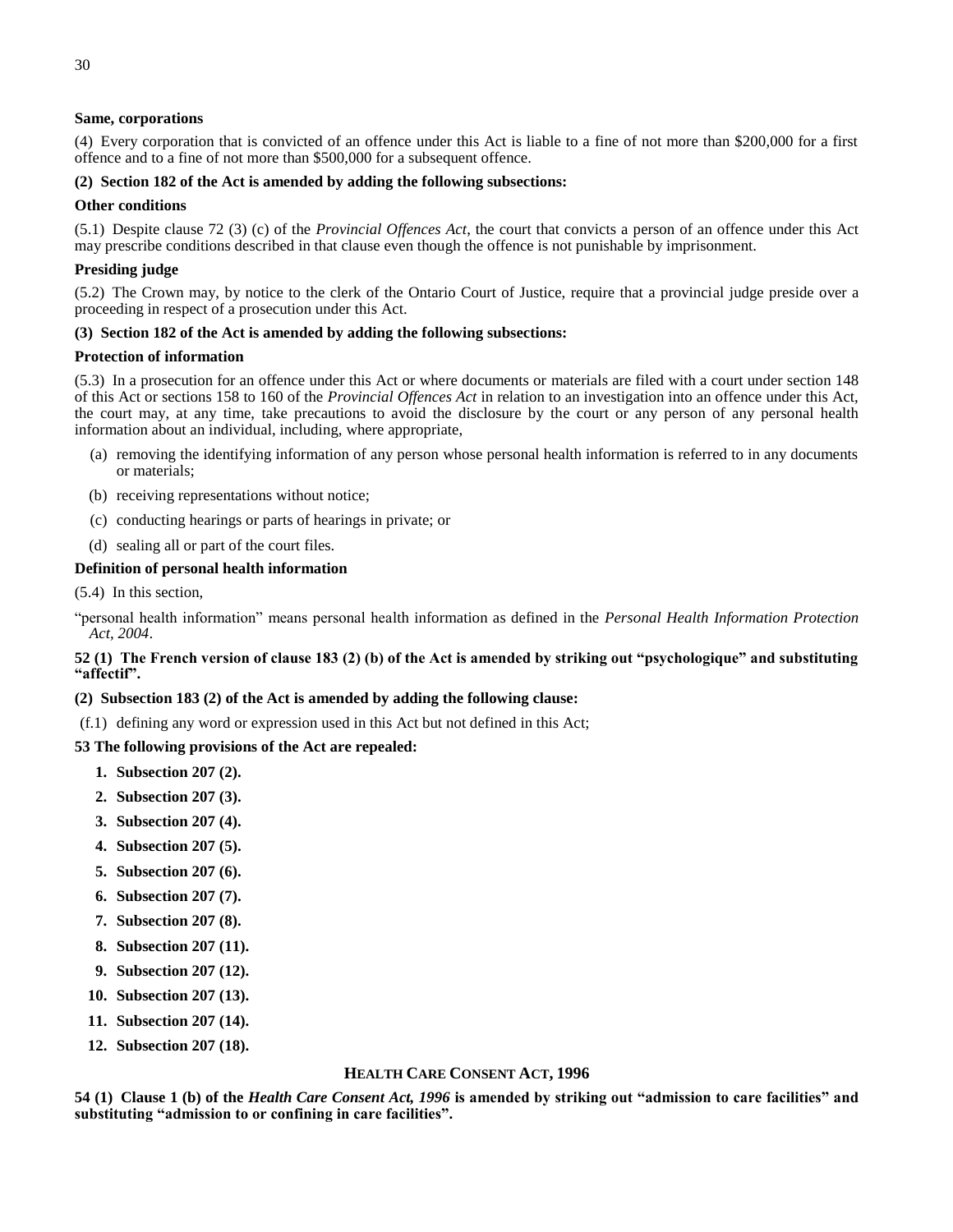**Same, corporations**

(4) Every corporation that is convicted of an offence under this Act is liable to a fine of not more than $200,000 for a first offence and to a fine of not more than $500,000 for a subsequent offence.

**(2) Section 182 of the Act is amended by adding the following subsections:**

**Other conditions**

(5.1) Despite clause 72 (3) (c) of the *Provincial Offences Act*, the court that convicts a person of an offence under this Act may prescribe conditions described in that clause even though the offence is not punishable by imprisonment.

**Presiding judge**

(5.2) The Crown may, by notice to the clerk of the Ontario Court of Justice, require that a provincial judge preside over a proceeding in respect of a prosecution under this Act.

**(3) Section 182 of the Act is amended by adding the following subsections:**

**Protection of information**

(5.3) In a prosecution for an offence under this Act or where documents or materials are filed with a court under section 148 of this Act or sections 158 to 160 of the *Provincial Offences Act* in relation to an investigation into an offence under this Act, the court may, at any time, take precautions to avoid the disclosure by the court or any person of any personal health information about an individual, including, where appropriate,

(a) removing the identifying information of any person whose personal health information is referred to in any documents or materials;

(b) receiving representations without notice;

(c) conducting hearings or parts of hearings in private; or

(d) sealing all or part of the court files.

**Definition of personal health information**

(5.4) In this section,

"personal health information" means personal health information as defined in the *Personal Health Information Protection Act, 2004*.

**52 (1) The French version of clause 183 (2) (b) of the Act is amended by striking out "psychologique" and substituting "affectif".**

**(2) Subsection 183 (2) of the Act is amended by adding the following clause:**

(f.1) defining any word or expression used in this Act but not defined in this Act;

**53 The following provisions of the Act are repealed:**

1. **Subsection 207 (2).**
2. **Subsection 207 (3).**
3. **Subsection 207 (4).**
4. **Subsection 207 (5).**
5. **Subsection 207 (6).**
6. **Subsection 207 (7).**
7. **Subsection 207 (8).**
8. **Subsection 207 (11).**
9. **Subsection 207 (12).**
10. **Subsection 207 (13).**
11. **Subsection 207 (14).**
12. **Subsection 207 (18).**

## HEALTH CARE CONSENT ACT, 1996

**54 (1) Clause 1 (b) of the *Health Care Consent Act, 1996* is amended by striking out "admission to care facilities" and substituting "admission to or confining in care facilities".**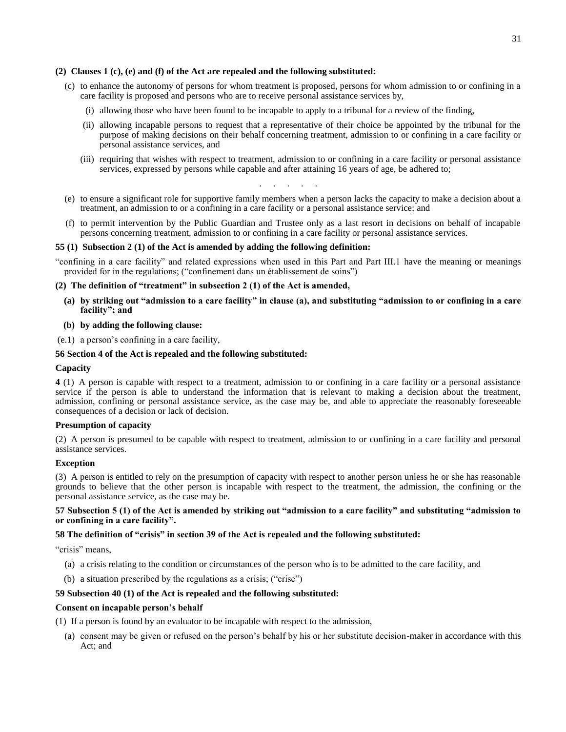**(2) Clauses 1 (c), (e) and (f) of the Act are repealed and the following substituted:**

(c) to enhance the autonomy of persons for whom treatment is proposed, persons for whom admission to or confining in a care facility is proposed and persons who are to receive personal assistance services by,

(i) allowing those who have been found to be incapable to apply to a tribunal for a review of the finding,

(ii) allowing incapable persons to request that a representative of their choice be appointed by the tribunal for the purpose of making decisions on their behalf concerning treatment, admission to or confining in a care facility or personal assistance services, and

(iii) requiring that wishes with respect to treatment, admission to or confining in a care facility or personal assistance services, expressed by persons while capable and after attaining 16 years of age, be adhered to;

. . . . .

(e) to ensure a significant role for supportive family members when a person lacks the capacity to make a decision about a treatment, an admission to or a confining in a care facility or a personal assistance service; and

(f) to permit intervention by the Public Guardian and Trustee only as a last resort in decisions on behalf of incapable persons concerning treatment, admission to or confining in a care facility or personal assistance services.

**55 (1) Subsection 2 (1) of the Act is amended by adding the following definition:**

"confining in a care facility" and related expressions when used in this Part and Part III.1 have the meaning or meanings provided for in the regulations; ("confinement dans un établissement de soins")

**(2) The definition of "treatment" in subsection 2 (1) of the Act is amended,**

**(a) by striking out "admission to a care facility" in clause (a), and substituting "admission to or confining in a care facility"; and**

**(b) by adding the following clause:**

(e.1) a person's confining in a care facility,

**56 Section 4 of the Act is repealed and the following substituted:**

**Capacity**

**4** (1) A person is capable with respect to a treatment, admission to or confining in a care facility or a personal assistance service if the person is able to understand the information that is relevant to making a decision about the treatment, admission, confining or personal assistance service, as the case may be, and able to appreciate the reasonably foreseeable consequences of a decision or lack of decision.

**Presumption of capacity**

(2) A person is presumed to be capable with respect to treatment, admission to or confining in a care facility and personal assistance services.

**Exception**

(3) A person is entitled to rely on the presumption of capacity with respect to another person unless he or she has reasonable grounds to believe that the other person is incapable with respect to the treatment, the admission, the confining or the personal assistance service, as the case may be.

**57 Subsection 5 (1) of the Act is amended by striking out "admission to a care facility" and substituting "admission to or confining in a care facility".**

**58 The definition of "crisis" in section 39 of the Act is repealed and the following substituted:**

"crisis" means,

(a) a crisis relating to the condition or circumstances of the person who is to be admitted to the care facility, and

(b) a situation prescribed by the regulations as a crisis; ("crise")

**59 Subsection 40 (1) of the Act is repealed and the following substituted:**

**Consent on incapable person's behalf**

(1) If a person is found by an evaluator to be incapable with respect to the admission,

(a) consent may be given or refused on the person's behalf by his or her substitute decision-maker in accordance with this Act; and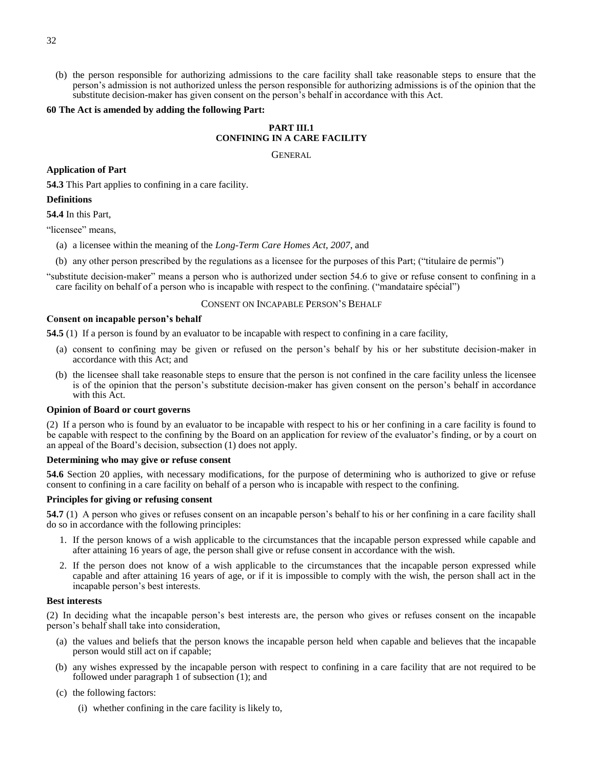(b) the person responsible for authorizing admissions to the care facility shall take reasonable steps to ensure that the person's admission is not authorized unless the person responsible for authorizing admissions is of the opinion that the substitute decision-maker has given consent on the person's behalf in accordance with this Act.

**60 The Act is amended by adding the following Part:**

## PART III.1
## CONFINING IN A CARE FACILITY

### GENERAL

**Application of Part**

**54.3** This Part applies to confining in a care facility.

**Definitions**

**54.4** In this Part,

"licensee" means,

- (a) a licensee within the meaning of the *Long-Term Care Homes Act, 2007*, and
- (b) any other person prescribed by the regulations as a licensee for the purposes of this Part; ("titulaire de permis")

"substitute decision-maker" means a person who is authorized under section 54.6 to give or refuse consent to confining in a care facility on behalf of a person who is incapable with respect to the confining. ("mandataire spécial")

### CONSENT ON INCAPABLE PERSON'S BEHALF

**Consent on incapable person's behalf**

**54.5** (1) If a person is found by an evaluator to be incapable with respect to confining in a care facility,

- (a) consent to confining may be given or refused on the person's behalf by his or her substitute decision-maker in accordance with this Act; and
- (b) the licensee shall take reasonable steps to ensure that the person is not confined in the care facility unless the licensee is of the opinion that the person's substitute decision-maker has given consent on the person's behalf in accordance with this Act.

**Opinion of Board or court governs**

(2) If a person who is found by an evaluator to be incapable with respect to his or her confining in a care facility is found to be capable with respect to the confining by the Board on an application for review of the evaluator's finding, or by a court on an appeal of the Board's decision, subsection (1) does not apply.

**Determining who may give or refuse consent**

**54.6** Section 20 applies, with necessary modifications, for the purpose of determining who is authorized to give or refuse consent to confining in a care facility on behalf of a person who is incapable with respect to the confining.

**Principles for giving or refusing consent**

**54.7** (1) A person who gives or refuses consent on an incapable person's behalf to his or her confining in a care facility shall do so in accordance with the following principles:

1. If the person knows of a wish applicable to the circumstances that the incapable person expressed while capable and after attaining 16 years of age, the person shall give or refuse consent in accordance with the wish.
2. If the person does not know of a wish applicable to the circumstances that the incapable person expressed while capable and after attaining 16 years of age, or if it is impossible to comply with the wish, the person shall act in the incapable person's best interests.

**Best interests**

(2) In deciding what the incapable person's best interests are, the person who gives or refuses consent on the incapable person's behalf shall take into consideration,

- (a) the values and beliefs that the person knows the incapable person held when capable and believes that the incapable person would still act on if capable;
- (b) any wishes expressed by the incapable person with respect to confining in a care facility that are not required to be followed under paragraph 1 of subsection (1); and
- (c) the following factors:
  - (i) whether confining in the care facility is likely to,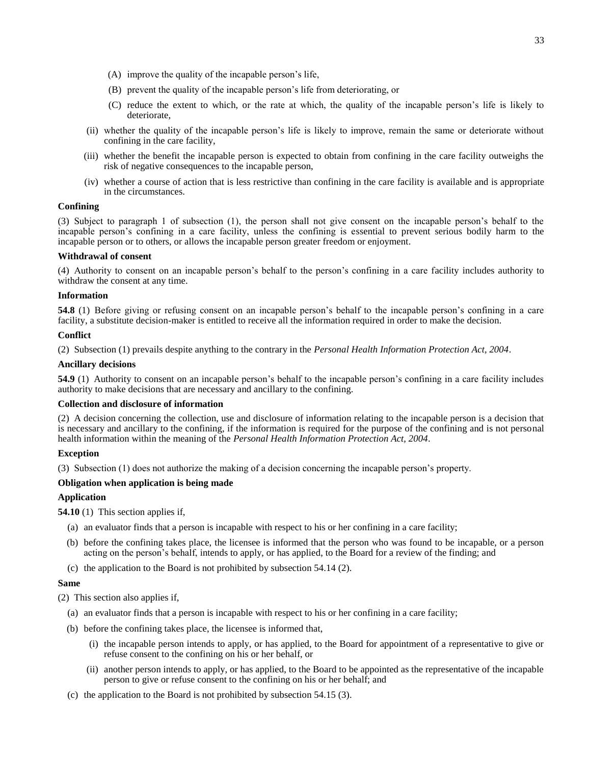(A) improve the quality of the incapable person's life,

(B) prevent the quality of the incapable person's life from deteriorating, or

(C) reduce the extent to which, or the rate at which, the quality of the incapable person's life is likely to deteriorate,

(ii) whether the quality of the incapable person's life is likely to improve, remain the same or deteriorate without confining in the care facility,

(iii) whether the benefit the incapable person is expected to obtain from confining in the care facility outweighs the risk of negative consequences to the incapable person,

(iv) whether a course of action that is less restrictive than confining in the care facility is available and is appropriate in the circumstances.

**Confining**

(3) Subject to paragraph 1 of subsection (1), the person shall not give consent on the incapable person's behalf to the incapable person's confining in a care facility, unless the confining is essential to prevent serious bodily harm to the incapable person or to others, or allows the incapable person greater freedom or enjoyment.

**Withdrawal of consent**

(4) Authority to consent on an incapable person's behalf to the person's confining in a care facility includes authority to withdraw the consent at any time.

**Information**

**54.8** (1) Before giving or refusing consent on an incapable person's behalf to the incapable person's confining in a care facility, a substitute decision-maker is entitled to receive all the information required in order to make the decision.

**Conflict**

(2) Subsection (1) prevails despite anything to the contrary in the *Personal Health Information Protection Act, 2004*.

**Ancillary decisions**

**54.9** (1) Authority to consent on an incapable person's behalf to the incapable person's confining in a care facility includes authority to make decisions that are necessary and ancillary to the confining.

**Collection and disclosure of information**

(2) A decision concerning the collection, use and disclosure of information relating to the incapable person is a decision that is necessary and ancillary to the confining, if the information is required for the purpose of the confining and is not personal health information within the meaning of the *Personal Health Information Protection Act, 2004*.

**Exception**

(3) Subsection (1) does not authorize the making of a decision concerning the incapable person's property.

**Obligation when application is being made**

**Application**

**54.10** (1) This section applies if,

(a) an evaluator finds that a person is incapable with respect to his or her confining in a care facility;

(b) before the confining takes place, the licensee is informed that the person who was found to be incapable, or a person acting on the person's behalf, intends to apply, or has applied, to the Board for a review of the finding; and

(c) the application to the Board is not prohibited by subsection 54.14 (2).

**Same**

(2) This section also applies if,

(a) an evaluator finds that a person is incapable with respect to his or her confining in a care facility;

(b) before the confining takes place, the licensee is informed that,

(i) the incapable person intends to apply, or has applied, to the Board for appointment of a representative to give or refuse consent to the confining on his or her behalf, or

(ii) another person intends to apply, or has applied, to the Board to be appointed as the representative of the incapable person to give or refuse consent to the confining on his or her behalf; and

(c) the application to the Board is not prohibited by subsection 54.15 (3).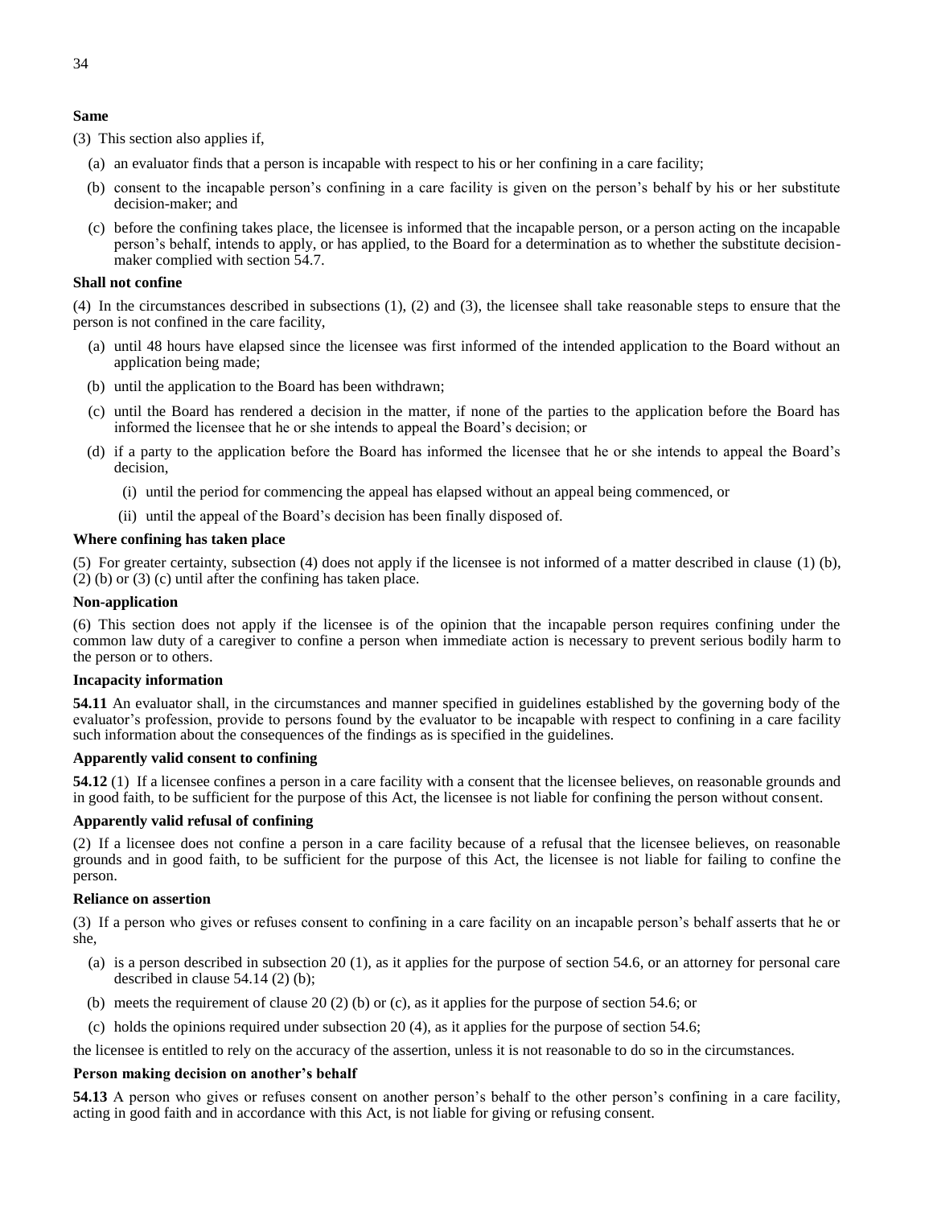**Same**

(3) This section also applies if,

(a) an evaluator finds that a person is incapable with respect to his or her confining in a care facility;

(b) consent to the incapable person's confining in a care facility is given on the person's behalf by his or her substitute decision-maker; and

(c) before the confining takes place, the licensee is informed that the incapable person, or a person acting on the incapable person's behalf, intends to apply, or has applied, to the Board for a determination as to whether the substitute decision-maker complied with section 54.7.

**Shall not confine**

(4) In the circumstances described in subsections (1), (2) and (3), the licensee shall take reasonable steps to ensure that the person is not confined in the care facility,

(a) until 48 hours have elapsed since the licensee was first informed of the intended application to the Board without an application being made;

(b) until the application to the Board has been withdrawn;

(c) until the Board has rendered a decision in the matter, if none of the parties to the application before the Board has informed the licensee that he or she intends to appeal the Board's decision; or

(d) if a party to the application before the Board has informed the licensee that he or she intends to appeal the Board's decision,

(i) until the period for commencing the appeal has elapsed without an appeal being commenced, or

(ii) until the appeal of the Board's decision has been finally disposed of.

**Where confining has taken place**

(5) For greater certainty, subsection (4) does not apply if the licensee is not informed of a matter described in clause (1) (b), (2) (b) or (3) (c) until after the confining has taken place.

**Non-application**

(6) This section does not apply if the licensee is of the opinion that the incapable person requires confining under the common law duty of a caregiver to confine a person when immediate action is necessary to prevent serious bodily harm to the person or to others.

**Incapacity information**

**54.11** An evaluator shall, in the circumstances and manner specified in guidelines established by the governing body of the evaluator's profession, provide to persons found by the evaluator to be incapable with respect to confining in a care facility such information about the consequences of the findings as is specified in the guidelines.

**Apparently valid consent to confining**

**54.12** (1) If a licensee confines a person in a care facility with a consent that the licensee believes, on reasonable grounds and in good faith, to be sufficient for the purpose of this Act, the licensee is not liable for confining the person without consent.

**Apparently valid refusal of confining**

(2) If a licensee does not confine a person in a care facility because of a refusal that the licensee believes, on reasonable grounds and in good faith, to be sufficient for the purpose of this Act, the licensee is not liable for failing to confine the person.

**Reliance on assertion**

(3) If a person who gives or refuses consent to confining in a care facility on an incapable person's behalf asserts that he or she,

(a) is a person described in subsection 20 (1), as it applies for the purpose of section 54.6, or an attorney for personal care described in clause 54.14 (2) (b);

(b) meets the requirement of clause 20 (2) (b) or (c), as it applies for the purpose of section 54.6; or

(c) holds the opinions required under subsection 20 (4), as it applies for the purpose of section 54.6;

the licensee is entitled to rely on the accuracy of the assertion, unless it is not reasonable to do so in the circumstances.

**Person making decision on another's behalf**

**54.13** A person who gives or refuses consent on another person's behalf to the other person's confining in a care facility, acting in good faith and in accordance with this Act, is not liable for giving or refusing consent.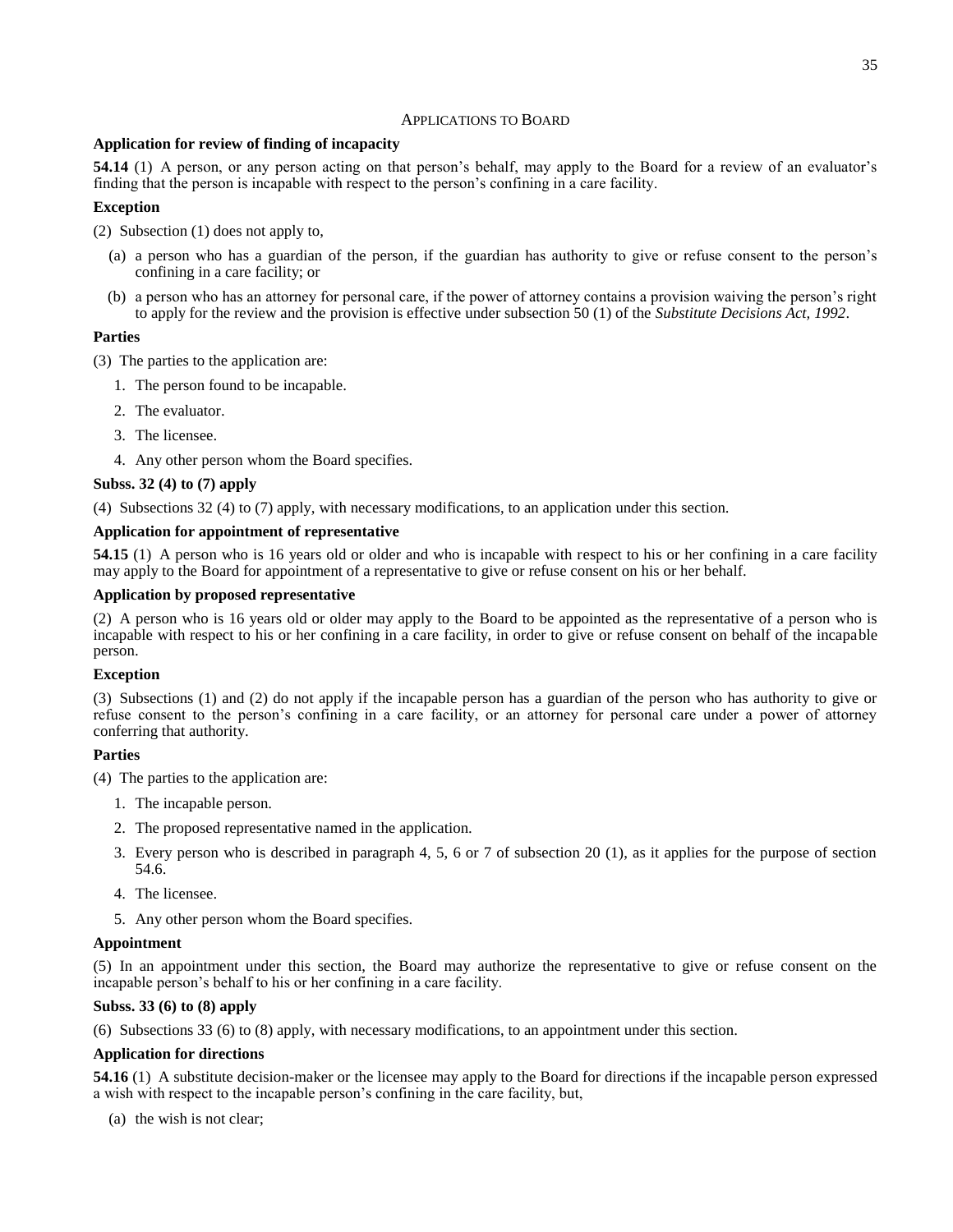## Applications to Board

**Application for review of finding of incapacity**

**54.14** (1) A person, or any person acting on that person's behalf, may apply to the Board for a review of an evaluator's finding that the person is incapable with respect to the person's confining in a care facility.

**Exception**

(2) Subsection (1) does not apply to,

- (a) a person who has a guardian of the person, if the guardian has authority to give or refuse consent to the person's confining in a care facility; or
- (b) a person who has an attorney for personal care, if the power of attorney contains a provision waiving the person's right to apply for the review and the provision is effective under subsection 50 (1) of the *Substitute Decisions Act, 1992*.

**Parties**

(3) The parties to the application are:

1. The person found to be incapable.
2. The evaluator.
3. The licensee.
4. Any other person whom the Board specifies.

**Subss. 32 (4) to (7) apply**

(4) Subsections 32 (4) to (7) apply, with necessary modifications, to an application under this section.

**Application for appointment of representative**

**54.15** (1) A person who is 16 years old or older and who is incapable with respect to his or her confining in a care facility may apply to the Board for appointment of a representative to give or refuse consent on his or her behalf.

**Application by proposed representative**

(2) A person who is 16 years old or older may apply to the Board to be appointed as the representative of a person who is incapable with respect to his or her confining in a care facility, in order to give or refuse consent on behalf of the incapable person.

**Exception**

(3) Subsections (1) and (2) do not apply if the incapable person has a guardian of the person who has authority to give or refuse consent to the person's confining in a care facility, or an attorney for personal care under a power of attorney conferring that authority.

**Parties**

(4) The parties to the application are:

1. The incapable person.
2. The proposed representative named in the application.
3. Every person who is described in paragraph 4, 5, 6 or 7 of subsection 20 (1), as it applies for the purpose of section 54.6.
4. The licensee.
5. Any other person whom the Board specifies.

**Appointment**

(5) In an appointment under this section, the Board may authorize the representative to give or refuse consent on the incapable person's behalf to his or her confining in a care facility.

**Subss. 33 (6) to (8) apply**

(6) Subsections 33 (6) to (8) apply, with necessary modifications, to an appointment under this section.

**Application for directions**

**54.16** (1) A substitute decision-maker or the licensee may apply to the Board for directions if the incapable person expressed a wish with respect to the incapable person's confining in the care facility, but,

- (a) the wish is not clear;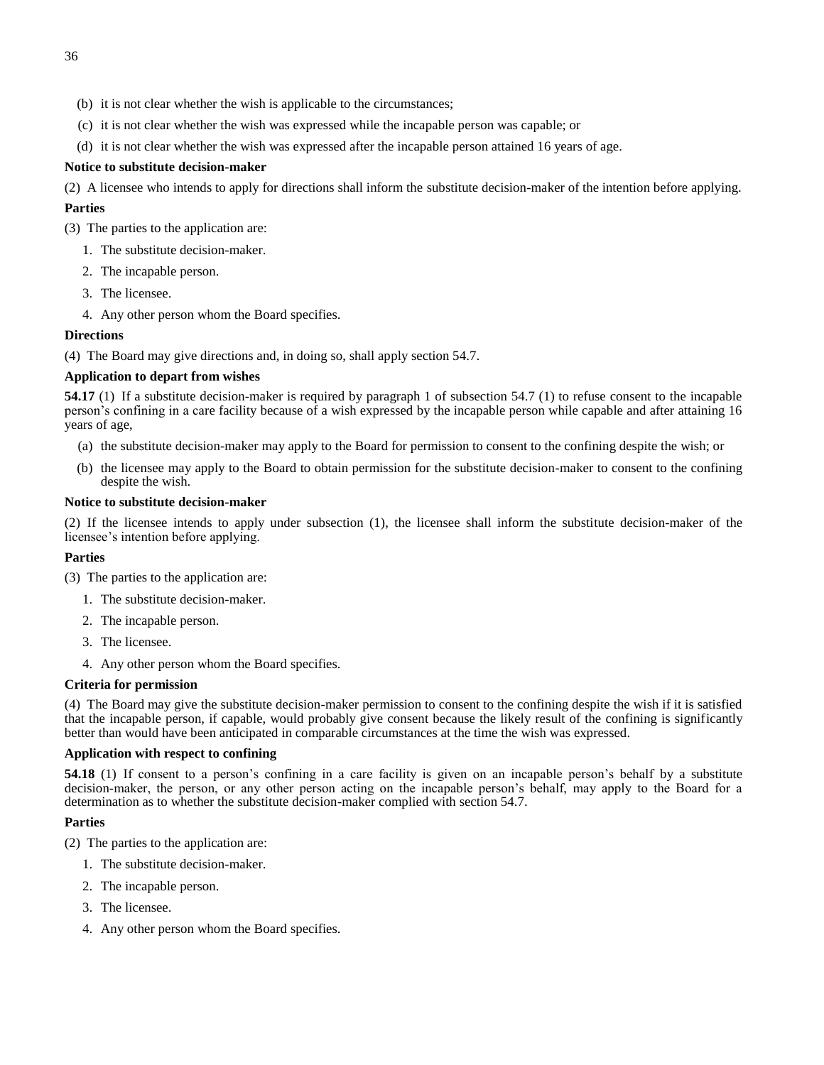(b) it is not clear whether the wish is applicable to the circumstances;

(c) it is not clear whether the wish was expressed while the incapable person was capable; or

(d) it is not clear whether the wish was expressed after the incapable person attained 16 years of age.

**Notice to substitute decision-maker**

(2) A licensee who intends to apply for directions shall inform the substitute decision-maker of the intention before applying.

**Parties**

(3) The parties to the application are:

1. The substitute decision-maker.
2. The incapable person.
3. The licensee.
4. Any other person whom the Board specifies.

**Directions**

(4) The Board may give directions and, in doing so, shall apply section 54.7.

**Application to depart from wishes**

**54.17** (1) If a substitute decision-maker is required by paragraph 1 of subsection 54.7 (1) to refuse consent to the incapable person's confining in a care facility because of a wish expressed by the incapable person while capable and after attaining 16 years of age,

(a) the substitute decision-maker may apply to the Board for permission to consent to the confining despite the wish; or

(b) the licensee may apply to the Board to obtain permission for the substitute decision-maker to consent to the confining despite the wish.

**Notice to substitute decision-maker**

(2) If the licensee intends to apply under subsection (1), the licensee shall inform the substitute decision-maker of the licensee's intention before applying.

**Parties**

(3) The parties to the application are:

1. The substitute decision-maker.
2. The incapable person.
3. The licensee.
4. Any other person whom the Board specifies.

**Criteria for permission**

(4) The Board may give the substitute decision-maker permission to consent to the confining despite the wish if it is satisfied that the incapable person, if capable, would probably give consent because the likely result of the confining is significantly better than would have been anticipated in comparable circumstances at the time the wish was expressed.

**Application with respect to confining**

**54.18** (1) If consent to a person's confining in a care facility is given on an incapable person's behalf by a substitute decision-maker, the person, or any other person acting on the incapable person's behalf, may apply to the Board for a determination as to whether the substitute decision-maker complied with section 54.7.

**Parties**

(2) The parties to the application are:

1. The substitute decision-maker.
2. The incapable person.
3. The licensee.
4. Any other person whom the Board specifies.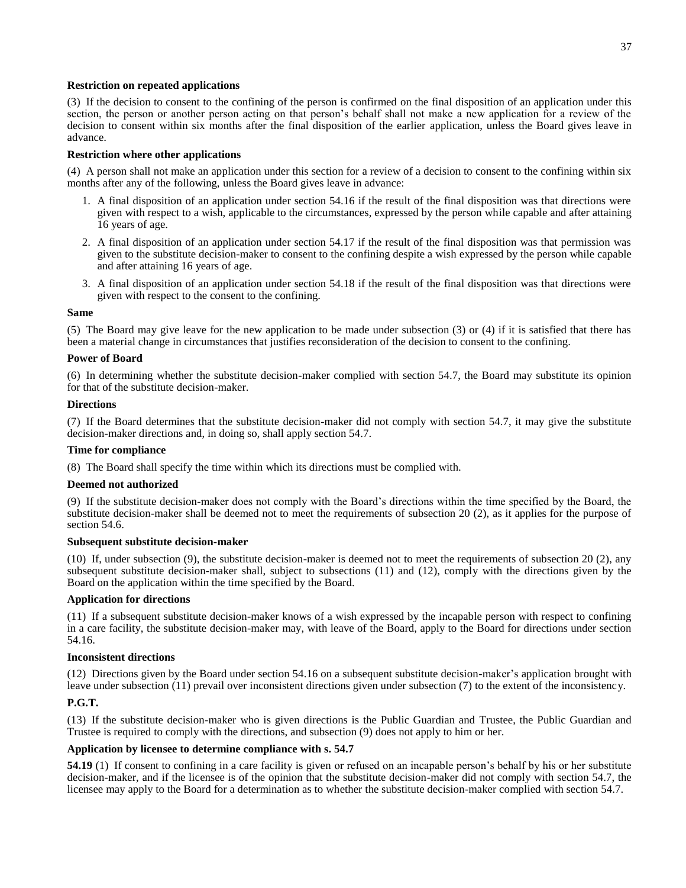**Restriction on repeated applications**

(3) If the decision to consent to the confining of the person is confirmed on the final disposition of an application under this section, the person or another person acting on that person's behalf shall not make a new application for a review of the decision to consent within six months after the final disposition of the earlier application, unless the Board gives leave in advance.

**Restriction where other applications**

(4) A person shall not make an application under this section for a review of a decision to consent to the confining within six months after any of the following, unless the Board gives leave in advance:

1. A final disposition of an application under section 54.16 if the result of the final disposition was that directions were given with respect to a wish, applicable to the circumstances, expressed by the person while capable and after attaining 16 years of age.
2. A final disposition of an application under section 54.17 if the result of the final disposition was that permission was given to the substitute decision-maker to consent to the confining despite a wish expressed by the person while capable and after attaining 16 years of age.
3. A final disposition of an application under section 54.18 if the result of the final disposition was that directions were given with respect to the consent to the confining.

**Same**

(5) The Board may give leave for the new application to be made under subsection (3) or (4) if it is satisfied that there has been a material change in circumstances that justifies reconsideration of the decision to consent to the confining.

**Power of Board**

(6) In determining whether the substitute decision-maker complied with section 54.7, the Board may substitute its opinion for that of the substitute decision-maker.

**Directions**

(7) If the Board determines that the substitute decision-maker did not comply with section 54.7, it may give the substitute decision-maker directions and, in doing so, shall apply section 54.7.

**Time for compliance**

(8) The Board shall specify the time within which its directions must be complied with.

**Deemed not authorized**

(9) If the substitute decision-maker does not comply with the Board's directions within the time specified by the Board, the substitute decision-maker shall be deemed not to meet the requirements of subsection 20 (2), as it applies for the purpose of section 54.6.

**Subsequent substitute decision-maker**

(10) If, under subsection (9), the substitute decision-maker is deemed not to meet the requirements of subsection 20 (2), any subsequent substitute decision-maker shall, subject to subsections (11) and (12), comply with the directions given by the Board on the application within the time specified by the Board.

**Application for directions**

(11) If a subsequent substitute decision-maker knows of a wish expressed by the incapable person with respect to confining in a care facility, the substitute decision-maker may, with leave of the Board, apply to the Board for directions under section 54.16.

**Inconsistent directions**

(12) Directions given by the Board under section 54.16 on a subsequent substitute decision-maker's application brought with leave under subsection (11) prevail over inconsistent directions given under subsection (7) to the extent of the inconsistency.

**P.G.T.**

(13) If the substitute decision-maker who is given directions is the Public Guardian and Trustee, the Public Guardian and Trustee is required to comply with the directions, and subsection (9) does not apply to him or her.

**Application by licensee to determine compliance with s. 54.7**

**54.19** (1) If consent to confining in a care facility is given or refused on an incapable person's behalf by his or her substitute decision-maker, and if the licensee is of the opinion that the substitute decision-maker did not comply with section 54.7, the licensee may apply to the Board for a determination as to whether the substitute decision-maker complied with section 54.7.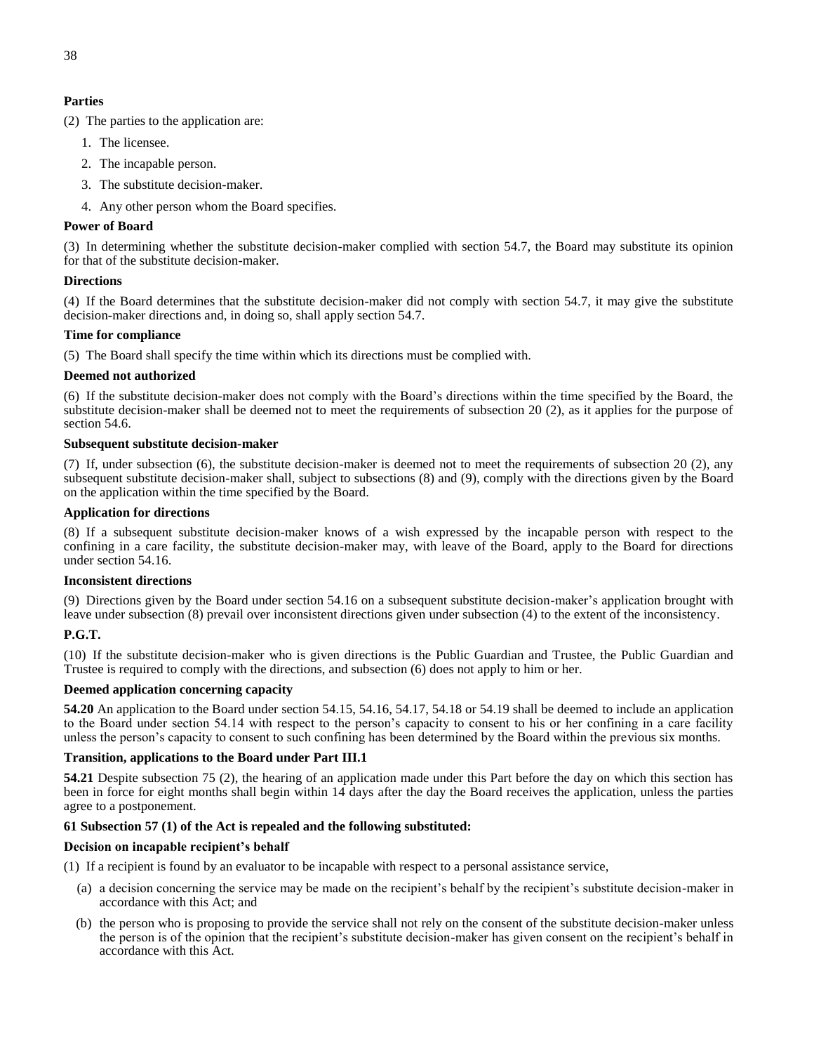**Parties**

(2) The parties to the application are:

1. The licensee.
2. The incapable person.
3. The substitute decision-maker.
4. Any other person whom the Board specifies.

**Power of Board**

(3) In determining whether the substitute decision-maker complied with section 54.7, the Board may substitute its opinion for that of the substitute decision-maker.

**Directions**

(4) If the Board determines that the substitute decision-maker did not comply with section 54.7, it may give the substitute decision-maker directions and, in doing so, shall apply section 54.7.

**Time for compliance**

(5) The Board shall specify the time within which its directions must be complied with.

**Deemed not authorized**

(6) If the substitute decision-maker does not comply with the Board's directions within the time specified by the Board, the substitute decision-maker shall be deemed not to meet the requirements of subsection 20 (2), as it applies for the purpose of section 54.6.

**Subsequent substitute decision-maker**

(7) If, under subsection (6), the substitute decision-maker is deemed not to meet the requirements of subsection 20 (2), any subsequent substitute decision-maker shall, subject to subsections (8) and (9), comply with the directions given by the Board on the application within the time specified by the Board.

**Application for directions**

(8) If a subsequent substitute decision-maker knows of a wish expressed by the incapable person with respect to the confining in a care facility, the substitute decision-maker may, with leave of the Board, apply to the Board for directions under section 54.16.

**Inconsistent directions**

(9) Directions given by the Board under section 54.16 on a subsequent substitute decision-maker's application brought with leave under subsection (8) prevail over inconsistent directions given under subsection (4) to the extent of the inconsistency.

**P.G.T.**

(10) If the substitute decision-maker who is given directions is the Public Guardian and Trustee, the Public Guardian and Trustee is required to comply with the directions, and subsection (6) does not apply to him or her.

**Deemed application concerning capacity**

**54.20** An application to the Board under section 54.15, 54.16, 54.17, 54.18 or 54.19 shall be deemed to include an application to the Board under section 54.14 with respect to the person's capacity to consent to his or her confining in a care facility unless the person's capacity to consent to such confining has been determined by the Board within the previous six months.

**Transition, applications to the Board under Part III.1**

**54.21** Despite subsection 75 (2), the hearing of an application made under this Part before the day on which this section has been in force for eight months shall begin within 14 days after the day the Board receives the application, unless the parties agree to a postponement.

**61 Subsection 57 (1) of the Act is repealed and the following substituted:**

**Decision on incapable recipient's behalf**

(1) If a recipient is found by an evaluator to be incapable with respect to a personal assistance service,

(a) a decision concerning the service may be made on the recipient's behalf by the recipient's substitute decision-maker in accordance with this Act; and

(b) the person who is proposing to provide the service shall not rely on the consent of the substitute decision-maker unless the person is of the opinion that the recipient's substitute decision-maker has given consent on the recipient's behalf in accordance with this Act.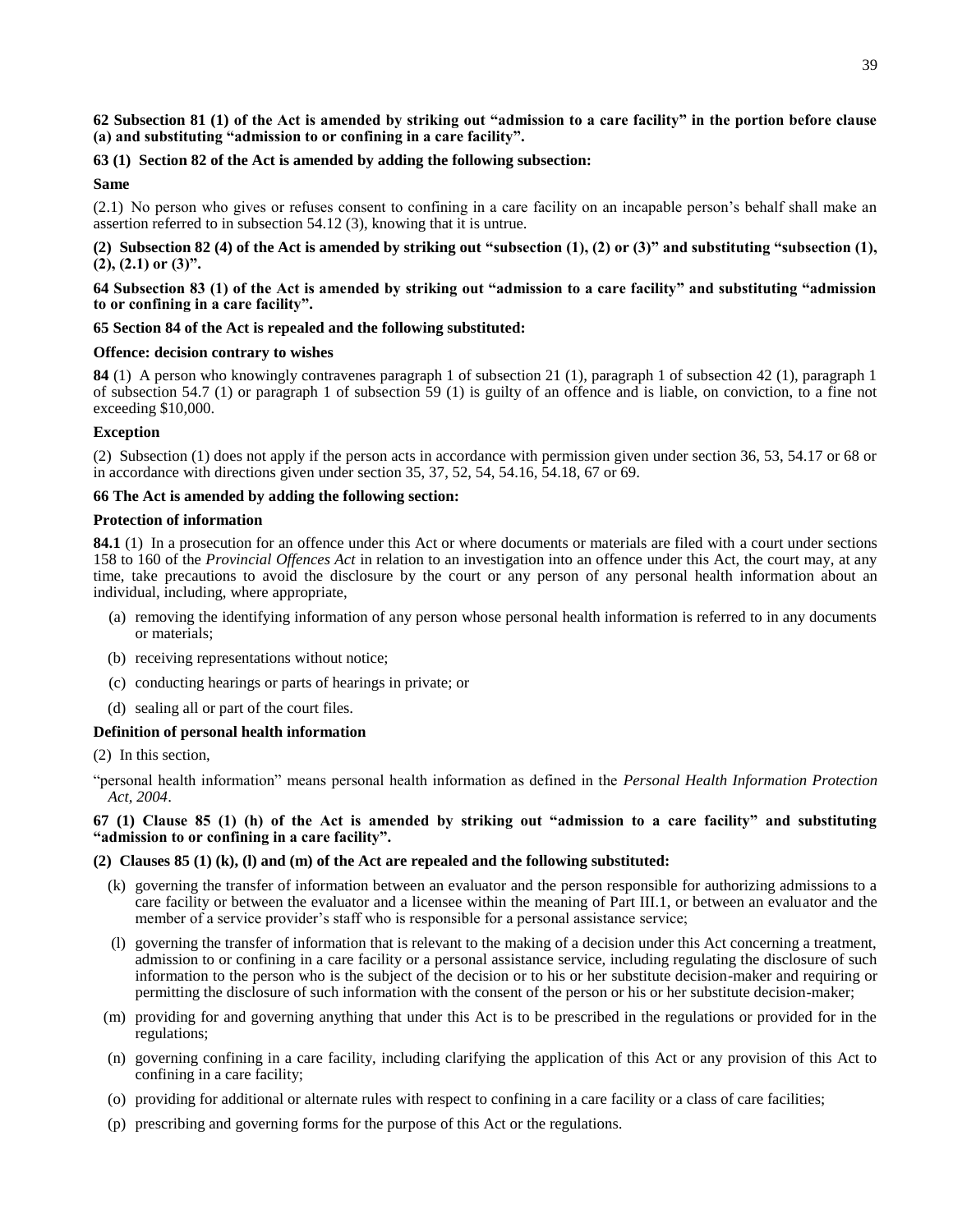**62 Subsection 81 (1) of the Act is amended by striking out "admission to a care facility" in the portion before clause (a) and substituting "admission to or confining in a care facility".**

**63 (1) Section 82 of the Act is amended by adding the following subsection:**

**Same**

(2.1) No person who gives or refuses consent to confining in a care facility on an incapable person's behalf shall make an assertion referred to in subsection 54.12 (3), knowing that it is untrue.

**(2) Subsection 82 (4) of the Act is amended by striking out "subsection (1), (2) or (3)" and substituting "subsection (1), (2), (2.1) or (3)".**

**64 Subsection 83 (1) of the Act is amended by striking out "admission to a care facility" and substituting "admission to or confining in a care facility".**

**65 Section 84 of the Act is repealed and the following substituted:**

**Offence: decision contrary to wishes**

**84** (1) A person who knowingly contravenes paragraph 1 of subsection 21 (1), paragraph 1 of subsection 42 (1), paragraph 1 of subsection 54.7 (1) or paragraph 1 of subsection 59 (1) is guilty of an offence and is liable, on conviction, to a fine not exceeding $10,000.

**Exception**

(2) Subsection (1) does not apply if the person acts in accordance with permission given under section 36, 53, 54.17 or 68 or in accordance with directions given under section 35, 37, 52, 54, 54.16, 54.18, 67 or 69.

**66 The Act is amended by adding the following section:**

**Protection of information**

**84.1** (1) In a prosecution for an offence under this Act or where documents or materials are filed with a court under sections 158 to 160 of the *Provincial Offences Act* in relation to an investigation into an offence under this Act, the court may, at any time, take precautions to avoid the disclosure by the court or any person of any personal health information about an individual, including, where appropriate,

- (a) removing the identifying information of any person whose personal health information is referred to in any documents or materials;
- (b) receiving representations without notice;
- (c) conducting hearings or parts of hearings in private; or
- (d) sealing all or part of the court files.

**Definition of personal health information**

(2) In this section,

"personal health information" means personal health information as defined in the *Personal Health Information Protection Act, 2004*.

**67 (1) Clause 85 (1) (h) of the Act is amended by striking out "admission to a care facility" and substituting "admission to or confining in a care facility".**

**(2) Clauses 85 (1) (k), (l) and (m) of the Act are repealed and the following substituted:**

- (k) governing the transfer of information between an evaluator and the person responsible for authorizing admissions to a care facility or between the evaluator and a licensee within the meaning of Part III.1, or between an evaluator and the member of a service provider's staff who is responsible for a personal assistance service;
- (l) governing the transfer of information that is relevant to the making of a decision under this Act concerning a treatment, admission to or confining in a care facility or a personal assistance service, including regulating the disclosure of such information to the person who is the subject of the decision or to his or her substitute decision-maker and requiring or permitting the disclosure of such information with the consent of the person or his or her substitute decision-maker;
- (m) providing for and governing anything that under this Act is to be prescribed in the regulations or provided for in the regulations;
- (n) governing confining in a care facility, including clarifying the application of this Act or any provision of this Act to confining in a care facility;
- (o) providing for additional or alternate rules with respect to confining in a care facility or a class of care facilities;
- (p) prescribing and governing forms for the purpose of this Act or the regulations.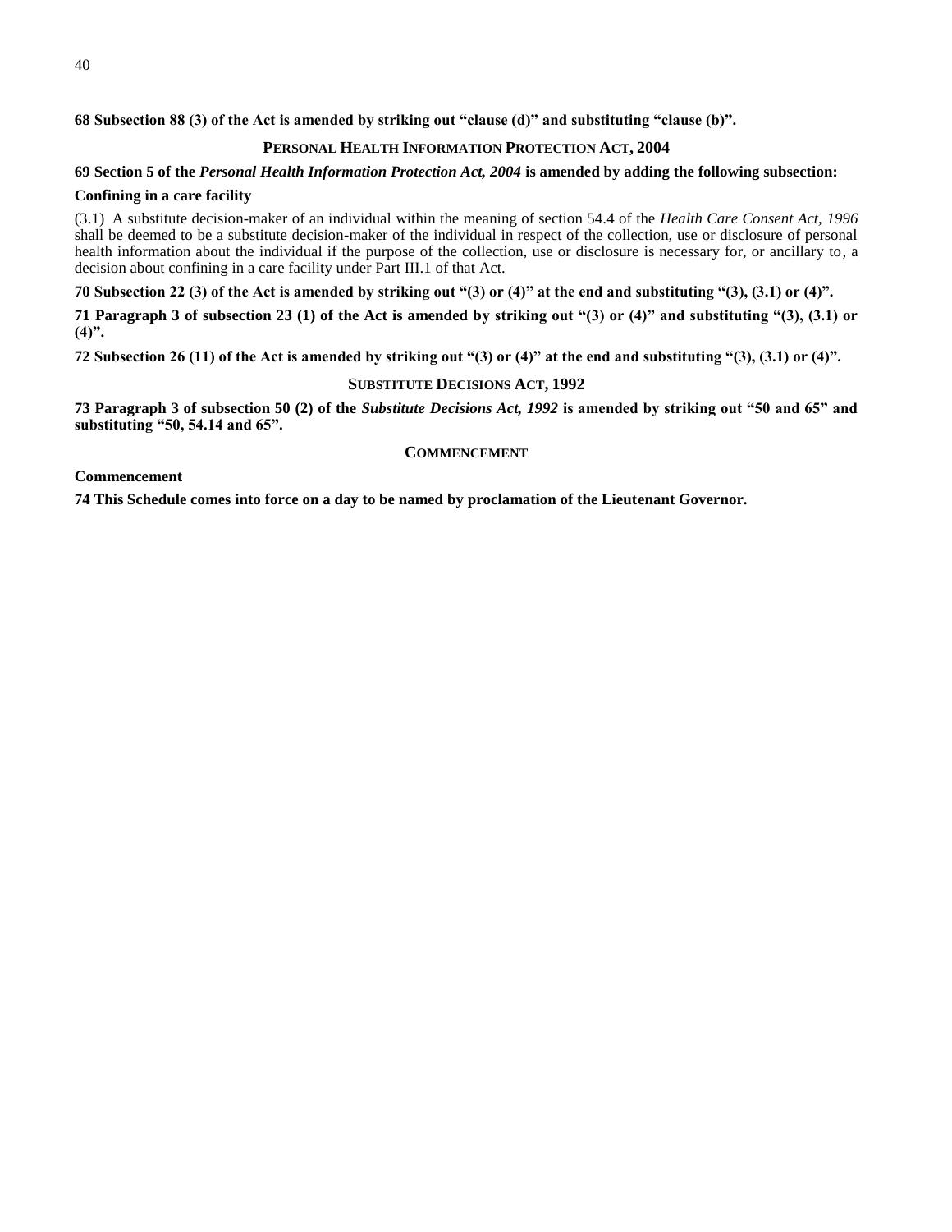**68 Subsection 88 (3) of the Act is amended by striking out "clause (d)" and substituting "clause (b)".**

## PERSONAL HEALTH INFORMATION PROTECTION ACT, 2004

**69 Section 5 of the *Personal Health Information Protection Act, 2004* is amended by adding the following subsection:**

**Confining in a care facility**

(3.1) A substitute decision-maker of an individual within the meaning of section 54.4 of the *Health Care Consent Act, 1996* shall be deemed to be a substitute decision-maker of the individual in respect of the collection, use or disclosure of personal health information about the individual if the purpose of the collection, use or disclosure is necessary for, or ancillary to, a decision about confining in a care facility under Part III.1 of that Act.

**70 Subsection 22 (3) of the Act is amended by striking out "(3) or (4)" at the end and substituting "(3), (3.1) or (4)".**

**71 Paragraph 3 of subsection 23 (1) of the Act is amended by striking out "(3) or (4)" and substituting "(3), (3.1) or (4)".**

**72 Subsection 26 (11) of the Act is amended by striking out "(3) or (4)" at the end and substituting "(3), (3.1) or (4)".**

## SUBSTITUTE DECISIONS ACT, 1992

**73 Paragraph 3 of subsection 50 (2) of the *Substitute Decisions Act, 1992* is amended by striking out "50 and 65" and substituting "50, 54.14 and 65".**

## COMMENCEMENT

**Commencement**

**74 This Schedule comes into force on a day to be named by proclamation of the Lieutenant Governor.**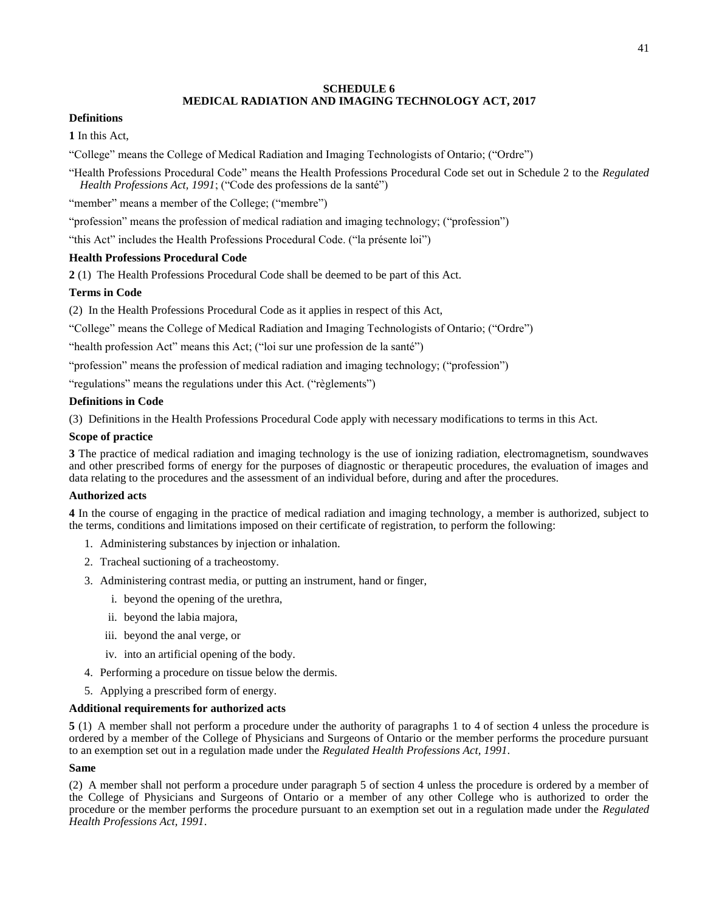## SCHEDULE 6
## MEDICAL RADIATION AND IMAGING TECHNOLOGY ACT, 2017

**Definitions**

**1** In this Act,

"College" means the College of Medical Radiation and Imaging Technologists of Ontario; ("Ordre")

"Health Professions Procedural Code" means the Health Professions Procedural Code set out in Schedule 2 to the *Regulated Health Professions Act, 1991*; ("Code des professions de la santé")

"member" means a member of the College; ("membre")

"profession" means the profession of medical radiation and imaging technology; ("profession")

"this Act" includes the Health Professions Procedural Code. ("la présente loi")

**Health Professions Procedural Code**

**2** (1) The Health Professions Procedural Code shall be deemed to be part of this Act.

**Terms in Code**

(2) In the Health Professions Procedural Code as it applies in respect of this Act,

"College" means the College of Medical Radiation and Imaging Technologists of Ontario; ("Ordre")

"health profession Act" means this Act; ("loi sur une profession de la santé")

"profession" means the profession of medical radiation and imaging technology; ("profession")

"regulations" means the regulations under this Act. ("règlements")

**Definitions in Code**

(3) Definitions in the Health Professions Procedural Code apply with necessary modifications to terms in this Act.

**Scope of practice**

**3** The practice of medical radiation and imaging technology is the use of ionizing radiation, electromagnetism, soundwaves and other prescribed forms of energy for the purposes of diagnostic or therapeutic procedures, the evaluation of images and data relating to the procedures and the assessment of an individual before, during and after the procedures.

**Authorized acts**

**4** In the course of engaging in the practice of medical radiation and imaging technology, a member is authorized, subject to the terms, conditions and limitations imposed on their certificate of registration, to perform the following:

1. Administering substances by injection or inhalation.
2. Tracheal suctioning of a tracheostomy.
3. Administering contrast media, or putting an instrument, hand or finger,
   i. beyond the opening of the urethra,
   ii. beyond the labia majora,
   iii. beyond the anal verge, or
   iv. into an artificial opening of the body.
4. Performing a procedure on tissue below the dermis.
5. Applying a prescribed form of energy.

**Additional requirements for authorized acts**

**5** (1) A member shall not perform a procedure under the authority of paragraphs 1 to 4 of section 4 unless the procedure is ordered by a member of the College of Physicians and Surgeons of Ontario or the member performs the procedure pursuant to an exemption set out in a regulation made under the *Regulated Health Professions Act, 1991*.

**Same**

(2) A member shall not perform a procedure under paragraph 5 of section 4 unless the procedure is ordered by a member of the College of Physicians and Surgeons of Ontario or a member of any other College who is authorized to order the procedure or the member performs the procedure pursuant to an exemption set out in a regulation made under the *Regulated Health Professions Act, 1991*.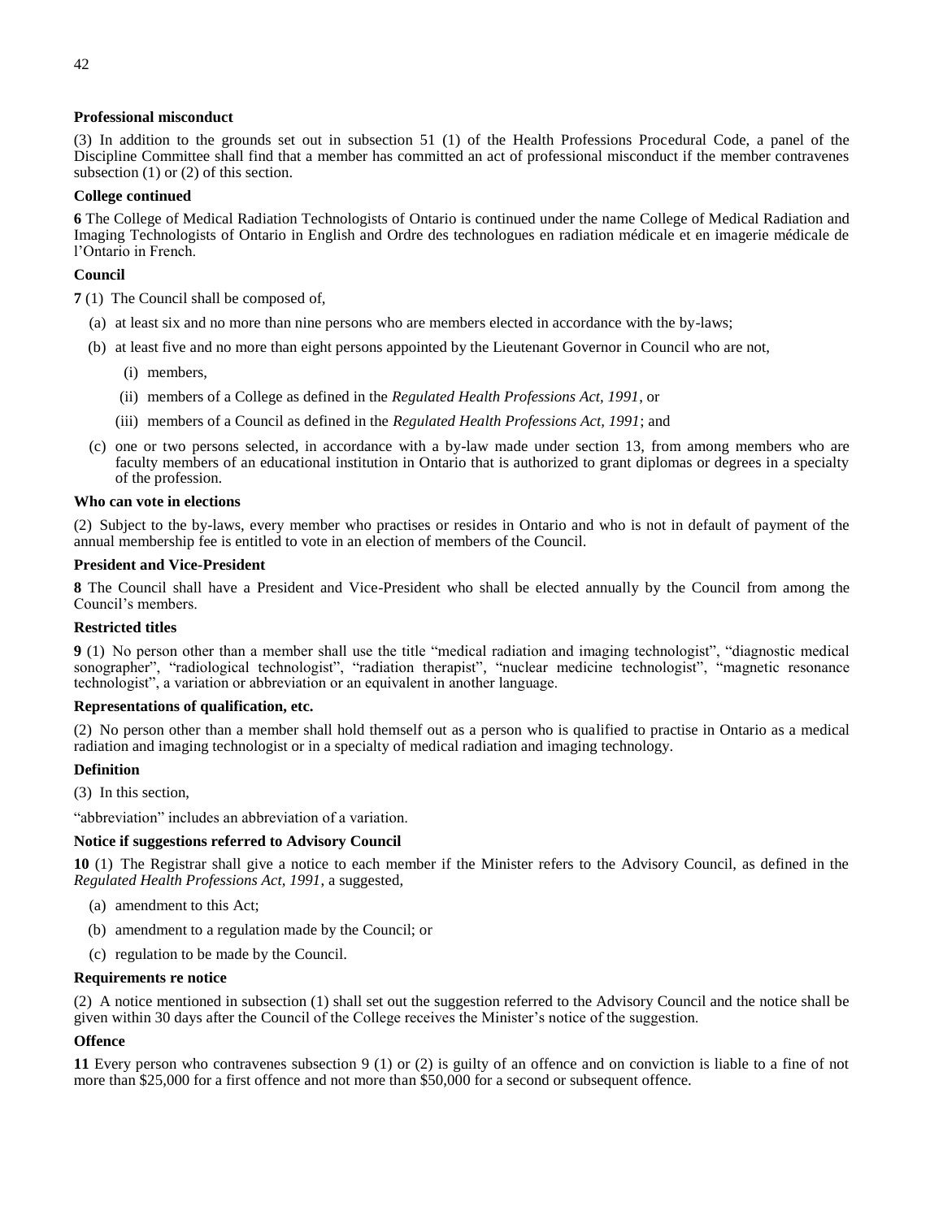**Professional misconduct**

(3) In addition to the grounds set out in subsection 51 (1) of the Health Professions Procedural Code, a panel of the Discipline Committee shall find that a member has committed an act of professional misconduct if the member contravenes subsection (1) or (2) of this section.

**College continued**

**6** The College of Medical Radiation Technologists of Ontario is continued under the name College of Medical Radiation and Imaging Technologists of Ontario in English and Ordre des technologues en radiation médicale et en imagerie médicale de l'Ontario in French.

**Council**

**7** (1) The Council shall be composed of,

(a) at least six and no more than nine persons who are members elected in accordance with the by-laws;

(b) at least five and no more than eight persons appointed by the Lieutenant Governor in Council who are not,

(i) members,

(ii) members of a College as defined in the *Regulated Health Professions Act, 1991*, or

(iii) members of a Council as defined in the *Regulated Health Professions Act, 1991*; and

(c) one or two persons selected, in accordance with a by-law made under section 13, from among members who are faculty members of an educational institution in Ontario that is authorized to grant diplomas or degrees in a specialty of the profession.

**Who can vote in elections**

(2) Subject to the by-laws, every member who practises or resides in Ontario and who is not in default of payment of the annual membership fee is entitled to vote in an election of members of the Council.

**President and Vice-President**

**8** The Council shall have a President and Vice-President who shall be elected annually by the Council from among the Council's members.

**Restricted titles**

**9** (1) No person other than a member shall use the title "medical radiation and imaging technologist", "diagnostic medical sonographer", "radiological technologist", "radiation therapist", "nuclear medicine technologist", "magnetic resonance technologist", a variation or abbreviation or an equivalent in another language.

**Representations of qualification, etc.**

(2) No person other than a member shall hold themself out as a person who is qualified to practise in Ontario as a medical radiation and imaging technologist or in a specialty of medical radiation and imaging technology.

**Definition**

(3) In this section,

"abbreviation" includes an abbreviation of a variation.

**Notice if suggestions referred to Advisory Council**

**10** (1) The Registrar shall give a notice to each member if the Minister refers to the Advisory Council, as defined in the *Regulated Health Professions Act, 1991*, a suggested,

(a) amendment to this Act;

(b) amendment to a regulation made by the Council; or

(c) regulation to be made by the Council.

**Requirements re notice**

(2) A notice mentioned in subsection (1) shall set out the suggestion referred to the Advisory Council and the notice shall be given within 30 days after the Council of the College receives the Minister's notice of the suggestion.

**Offence**

**11** Every person who contravenes subsection 9 (1) or (2) is guilty of an offence and on conviction is liable to a fine of not more than $25,000 for a first offence and not more than $50,000 for a second or subsequent offence.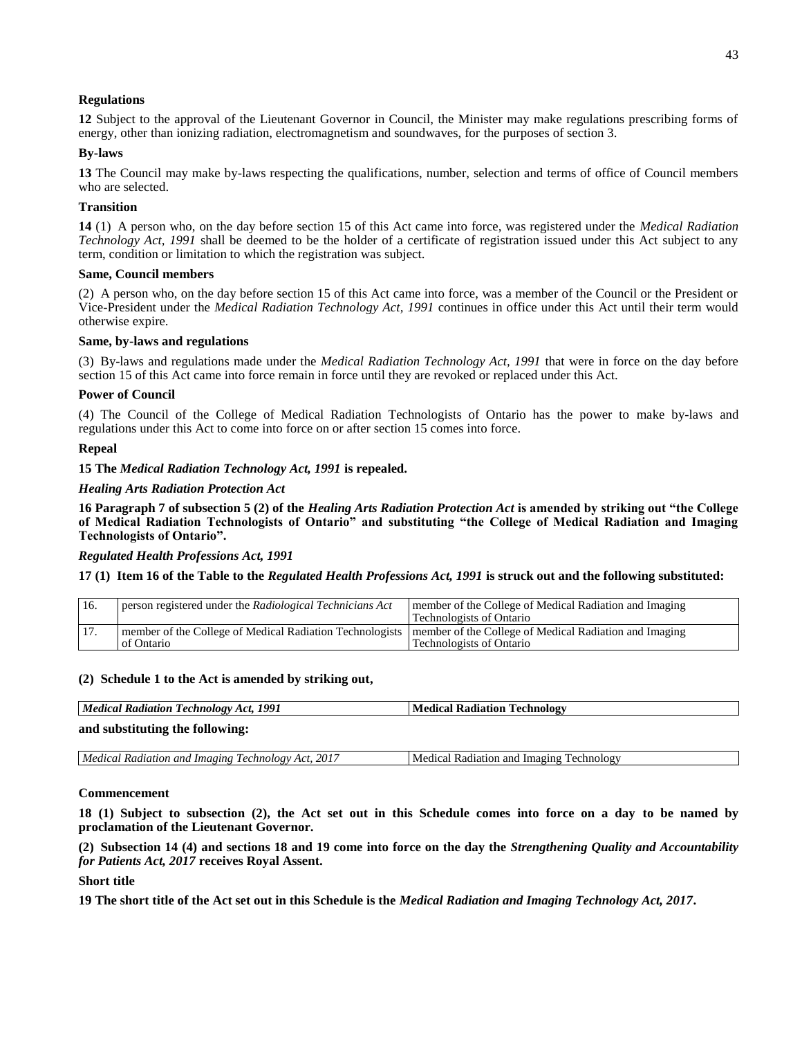**Regulations**

**12** Subject to the approval of the Lieutenant Governor in Council, the Minister may make regulations prescribing forms of energy, other than ionizing radiation, electromagnetism and soundwaves, for the purposes of section 3.

**By-laws**

**13** The Council may make by-laws respecting the qualifications, number, selection and terms of office of Council members who are selected.

**Transition**

**14** (1) A person who, on the day before section 15 of this Act came into force, was registered under the *Medical Radiation Technology Act, 1991* shall be deemed to be the holder of a certificate of registration issued under this Act subject to any term, condition or limitation to which the registration was subject.

**Same, Council members**

(2) A person who, on the day before section 15 of this Act came into force, was a member of the Council or the President or Vice-President under the *Medical Radiation Technology Act, 1991* continues in office under this Act until their term would otherwise expire.

**Same, by-laws and regulations**

(3) By-laws and regulations made under the *Medical Radiation Technology Act, 1991* that were in force on the day before section 15 of this Act came into force remain in force until they are revoked or replaced under this Act.

**Power of Council**

(4) The Council of the College of Medical Radiation Technologists of Ontario has the power to make by-laws and regulations under this Act to come into force on or after section 15 comes into force.

**Repeal**

**15 The *Medical Radiation Technology Act, 1991* is repealed.**

***Healing Arts Radiation Protection Act***

**16 Paragraph 7 of subsection 5 (2) of the *Healing Arts Radiation Protection Act* is amended by striking out "the College of Medical Radiation Technologists of Ontario" and substituting "the College of Medical Radiation and Imaging Technologists of Ontario".**

***Regulated Health Professions Act, 1991***

**17 (1) Item 16 of the Table to the *Regulated Health Professions Act, 1991* is struck out and the following substituted:**

| | | |
|---|---|---|
| 16. | person registered under the *Radiological Technicians Act* | member of the College of Medical Radiation and Imaging Technologists of Ontario |
| 17. | member of the College of Medical Radiation Technologists of Ontario | member of the College of Medical Radiation and Imaging Technologists of Ontario |

**(2) Schedule 1 to the Act is amended by striking out,**

| | |
|---|---|
| ***Medical Radiation Technology Act, 1991*** | **Medical Radiation Technology** |

**and substituting the following:**

| | |
|---|---|
| *Medical Radiation and Imaging Technology Act, 2017* | Medical Radiation and Imaging Technology |

**Commencement**

**18 (1) Subject to subsection (2), the Act set out in this Schedule comes into force on a day to be named by proclamation of the Lieutenant Governor.**

**(2) Subsection 14 (4) and sections 18 and 19 come into force on the day the *Strengthening Quality and Accountability for Patients Act, 2017* receives Royal Assent.**

**Short title**

**19 The short title of the Act set out in this Schedule is the *Medical Radiation and Imaging Technology Act, 2017*.**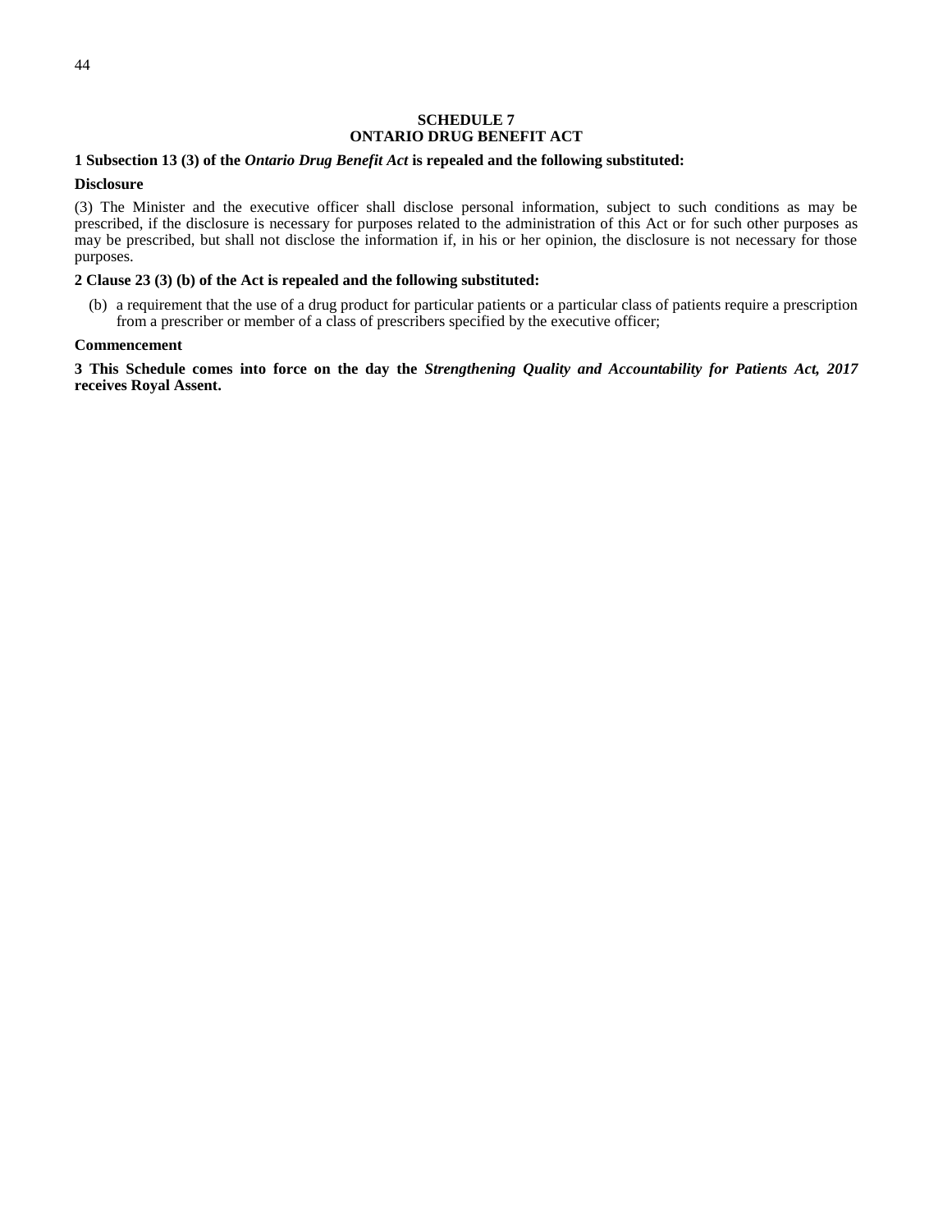## SCHEDULE 7
## ONTARIO DRUG BENEFIT ACT

**1 Subsection 13 (3) of the *Ontario Drug Benefit Act* is repealed and the following substituted:**

**Disclosure**

(3) The Minister and the executive officer shall disclose personal information, subject to such conditions as may be prescribed, if the disclosure is necessary for purposes related to the administration of this Act or for such other purposes as may be prescribed, but shall not disclose the information if, in his or her opinion, the disclosure is not necessary for those purposes.

**2 Clause 23 (3) (b) of the Act is repealed and the following substituted:**

(b) a requirement that the use of a drug product for particular patients or a particular class of patients require a prescription from a prescriber or member of a class of prescribers specified by the executive officer;

**Commencement**

**3 This Schedule comes into force on the day the *Strengthening Quality and Accountability for Patients Act, 2017* receives Royal Assent.**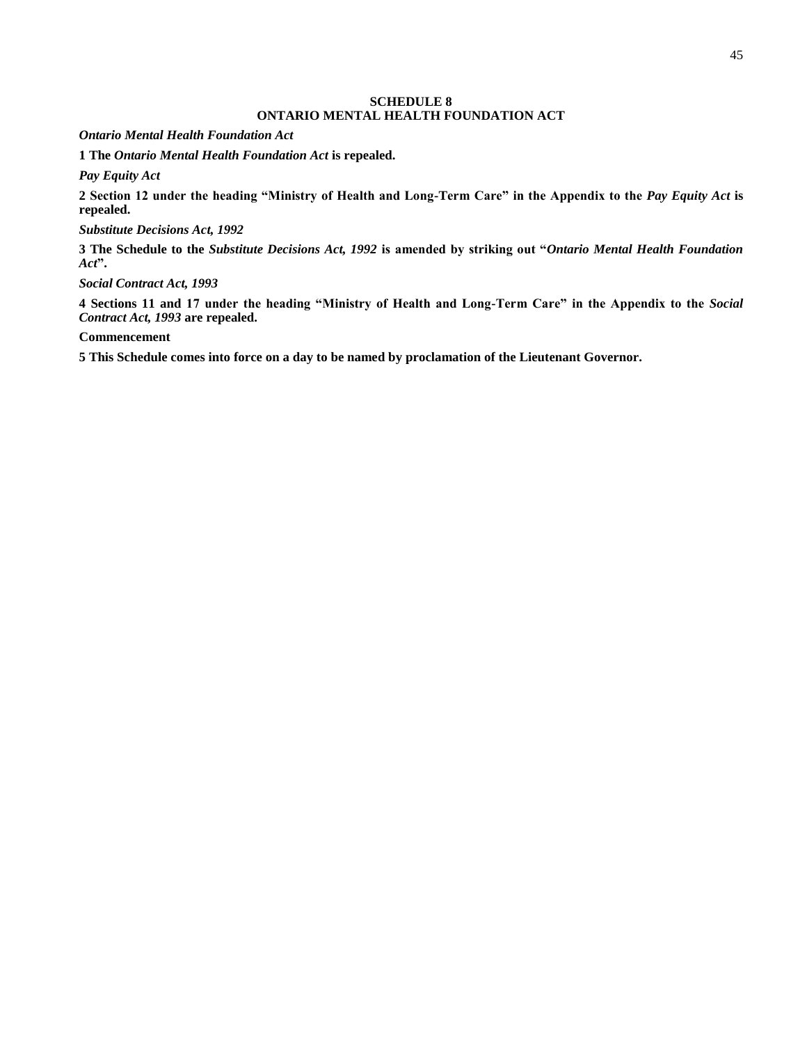## SCHEDULE 8
## ONTARIO MENTAL HEALTH FOUNDATION ACT

***Ontario Mental Health Foundation Act***

**1 The *Ontario Mental Health Foundation Act* is repealed.**

***Pay Equity Act***

**2 Section 12 under the heading "Ministry of Health and Long-Term Care" in the Appendix to the *Pay Equity Act* is repealed.**

***Substitute Decisions Act, 1992***

**3 The Schedule to the *Substitute Decisions Act, 1992* is amended by striking out "*Ontario Mental Health Foundation Act*".**

***Social Contract Act, 1993***

**4 Sections 11 and 17 under the heading "Ministry of Health and Long-Term Care" in the Appendix to the *Social Contract Act, 1993* are repealed.**

**Commencement**

**5 This Schedule comes into force on a day to be named by proclamation of the Lieutenant Governor.**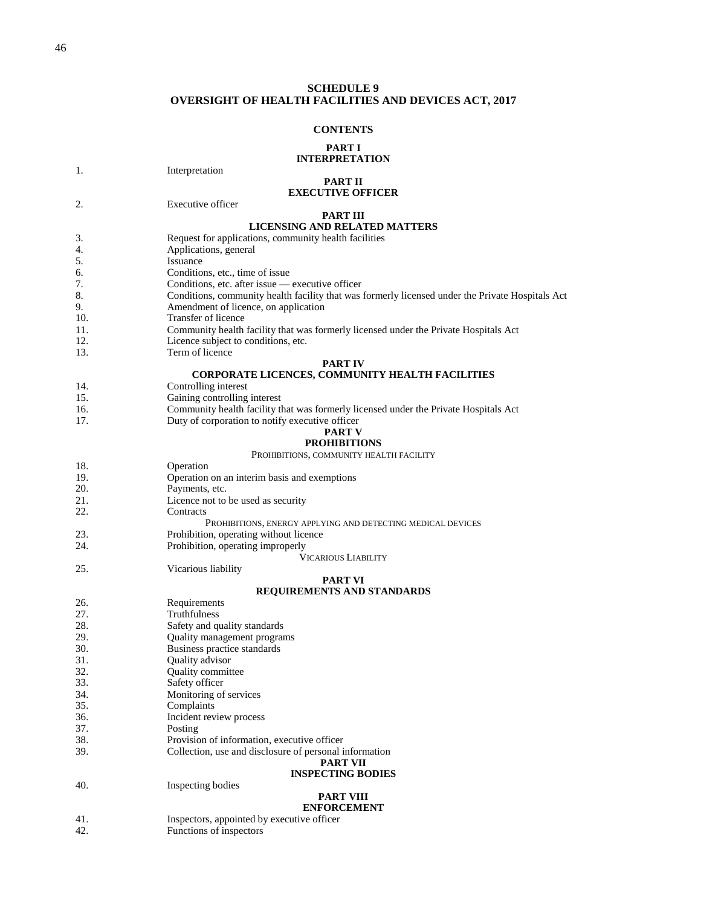# SCHEDULE 9
# OVERSIGHT OF HEALTH FACILITIES AND DEVICES ACT, 2017

## CONTENTS

### PART I
### INTERPRETATION

| | |
|---|---|
| 1. | Interpretation |

### PART II
### EXECUTIVE OFFICER

| | |
|---|---|
| 2. | Executive officer |

### PART III
### LICENSING AND RELATED MATTERS

| | |
|---|---|
| 3. | Request for applications, community health facilities |
| 4. | Applications, general |
| 5. | Issuance |
| 6. | Conditions, etc., time of issue |
| 7. | Conditions, etc. after issue — executive officer |
| 8. | Conditions, community health facility that was formerly licensed under the Private Hospitals Act |
| 9. | Amendment of licence, on application |
| 10. | Transfer of licence |
| 11. | Community health facility that was formerly licensed under the Private Hospitals Act |
| 12. | Licence subject to conditions, etc. |
| 13. | Term of licence |

### PART IV
### CORPORATE LICENCES, COMMUNITY HEALTH FACILITIES

| | |
|---|---|
| 14. | Controlling interest |
| 15. | Gaining controlling interest |
| 16. | Community health facility that was formerly licensed under the Private Hospitals Act |
| 17. | Duty of corporation to notify executive officer |

### PART V
### PROHIBITIONS

PROHIBITIONS, COMMUNITY HEALTH FACILITY

| | |
|---|---|
| 18. | Operation |
| 19. | Operation on an interim basis and exemptions |
| 20. | Payments, etc. |
| 21. | Licence not to be used as security |
| 22. | Contracts |

PROHIBITIONS, ENERGY APPLYING AND DETECTING MEDICAL DEVICES

| | |
|---|---|
| 23. | Prohibition, operating without licence |
| 24. | Prohibition, operating improperly |

VICARIOUS LIABILITY

| | |
|---|---|
| 25. | Vicarious liability |

### PART VI
### REQUIREMENTS AND STANDARDS

| | |
|---|---|
| 26. | Requirements |
| 27. | Truthfulness |
| 28. | Safety and quality standards |
| 29. | Quality management programs |
| 30. | Business practice standards |
| 31. | Quality advisor |
| 32. | Quality committee |
| 33. | Safety officer |
| 34. | Monitoring of services |
| 35. | Complaints |
| 36. | Incident review process |
| 37. | Posting |
| 38. | Provision of information, executive officer |
| 39. | Collection, use and disclosure of personal information |

### PART VII
### INSPECTING BODIES

| | |
|---|---|
| 40. | Inspecting bodies |

### PART VIII
### ENFORCEMENT

| | |
|---|---|
| 41. | Inspectors, appointed by executive officer |
| 42. | Functions of inspectors |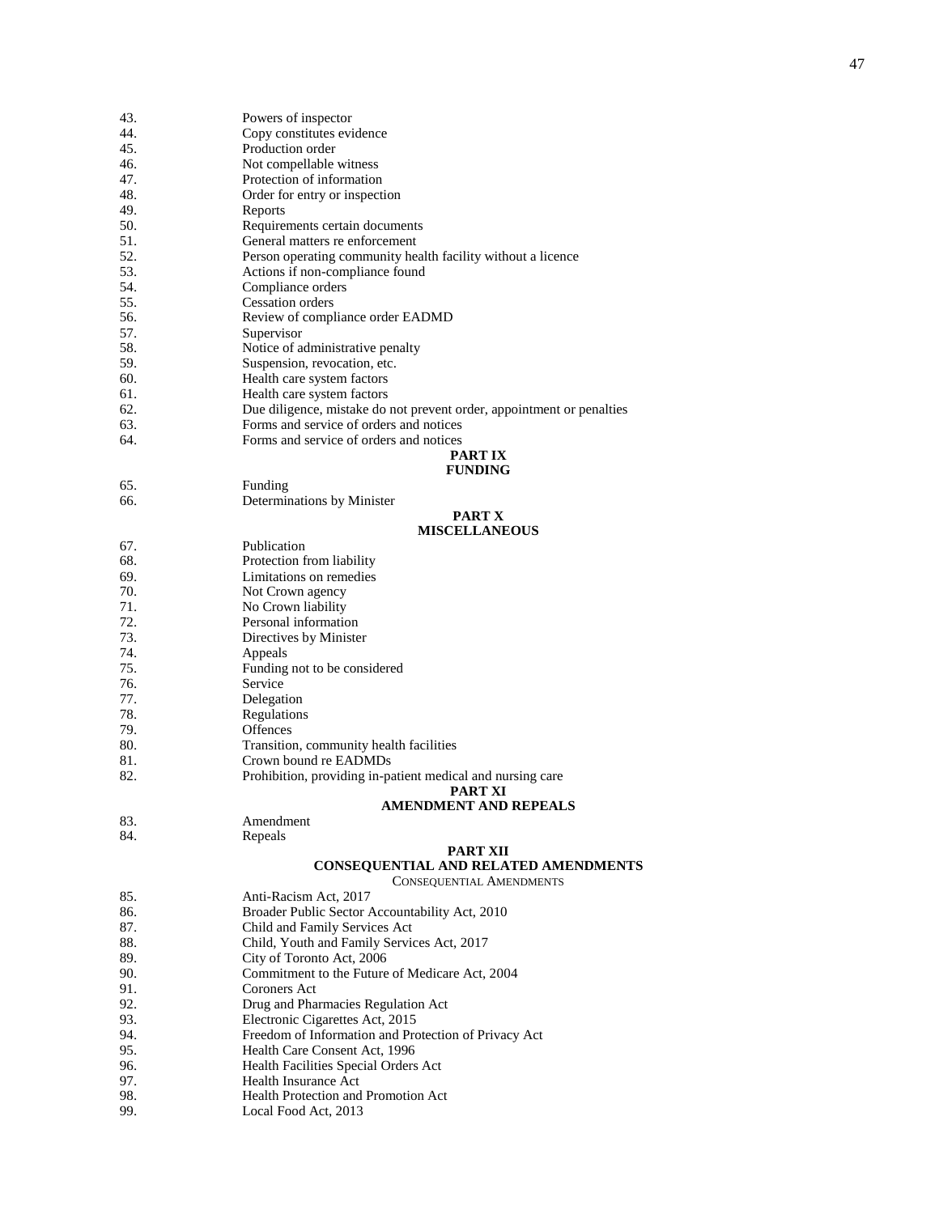| | |
|---|---|
| 43. | Powers of inspector |
| 44. | Copy constitutes evidence |
| 45. | Production order |
| 46. | Not compellable witness |
| 47. | Protection of information |
| 48. | Order for entry or inspection |
| 49. | Reports |
| 50. | Requirements certain documents |
| 51. | General matters re enforcement |
| 52. | Person operating community health facility without a licence |
| 53. | Actions if non-compliance found |
| 54. | Compliance orders |
| 55. | Cessation orders |
| 56. | Review of compliance order EADMD |
| 57. | Supervisor |
| 58. | Notice of administrative penalty |
| 59. | Suspension, revocation, etc. |
| 60. | Health care system factors |
| 61. | Health care system factors |
| 62. | Due diligence, mistake do not prevent order, appointment or penalties |
| 63. | Forms and service of orders and notices |
| 64. | Forms and service of orders and notices |

**PART IX**
**FUNDING**

| | |
|---|---|
| 65. | Funding |
| 66. | Determinations by Minister |

**PART X**
**MISCELLANEOUS**

| | |
|---|---|
| 67. | Publication |
| 68. | Protection from liability |
| 69. | Limitations on remedies |
| 70. | Not Crown agency |
| 71. | No Crown liability |
| 72. | Personal information |
| 73. | Directives by Minister |
| 74. | Appeals |
| 75. | Funding not to be considered |
| 76. | Service |
| 77. | Delegation |
| 78. | Regulations |
| 79. | Offences |
| 80. | Transition, community health facilities |
| 81. | Crown bound re EADMDs |
| 82. | Prohibition, providing in-patient medical and nursing care |

**PART XI**
**AMENDMENT AND REPEALS**

| | |
|---|---|
| 83. | Amendment |
| 84. | Repeals |

**PART XII**
**CONSEQUENTIAL AND RELATED AMENDMENTS**

CONSEQUENTIAL AMENDMENTS

| | |
|---|---|
| 85. | Anti-Racism Act, 2017 |
| 86. | Broader Public Sector Accountability Act, 2010 |
| 87. | Child and Family Services Act |
| 88. | Child, Youth and Family Services Act, 2017 |
| 89. | City of Toronto Act, 2006 |
| 90. | Commitment to the Future of Medicare Act, 2004 |
| 91. | Coroners Act |
| 92. | Drug and Pharmacies Regulation Act |
| 93. | Electronic Cigarettes Act, 2015 |
| 94. | Freedom of Information and Protection of Privacy Act |
| 95. | Health Care Consent Act, 1996 |
| 96. | Health Facilities Special Orders Act |
| 97. | Health Insurance Act |
| 98. | Health Protection and Promotion Act |
| 99. | Local Food Act, 2013 |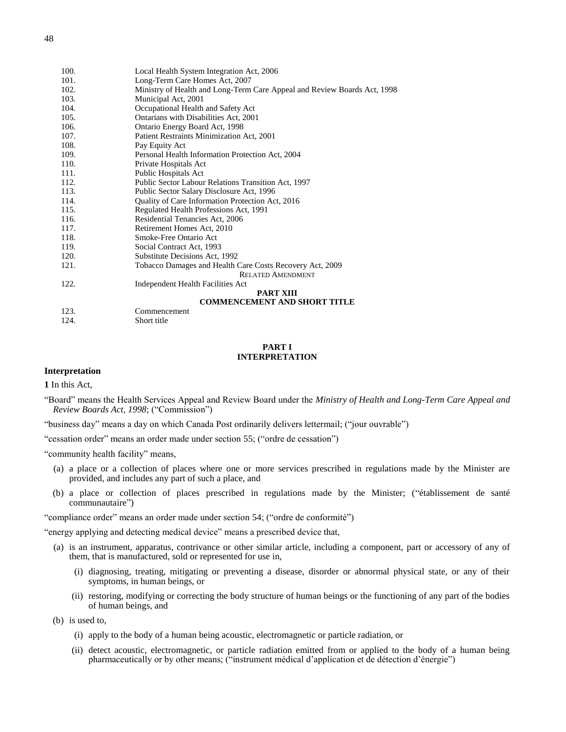| | |
|---|---|
| 100. | Local Health System Integration Act, 2006 |
| 101. | Long-Term Care Homes Act, 2007 |
| 102. | Ministry of Health and Long-Term Care Appeal and Review Boards Act, 1998 |
| 103. | Municipal Act, 2001 |
| 104. | Occupational Health and Safety Act |
| 105. | Ontarians with Disabilities Act, 2001 |
| 106. | Ontario Energy Board Act, 1998 |
| 107. | Patient Restraints Minimization Act, 2001 |
| 108. | Pay Equity Act |
| 109. | Personal Health Information Protection Act, 2004 |
| 110. | Private Hospitals Act |
| 111. | Public Hospitals Act |
| 112. | Public Sector Labour Relations Transition Act, 1997 |
| 113. | Public Sector Salary Disclosure Act, 1996 |
| 114. | Quality of Care Information Protection Act, 2016 |
| 115. | Regulated Health Professions Act, 1991 |
| 116. | Residential Tenancies Act, 2006 |
| 117. | Retirement Homes Act, 2010 |
| 118. | Smoke-Free Ontario Act |
| 119. | Social Contract Act, 1993 |
| 120. | Substitute Decisions Act, 1992 |
| 121. | Tobacco Damages and Health Care Costs Recovery Act, 2009 |
| | RELATED AMENDMENT |
| 122. | Independent Health Facilities Act |
| | **PART XIII** |
| | **COMMENCEMENT AND SHORT TITLE** |
| 123. | Commencement |
| 124. | Short title |

## PART I
## INTERPRETATION

**Interpretation**

**1** In this Act,

"Board" means the Health Services Appeal and Review Board under the *Ministry of Health and Long-Term Care Appeal and Review Boards Act, 1998*; ("Commission")

"business day" means a day on which Canada Post ordinarily delivers lettermail; ("jour ouvrable")

"cessation order" means an order made under section 55; ("ordre de cessation")

"community health facility" means,

(a) a place or a collection of places where one or more services prescribed in regulations made by the Minister are provided, and includes any part of such a place, and

(b) a place or collection of places prescribed in regulations made by the Minister; ("établissement de santé communautaire")

"compliance order" means an order made under section 54; ("ordre de conformité")

"energy applying and detecting medical device" means a prescribed device that,

(a) is an instrument, apparatus, contrivance or other similar article, including a component, part or accessory of any of them, that is manufactured, sold or represented for use in,

  (i) diagnosing, treating, mitigating or preventing a disease, disorder or abnormal physical state, or any of their symptoms, in human beings, or

  (ii) restoring, modifying or correcting the body structure of human beings or the functioning of any part of the bodies of human beings, and

(b) is used to,

  (i) apply to the body of a human being acoustic, electromagnetic or particle radiation, or

  (ii) detect acoustic, electromagnetic, or particle radiation emitted from or applied to the body of a human being pharmaceutically or by other means; ("instrument médical d'application et de détection d'énergie")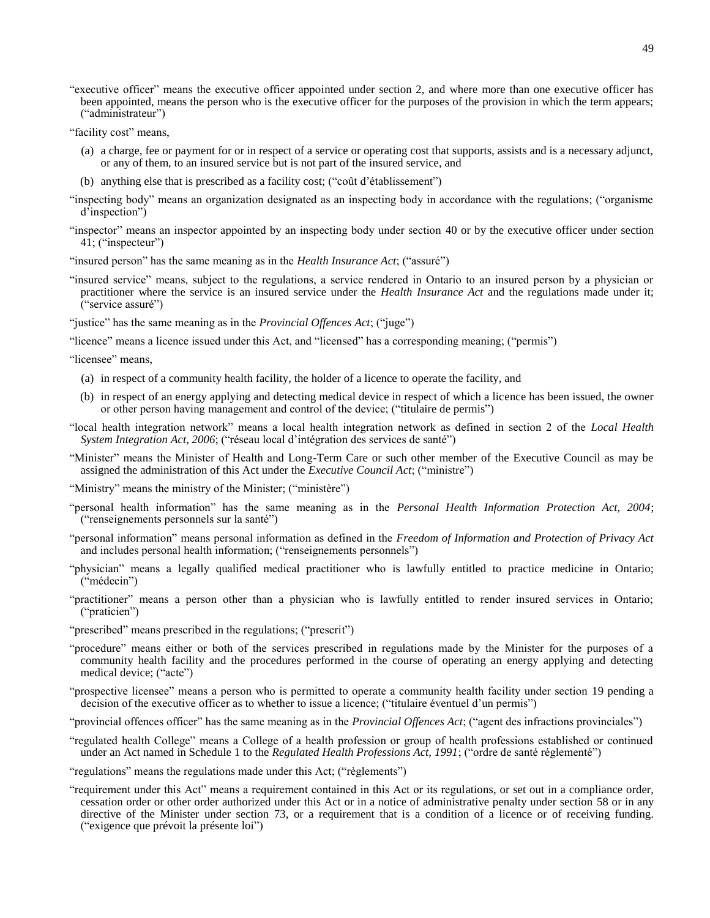"executive officer" means the executive officer appointed under section 2, and where more than one executive officer has been appointed, means the person who is the executive officer for the purposes of the provision in which the term appears; ("administrateur")

"facility cost" means,

(a) a charge, fee or payment for or in respect of a service or operating cost that supports, assists and is a necessary adjunct, or any of them, to an insured service but is not part of the insured service, and

(b) anything else that is prescribed as a facility cost; ("coût d'établissement")

"inspecting body" means an organization designated as an inspecting body in accordance with the regulations; ("organisme d'inspection")

"inspector" means an inspector appointed by an inspecting body under section 40 or by the executive officer under section 41; ("inspecteur")

"insured person" has the same meaning as in the *Health Insurance Act*; ("assuré")

"insured service" means, subject to the regulations, a service rendered in Ontario to an insured person by a physician or practitioner where the service is an insured service under the *Health Insurance Act* and the regulations made under it; ("service assuré")

"justice" has the same meaning as in the *Provincial Offences Act*; ("juge")

"licence" means a licence issued under this Act, and "licensed" has a corresponding meaning; ("permis")

"licensee" means,

(a) in respect of a community health facility, the holder of a licence to operate the facility, and

(b) in respect of an energy applying and detecting medical device in respect of which a licence has been issued, the owner or other person having management and control of the device; ("titulaire de permis")

"local health integration network" means a local health integration network as defined in section 2 of the *Local Health System Integration Act, 2006*; ("réseau local d'intégration des services de santé")

"Minister" means the Minister of Health and Long-Term Care or such other member of the Executive Council as may be assigned the administration of this Act under the *Executive Council Act*; ("ministre")

"Ministry" means the ministry of the Minister; ("ministère")

"personal health information" has the same meaning as in the *Personal Health Information Protection Act, 2004*; ("renseignements personnels sur la santé")

"personal information" means personal information as defined in the *Freedom of Information and Protection of Privacy Act* and includes personal health information; ("renseignements personnels")

"physician" means a legally qualified medical practitioner who is lawfully entitled to practice medicine in Ontario; ("médecin")

"practitioner" means a person other than a physician who is lawfully entitled to render insured services in Ontario; ("praticien")

"prescribed" means prescribed in the regulations; ("prescrit")

"procedure" means either or both of the services prescribed in regulations made by the Minister for the purposes of a community health facility and the procedures performed in the course of operating an energy applying and detecting medical device; ("acte")

"prospective licensee" means a person who is permitted to operate a community health facility under section 19 pending a decision of the executive officer as to whether to issue a licence; ("titulaire éventuel d'un permis")

"provincial offences officer" has the same meaning as in the *Provincial Offences Act*; ("agent des infractions provinciales")

"regulated health College" means a College of a health profession or group of health professions established or continued under an Act named in Schedule 1 to the *Regulated Health Professions Act, 1991*; ("ordre de santé réglementé")

"regulations" means the regulations made under this Act; ("règlements")

"requirement under this Act" means a requirement contained in this Act or its regulations, or set out in a compliance order, cessation order or other order authorized under this Act or in a notice of administrative penalty under section 58 or in any directive of the Minister under section 73, or a requirement that is a condition of a licence or of receiving funding. ("exigence que prévoit la présente loi")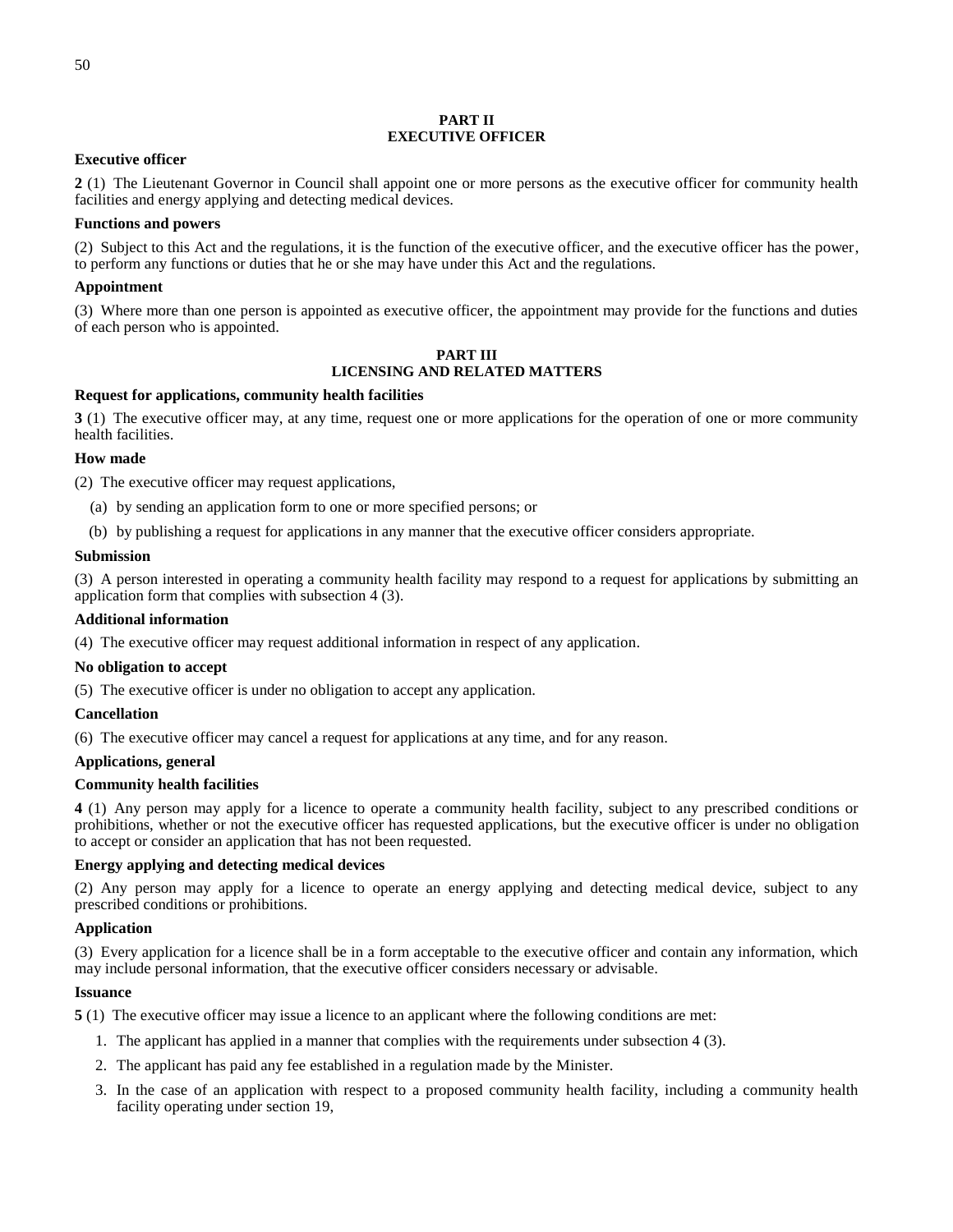## PART II
## EXECUTIVE OFFICER

**Executive officer**

**2** (1) The Lieutenant Governor in Council shall appoint one or more persons as the executive officer for community health facilities and energy applying and detecting medical devices.

**Functions and powers**

(2) Subject to this Act and the regulations, it is the function of the executive officer, and the executive officer has the power, to perform any functions or duties that he or she may have under this Act and the regulations.

**Appointment**

(3) Where more than one person is appointed as executive officer, the appointment may provide for the functions and duties of each person who is appointed.

## PART III
## LICENSING AND RELATED MATTERS

**Request for applications, community health facilities**

**3** (1) The executive officer may, at any time, request one or more applications for the operation of one or more community health facilities.

**How made**

(2) The executive officer may request applications,

(a) by sending an application form to one or more specified persons; or

(b) by publishing a request for applications in any manner that the executive officer considers appropriate.

**Submission**

(3) A person interested in operating a community health facility may respond to a request for applications by submitting an application form that complies with subsection 4 (3).

**Additional information**

(4) The executive officer may request additional information in respect of any application.

**No obligation to accept**

(5) The executive officer is under no obligation to accept any application.

**Cancellation**

(6) The executive officer may cancel a request for applications at any time, and for any reason.

**Applications, general**

**Community health facilities**

**4** (1) Any person may apply for a licence to operate a community health facility, subject to any prescribed conditions or prohibitions, whether or not the executive officer has requested applications, but the executive officer is under no obligation to accept or consider an application that has not been requested.

**Energy applying and detecting medical devices**

(2) Any person may apply for a licence to operate an energy applying and detecting medical device, subject to any prescribed conditions or prohibitions.

**Application**

(3) Every application for a licence shall be in a form acceptable to the executive officer and contain any information, which may include personal information, that the executive officer considers necessary or advisable.

**Issuance**

**5** (1) The executive officer may issue a licence to an applicant where the following conditions are met:

1. The applicant has applied in a manner that complies with the requirements under subsection 4 (3).
2. The applicant has paid any fee established in a regulation made by the Minister.
3. In the case of an application with respect to a proposed community health facility, including a community health facility operating under section 19,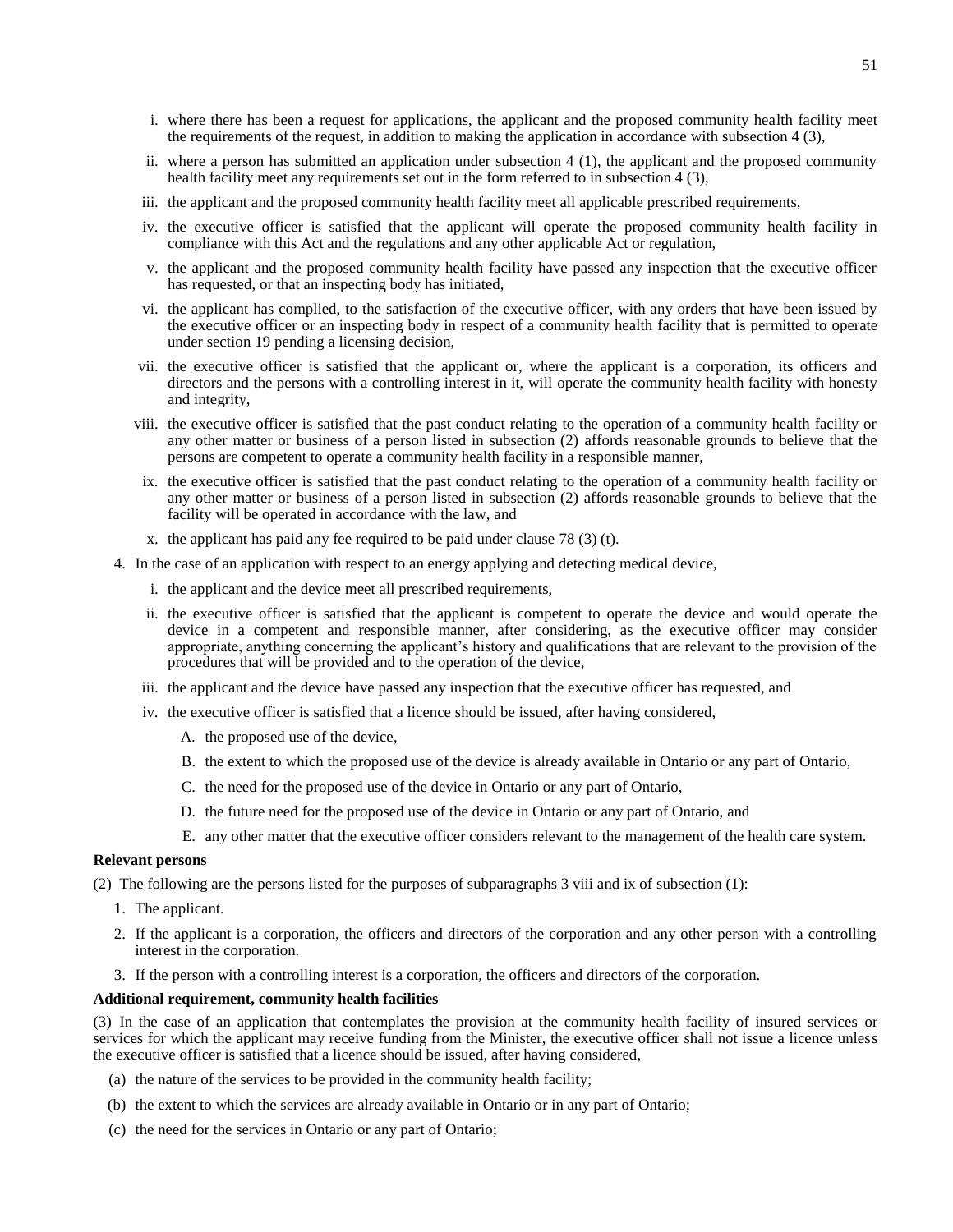i. where there has been a request for applications, the applicant and the proposed community health facility meet the requirements of the request, in addition to making the application in accordance with subsection 4 (3),

ii. where a person has submitted an application under subsection 4 (1), the applicant and the proposed community health facility meet any requirements set out in the form referred to in subsection 4 (3),

iii. the applicant and the proposed community health facility meet all applicable prescribed requirements,

iv. the executive officer is satisfied that the applicant will operate the proposed community health facility in compliance with this Act and the regulations and any other applicable Act or regulation,

v. the applicant and the proposed community health facility have passed any inspection that the executive officer has requested, or that an inspecting body has initiated,

vi. the applicant has complied, to the satisfaction of the executive officer, with any orders that have been issued by the executive officer or an inspecting body in respect of a community health facility that is permitted to operate under section 19 pending a licensing decision,

vii. the executive officer is satisfied that the applicant or, where the applicant is a corporation, its officers and directors and the persons with a controlling interest in it, will operate the community health facility with honesty and integrity,

viii. the executive officer is satisfied that the past conduct relating to the operation of a community health facility or any other matter or business of a person listed in subsection (2) affords reasonable grounds to believe that the persons are competent to operate a community health facility in a responsible manner,

ix. the executive officer is satisfied that the past conduct relating to the operation of a community health facility or any other matter or business of a person listed in subsection (2) affords reasonable grounds to believe that the facility will be operated in accordance with the law, and

x. the applicant has paid any fee required to be paid under clause 78 (3) (t).

4. In the case of an application with respect to an energy applying and detecting medical device,

   i. the applicant and the device meet all prescribed requirements,

   ii. the executive officer is satisfied that the applicant is competent to operate the device and would operate the device in a competent and responsible manner, after considering, as the executive officer may consider appropriate, anything concerning the applicant's history and qualifications that are relevant to the provision of the procedures that will be provided and to the operation of the device,

   iii. the applicant and the device have passed any inspection that the executive officer has requested, and

   iv. the executive officer is satisfied that a licence should be issued, after having considered,

      A. the proposed use of the device,

      B. the extent to which the proposed use of the device is already available in Ontario or any part of Ontario,

      C. the need for the proposed use of the device in Ontario or any part of Ontario,

      D. the future need for the proposed use of the device in Ontario or any part of Ontario, and

      E. any other matter that the executive officer considers relevant to the management of the health care system.

**Relevant persons**

(2) The following are the persons listed for the purposes of subparagraphs 3 viii and ix of subsection (1):

1. The applicant.
2. If the applicant is a corporation, the officers and directors of the corporation and any other person with a controlling interest in the corporation.
3. If the person with a controlling interest is a corporation, the officers and directors of the corporation.

**Additional requirement, community health facilities**

(3) In the case of an application that contemplates the provision at the community health facility of insured services or services for which the applicant may receive funding from the Minister, the executive officer shall not issue a licence unless the executive officer is satisfied that a licence should be issued, after having considered,

(a) the nature of the services to be provided in the community health facility;

(b) the extent to which the services are already available in Ontario or in any part of Ontario;

(c) the need for the services in Ontario or any part of Ontario;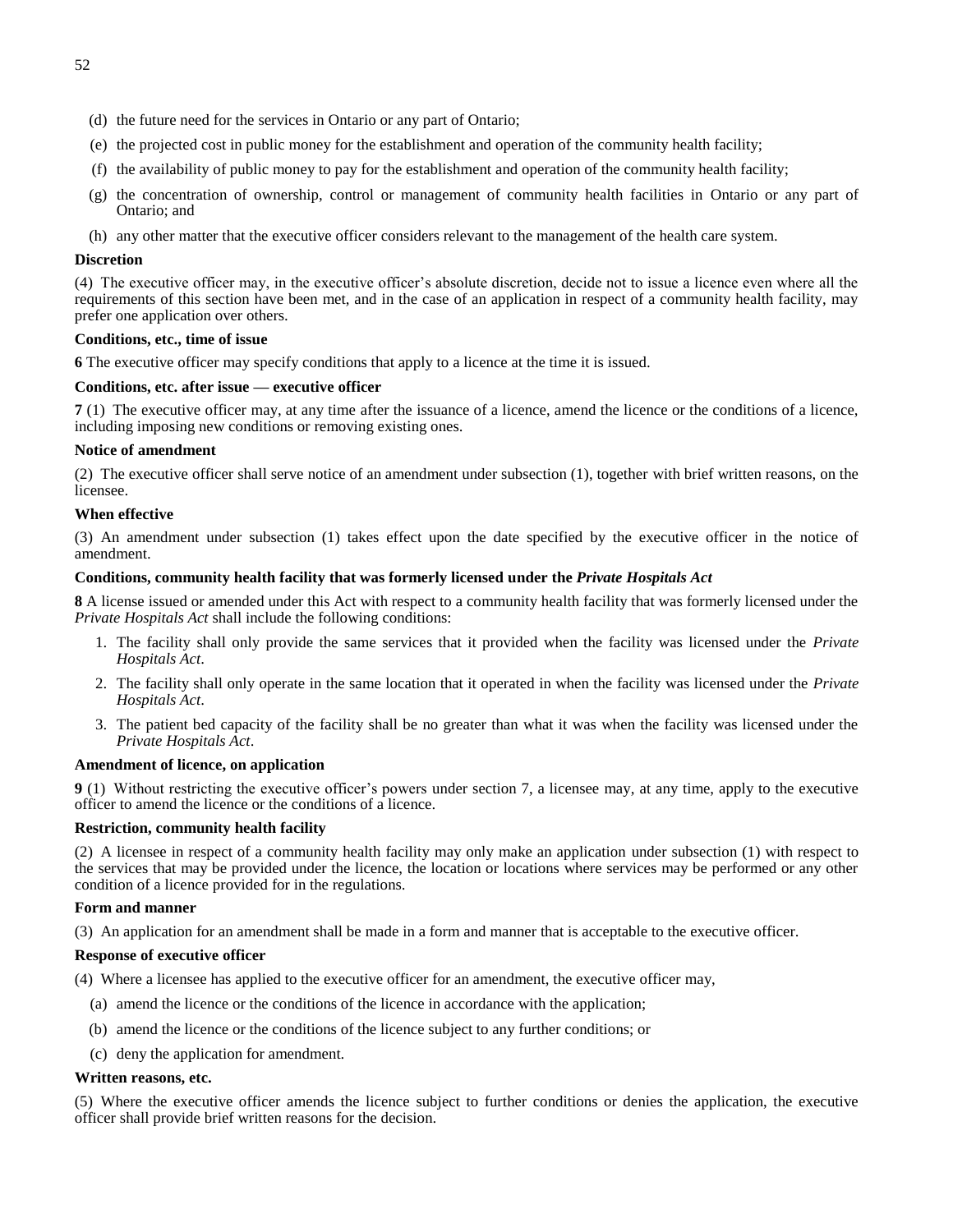(d) the future need for the services in Ontario or any part of Ontario;

(e) the projected cost in public money for the establishment and operation of the community health facility;

(f) the availability of public money to pay for the establishment and operation of the community health facility;

(g) the concentration of ownership, control or management of community health facilities in Ontario or any part of Ontario; and

(h) any other matter that the executive officer considers relevant to the management of the health care system.

**Discretion**

(4) The executive officer may, in the executive officer's absolute discretion, decide not to issue a licence even where all the requirements of this section have been met, and in the case of an application in respect of a community health facility, may prefer one application over others.

**Conditions, etc., time of issue**

**6** The executive officer may specify conditions that apply to a licence at the time it is issued.

**Conditions, etc. after issue — executive officer**

**7** (1) The executive officer may, at any time after the issuance of a licence, amend the licence or the conditions of a licence, including imposing new conditions or removing existing ones.

**Notice of amendment**

(2) The executive officer shall serve notice of an amendment under subsection (1), together with brief written reasons, on the licensee.

**When effective**

(3) An amendment under subsection (1) takes effect upon the date specified by the executive officer in the notice of amendment.

**Conditions, community health facility that was formerly licensed under the *Private Hospitals Act***

**8** A license issued or amended under this Act with respect to a community health facility that was formerly licensed under the *Private Hospitals Act* shall include the following conditions:

1. The facility shall only provide the same services that it provided when the facility was licensed under the *Private Hospitals Act*.
2. The facility shall only operate in the same location that it operated in when the facility was licensed under the *Private Hospitals Act*.
3. The patient bed capacity of the facility shall be no greater than what it was when the facility was licensed under the *Private Hospitals Act*.

**Amendment of licence, on application**

**9** (1) Without restricting the executive officer's powers under section 7, a licensee may, at any time, apply to the executive officer to amend the licence or the conditions of a licence.

**Restriction, community health facility**

(2) A licensee in respect of a community health facility may only make an application under subsection (1) with respect to the services that may be provided under the licence, the location or locations where services may be performed or any other condition of a licence provided for in the regulations.

**Form and manner**

(3) An application for an amendment shall be made in a form and manner that is acceptable to the executive officer.

**Response of executive officer**

(4) Where a licensee has applied to the executive officer for an amendment, the executive officer may,

(a) amend the licence or the conditions of the licence in accordance with the application;

(b) amend the licence or the conditions of the licence subject to any further conditions; or

(c) deny the application for amendment.

**Written reasons, etc.**

(5) Where the executive officer amends the licence subject to further conditions or denies the application, the executive officer shall provide brief written reasons for the decision.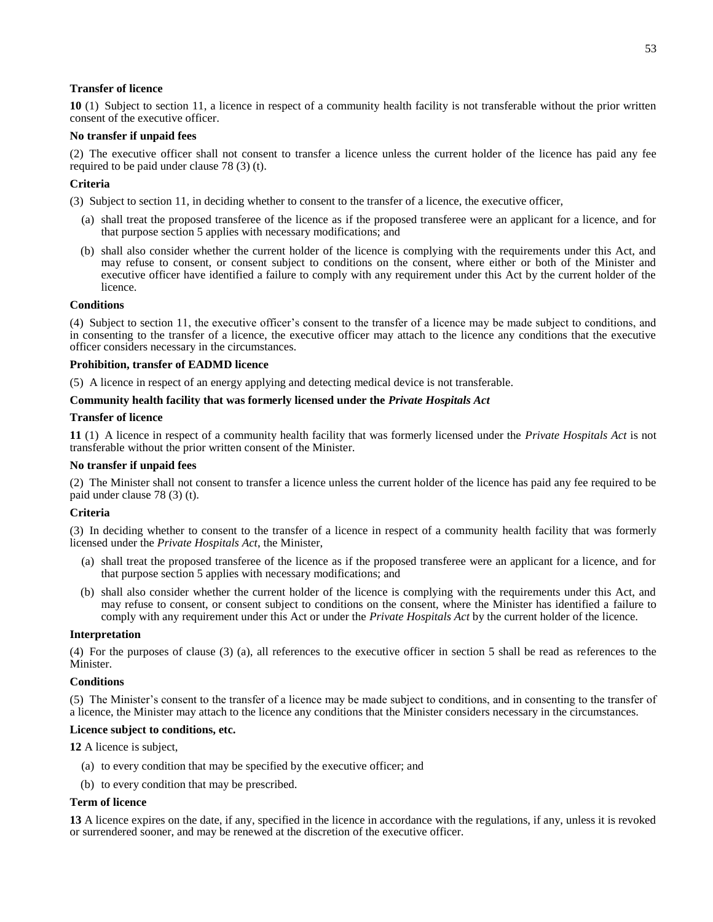**Transfer of licence**

**10** (1) Subject to section 11, a licence in respect of a community health facility is not transferable without the prior written consent of the executive officer.

**No transfer if unpaid fees**

(2) The executive officer shall not consent to transfer a licence unless the current holder of the licence has paid any fee required to be paid under clause 78 (3) (t).

**Criteria**

(3) Subject to section 11, in deciding whether to consent to the transfer of a licence, the executive officer,

(a) shall treat the proposed transferee of the licence as if the proposed transferee were an applicant for a licence, and for that purpose section 5 applies with necessary modifications; and

(b) shall also consider whether the current holder of the licence is complying with the requirements under this Act, and may refuse to consent, or consent subject to conditions on the consent, where either or both of the Minister and executive officer have identified a failure to comply with any requirement under this Act by the current holder of the licence.

**Conditions**

(4) Subject to section 11, the executive officer's consent to the transfer of a licence may be made subject to conditions, and in consenting to the transfer of a licence, the executive officer may attach to the licence any conditions that the executive officer considers necessary in the circumstances.

**Prohibition, transfer of EADMD licence**

(5) A licence in respect of an energy applying and detecting medical device is not transferable.

**Community health facility that was formerly licensed under the *Private Hospitals Act***

**Transfer of licence**

**11** (1) A licence in respect of a community health facility that was formerly licensed under the *Private Hospitals Act* is not transferable without the prior written consent of the Minister.

**No transfer if unpaid fees**

(2) The Minister shall not consent to transfer a licence unless the current holder of the licence has paid any fee required to be paid under clause 78 (3) (t).

**Criteria**

(3) In deciding whether to consent to the transfer of a licence in respect of a community health facility that was formerly licensed under the *Private Hospitals Act*, the Minister,

(a) shall treat the proposed transferee of the licence as if the proposed transferee were an applicant for a licence, and for that purpose section 5 applies with necessary modifications; and

(b) shall also consider whether the current holder of the licence is complying with the requirements under this Act, and may refuse to consent, or consent subject to conditions on the consent, where the Minister has identified a failure to comply with any requirement under this Act or under the *Private Hospitals Act* by the current holder of the licence.

**Interpretation**

(4) For the purposes of clause (3) (a), all references to the executive officer in section 5 shall be read as references to the Minister.

**Conditions**

(5) The Minister's consent to the transfer of a licence may be made subject to conditions, and in consenting to the transfer of a licence, the Minister may attach to the licence any conditions that the Minister considers necessary in the circumstances.

**Licence subject to conditions, etc.**

**12** A licence is subject,

(a) to every condition that may be specified by the executive officer; and

(b) to every condition that may be prescribed.

**Term of licence**

**13** A licence expires on the date, if any, specified in the licence in accordance with the regulations, if any, unless it is revoked or surrendered sooner, and may be renewed at the discretion of the executive officer.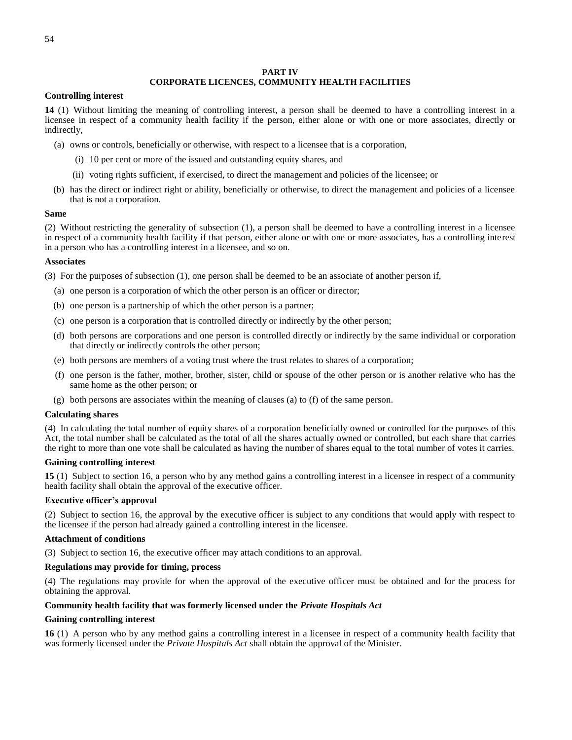## PART IV
## CORPORATE LICENCES, COMMUNITY HEALTH FACILITIES

**Controlling interest**

**14** (1) Without limiting the meaning of controlling interest, a person shall be deemed to have a controlling interest in a licensee in respect of a community health facility if the person, either alone or with one or more associates, directly or indirectly,

(a) owns or controls, beneficially or otherwise, with respect to a licensee that is a corporation,

  (i) 10 per cent or more of the issued and outstanding equity shares, and

  (ii) voting rights sufficient, if exercised, to direct the management and policies of the licensee; or

(b) has the direct or indirect right or ability, beneficially or otherwise, to direct the management and policies of a licensee that is not a corporation.

**Same**

(2) Without restricting the generality of subsection (1), a person shall be deemed to have a controlling interest in a licensee in respect of a community health facility if that person, either alone or with one or more associates, has a controlling interest in a person who has a controlling interest in a licensee, and so on.

**Associates**

(3) For the purposes of subsection (1), one person shall be deemed to be an associate of another person if,

(a) one person is a corporation of which the other person is an officer or director;

(b) one person is a partnership of which the other person is a partner;

(c) one person is a corporation that is controlled directly or indirectly by the other person;

(d) both persons are corporations and one person is controlled directly or indirectly by the same individual or corporation that directly or indirectly controls the other person;

(e) both persons are members of a voting trust where the trust relates to shares of a corporation;

(f) one person is the father, mother, brother, sister, child or spouse of the other person or is another relative who has the same home as the other person; or

(g) both persons are associates within the meaning of clauses (a) to (f) of the same person.

**Calculating shares**

(4) In calculating the total number of equity shares of a corporation beneficially owned or controlled for the purposes of this Act, the total number shall be calculated as the total of all the shares actually owned or controlled, but each share that carries the right to more than one vote shall be calculated as having the number of shares equal to the total number of votes it carries.

**Gaining controlling interest**

**15** (1) Subject to section 16, a person who by any method gains a controlling interest in a licensee in respect of a community health facility shall obtain the approval of the executive officer.

**Executive officer's approval**

(2) Subject to section 16, the approval by the executive officer is subject to any conditions that would apply with respect to the licensee if the person had already gained a controlling interest in the licensee.

**Attachment of conditions**

(3) Subject to section 16, the executive officer may attach conditions to an approval.

**Regulations may provide for timing, process**

(4) The regulations may provide for when the approval of the executive officer must be obtained and for the process for obtaining the approval.

**Community health facility that was formerly licensed under the *Private Hospitals Act***

**Gaining controlling interest**

**16** (1) A person who by any method gains a controlling interest in a licensee in respect of a community health facility that was formerly licensed under the *Private Hospitals Act* shall obtain the approval of the Minister.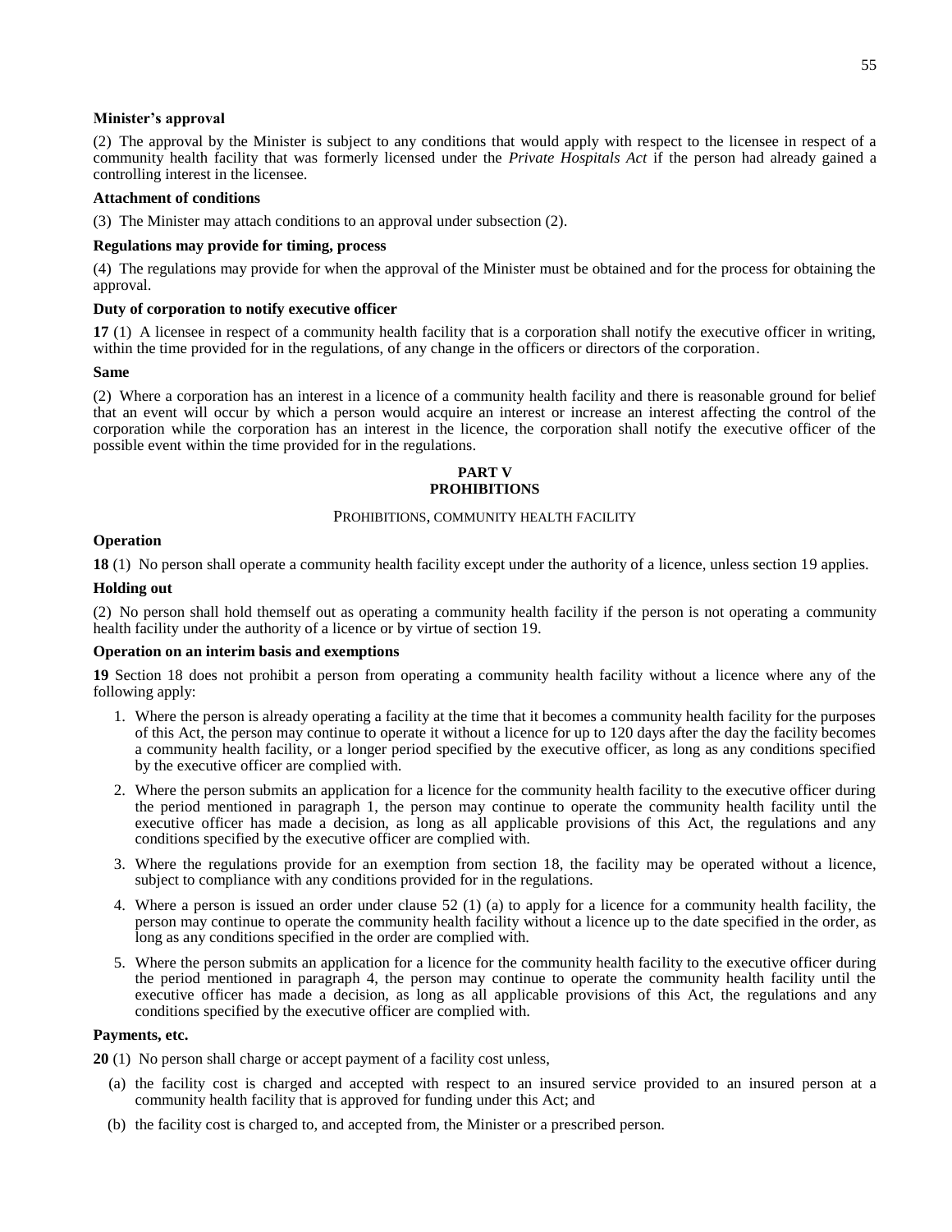**Minister's approval**

(2) The approval by the Minister is subject to any conditions that would apply with respect to the licensee in respect of a community health facility that was formerly licensed under the *Private Hospitals Act* if the person had already gained a controlling interest in the licensee.

**Attachment of conditions**

(3) The Minister may attach conditions to an approval under subsection (2).

**Regulations may provide for timing, process**

(4) The regulations may provide for when the approval of the Minister must be obtained and for the process for obtaining the approval.

**Duty of corporation to notify executive officer**

**17** (1) A licensee in respect of a community health facility that is a corporation shall notify the executive officer in writing, within the time provided for in the regulations, of any change in the officers or directors of the corporation.

**Same**

(2) Where a corporation has an interest in a licence of a community health facility and there is reasonable ground for belief that an event will occur by which a person would acquire an interest or increase an interest affecting the control of the corporation while the corporation has an interest in the licence, the corporation shall notify the executive officer of the possible event within the time provided for in the regulations.

## PART V
## PROHIBITIONS

PROHIBITIONS, COMMUNITY HEALTH FACILITY

**Operation**

**18** (1) No person shall operate a community health facility except under the authority of a licence, unless section 19 applies.

**Holding out**

(2) No person shall hold themself out as operating a community health facility if the person is not operating a community health facility under the authority of a licence or by virtue of section 19.

**Operation on an interim basis and exemptions**

**19** Section 18 does not prohibit a person from operating a community health facility without a licence where any of the following apply:

1. Where the person is already operating a facility at the time that it becomes a community health facility for the purposes of this Act, the person may continue to operate it without a licence for up to 120 days after the day the facility becomes a community health facility, or a longer period specified by the executive officer, as long as any conditions specified by the executive officer are complied with.

2. Where the person submits an application for a licence for the community health facility to the executive officer during the period mentioned in paragraph 1, the person may continue to operate the community health facility until the executive officer has made a decision, as long as all applicable provisions of this Act, the regulations and any conditions specified by the executive officer are complied with.

3. Where the regulations provide for an exemption from section 18, the facility may be operated without a licence, subject to compliance with any conditions provided for in the regulations.

4. Where a person is issued an order under clause 52 (1) (a) to apply for a licence for a community health facility, the person may continue to operate the community health facility without a licence up to the date specified in the order, as long as any conditions specified in the order are complied with.

5. Where the person submits an application for a licence for the community health facility to the executive officer during the period mentioned in paragraph 4, the person may continue to operate the community health facility until the executive officer has made a decision, as long as all applicable provisions of this Act, the regulations and any conditions specified by the executive officer are complied with.

**Payments, etc.**

**20** (1) No person shall charge or accept payment of a facility cost unless,

(a) the facility cost is charged and accepted with respect to an insured service provided to an insured person at a community health facility that is approved for funding under this Act; and

(b) the facility cost is charged to, and accepted from, the Minister or a prescribed person.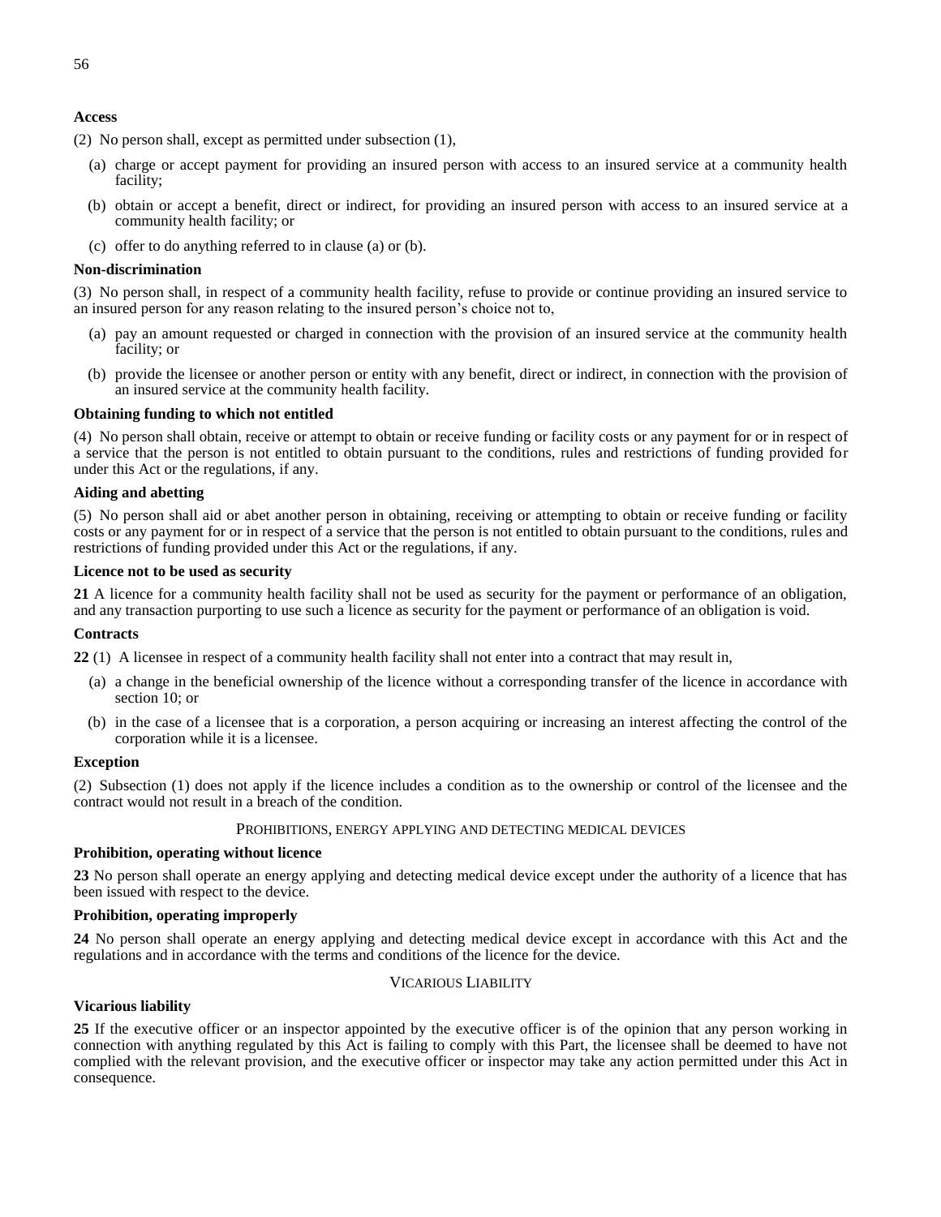**Access**

(2) No person shall, except as permitted under subsection (1),

(a) charge or accept payment for providing an insured person with access to an insured service at a community health facility;

(b) obtain or accept a benefit, direct or indirect, for providing an insured person with access to an insured service at a community health facility; or

(c) offer to do anything referred to in clause (a) or (b).

**Non-discrimination**

(3) No person shall, in respect of a community health facility, refuse to provide or continue providing an insured service to an insured person for any reason relating to the insured person's choice not to,

(a) pay an amount requested or charged in connection with the provision of an insured service at the community health facility; or

(b) provide the licensee or another person or entity with any benefit, direct or indirect, in connection with the provision of an insured service at the community health facility.

**Obtaining funding to which not entitled**

(4) No person shall obtain, receive or attempt to obtain or receive funding or facility costs or any payment for or in respect of a service that the person is not entitled to obtain pursuant to the conditions, rules and restrictions of funding provided for under this Act or the regulations, if any.

**Aiding and abetting**

(5) No person shall aid or abet another person in obtaining, receiving or attempting to obtain or receive funding or facility costs or any payment for or in respect of a service that the person is not entitled to obtain pursuant to the conditions, rules and restrictions of funding provided under this Act or the regulations, if any.

**Licence not to be used as security**

**21** A licence for a community health facility shall not be used as security for the payment or performance of an obligation, and any transaction purporting to use such a licence as security for the payment or performance of an obligation is void.

**Contracts**

**22** (1) A licensee in respect of a community health facility shall not enter into a contract that may result in,

(a) a change in the beneficial ownership of the licence without a corresponding transfer of the licence in accordance with section 10; or

(b) in the case of a licensee that is a corporation, a person acquiring or increasing an interest affecting the control of the corporation while it is a licensee.

**Exception**

(2) Subsection (1) does not apply if the licence includes a condition as to the ownership or control of the licensee and the contract would not result in a breach of the condition.

PROHIBITIONS, ENERGY APPLYING AND DETECTING MEDICAL DEVICES

**Prohibition, operating without licence**

**23** No person shall operate an energy applying and detecting medical device except under the authority of a licence that has been issued with respect to the device.

**Prohibition, operating improperly**

**24** No person shall operate an energy applying and detecting medical device except in accordance with this Act and the regulations and in accordance with the terms and conditions of the licence for the device.

VICARIOUS LIABILITY

**Vicarious liability**

**25** If the executive officer or an inspector appointed by the executive officer is of the opinion that any person working in connection with anything regulated by this Act is failing to comply with this Part, the licensee shall be deemed to have not complied with the relevant provision, and the executive officer or inspector may take any action permitted under this Act in consequence.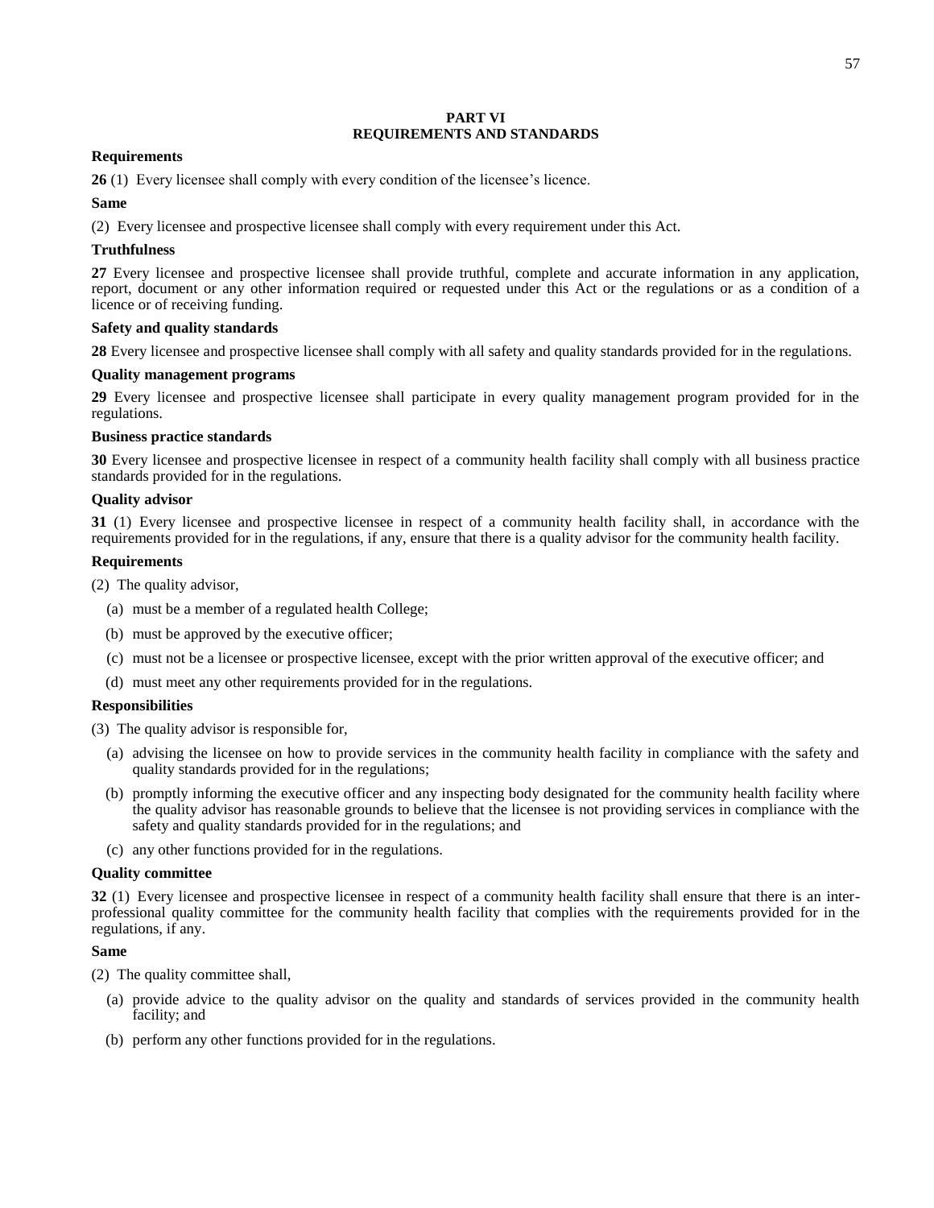## PART VI
## REQUIREMENTS AND STANDARDS

**Requirements**

**26** (1) Every licensee shall comply with every condition of the licensee's licence.

**Same**

(2) Every licensee and prospective licensee shall comply with every requirement under this Act.

**Truthfulness**

**27** Every licensee and prospective licensee shall provide truthful, complete and accurate information in any application, report, document or any other information required or requested under this Act or the regulations or as a condition of a licence or of receiving funding.

**Safety and quality standards**

**28** Every licensee and prospective licensee shall comply with all safety and quality standards provided for in the regulations.

**Quality management programs**

**29** Every licensee and prospective licensee shall participate in every quality management program provided for in the regulations.

**Business practice standards**

**30** Every licensee and prospective licensee in respect of a community health facility shall comply with all business practice standards provided for in the regulations.

**Quality advisor**

**31** (1) Every licensee and prospective licensee in respect of a community health facility shall, in accordance with the requirements provided for in the regulations, if any, ensure that there is a quality advisor for the community health facility.

**Requirements**

(2) The quality advisor,

- (a) must be a member of a regulated health College;
- (b) must be approved by the executive officer;
- (c) must not be a licensee or prospective licensee, except with the prior written approval of the executive officer; and
- (d) must meet any other requirements provided for in the regulations.

**Responsibilities**

(3) The quality advisor is responsible for,

- (a) advising the licensee on how to provide services in the community health facility in compliance with the safety and quality standards provided for in the regulations;
- (b) promptly informing the executive officer and any inspecting body designated for the community health facility where the quality advisor has reasonable grounds to believe that the licensee is not providing services in compliance with the safety and quality standards provided for in the regulations; and
- (c) any other functions provided for in the regulations.

**Quality committee**

**32** (1) Every licensee and prospective licensee in respect of a community health facility shall ensure that there is an inter-professional quality committee for the community health facility that complies with the requirements provided for in the regulations, if any.

**Same**

(2) The quality committee shall,

- (a) provide advice to the quality advisor on the quality and standards of services provided in the community health facility; and
- (b) perform any other functions provided for in the regulations.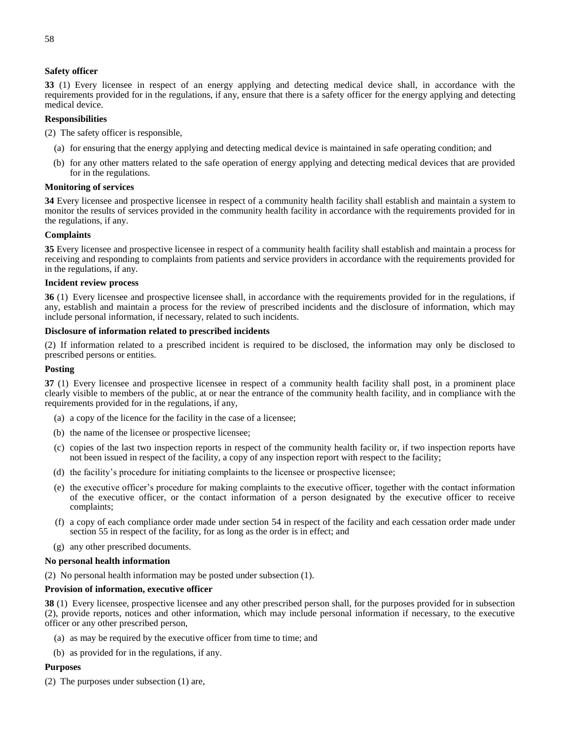**Safety officer**

**33** (1) Every licensee in respect of an energy applying and detecting medical device shall, in accordance with the requirements provided for in the regulations, if any, ensure that there is a safety officer for the energy applying and detecting medical device.

**Responsibilities**

(2) The safety officer is responsible,

- (a) for ensuring that the energy applying and detecting medical device is maintained in safe operating condition; and
- (b) for any other matters related to the safe operation of energy applying and detecting medical devices that are provided for in the regulations.

**Monitoring of services**

**34** Every licensee and prospective licensee in respect of a community health facility shall establish and maintain a system to monitor the results of services provided in the community health facility in accordance with the requirements provided for in the regulations, if any.

**Complaints**

**35** Every licensee and prospective licensee in respect of a community health facility shall establish and maintain a process for receiving and responding to complaints from patients and service providers in accordance with the requirements provided for in the regulations, if any.

**Incident review process**

**36** (1) Every licensee and prospective licensee shall, in accordance with the requirements provided for in the regulations, if any, establish and maintain a process for the review of prescribed incidents and the disclosure of information, which may include personal information, if necessary, related to such incidents.

**Disclosure of information related to prescribed incidents**

(2) If information related to a prescribed incident is required to be disclosed, the information may only be disclosed to prescribed persons or entities.

**Posting**

**37** (1) Every licensee and prospective licensee in respect of a community health facility shall post, in a prominent place clearly visible to members of the public, at or near the entrance of the community health facility, and in compliance with the requirements provided for in the regulations, if any,

- (a) a copy of the licence for the facility in the case of a licensee;
- (b) the name of the licensee or prospective licensee;
- (c) copies of the last two inspection reports in respect of the community health facility or, if two inspection reports have not been issued in respect of the facility, a copy of any inspection report with respect to the facility;
- (d) the facility's procedure for initiating complaints to the licensee or prospective licensee;
- (e) the executive officer's procedure for making complaints to the executive officer, together with the contact information of the executive officer, or the contact information of a person designated by the executive officer to receive complaints;
- (f) a copy of each compliance order made under section 54 in respect of the facility and each cessation order made under section 55 in respect of the facility, for as long as the order is in effect; and
- (g) any other prescribed documents.

**No personal health information**

(2) No personal health information may be posted under subsection (1).

**Provision of information, executive officer**

**38** (1) Every licensee, prospective licensee and any other prescribed person shall, for the purposes provided for in subsection (2), provide reports, notices and other information, which may include personal information if necessary, to the executive officer or any other prescribed person,

- (a) as may be required by the executive officer from time to time; and
- (b) as provided for in the regulations, if any.

**Purposes**

(2) The purposes under subsection (1) are,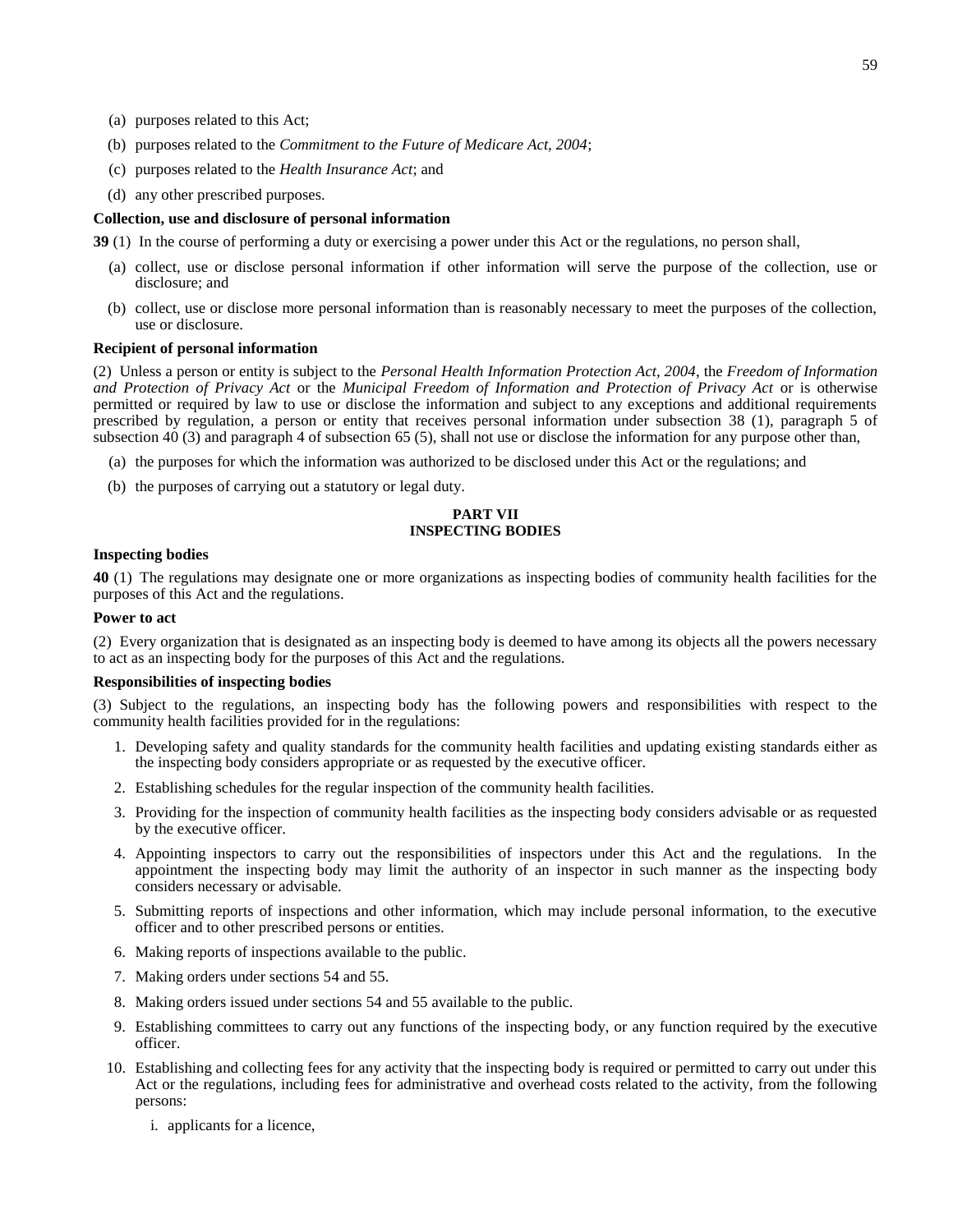(a) purposes related to this Act;

(b) purposes related to the *Commitment to the Future of Medicare Act, 2004*;

(c) purposes related to the *Health Insurance Act*; and

(d) any other prescribed purposes.

**Collection, use and disclosure of personal information**

**39** (1) In the course of performing a duty or exercising a power under this Act or the regulations, no person shall,

(a) collect, use or disclose personal information if other information will serve the purpose of the collection, use or disclosure; and

(b) collect, use or disclose more personal information than is reasonably necessary to meet the purposes of the collection, use or disclosure.

**Recipient of personal information**

(2) Unless a person or entity is subject to the *Personal Health Information Protection Act, 2004*, the *Freedom of Information and Protection of Privacy Act* or the *Municipal Freedom of Information and Protection of Privacy Act* or is otherwise permitted or required by law to use or disclose the information and subject to any exceptions and additional requirements prescribed by regulation, a person or entity that receives personal information under subsection 38 (1), paragraph 5 of subsection 40 (3) and paragraph 4 of subsection 65 (5), shall not use or disclose the information for any purpose other than,

(a) the purposes for which the information was authorized to be disclosed under this Act or the regulations; and

(b) the purposes of carrying out a statutory or legal duty.

## PART VII
## INSPECTING BODIES

**Inspecting bodies**

**40** (1) The regulations may designate one or more organizations as inspecting bodies of community health facilities for the purposes of this Act and the regulations.

**Power to act**

(2) Every organization that is designated as an inspecting body is deemed to have among its objects all the powers necessary to act as an inspecting body for the purposes of this Act and the regulations.

**Responsibilities of inspecting bodies**

(3) Subject to the regulations, an inspecting body has the following powers and responsibilities with respect to the community health facilities provided for in the regulations:

1. Developing safety and quality standards for the community health facilities and updating existing standards either as the inspecting body considers appropriate or as requested by the executive officer.
2. Establishing schedules for the regular inspection of the community health facilities.
3. Providing for the inspection of community health facilities as the inspecting body considers advisable or as requested by the executive officer.
4. Appointing inspectors to carry out the responsibilities of inspectors under this Act and the regulations. In the appointment the inspecting body may limit the authority of an inspector in such manner as the inspecting body considers necessary or advisable.
5. Submitting reports of inspections and other information, which may include personal information, to the executive officer and to other prescribed persons or entities.
6. Making reports of inspections available to the public.
7. Making orders under sections 54 and 55.
8. Making orders issued under sections 54 and 55 available to the public.
9. Establishing committees to carry out any functions of the inspecting body, or any function required by the executive officer.
10. Establishing and collecting fees for any activity that the inspecting body is required or permitted to carry out under this Act or the regulations, including fees for administrative and overhead costs related to the activity, from the following persons:

    i. applicants for a licence,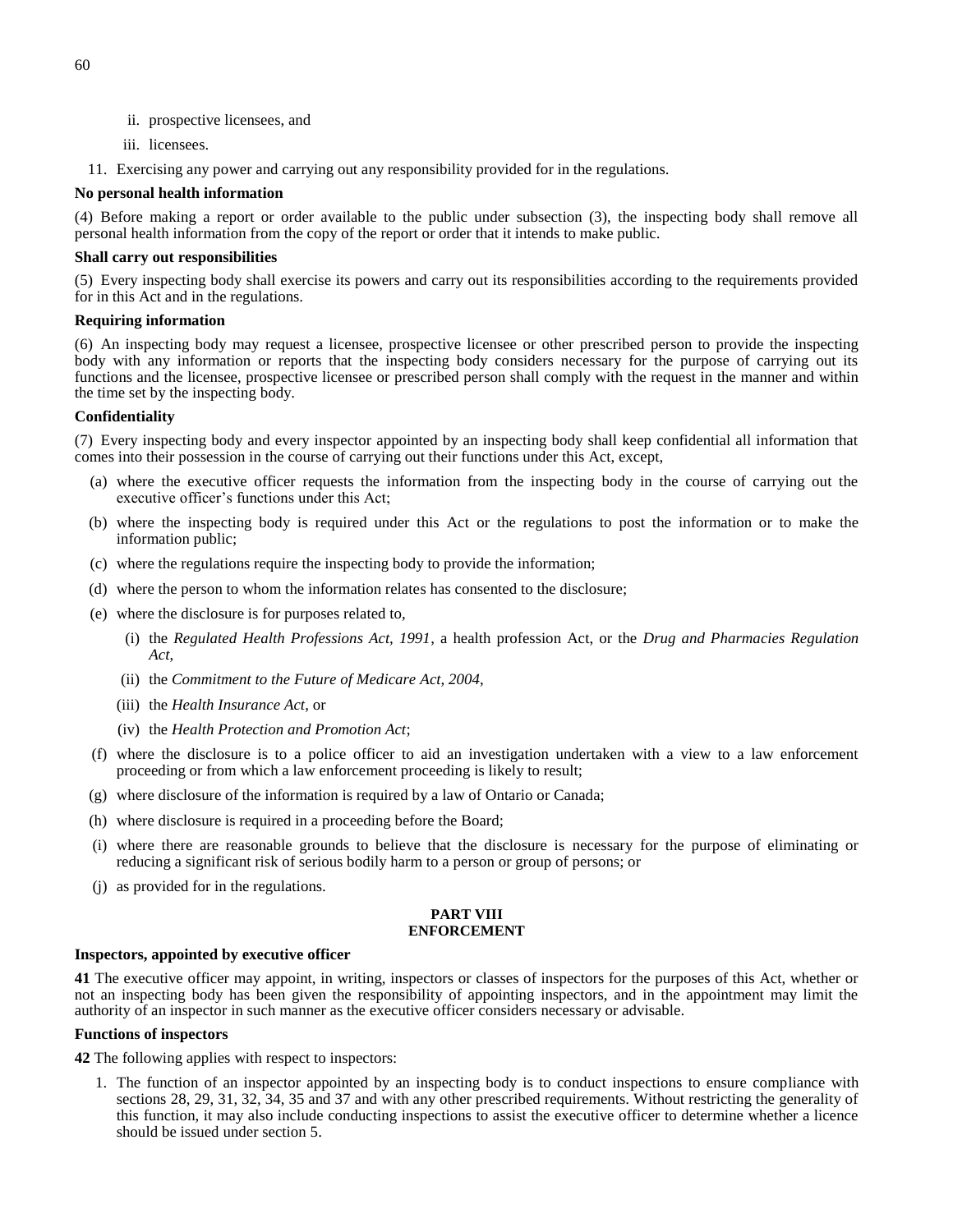ii. prospective licensees, and

iii. licensees.

11. Exercising any power and carrying out any responsibility provided for in the regulations.

**No personal health information**

(4) Before making a report or order available to the public under subsection (3), the inspecting body shall remove all personal health information from the copy of the report or order that it intends to make public.

**Shall carry out responsibilities**

(5) Every inspecting body shall exercise its powers and carry out its responsibilities according to the requirements provided for in this Act and in the regulations.

**Requiring information**

(6) An inspecting body may request a licensee, prospective licensee or other prescribed person to provide the inspecting body with any information or reports that the inspecting body considers necessary for the purpose of carrying out its functions and the licensee, prospective licensee or prescribed person shall comply with the request in the manner and within the time set by the inspecting body.

**Confidentiality**

(7) Every inspecting body and every inspector appointed by an inspecting body shall keep confidential all information that comes into their possession in the course of carrying out their functions under this Act, except,

(a) where the executive officer requests the information from the inspecting body in the course of carrying out the executive officer's functions under this Act;

(b) where the inspecting body is required under this Act or the regulations to post the information or to make the information public;

(c) where the regulations require the inspecting body to provide the information;

(d) where the person to whom the information relates has consented to the disclosure;

(e) where the disclosure is for purposes related to,

(i) the *Regulated Health Professions Act, 1991*, a health profession Act, or the *Drug and Pharmacies Regulation Act*,

(ii) the *Commitment to the Future of Medicare Act, 2004*,

(iii) the *Health Insurance Act*, or

(iv) the *Health Protection and Promotion Act*;

(f) where the disclosure is to a police officer to aid an investigation undertaken with a view to a law enforcement proceeding or from which a law enforcement proceeding is likely to result;

(g) where disclosure of the information is required by a law of Ontario or Canada;

(h) where disclosure is required in a proceeding before the Board;

(i) where there are reasonable grounds to believe that the disclosure is necessary for the purpose of eliminating or reducing a significant risk of serious bodily harm to a person or group of persons; or

(j) as provided for in the regulations.

## PART VIII
## ENFORCEMENT

**Inspectors, appointed by executive officer**

**41** The executive officer may appoint, in writing, inspectors or classes of inspectors for the purposes of this Act, whether or not an inspecting body has been given the responsibility of appointing inspectors, and in the appointment may limit the authority of an inspector in such manner as the executive officer considers necessary or advisable.

**Functions of inspectors**

**42** The following applies with respect to inspectors:

1. The function of an inspector appointed by an inspecting body is to conduct inspections to ensure compliance with sections 28, 29, 31, 32, 34, 35 and 37 and with any other prescribed requirements. Without restricting the generality of this function, it may also include conducting inspections to assist the executive officer to determine whether a licence should be issued under section 5.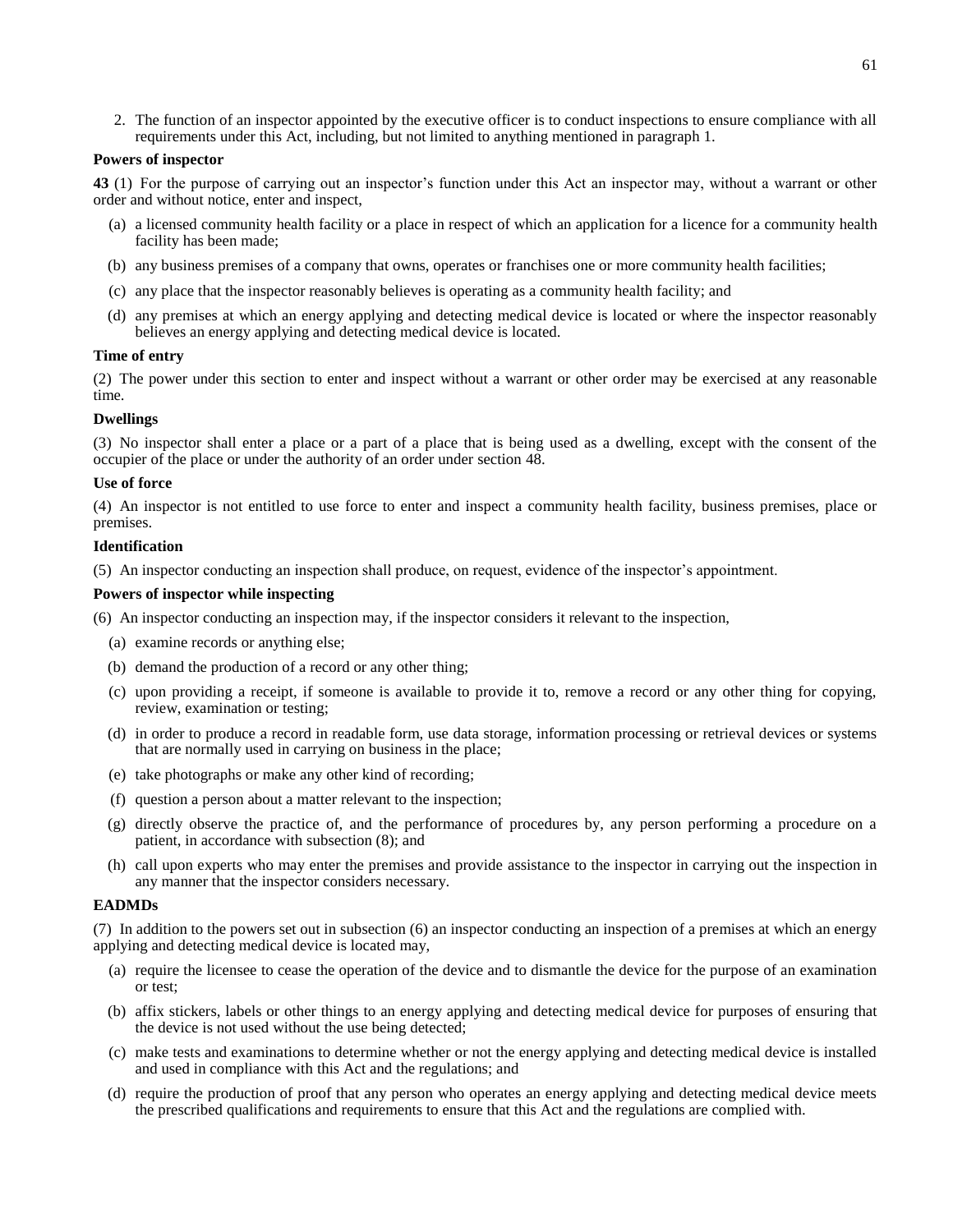2. The function of an inspector appointed by the executive officer is to conduct inspections to ensure compliance with all requirements under this Act, including, but not limited to anything mentioned in paragraph 1.

**Powers of inspector**

**43** (1) For the purpose of carrying out an inspector's function under this Act an inspector may, without a warrant or other order and without notice, enter and inspect,

(a) a licensed community health facility or a place in respect of which an application for a licence for a community health facility has been made;

(b) any business premises of a company that owns, operates or franchises one or more community health facilities;

(c) any place that the inspector reasonably believes is operating as a community health facility; and

(d) any premises at which an energy applying and detecting medical device is located or where the inspector reasonably believes an energy applying and detecting medical device is located.

**Time of entry**

(2) The power under this section to enter and inspect without a warrant or other order may be exercised at any reasonable time.

**Dwellings**

(3) No inspector shall enter a place or a part of a place that is being used as a dwelling, except with the consent of the occupier of the place or under the authority of an order under section 48.

**Use of force**

(4) An inspector is not entitled to use force to enter and inspect a community health facility, business premises, place or premises.

**Identification**

(5) An inspector conducting an inspection shall produce, on request, evidence of the inspector's appointment.

**Powers of inspector while inspecting**

(6) An inspector conducting an inspection may, if the inspector considers it relevant to the inspection,

(a) examine records or anything else;

(b) demand the production of a record or any other thing;

(c) upon providing a receipt, if someone is available to provide it to, remove a record or any other thing for copying, review, examination or testing;

(d) in order to produce a record in readable form, use data storage, information processing or retrieval devices or systems that are normally used in carrying on business in the place;

(e) take photographs or make any other kind of recording;

(f) question a person about a matter relevant to the inspection;

(g) directly observe the practice of, and the performance of procedures by, any person performing a procedure on a patient, in accordance with subsection (8); and

(h) call upon experts who may enter the premises and provide assistance to the inspector in carrying out the inspection in any manner that the inspector considers necessary.

**EADMDs**

(7) In addition to the powers set out in subsection (6) an inspector conducting an inspection of a premises at which an energy applying and detecting medical device is located may,

(a) require the licensee to cease the operation of the device and to dismantle the device for the purpose of an examination or test;

(b) affix stickers, labels or other things to an energy applying and detecting medical device for purposes of ensuring that the device is not used without the use being detected;

(c) make tests and examinations to determine whether or not the energy applying and detecting medical device is installed and used in compliance with this Act and the regulations; and

(d) require the production of proof that any person who operates an energy applying and detecting medical device meets the prescribed qualifications and requirements to ensure that this Act and the regulations are complied with.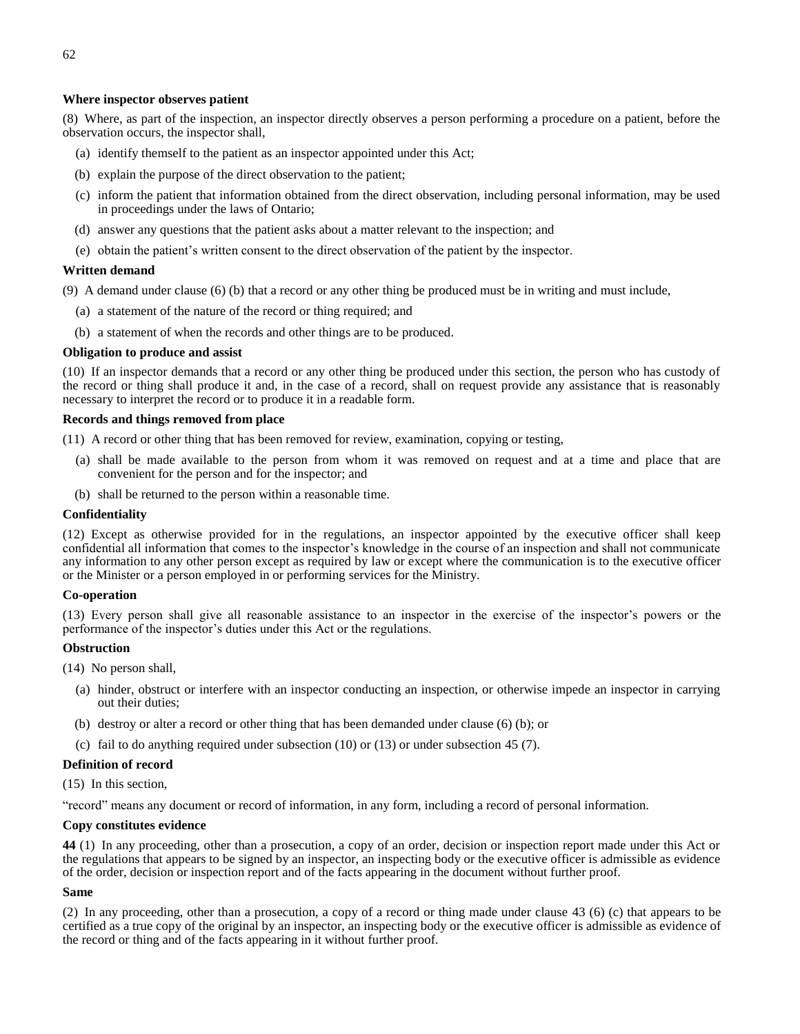**Where inspector observes patient**

(8) Where, as part of the inspection, an inspector directly observes a person performing a procedure on a patient, before the observation occurs, the inspector shall,

(a) identify themself to the patient as an inspector appointed under this Act;

(b) explain the purpose of the direct observation to the patient;

(c) inform the patient that information obtained from the direct observation, including personal information, may be used in proceedings under the laws of Ontario;

(d) answer any questions that the patient asks about a matter relevant to the inspection; and

(e) obtain the patient's written consent to the direct observation of the patient by the inspector.

**Written demand**

(9) A demand under clause (6) (b) that a record or any other thing be produced must be in writing and must include,

(a) a statement of the nature of the record or thing required; and

(b) a statement of when the records and other things are to be produced.

**Obligation to produce and assist**

(10) If an inspector demands that a record or any other thing be produced under this section, the person who has custody of the record or thing shall produce it and, in the case of a record, shall on request provide any assistance that is reasonably necessary to interpret the record or to produce it in a readable form.

**Records and things removed from place**

(11) A record or other thing that has been removed for review, examination, copying or testing,

(a) shall be made available to the person from whom it was removed on request and at a time and place that are convenient for the person and for the inspector; and

(b) shall be returned to the person within a reasonable time.

**Confidentiality**

(12) Except as otherwise provided for in the regulations, an inspector appointed by the executive officer shall keep confidential all information that comes to the inspector's knowledge in the course of an inspection and shall not communicate any information to any other person except as required by law or except where the communication is to the executive officer or the Minister or a person employed in or performing services for the Ministry.

**Co-operation**

(13) Every person shall give all reasonable assistance to an inspector in the exercise of the inspector's powers or the performance of the inspector's duties under this Act or the regulations.

**Obstruction**

(14) No person shall,

(a) hinder, obstruct or interfere with an inspector conducting an inspection, or otherwise impede an inspector in carrying out their duties;

(b) destroy or alter a record or other thing that has been demanded under clause (6) (b); or

(c) fail to do anything required under subsection (10) or (13) or under subsection 45 (7).

**Definition of record**

(15) In this section,

"record" means any document or record of information, in any form, including a record of personal information.

**Copy constitutes evidence**

**44** (1) In any proceeding, other than a prosecution, a copy of an order, decision or inspection report made under this Act or the regulations that appears to be signed by an inspector, an inspecting body or the executive officer is admissible as evidence of the order, decision or inspection report and of the facts appearing in the document without further proof.

**Same**

(2) In any proceeding, other than a prosecution, a copy of a record or thing made under clause 43 (6) (c) that appears to be certified as a true copy of the original by an inspector, an inspecting body or the executive officer is admissible as evidence of the record or thing and of the facts appearing in it without further proof.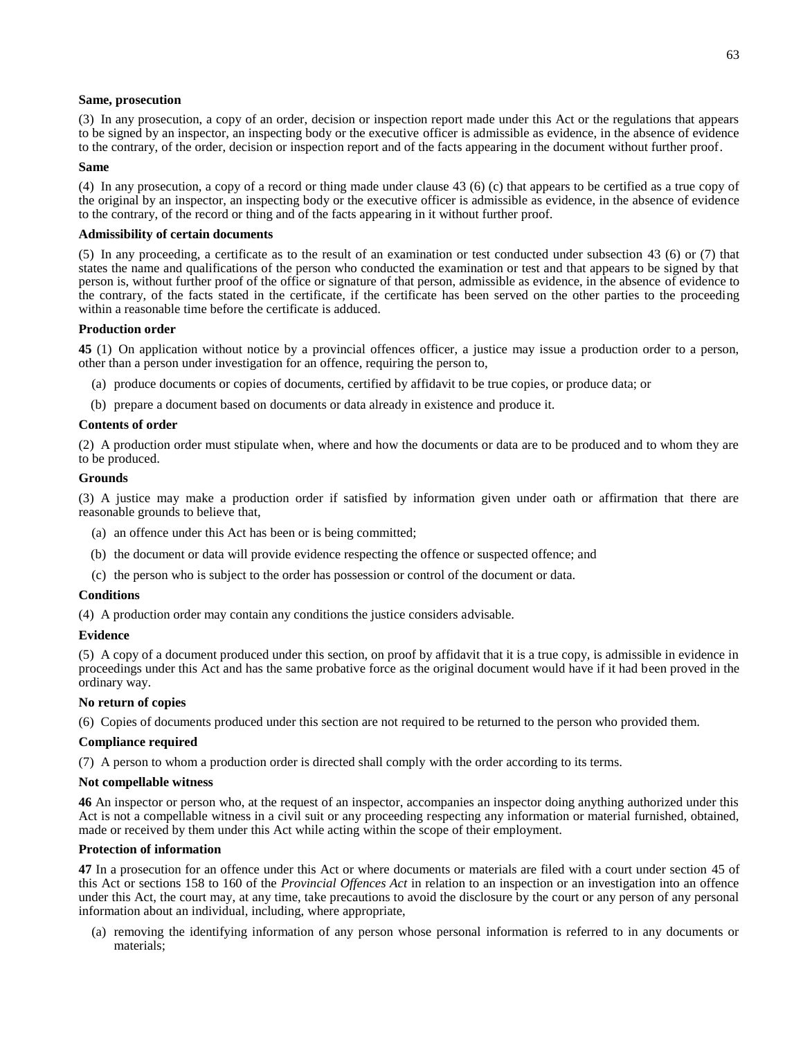**Same, prosecution**

(3) In any prosecution, a copy of an order, decision or inspection report made under this Act or the regulations that appears to be signed by an inspector, an inspecting body or the executive officer is admissible as evidence, in the absence of evidence to the contrary, of the order, decision or inspection report and of the facts appearing in the document without further proof.

**Same**

(4) In any prosecution, a copy of a record or thing made under clause 43 (6) (c) that appears to be certified as a true copy of the original by an inspector, an inspecting body or the executive officer is admissible as evidence, in the absence of evidence to the contrary, of the record or thing and of the facts appearing in it without further proof.

**Admissibility of certain documents**

(5) In any proceeding, a certificate as to the result of an examination or test conducted under subsection 43 (6) or (7) that states the name and qualifications of the person who conducted the examination or test and that appears to be signed by that person is, without further proof of the office or signature of that person, admissible as evidence, in the absence of evidence to the contrary, of the facts stated in the certificate, if the certificate has been served on the other parties to the proceeding within a reasonable time before the certificate is adduced.

**Production order**

**45** (1) On application without notice by a provincial offences officer, a justice may issue a production order to a person, other than a person under investigation for an offence, requiring the person to,

(a) produce documents or copies of documents, certified by affidavit to be true copies, or produce data; or

(b) prepare a document based on documents or data already in existence and produce it.

**Contents of order**

(2) A production order must stipulate when, where and how the documents or data are to be produced and to whom they are to be produced.

**Grounds**

(3) A justice may make a production order if satisfied by information given under oath or affirmation that there are reasonable grounds to believe that,

(a) an offence under this Act has been or is being committed;

(b) the document or data will provide evidence respecting the offence or suspected offence; and

(c) the person who is subject to the order has possession or control of the document or data.

**Conditions**

(4) A production order may contain any conditions the justice considers advisable.

**Evidence**

(5) A copy of a document produced under this section, on proof by affidavit that it is a true copy, is admissible in evidence in proceedings under this Act and has the same probative force as the original document would have if it had been proved in the ordinary way.

**No return of copies**

(6) Copies of documents produced under this section are not required to be returned to the person who provided them.

**Compliance required**

(7) A person to whom a production order is directed shall comply with the order according to its terms.

**Not compellable witness**

**46** An inspector or person who, at the request of an inspector, accompanies an inspector doing anything authorized under this Act is not a compellable witness in a civil suit or any proceeding respecting any information or material furnished, obtained, made or received by them under this Act while acting within the scope of their employment.

**Protection of information**

**47** In a prosecution for an offence under this Act or where documents or materials are filed with a court under section 45 of this Act or sections 158 to 160 of the *Provincial Offences Act* in relation to an inspection or an investigation into an offence under this Act, the court may, at any time, take precautions to avoid the disclosure by the court or any person of any personal information about an individual, including, where appropriate,

(a) removing the identifying information of any person whose personal information is referred to in any documents or materials;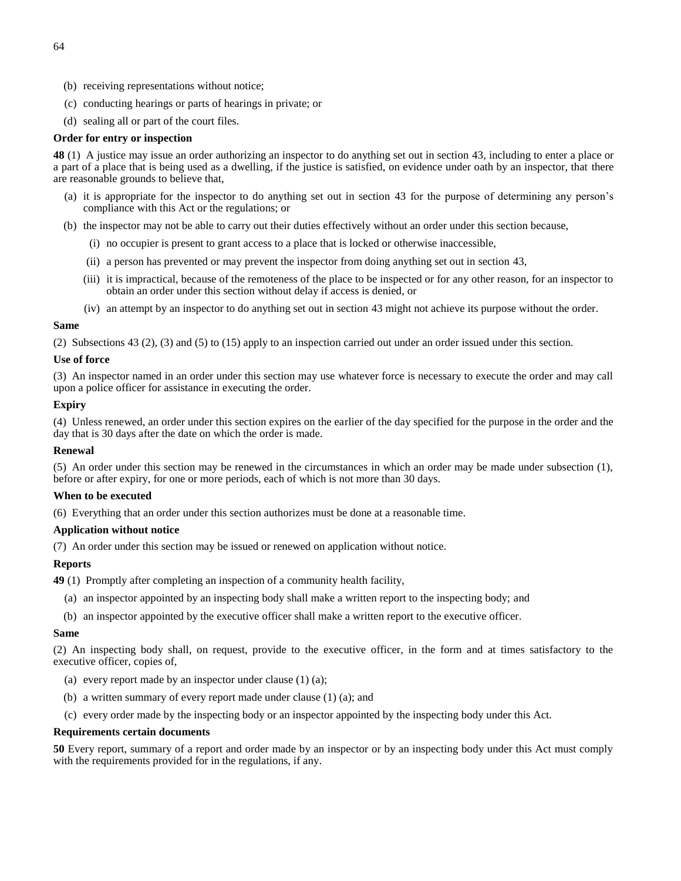(b) receiving representations without notice;

(c) conducting hearings or parts of hearings in private; or

(d) sealing all or part of the court files.

**Order for entry or inspection**

**48** (1) A justice may issue an order authorizing an inspector to do anything set out in section 43, including to enter a place or a part of a place that is being used as a dwelling, if the justice is satisfied, on evidence under oath by an inspector, that there are reasonable grounds to believe that,

(a) it is appropriate for the inspector to do anything set out in section 43 for the purpose of determining any person's compliance with this Act or the regulations; or

(b) the inspector may not be able to carry out their duties effectively without an order under this section because,

(i) no occupier is present to grant access to a place that is locked or otherwise inaccessible,

(ii) a person has prevented or may prevent the inspector from doing anything set out in section 43,

(iii) it is impractical, because of the remoteness of the place to be inspected or for any other reason, for an inspector to obtain an order under this section without delay if access is denied, or

(iv) an attempt by an inspector to do anything set out in section 43 might not achieve its purpose without the order.

**Same**

(2) Subsections 43 (2), (3) and (5) to (15) apply to an inspection carried out under an order issued under this section.

**Use of force**

(3) An inspector named in an order under this section may use whatever force is necessary to execute the order and may call upon a police officer for assistance in executing the order.

**Expiry**

(4) Unless renewed, an order under this section expires on the earlier of the day specified for the purpose in the order and the day that is 30 days after the date on which the order is made.

**Renewal**

(5) An order under this section may be renewed in the circumstances in which an order may be made under subsection (1), before or after expiry, for one or more periods, each of which is not more than 30 days.

**When to be executed**

(6) Everything that an order under this section authorizes must be done at a reasonable time.

**Application without notice**

(7) An order under this section may be issued or renewed on application without notice.

**Reports**

**49** (1) Promptly after completing an inspection of a community health facility,

(a) an inspector appointed by an inspecting body shall make a written report to the inspecting body; and

(b) an inspector appointed by the executive officer shall make a written report to the executive officer.

**Same**

(2) An inspecting body shall, on request, provide to the executive officer, in the form and at times satisfactory to the executive officer, copies of,

(a) every report made by an inspector under clause (1) (a);

(b) a written summary of every report made under clause (1) (a); and

(c) every order made by the inspecting body or an inspector appointed by the inspecting body under this Act.

**Requirements certain documents**

**50** Every report, summary of a report and order made by an inspector or by an inspecting body under this Act must comply with the requirements provided for in the regulations, if any.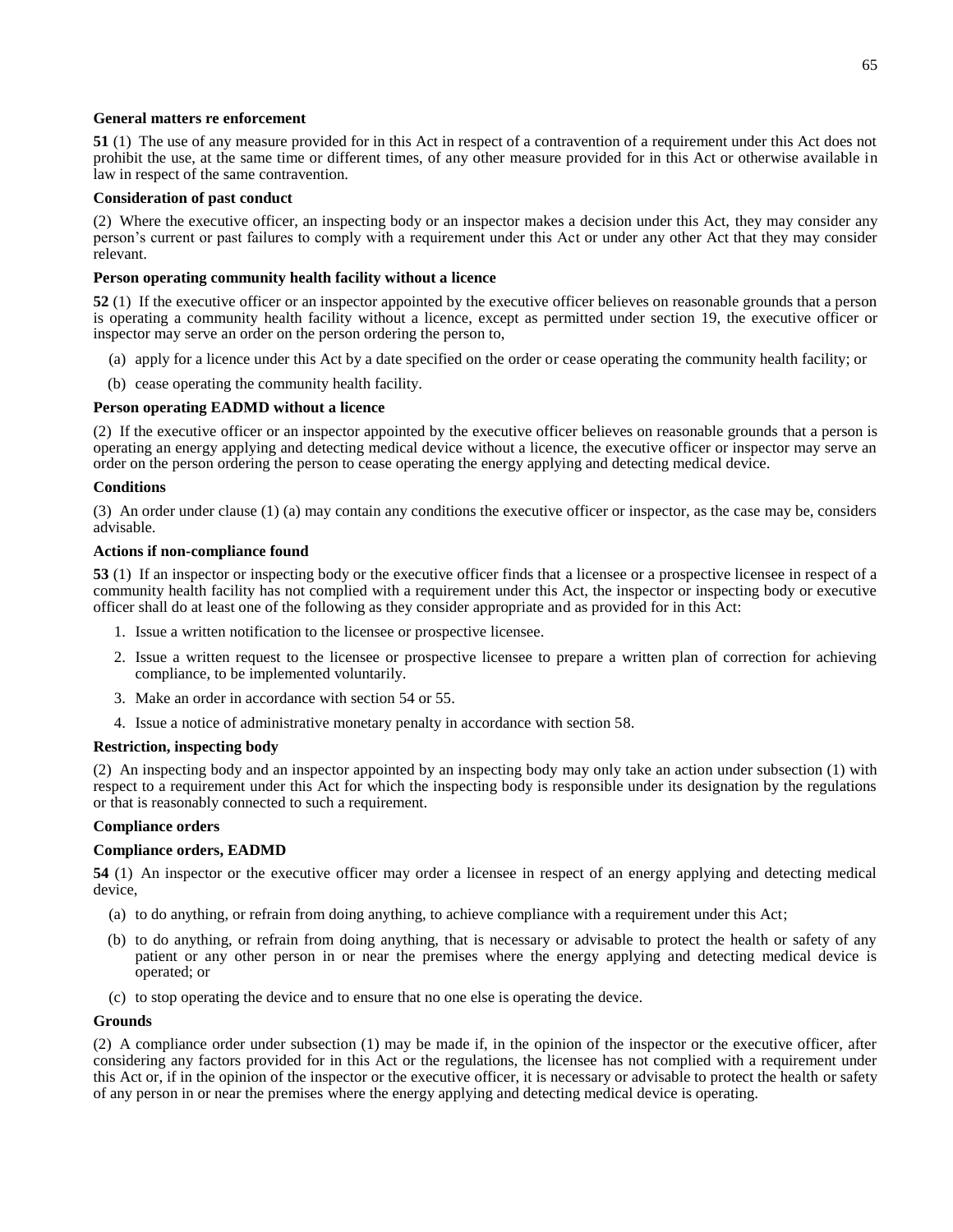**General matters re enforcement**

**51** (1) The use of any measure provided for in this Act in respect of a contravention of a requirement under this Act does not prohibit the use, at the same time or different times, of any other measure provided for in this Act or otherwise available in law in respect of the same contravention.

**Consideration of past conduct**

(2) Where the executive officer, an inspecting body or an inspector makes a decision under this Act, they may consider any person's current or past failures to comply with a requirement under this Act or under any other Act that they may consider relevant.

**Person operating community health facility without a licence**

**52** (1) If the executive officer or an inspector appointed by the executive officer believes on reasonable grounds that a person is operating a community health facility without a licence, except as permitted under section 19, the executive officer or inspector may serve an order on the person ordering the person to,

(a) apply for a licence under this Act by a date specified on the order or cease operating the community health facility; or

(b) cease operating the community health facility.

**Person operating EADMD without a licence**

(2) If the executive officer or an inspector appointed by the executive officer believes on reasonable grounds that a person is operating an energy applying and detecting medical device without a licence, the executive officer or inspector may serve an order on the person ordering the person to cease operating the energy applying and detecting medical device.

**Conditions**

(3) An order under clause (1) (a) may contain any conditions the executive officer or inspector, as the case may be, considers advisable.

**Actions if non-compliance found**

**53** (1) If an inspector or inspecting body or the executive officer finds that a licensee or a prospective licensee in respect of a community health facility has not complied with a requirement under this Act, the inspector or inspecting body or executive officer shall do at least one of the following as they consider appropriate and as provided for in this Act:

1. Issue a written notification to the licensee or prospective licensee.
2. Issue a written request to the licensee or prospective licensee to prepare a written plan of correction for achieving compliance, to be implemented voluntarily.
3. Make an order in accordance with section 54 or 55.
4. Issue a notice of administrative monetary penalty in accordance with section 58.

**Restriction, inspecting body**

(2) An inspecting body and an inspector appointed by an inspecting body may only take an action under subsection (1) with respect to a requirement under this Act for which the inspecting body is responsible under its designation by the regulations or that is reasonably connected to such a requirement.

**Compliance orders**

**Compliance orders, EADMD**

**54** (1) An inspector or the executive officer may order a licensee in respect of an energy applying and detecting medical device,

(a) to do anything, or refrain from doing anything, to achieve compliance with a requirement under this Act;

(b) to do anything, or refrain from doing anything, that is necessary or advisable to protect the health or safety of any patient or any other person in or near the premises where the energy applying and detecting medical device is operated; or

(c) to stop operating the device and to ensure that no one else is operating the device.

**Grounds**

(2) A compliance order under subsection (1) may be made if, in the opinion of the inspector or the executive officer, after considering any factors provided for in this Act or the regulations, the licensee has not complied with a requirement under this Act or, if in the opinion of the inspector or the executive officer, it is necessary or advisable to protect the health or safety of any person in or near the premises where the energy applying and detecting medical device is operating.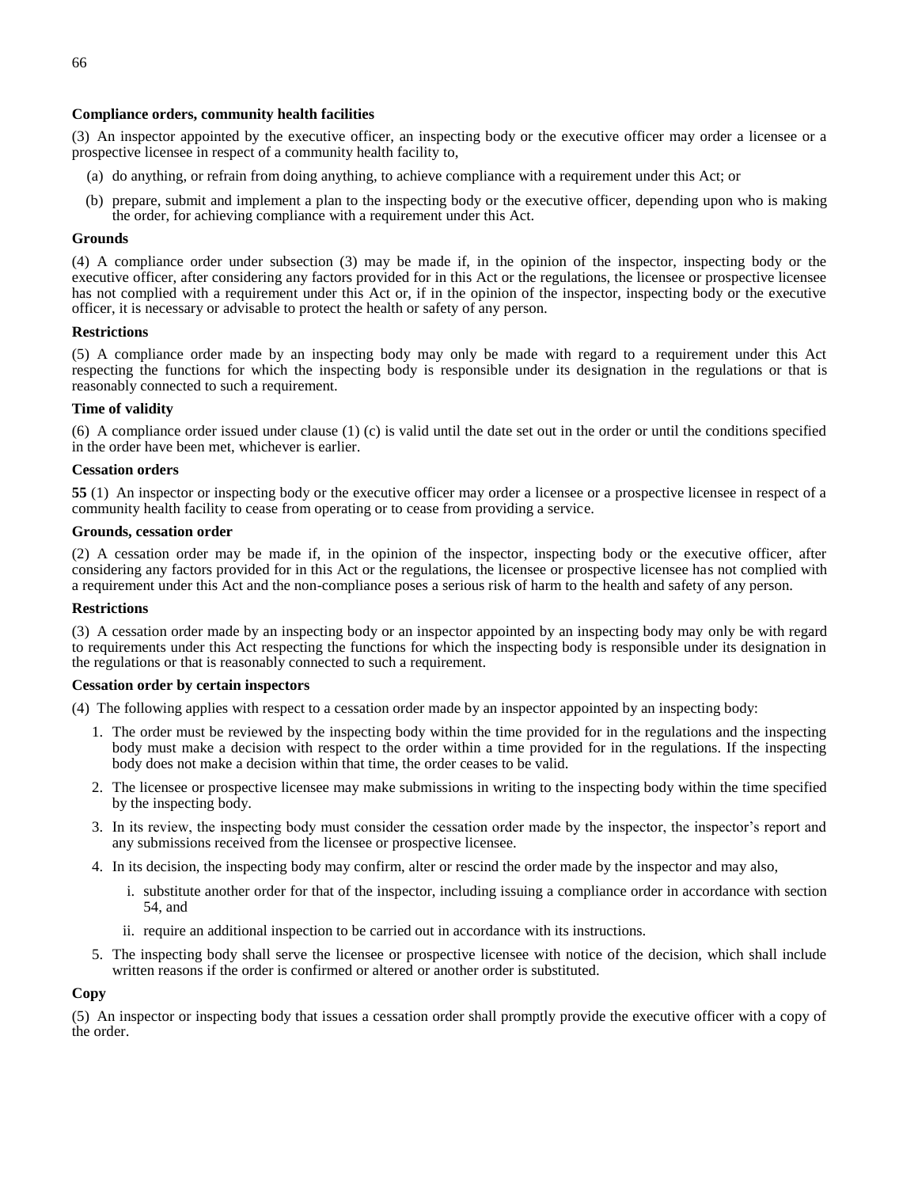**Compliance orders, community health facilities**

(3) An inspector appointed by the executive officer, an inspecting body or the executive officer may order a licensee or a prospective licensee in respect of a community health facility to,

(a) do anything, or refrain from doing anything, to achieve compliance with a requirement under this Act; or

(b) prepare, submit and implement a plan to the inspecting body or the executive officer, depending upon who is making the order, for achieving compliance with a requirement under this Act.

**Grounds**

(4) A compliance order under subsection (3) may be made if, in the opinion of the inspector, inspecting body or the executive officer, after considering any factors provided for in this Act or the regulations, the licensee or prospective licensee has not complied with a requirement under this Act or, if in the opinion of the inspector, inspecting body or the executive officer, it is necessary or advisable to protect the health or safety of any person.

**Restrictions**

(5) A compliance order made by an inspecting body may only be made with regard to a requirement under this Act respecting the functions for which the inspecting body is responsible under its designation in the regulations or that is reasonably connected to such a requirement.

**Time of validity**

(6) A compliance order issued under clause (1) (c) is valid until the date set out in the order or until the conditions specified in the order have been met, whichever is earlier.

**Cessation orders**

**55** (1) An inspector or inspecting body or the executive officer may order a licensee or a prospective licensee in respect of a community health facility to cease from operating or to cease from providing a service.

**Grounds, cessation order**

(2) A cessation order may be made if, in the opinion of the inspector, inspecting body or the executive officer, after considering any factors provided for in this Act or the regulations, the licensee or prospective licensee has not complied with a requirement under this Act and the non-compliance poses a serious risk of harm to the health and safety of any person.

**Restrictions**

(3) A cessation order made by an inspecting body or an inspector appointed by an inspecting body may only be with regard to requirements under this Act respecting the functions for which the inspecting body is responsible under its designation in the regulations or that is reasonably connected to such a requirement.

**Cessation order by certain inspectors**

(4) The following applies with respect to a cessation order made by an inspector appointed by an inspecting body:

1. The order must be reviewed by the inspecting body within the time provided for in the regulations and the inspecting body must make a decision with respect to the order within a time provided for in the regulations. If the inspecting body does not make a decision within that time, the order ceases to be valid.
2. The licensee or prospective licensee may make submissions in writing to the inspecting body within the time specified by the inspecting body.
3. In its review, the inspecting body must consider the cessation order made by the inspector, the inspector's report and any submissions received from the licensee or prospective licensee.
4. In its decision, the inspecting body may confirm, alter or rescind the order made by the inspector and may also,
   i. substitute another order for that of the inspector, including issuing a compliance order in accordance with section 54, and
   ii. require an additional inspection to be carried out in accordance with its instructions.
5. The inspecting body shall serve the licensee or prospective licensee with notice of the decision, which shall include written reasons if the order is confirmed or altered or another order is substituted.

**Copy**

(5) An inspector or inspecting body that issues a cessation order shall promptly provide the executive officer with a copy of the order.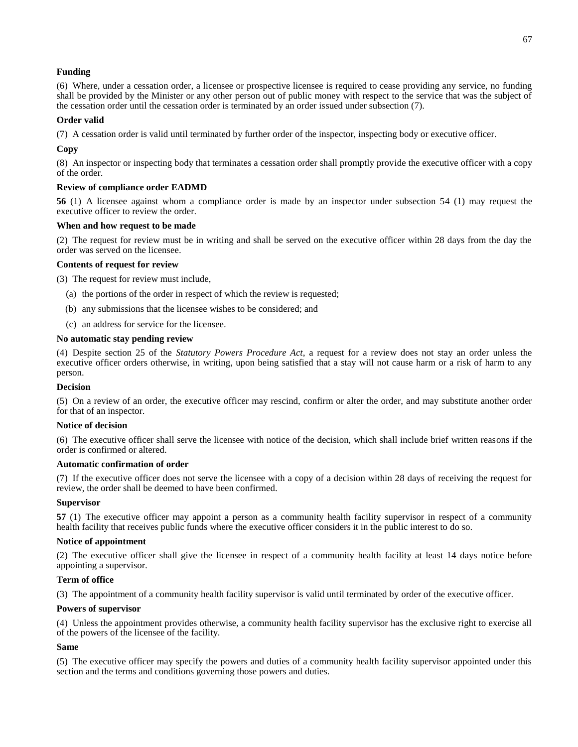**Funding**

(6) Where, under a cessation order, a licensee or prospective licensee is required to cease providing any service, no funding shall be provided by the Minister or any other person out of public money with respect to the service that was the subject of the cessation order until the cessation order is terminated by an order issued under subsection (7).

**Order valid**

(7) A cessation order is valid until terminated by further order of the inspector, inspecting body or executive officer.

**Copy**

(8) An inspector or inspecting body that terminates a cessation order shall promptly provide the executive officer with a copy of the order.

**Review of compliance order EADMD**

**56** (1) A licensee against whom a compliance order is made by an inspector under subsection 54 (1) may request the executive officer to review the order.

**When and how request to be made**

(2) The request for review must be in writing and shall be served on the executive officer within 28 days from the day the order was served on the licensee.

**Contents of request for review**

(3) The request for review must include,

(a) the portions of the order in respect of which the review is requested;

(b) any submissions that the licensee wishes to be considered; and

(c) an address for service for the licensee.

**No automatic stay pending review**

(4) Despite section 25 of the *Statutory Powers Procedure Act*, a request for a review does not stay an order unless the executive officer orders otherwise, in writing, upon being satisfied that a stay will not cause harm or a risk of harm to any person.

**Decision**

(5) On a review of an order, the executive officer may rescind, confirm or alter the order, and may substitute another order for that of an inspector.

**Notice of decision**

(6) The executive officer shall serve the licensee with notice of the decision, which shall include brief written reasons if the order is confirmed or altered.

**Automatic confirmation of order**

(7) If the executive officer does not serve the licensee with a copy of a decision within 28 days of receiving the request for review, the order shall be deemed to have been confirmed.

**Supervisor**

**57** (1) The executive officer may appoint a person as a community health facility supervisor in respect of a community health facility that receives public funds where the executive officer considers it in the public interest to do so.

**Notice of appointment**

(2) The executive officer shall give the licensee in respect of a community health facility at least 14 days notice before appointing a supervisor.

**Term of office**

(3) The appointment of a community health facility supervisor is valid until terminated by order of the executive officer.

**Powers of supervisor**

(4) Unless the appointment provides otherwise, a community health facility supervisor has the exclusive right to exercise all of the powers of the licensee of the facility.

**Same**

(5) The executive officer may specify the powers and duties of a community health facility supervisor appointed under this section and the terms and conditions governing those powers and duties.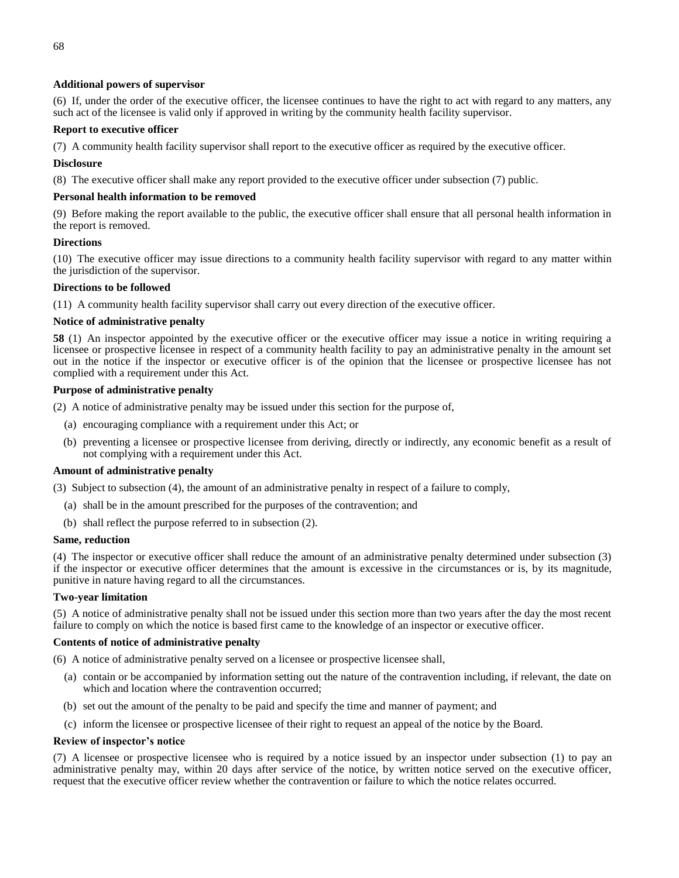**Additional powers of supervisor**

(6) If, under the order of the executive officer, the licensee continues to have the right to act with regard to any matters, any such act of the licensee is valid only if approved in writing by the community health facility supervisor.

**Report to executive officer**

(7) A community health facility supervisor shall report to the executive officer as required by the executive officer.

**Disclosure**

(8) The executive officer shall make any report provided to the executive officer under subsection (7) public.

**Personal health information to be removed**

(9) Before making the report available to the public, the executive officer shall ensure that all personal health information in the report is removed.

**Directions**

(10) The executive officer may issue directions to a community health facility supervisor with regard to any matter within the jurisdiction of the supervisor.

**Directions to be followed**

(11) A community health facility supervisor shall carry out every direction of the executive officer.

**Notice of administrative penalty**

**58** (1) An inspector appointed by the executive officer or the executive officer may issue a notice in writing requiring a licensee or prospective licensee in respect of a community health facility to pay an administrative penalty in the amount set out in the notice if the inspector or executive officer is of the opinion that the licensee or prospective licensee has not complied with a requirement under this Act.

**Purpose of administrative penalty**

(2) A notice of administrative penalty may be issued under this section for the purpose of,

(a) encouraging compliance with a requirement under this Act; or

(b) preventing a licensee or prospective licensee from deriving, directly or indirectly, any economic benefit as a result of not complying with a requirement under this Act.

**Amount of administrative penalty**

(3) Subject to subsection (4), the amount of an administrative penalty in respect of a failure to comply,

(a) shall be in the amount prescribed for the purposes of the contravention; and

(b) shall reflect the purpose referred to in subsection (2).

**Same, reduction**

(4) The inspector or executive officer shall reduce the amount of an administrative penalty determined under subsection (3) if the inspector or executive officer determines that the amount is excessive in the circumstances or is, by its magnitude, punitive in nature having regard to all the circumstances.

**Two-year limitation**

(5) A notice of administrative penalty shall not be issued under this section more than two years after the day the most recent failure to comply on which the notice is based first came to the knowledge of an inspector or executive officer.

**Contents of notice of administrative penalty**

(6) A notice of administrative penalty served on a licensee or prospective licensee shall,

(a) contain or be accompanied by information setting out the nature of the contravention including, if relevant, the date on which and location where the contravention occurred;

(b) set out the amount of the penalty to be paid and specify the time and manner of payment; and

(c) inform the licensee or prospective licensee of their right to request an appeal of the notice by the Board.

**Review of inspector's notice**

(7) A licensee or prospective licensee who is required by a notice issued by an inspector under subsection (1) to pay an administrative penalty may, within 20 days after service of the notice, by written notice served on the executive officer, request that the executive officer review whether the contravention or failure to which the notice relates occurred.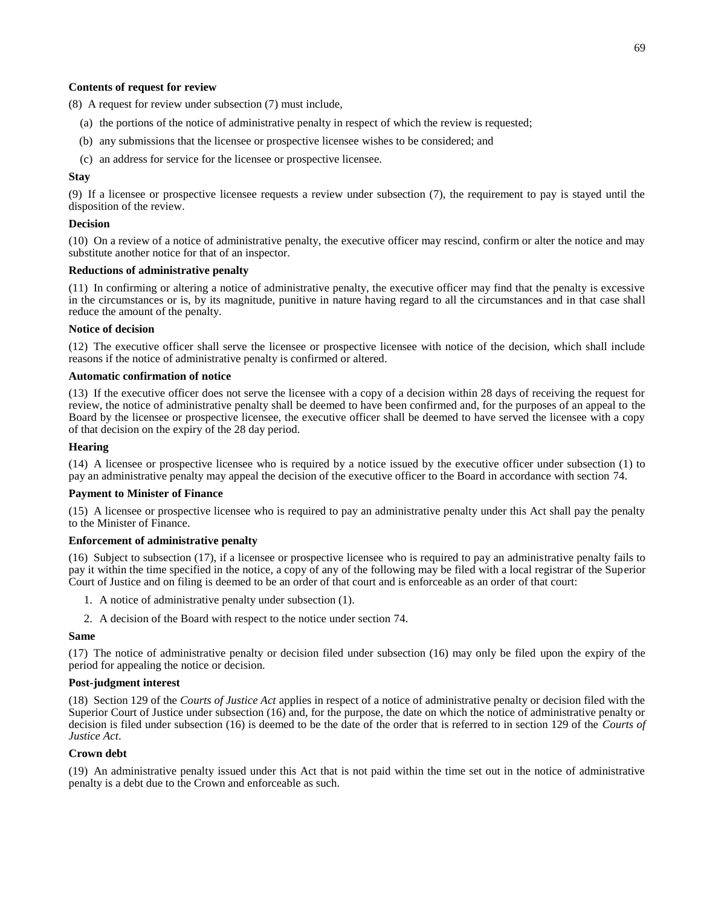**Contents of request for review**

(8) A request for review under subsection (7) must include,

(a) the portions of the notice of administrative penalty in respect of which the review is requested;

(b) any submissions that the licensee or prospective licensee wishes to be considered; and

(c) an address for service for the licensee or prospective licensee.

**Stay**

(9) If a licensee or prospective licensee requests a review under subsection (7), the requirement to pay is stayed until the disposition of the review.

**Decision**

(10) On a review of a notice of administrative penalty, the executive officer may rescind, confirm or alter the notice and may substitute another notice for that of an inspector.

**Reductions of administrative penalty**

(11) In confirming or altering a notice of administrative penalty, the executive officer may find that the penalty is excessive in the circumstances or is, by its magnitude, punitive in nature having regard to all the circumstances and in that case shall reduce the amount of the penalty.

**Notice of decision**

(12) The executive officer shall serve the licensee or prospective licensee with notice of the decision, which shall include reasons if the notice of administrative penalty is confirmed or altered.

**Automatic confirmation of notice**

(13) If the executive officer does not serve the licensee with a copy of a decision within 28 days of receiving the request for review, the notice of administrative penalty shall be deemed to have been confirmed and, for the purposes of an appeal to the Board by the licensee or prospective licensee, the executive officer shall be deemed to have served the licensee with a copy of that decision on the expiry of the 28 day period.

**Hearing**

(14) A licensee or prospective licensee who is required by a notice issued by the executive officer under subsection (1) to pay an administrative penalty may appeal the decision of the executive officer to the Board in accordance with section 74.

**Payment to Minister of Finance**

(15) A licensee or prospective licensee who is required to pay an administrative penalty under this Act shall pay the penalty to the Minister of Finance.

**Enforcement of administrative penalty**

(16) Subject to subsection (17), if a licensee or prospective licensee who is required to pay an administrative penalty fails to pay it within the time specified in the notice, a copy of any of the following may be filed with a local registrar of the Superior Court of Justice and on filing is deemed to be an order of that court and is enforceable as an order of that court:

1. A notice of administrative penalty under subsection (1).

2. A decision of the Board with respect to the notice under section 74.

**Same**

(17) The notice of administrative penalty or decision filed under subsection (16) may only be filed upon the expiry of the period for appealing the notice or decision.

**Post-judgment interest**

(18) Section 129 of the *Courts of Justice Act* applies in respect of a notice of administrative penalty or decision filed with the Superior Court of Justice under subsection (16) and, for the purpose, the date on which the notice of administrative penalty or decision is filed under subsection (16) is deemed to be the date of the order that is referred to in section 129 of the *Courts of Justice Act*.

**Crown debt**

(19) An administrative penalty issued under this Act that is not paid within the time set out in the notice of administrative penalty is a debt due to the Crown and enforceable as such.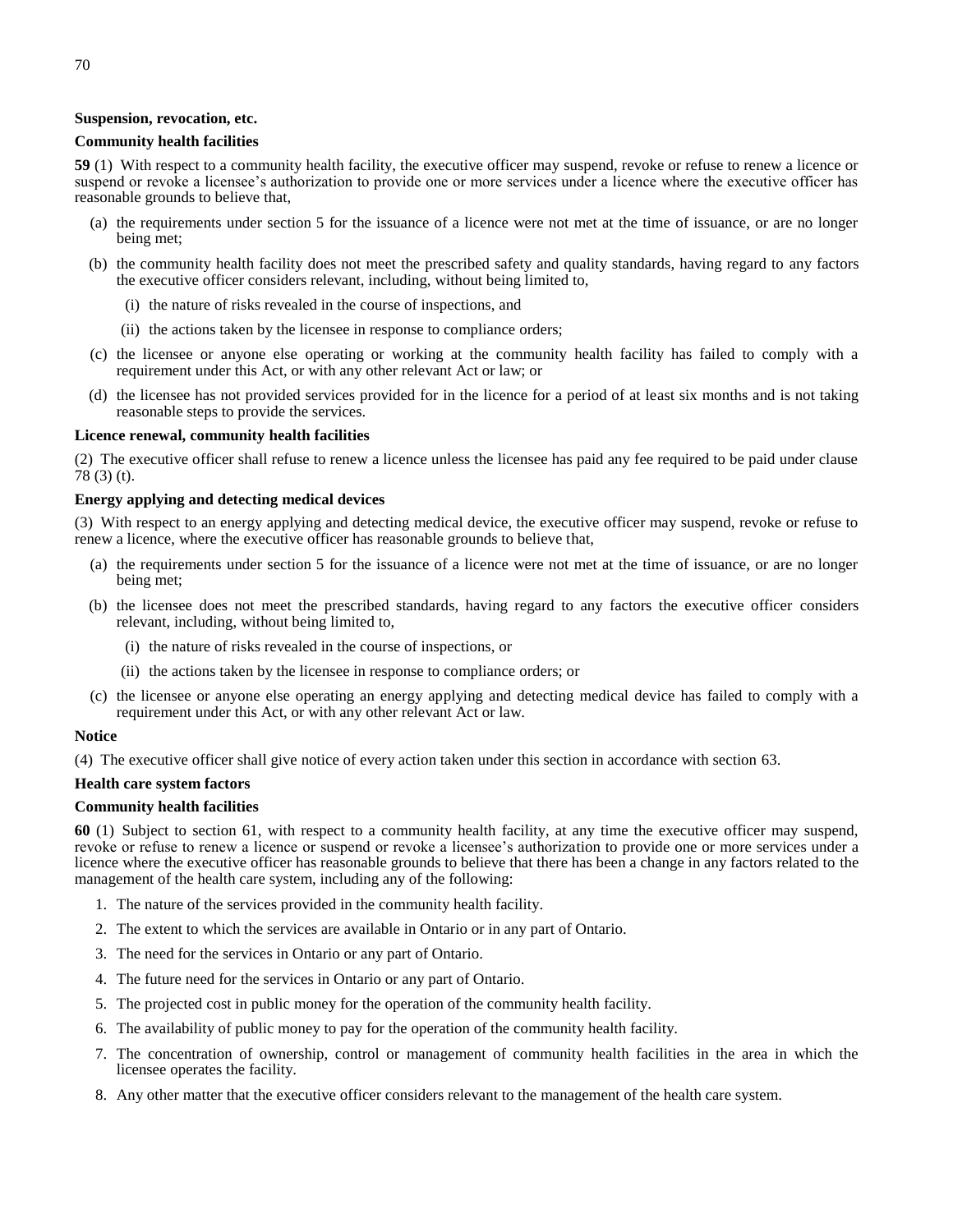**Suspension, revocation, etc.**

**Community health facilities**

**59** (1) With respect to a community health facility, the executive officer may suspend, revoke or refuse to renew a licence or suspend or revoke a licensee's authorization to provide one or more services under a licence where the executive officer has reasonable grounds to believe that,

- (a) the requirements under section 5 for the issuance of a licence were not met at the time of issuance, or are no longer being met;
- (b) the community health facility does not meet the prescribed safety and quality standards, having regard to any factors the executive officer considers relevant, including, without being limited to,
  - (i) the nature of risks revealed in the course of inspections, and
  - (ii) the actions taken by the licensee in response to compliance orders;
- (c) the licensee or anyone else operating or working at the community health facility has failed to comply with a requirement under this Act, or with any other relevant Act or law; or
- (d) the licensee has not provided services provided for in the licence for a period of at least six months and is not taking reasonable steps to provide the services.

**Licence renewal, community health facilities**

(2) The executive officer shall refuse to renew a licence unless the licensee has paid any fee required to be paid under clause 78 (3) (t).

**Energy applying and detecting medical devices**

(3) With respect to an energy applying and detecting medical device, the executive officer may suspend, revoke or refuse to renew a licence, where the executive officer has reasonable grounds to believe that,

- (a) the requirements under section 5 for the issuance of a licence were not met at the time of issuance, or are no longer being met;
- (b) the licensee does not meet the prescribed standards, having regard to any factors the executive officer considers relevant, including, without being limited to,
  - (i) the nature of risks revealed in the course of inspections, or
  - (ii) the actions taken by the licensee in response to compliance orders; or
- (c) the licensee or anyone else operating an energy applying and detecting medical device has failed to comply with a requirement under this Act, or with any other relevant Act or law.

**Notice**

(4) The executive officer shall give notice of every action taken under this section in accordance with section 63.

**Health care system factors**

**Community health facilities**

**60** (1) Subject to section 61, with respect to a community health facility, at any time the executive officer may suspend, revoke or refuse to renew a licence or suspend or revoke a licensee's authorization to provide one or more services under a licence where the executive officer has reasonable grounds to believe that there has been a change in any factors related to the management of the health care system, including any of the following:

1. The nature of the services provided in the community health facility.
2. The extent to which the services are available in Ontario or in any part of Ontario.
3. The need for the services in Ontario or any part of Ontario.
4. The future need for the services in Ontario or any part of Ontario.
5. The projected cost in public money for the operation of the community health facility.
6. The availability of public money to pay for the operation of the community health facility.
7. The concentration of ownership, control or management of community health facilities in the area in which the licensee operates the facility.
8. Any other matter that the executive officer considers relevant to the management of the health care system.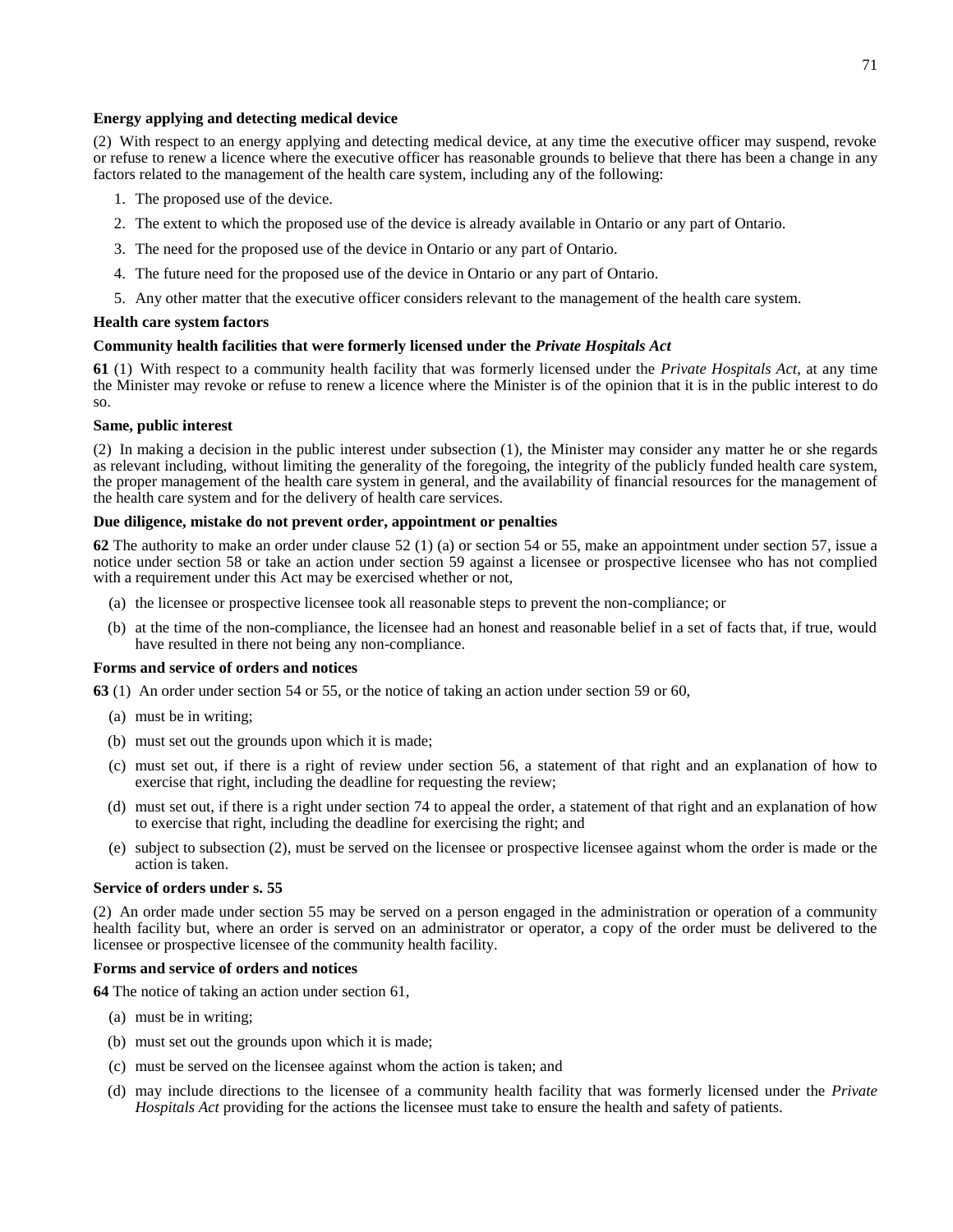**Energy applying and detecting medical device**

(2) With respect to an energy applying and detecting medical device, at any time the executive officer may suspend, revoke or refuse to renew a licence where the executive officer has reasonable grounds to believe that there has been a change in any factors related to the management of the health care system, including any of the following:

1. The proposed use of the device.
2. The extent to which the proposed use of the device is already available in Ontario or any part of Ontario.
3. The need for the proposed use of the device in Ontario or any part of Ontario.
4. The future need for the proposed use of the device in Ontario or any part of Ontario.
5. Any other matter that the executive officer considers relevant to the management of the health care system.

**Health care system factors**

**Community health facilities that were formerly licensed under the *Private Hospitals Act***

**61** (1) With respect to a community health facility that was formerly licensed under the *Private Hospitals Act*, at any time the Minister may revoke or refuse to renew a licence where the Minister is of the opinion that it is in the public interest to do so.

**Same, public interest**

(2) In making a decision in the public interest under subsection (1), the Minister may consider any matter he or she regards as relevant including, without limiting the generality of the foregoing, the integrity of the publicly funded health care system, the proper management of the health care system in general, and the availability of financial resources for the management of the health care system and for the delivery of health care services.

**Due diligence, mistake do not prevent order, appointment or penalties**

**62** The authority to make an order under clause 52 (1) (a) or section 54 or 55, make an appointment under section 57, issue a notice under section 58 or take an action under section 59 against a licensee or prospective licensee who has not complied with a requirement under this Act may be exercised whether or not,

(a) the licensee or prospective licensee took all reasonable steps to prevent the non-compliance; or

(b) at the time of the non-compliance, the licensee had an honest and reasonable belief in a set of facts that, if true, would have resulted in there not being any non-compliance.

**Forms and service of orders and notices**

**63** (1) An order under section 54 or 55, or the notice of taking an action under section 59 or 60,

(a) must be in writing;

(b) must set out the grounds upon which it is made;

(c) must set out, if there is a right of review under section 56, a statement of that right and an explanation of how to exercise that right, including the deadline for requesting the review;

(d) must set out, if there is a right under section 74 to appeal the order, a statement of that right and an explanation of how to exercise that right, including the deadline for exercising the right; and

(e) subject to subsection (2), must be served on the licensee or prospective licensee against whom the order is made or the action is taken.

**Service of orders under s. 55**

(2) An order made under section 55 may be served on a person engaged in the administration or operation of a community health facility but, where an order is served on an administrator or operator, a copy of the order must be delivered to the licensee or prospective licensee of the community health facility.

**Forms and service of orders and notices**

**64** The notice of taking an action under section 61,

(a) must be in writing;

(b) must set out the grounds upon which it is made;

(c) must be served on the licensee against whom the action is taken; and

(d) may include directions to the licensee of a community health facility that was formerly licensed under the *Private Hospitals Act* providing for the actions the licensee must take to ensure the health and safety of patients.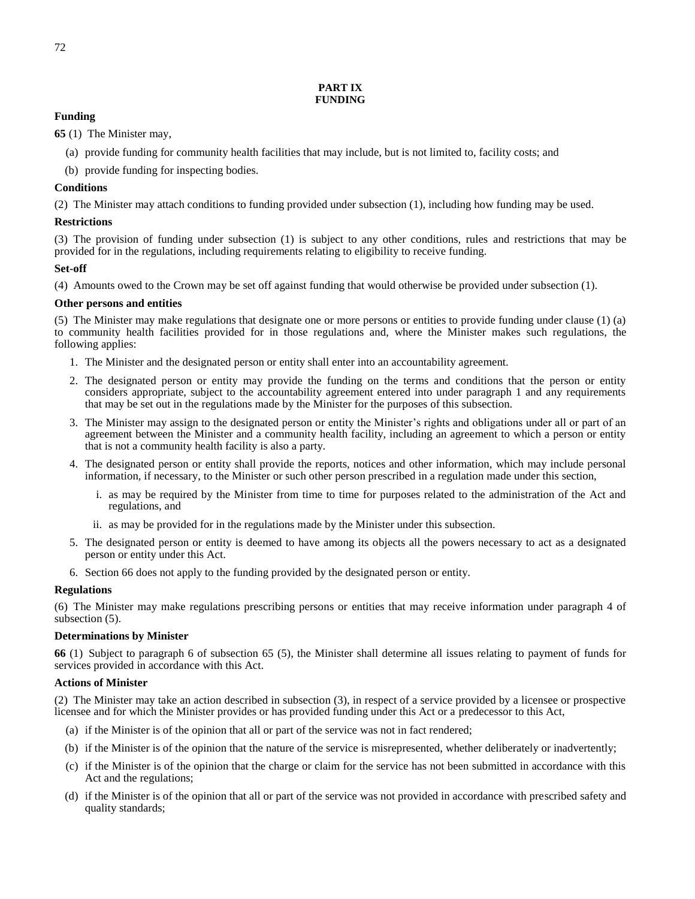## PART IX
## FUNDING

**Funding**

**65** (1) The Minister may,

(a) provide funding for community health facilities that may include, but is not limited to, facility costs; and

(b) provide funding for inspecting bodies.

**Conditions**

(2) The Minister may attach conditions to funding provided under subsection (1), including how funding may be used.

**Restrictions**

(3) The provision of funding under subsection (1) is subject to any other conditions, rules and restrictions that may be provided for in the regulations, including requirements relating to eligibility to receive funding.

**Set-off**

(4) Amounts owed to the Crown may be set off against funding that would otherwise be provided under subsection (1).

**Other persons and entities**

(5) The Minister may make regulations that designate one or more persons or entities to provide funding under clause (1) (a) to community health facilities provided for in those regulations and, where the Minister makes such regulations, the following applies:

1. The Minister and the designated person or entity shall enter into an accountability agreement.
2. The designated person or entity may provide the funding on the terms and conditions that the person or entity considers appropriate, subject to the accountability agreement entered into under paragraph 1 and any requirements that may be set out in the regulations made by the Minister for the purposes of this subsection.
3. The Minister may assign to the designated person or entity the Minister's rights and obligations under all or part of an agreement between the Minister and a community health facility, including an agreement to which a person or entity that is not a community health facility is also a party.
4. The designated person or entity shall provide the reports, notices and other information, which may include personal information, if necessary, to the Minister or such other person prescribed in a regulation made under this section,
   i. as may be required by the Minister from time to time for purposes related to the administration of the Act and regulations, and
   ii. as may be provided for in the regulations made by the Minister under this subsection.
5. The designated person or entity is deemed to have among its objects all the powers necessary to act as a designated person or entity under this Act.
6. Section 66 does not apply to the funding provided by the designated person or entity.

**Regulations**

(6) The Minister may make regulations prescribing persons or entities that may receive information under paragraph 4 of subsection (5).

**Determinations by Minister**

**66** (1) Subject to paragraph 6 of subsection 65 (5), the Minister shall determine all issues relating to payment of funds for services provided in accordance with this Act.

**Actions of Minister**

(2) The Minister may take an action described in subsection (3), in respect of a service provided by a licensee or prospective licensee and for which the Minister provides or has provided funding under this Act or a predecessor to this Act,

(a) if the Minister is of the opinion that all or part of the service was not in fact rendered;

(b) if the Minister is of the opinion that the nature of the service is misrepresented, whether deliberately or inadvertently;

(c) if the Minister is of the opinion that the charge or claim for the service has not been submitted in accordance with this Act and the regulations;

(d) if the Minister is of the opinion that all or part of the service was not provided in accordance with prescribed safety and quality standards;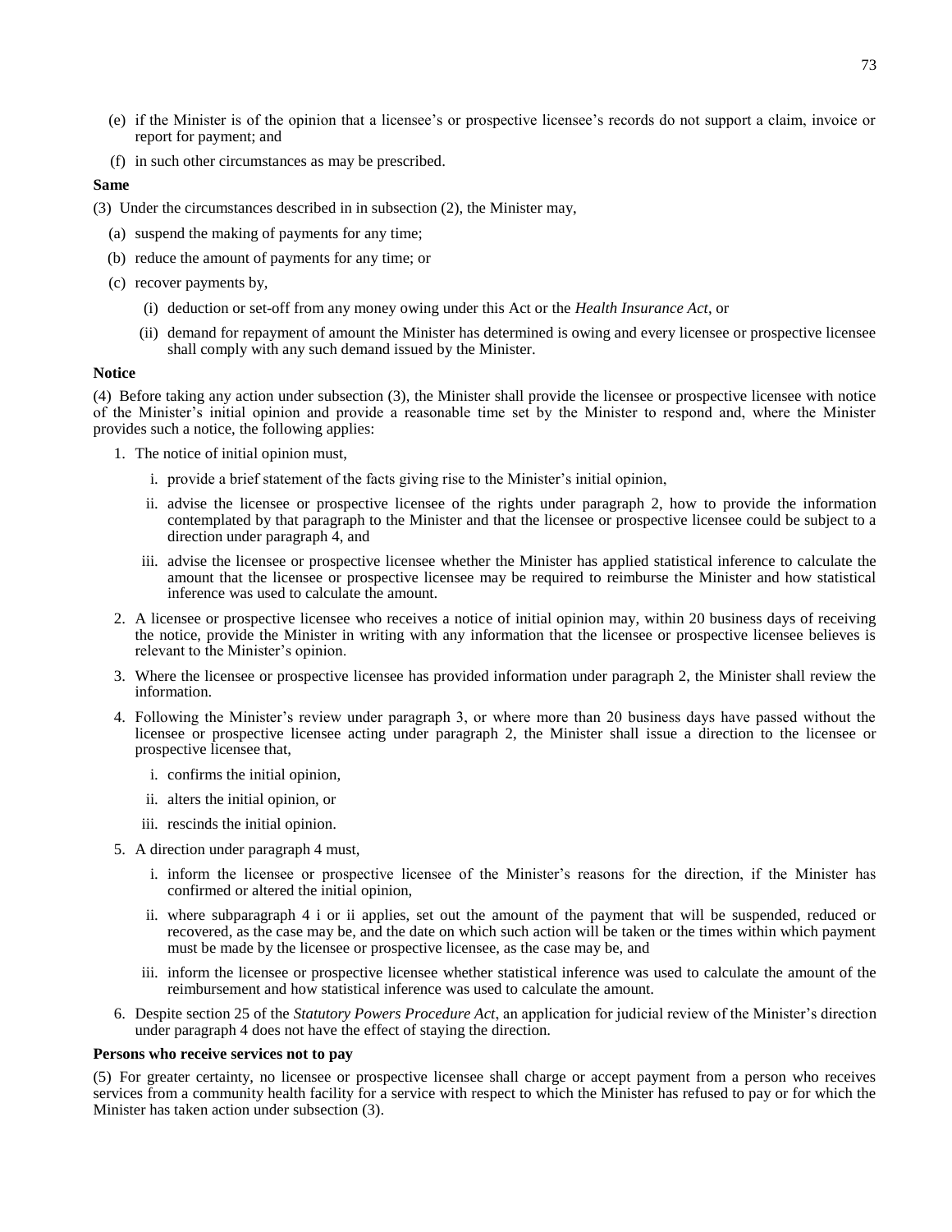(e) if the Minister is of the opinion that a licensee's or prospective licensee's records do not support a claim, invoice or report for payment; and

(f) in such other circumstances as may be prescribed.

**Same**

(3) Under the circumstances described in in subsection (2), the Minister may,

(a) suspend the making of payments for any time;

(b) reduce the amount of payments for any time; or

(c) recover payments by,

(i) deduction or set-off from any money owing under this Act or the *Health Insurance Act*, or

(ii) demand for repayment of amount the Minister has determined is owing and every licensee or prospective licensee shall comply with any such demand issued by the Minister.

**Notice**

(4) Before taking any action under subsection (3), the Minister shall provide the licensee or prospective licensee with notice of the Minister's initial opinion and provide a reasonable time set by the Minister to respond and, where the Minister provides such a notice, the following applies:

1. The notice of initial opinion must,

   i. provide a brief statement of the facts giving rise to the Minister's initial opinion,

   ii. advise the licensee or prospective licensee of the rights under paragraph 2, how to provide the information contemplated by that paragraph to the Minister and that the licensee or prospective licensee could be subject to a direction under paragraph 4, and

   iii. advise the licensee or prospective licensee whether the Minister has applied statistical inference to calculate the amount that the licensee or prospective licensee may be required to reimburse the Minister and how statistical inference was used to calculate the amount.

2. A licensee or prospective licensee who receives a notice of initial opinion may, within 20 business days of receiving the notice, provide the Minister in writing with any information that the licensee or prospective licensee believes is relevant to the Minister's opinion.

3. Where the licensee or prospective licensee has provided information under paragraph 2, the Minister shall review the information.

4. Following the Minister's review under paragraph 3, or where more than 20 business days have passed without the licensee or prospective licensee acting under paragraph 2, the Minister shall issue a direction to the licensee or prospective licensee that,

   i. confirms the initial opinion,

   ii. alters the initial opinion, or

   iii. rescinds the initial opinion.

5. A direction under paragraph 4 must,

   i. inform the licensee or prospective licensee of the Minister's reasons for the direction, if the Minister has confirmed or altered the initial opinion,

   ii. where subparagraph 4 i or ii applies, set out the amount of the payment that will be suspended, reduced or recovered, as the case may be, and the date on which such action will be taken or the times within which payment must be made by the licensee or prospective licensee, as the case may be, and

   iii. inform the licensee or prospective licensee whether statistical inference was used to calculate the amount of the reimbursement and how statistical inference was used to calculate the amount.

6. Despite section 25 of the *Statutory Powers Procedure Act*, an application for judicial review of the Minister's direction under paragraph 4 does not have the effect of staying the direction.

**Persons who receive services not to pay**

(5) For greater certainty, no licensee or prospective licensee shall charge or accept payment from a person who receives services from a community health facility for a service with respect to which the Minister has refused to pay or for which the Minister has taken action under subsection (3).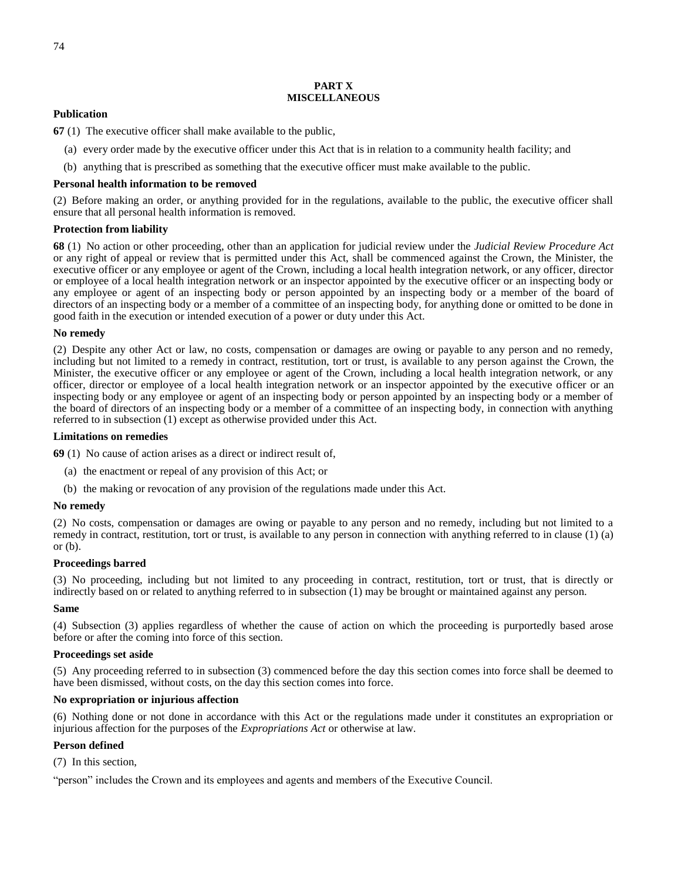## PART X
## MISCELLANEOUS

**Publication**

**67** (1) The executive officer shall make available to the public,

(a) every order made by the executive officer under this Act that is in relation to a community health facility; and

(b) anything that is prescribed as something that the executive officer must make available to the public.

**Personal health information to be removed**

(2) Before making an order, or anything provided for in the regulations, available to the public, the executive officer shall ensure that all personal health information is removed.

**Protection from liability**

**68** (1) No action or other proceeding, other than an application for judicial review under the *Judicial Review Procedure Act* or any right of appeal or review that is permitted under this Act, shall be commenced against the Crown, the Minister, the executive officer or any employee or agent of the Crown, including a local health integration network, or any officer, director or employee of a local health integration network or an inspector appointed by the executive officer or an inspecting body or any employee or agent of an inspecting body or person appointed by an inspecting body or a member of the board of directors of an inspecting body or a member of a committee of an inspecting body, for anything done or omitted to be done in good faith in the execution or intended execution of a power or duty under this Act.

**No remedy**

(2) Despite any other Act or law, no costs, compensation or damages are owing or payable to any person and no remedy, including but not limited to a remedy in contract, restitution, tort or trust, is available to any person against the Crown, the Minister, the executive officer or any employee or agent of the Crown, including a local health integration network, or any officer, director or employee of a local health integration network or an inspector appointed by the executive officer or an inspecting body or any employee or agent of an inspecting body or person appointed by an inspecting body or a member of the board of directors of an inspecting body or a member of a committee of an inspecting body, in connection with anything referred to in subsection (1) except as otherwise provided under this Act.

**Limitations on remedies**

**69** (1) No cause of action arises as a direct or indirect result of,

(a) the enactment or repeal of any provision of this Act; or

(b) the making or revocation of any provision of the regulations made under this Act.

**No remedy**

(2) No costs, compensation or damages are owing or payable to any person and no remedy, including but not limited to a remedy in contract, restitution, tort or trust, is available to any person in connection with anything referred to in clause (1) (a) or (b).

**Proceedings barred**

(3) No proceeding, including but not limited to any proceeding in contract, restitution, tort or trust, that is directly or indirectly based on or related to anything referred to in subsection (1) may be brought or maintained against any person.

**Same**

(4) Subsection (3) applies regardless of whether the cause of action on which the proceeding is purportedly based arose before or after the coming into force of this section.

**Proceedings set aside**

(5) Any proceeding referred to in subsection (3) commenced before the day this section comes into force shall be deemed to have been dismissed, without costs, on the day this section comes into force.

**No expropriation or injurious affection**

(6) Nothing done or not done in accordance with this Act or the regulations made under it constitutes an expropriation or injurious affection for the purposes of the *Expropriations Act* or otherwise at law.

**Person defined**

(7) In this section,

"person" includes the Crown and its employees and agents and members of the Executive Council.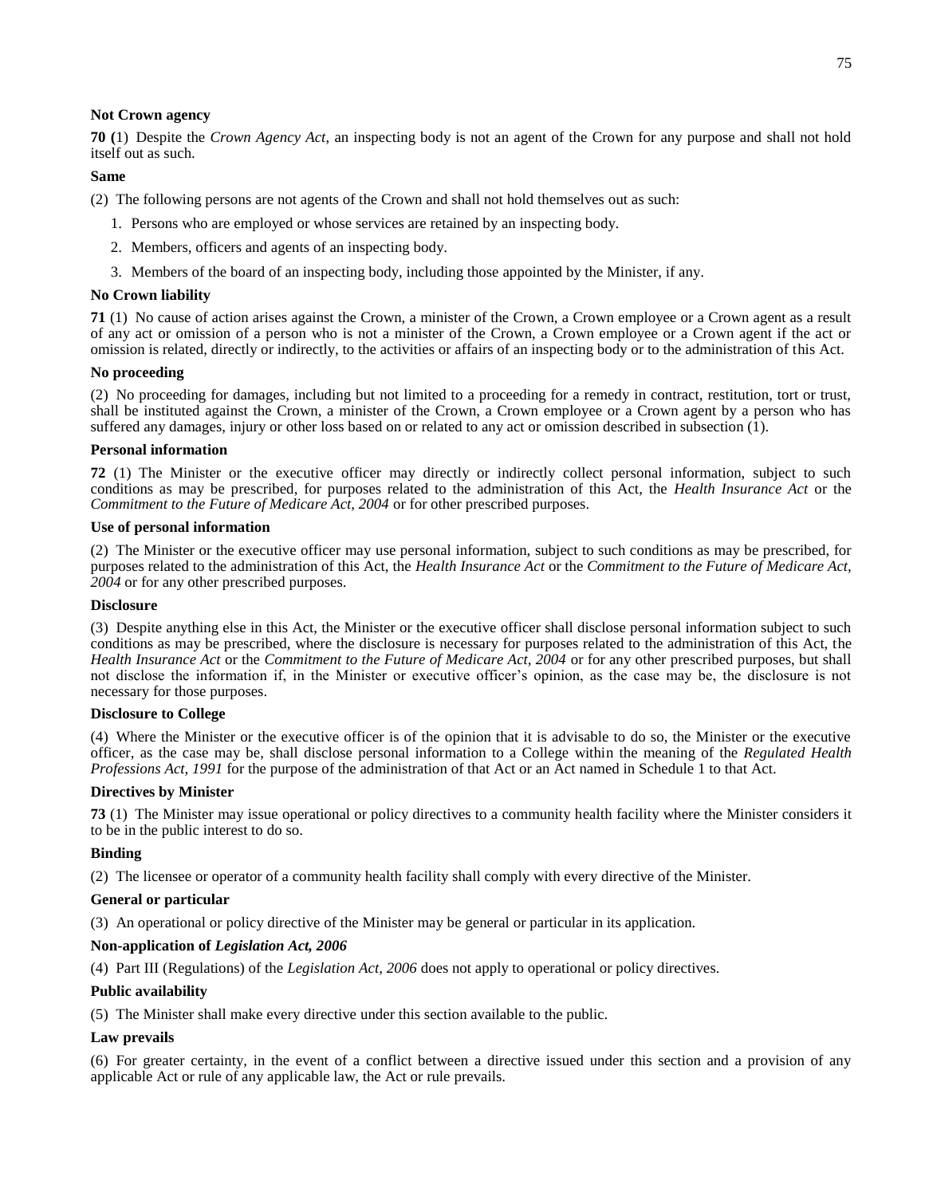**Not Crown agency**

**70 (**1) Despite the *Crown Agency Act*, an inspecting body is not an agent of the Crown for any purpose and shall not hold itself out as such.

**Same**

(2) The following persons are not agents of the Crown and shall not hold themselves out as such:

1. Persons who are employed or whose services are retained by an inspecting body.
2. Members, officers and agents of an inspecting body.
3. Members of the board of an inspecting body, including those appointed by the Minister, if any.

**No Crown liability**

**71** (1) No cause of action arises against the Crown, a minister of the Crown, a Crown employee or a Crown agent as a result of any act or omission of a person who is not a minister of the Crown, a Crown employee or a Crown agent if the act or omission is related, directly or indirectly, to the activities or affairs of an inspecting body or to the administration of this Act.

**No proceeding**

(2) No proceeding for damages, including but not limited to a proceeding for a remedy in contract, restitution, tort or trust, shall be instituted against the Crown, a minister of the Crown, a Crown employee or a Crown agent by a person who has suffered any damages, injury or other loss based on or related to any act or omission described in subsection (1).

**Personal information**

**72** (1) The Minister or the executive officer may directly or indirectly collect personal information, subject to such conditions as may be prescribed, for purposes related to the administration of this Act, the *Health Insurance Act* or the *Commitment to the Future of Medicare Act, 2004* or for other prescribed purposes.

**Use of personal information**

(2) The Minister or the executive officer may use personal information, subject to such conditions as may be prescribed, for purposes related to the administration of this Act, the *Health Insurance Act* or the *Commitment to the Future of Medicare Act, 2004* or for any other prescribed purposes.

**Disclosure**

(3) Despite anything else in this Act, the Minister or the executive officer shall disclose personal information subject to such conditions as may be prescribed, where the disclosure is necessary for purposes related to the administration of this Act, the *Health Insurance Act* or the *Commitment to the Future of Medicare Act, 2004* or for any other prescribed purposes, but shall not disclose the information if, in the Minister or executive officer's opinion, as the case may be, the disclosure is not necessary for those purposes.

**Disclosure to College**

(4) Where the Minister or the executive officer is of the opinion that it is advisable to do so, the Minister or the executive officer, as the case may be, shall disclose personal information to a College within the meaning of the *Regulated Health Professions Act, 1991* for the purpose of the administration of that Act or an Act named in Schedule 1 to that Act.

**Directives by Minister**

**73** (1) The Minister may issue operational or policy directives to a community health facility where the Minister considers it to be in the public interest to do so.

**Binding**

(2) The licensee or operator of a community health facility shall comply with every directive of the Minister.

**General or particular**

(3) An operational or policy directive of the Minister may be general or particular in its application.

**Non-application of *Legislation Act, 2006***

(4) Part III (Regulations) of the *Legislation Act, 2006* does not apply to operational or policy directives.

**Public availability**

(5) The Minister shall make every directive under this section available to the public.

**Law prevails**

(6) For greater certainty, in the event of a conflict between a directive issued under this section and a provision of any applicable Act or rule of any applicable law, the Act or rule prevails.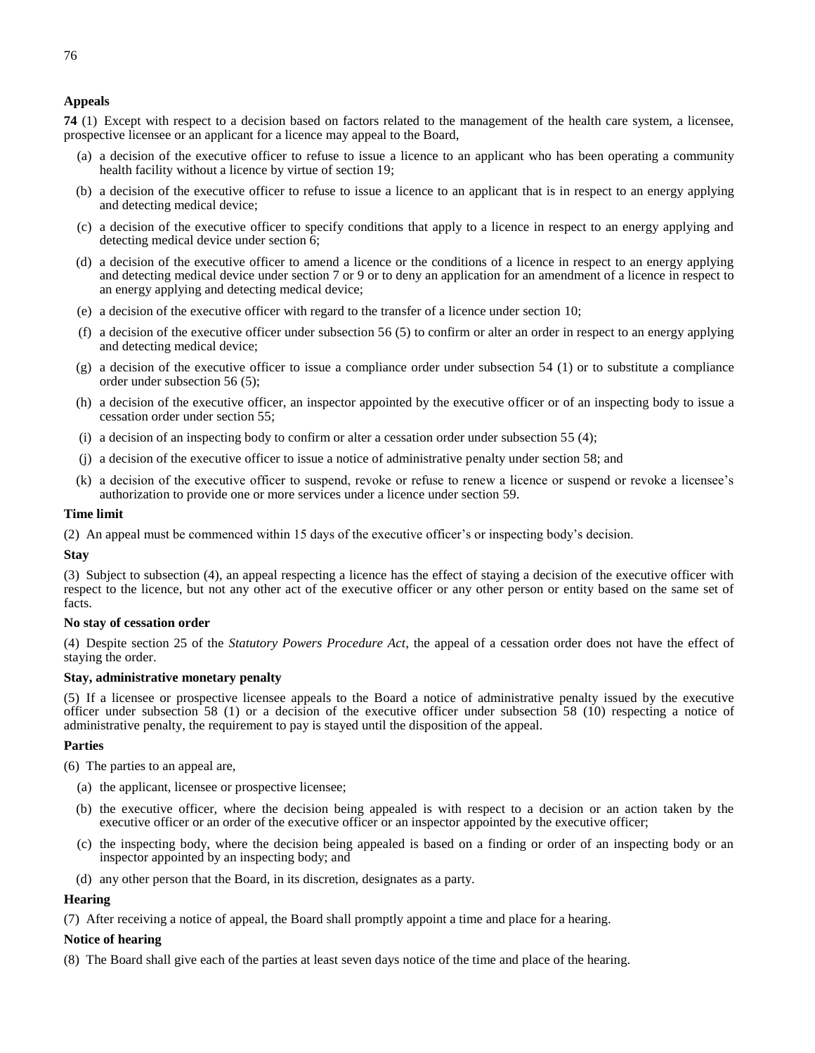**Appeals**

**74** (1) Except with respect to a decision based on factors related to the management of the health care system, a licensee, prospective licensee or an applicant for a licence may appeal to the Board,

- (a) a decision of the executive officer to refuse to issue a licence to an applicant who has been operating a community health facility without a licence by virtue of section 19;
- (b) a decision of the executive officer to refuse to issue a licence to an applicant that is in respect to an energy applying and detecting medical device;
- (c) a decision of the executive officer to specify conditions that apply to a licence in respect to an energy applying and detecting medical device under section 6;
- (d) a decision of the executive officer to amend a licence or the conditions of a licence in respect to an energy applying and detecting medical device under section 7 or 9 or to deny an application for an amendment of a licence in respect to an energy applying and detecting medical device;
- (e) a decision of the executive officer with regard to the transfer of a licence under section 10;
- (f) a decision of the executive officer under subsection 56 (5) to confirm or alter an order in respect to an energy applying and detecting medical device;
- (g) a decision of the executive officer to issue a compliance order under subsection 54 (1) or to substitute a compliance order under subsection 56 (5);
- (h) a decision of the executive officer, an inspector appointed by the executive officer or of an inspecting body to issue a cessation order under section 55;
- (i) a decision of an inspecting body to confirm or alter a cessation order under subsection 55 (4);
- (j) a decision of the executive officer to issue a notice of administrative penalty under section 58; and
- (k) a decision of the executive officer to suspend, revoke or refuse to renew a licence or suspend or revoke a licensee's authorization to provide one or more services under a licence under section 59.

**Time limit**

(2) An appeal must be commenced within 15 days of the executive officer's or inspecting body's decision.

**Stay**

(3) Subject to subsection (4), an appeal respecting a licence has the effect of staying a decision of the executive officer with respect to the licence, but not any other act of the executive officer or any other person or entity based on the same set of facts.

**No stay of cessation order**

(4) Despite section 25 of the *Statutory Powers Procedure Act*, the appeal of a cessation order does not have the effect of staying the order.

**Stay, administrative monetary penalty**

(5) If a licensee or prospective licensee appeals to the Board a notice of administrative penalty issued by the executive officer under subsection 58 (1) or a decision of the executive officer under subsection 58 (10) respecting a notice of administrative penalty, the requirement to pay is stayed until the disposition of the appeal.

**Parties**

(6) The parties to an appeal are,

- (a) the applicant, licensee or prospective licensee;
- (b) the executive officer, where the decision being appealed is with respect to a decision or an action taken by the executive officer or an order of the executive officer or an inspector appointed by the executive officer;
- (c) the inspecting body, where the decision being appealed is based on a finding or order of an inspecting body or an inspector appointed by an inspecting body; and
- (d) any other person that the Board, in its discretion, designates as a party.

**Hearing**

(7) After receiving a notice of appeal, the Board shall promptly appoint a time and place for a hearing.

**Notice of hearing**

(8) The Board shall give each of the parties at least seven days notice of the time and place of the hearing.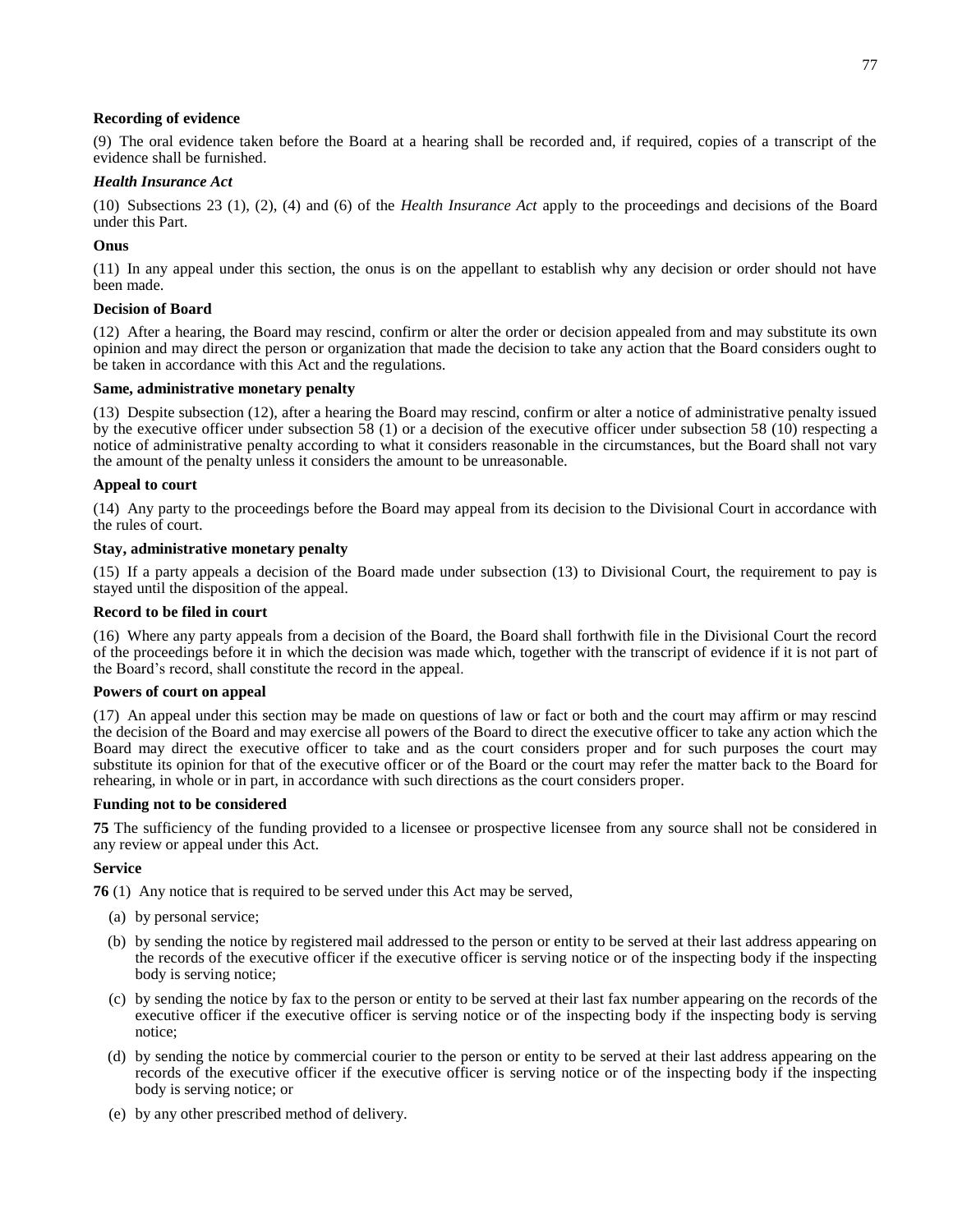**Recording of evidence**

(9) The oral evidence taken before the Board at a hearing shall be recorded and, if required, copies of a transcript of the evidence shall be furnished.

***Health Insurance Act***

(10) Subsections 23 (1), (2), (4) and (6) of the *Health Insurance Act* apply to the proceedings and decisions of the Board under this Part.

**Onus**

(11) In any appeal under this section, the onus is on the appellant to establish why any decision or order should not have been made.

**Decision of Board**

(12) After a hearing, the Board may rescind, confirm or alter the order or decision appealed from and may substitute its own opinion and may direct the person or organization that made the decision to take any action that the Board considers ought to be taken in accordance with this Act and the regulations.

**Same, administrative monetary penalty**

(13) Despite subsection (12), after a hearing the Board may rescind, confirm or alter a notice of administrative penalty issued by the executive officer under subsection 58 (1) or a decision of the executive officer under subsection 58 (10) respecting a notice of administrative penalty according to what it considers reasonable in the circumstances, but the Board shall not vary the amount of the penalty unless it considers the amount to be unreasonable.

**Appeal to court**

(14) Any party to the proceedings before the Board may appeal from its decision to the Divisional Court in accordance with the rules of court.

**Stay, administrative monetary penalty**

(15) If a party appeals a decision of the Board made under subsection (13) to Divisional Court, the requirement to pay is stayed until the disposition of the appeal.

**Record to be filed in court**

(16) Where any party appeals from a decision of the Board, the Board shall forthwith file in the Divisional Court the record of the proceedings before it in which the decision was made which, together with the transcript of evidence if it is not part of the Board's record, shall constitute the record in the appeal.

**Powers of court on appeal**

(17) An appeal under this section may be made on questions of law or fact or both and the court may affirm or may rescind the decision of the Board and may exercise all powers of the Board to direct the executive officer to take any action which the Board may direct the executive officer to take and as the court considers proper and for such purposes the court may substitute its opinion for that of the executive officer or of the Board or the court may refer the matter back to the Board for rehearing, in whole or in part, in accordance with such directions as the court considers proper.

**Funding not to be considered**

**75** The sufficiency of the funding provided to a licensee or prospective licensee from any source shall not be considered in any review or appeal under this Act.

**Service**

**76** (1) Any notice that is required to be served under this Act may be served,

- (a) by personal service;
- (b) by sending the notice by registered mail addressed to the person or entity to be served at their last address appearing on the records of the executive officer if the executive officer is serving notice or of the inspecting body if the inspecting body is serving notice;
- (c) by sending the notice by fax to the person or entity to be served at their last fax number appearing on the records of the executive officer if the executive officer is serving notice or of the inspecting body if the inspecting body is serving notice;
- (d) by sending the notice by commercial courier to the person or entity to be served at their last address appearing on the records of the executive officer if the executive officer is serving notice or of the inspecting body if the inspecting body is serving notice; or
- (e) by any other prescribed method of delivery.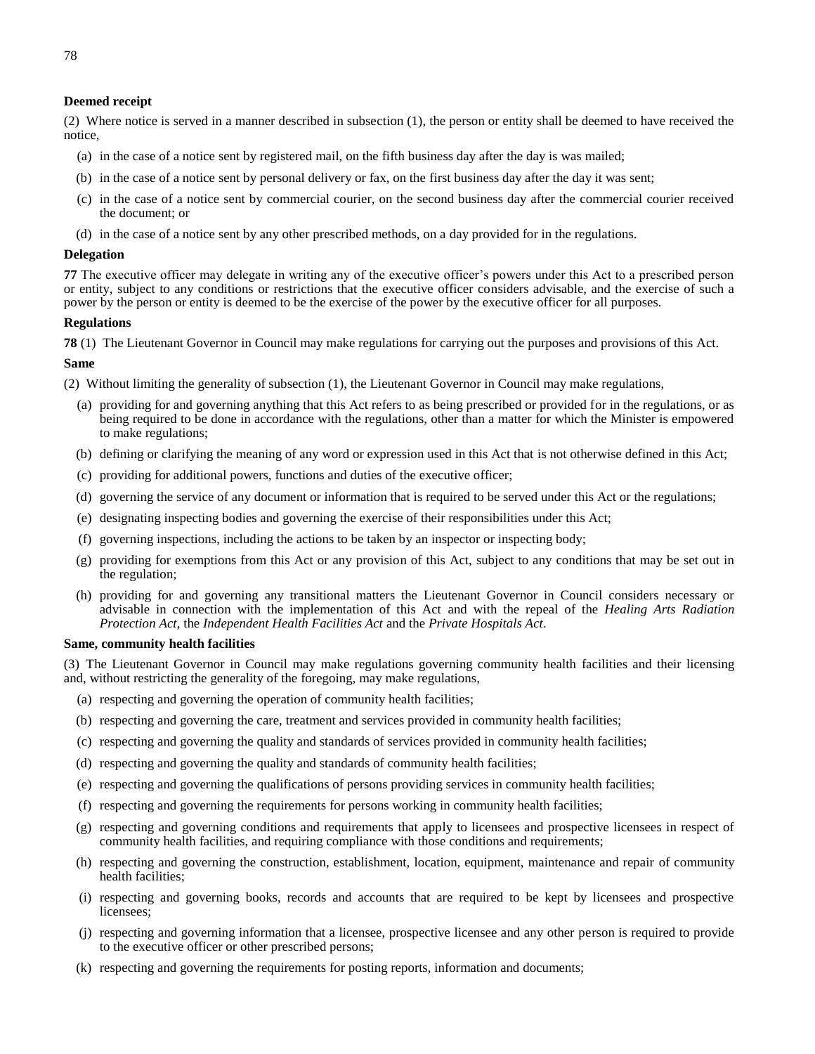**Deemed receipt**

(2) Where notice is served in a manner described in subsection (1), the person or entity shall be deemed to have received the notice,

(a) in the case of a notice sent by registered mail, on the fifth business day after the day is was mailed;

(b) in the case of a notice sent by personal delivery or fax, on the first business day after the day it was sent;

(c) in the case of a notice sent by commercial courier, on the second business day after the commercial courier received the document; or

(d) in the case of a notice sent by any other prescribed methods, on a day provided for in the regulations.

**Delegation**

**77** The executive officer may delegate in writing any of the executive officer's powers under this Act to a prescribed person or entity, subject to any conditions or restrictions that the executive officer considers advisable, and the exercise of such a power by the person or entity is deemed to be the exercise of the power by the executive officer for all purposes.

**Regulations**

**78** (1) The Lieutenant Governor in Council may make regulations for carrying out the purposes and provisions of this Act.

**Same**

(2) Without limiting the generality of subsection (1), the Lieutenant Governor in Council may make regulations,

(a) providing for and governing anything that this Act refers to as being prescribed or provided for in the regulations, or as being required to be done in accordance with the regulations, other than a matter for which the Minister is empowered to make regulations;

(b) defining or clarifying the meaning of any word or expression used in this Act that is not otherwise defined in this Act;

(c) providing for additional powers, functions and duties of the executive officer;

(d) governing the service of any document or information that is required to be served under this Act or the regulations;

(e) designating inspecting bodies and governing the exercise of their responsibilities under this Act;

(f) governing inspections, including the actions to be taken by an inspector or inspecting body;

(g) providing for exemptions from this Act or any provision of this Act, subject to any conditions that may be set out in the regulation;

(h) providing for and governing any transitional matters the Lieutenant Governor in Council considers necessary or advisable in connection with the implementation of this Act and with the repeal of the *Healing Arts Radiation Protection Act*, the *Independent Health Facilities Act* and the *Private Hospitals Act*.

**Same, community health facilities**

(3) The Lieutenant Governor in Council may make regulations governing community health facilities and their licensing and, without restricting the generality of the foregoing, may make regulations,

(a) respecting and governing the operation of community health facilities;

(b) respecting and governing the care, treatment and services provided in community health facilities;

(c) respecting and governing the quality and standards of services provided in community health facilities;

(d) respecting and governing the quality and standards of community health facilities;

(e) respecting and governing the qualifications of persons providing services in community health facilities;

(f) respecting and governing the requirements for persons working in community health facilities;

(g) respecting and governing conditions and requirements that apply to licensees and prospective licensees in respect of community health facilities, and requiring compliance with those conditions and requirements;

(h) respecting and governing the construction, establishment, location, equipment, maintenance and repair of community health facilities;

(i) respecting and governing books, records and accounts that are required to be kept by licensees and prospective licensees;

(j) respecting and governing information that a licensee, prospective licensee and any other person is required to provide to the executive officer or other prescribed persons;

(k) respecting and governing the requirements for posting reports, information and documents;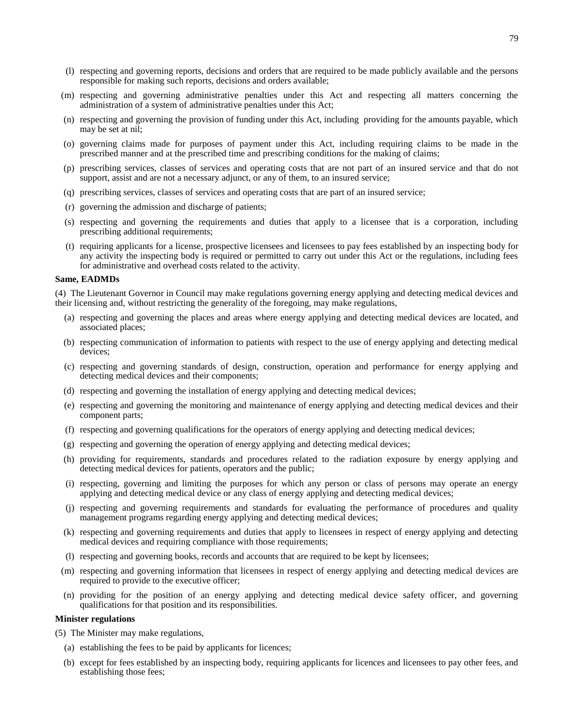(l) respecting and governing reports, decisions and orders that are required to be made publicly available and the persons responsible for making such reports, decisions and orders available;

(m) respecting and governing administrative penalties under this Act and respecting all matters concerning the administration of a system of administrative penalties under this Act;

(n) respecting and governing the provision of funding under this Act, including providing for the amounts payable, which may be set at nil;

(o) governing claims made for purposes of payment under this Act, including requiring claims to be made in the prescribed manner and at the prescribed time and prescribing conditions for the making of claims;

(p) prescribing services, classes of services and operating costs that are not part of an insured service and that do not support, assist and are not a necessary adjunct, or any of them, to an insured service;

(q) prescribing services, classes of services and operating costs that are part of an insured service;

(r) governing the admission and discharge of patients;

(s) respecting and governing the requirements and duties that apply to a licensee that is a corporation, including prescribing additional requirements;

(t) requiring applicants for a license, prospective licensees and licensees to pay fees established by an inspecting body for any activity the inspecting body is required or permitted to carry out under this Act or the regulations, including fees for administrative and overhead costs related to the activity.

**Same, EADMDs**

(4) The Lieutenant Governor in Council may make regulations governing energy applying and detecting medical devices and their licensing and, without restricting the generality of the foregoing, may make regulations,

(a) respecting and governing the places and areas where energy applying and detecting medical devices are located, and associated places;

(b) respecting communication of information to patients with respect to the use of energy applying and detecting medical devices;

(c) respecting and governing standards of design, construction, operation and performance for energy applying and detecting medical devices and their components;

(d) respecting and governing the installation of energy applying and detecting medical devices;

(e) respecting and governing the monitoring and maintenance of energy applying and detecting medical devices and their component parts;

(f) respecting and governing qualifications for the operators of energy applying and detecting medical devices;

(g) respecting and governing the operation of energy applying and detecting medical devices;

(h) providing for requirements, standards and procedures related to the radiation exposure by energy applying and detecting medical devices for patients, operators and the public;

(i) respecting, governing and limiting the purposes for which any person or class of persons may operate an energy applying and detecting medical device or any class of energy applying and detecting medical devices;

(j) respecting and governing requirements and standards for evaluating the performance of procedures and quality management programs regarding energy applying and detecting medical devices;

(k) respecting and governing requirements and duties that apply to licensees in respect of energy applying and detecting medical devices and requiring compliance with those requirements;

(l) respecting and governing books, records and accounts that are required to be kept by licensees;

(m) respecting and governing information that licensees in respect of energy applying and detecting medical devices are required to provide to the executive officer;

(n) providing for the position of an energy applying and detecting medical device safety officer, and governing qualifications for that position and its responsibilities.

**Minister regulations**

(5) The Minister may make regulations,

(a) establishing the fees to be paid by applicants for licences;

(b) except for fees established by an inspecting body, requiring applicants for licences and licensees to pay other fees, and establishing those fees;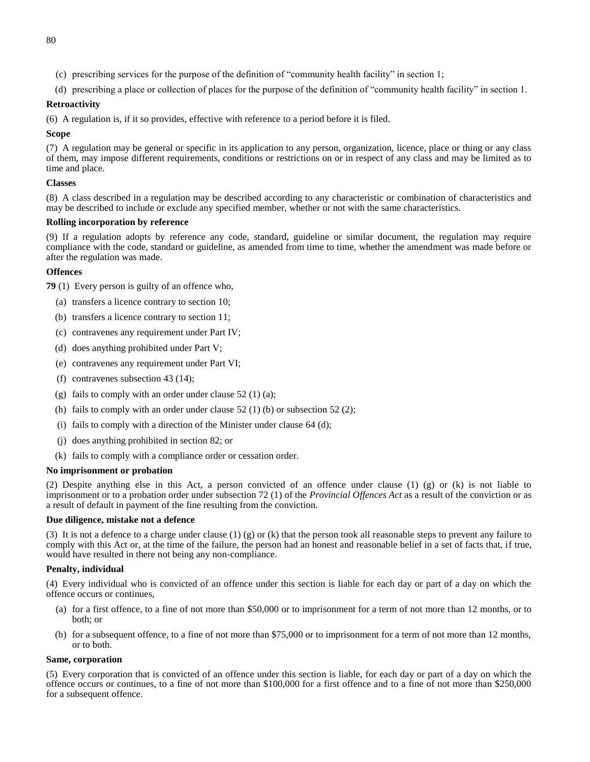(c) prescribing services for the purpose of the definition of "community health facility" in section 1;

(d) prescribing a place or collection of places for the purpose of the definition of "community health facility" in section 1.

**Retroactivity**

(6) A regulation is, if it so provides, effective with reference to a period before it is filed.

**Scope**

(7) A regulation may be general or specific in its application to any person, organization, licence, place or thing or any class of them, may impose different requirements, conditions or restrictions on or in respect of any class and may be limited as to time and place.

**Classes**

(8) A class described in a regulation may be described according to any characteristic or combination of characteristics and may be described to include or exclude any specified member, whether or not with the same characteristics.

**Rolling incorporation by reference**

(9) If a regulation adopts by reference any code, standard, guideline or similar document, the regulation may require compliance with the code, standard or guideline, as amended from time to time, whether the amendment was made before or after the regulation was made.

**Offences**

**79** (1) Every person is guilty of an offence who,

(a) transfers a licence contrary to section 10;

(b) transfers a licence contrary to section 11;

(c) contravenes any requirement under Part IV;

(d) does anything prohibited under Part V;

(e) contravenes any requirement under Part VI;

(f) contravenes subsection 43 (14);

(g) fails to comply with an order under clause 52 (1) (a);

(h) fails to comply with an order under clause 52 (1) (b) or subsection 52 (2);

(i) fails to comply with a direction of the Minister under clause 64 (d);

(j) does anything prohibited in section 82; or

(k) fails to comply with a compliance order or cessation order.

**No imprisonment or probation**

(2) Despite anything else in this Act, a person convicted of an offence under clause (1) (g) or (k) is not liable to imprisonment or to a probation order under subsection 72 (1) of the *Provincial Offences Act* as a result of the conviction or as a result of default in payment of the fine resulting from the conviction.

**Due diligence, mistake not a defence**

(3) It is not a defence to a charge under clause (1) (g) or (k) that the person took all reasonable steps to prevent any failure to comply with this Act or, at the time of the failure, the person had an honest and reasonable belief in a set of facts that, if true, would have resulted in there not being any non-compliance.

**Penalty, individual**

(4) Every individual who is convicted of an offence under this section is liable for each day or part of a day on which the offence occurs or continues,

(a) for a first offence, to a fine of not more than \$50,000 or to imprisonment for a term of not more than 12 months, or to both; or

(b) for a subsequent offence, to a fine of not more than \$75,000 or to imprisonment for a term of not more than 12 months, or to both.

**Same, corporation**

(5) Every corporation that is convicted of an offence under this section is liable, for each day or part of a day on which the offence occurs or continues, to a fine of not more than \$100,000 for a first offence and to a fine of not more than \$250,000 for a subsequent offence.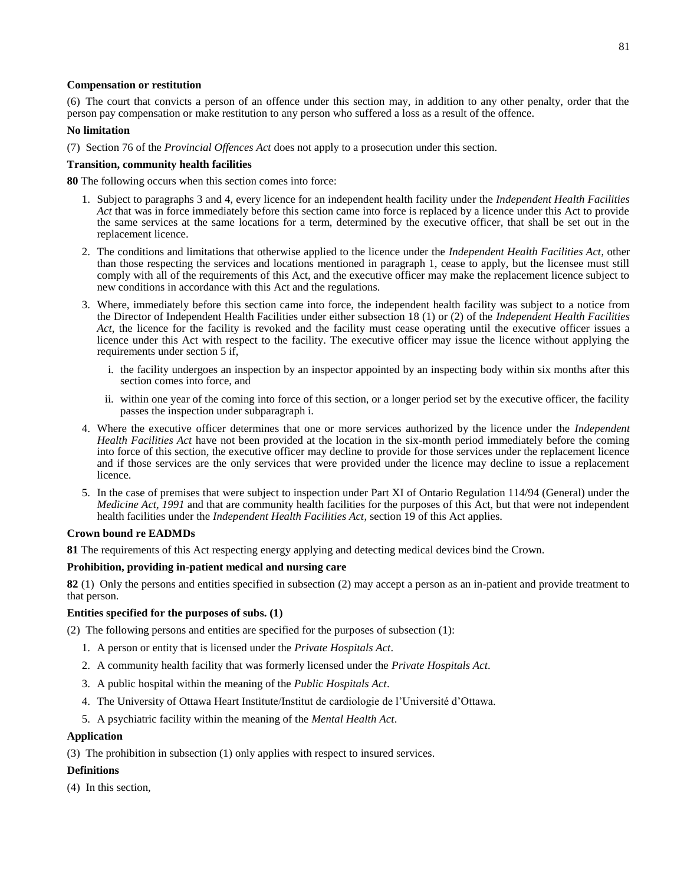**Compensation or restitution**

(6) The court that convicts a person of an offence under this section may, in addition to any other penalty, order that the person pay compensation or make restitution to any person who suffered a loss as a result of the offence.

**No limitation**

(7) Section 76 of the *Provincial Offences Act* does not apply to a prosecution under this section.

**Transition, community health facilities**

**80** The following occurs when this section comes into force:

1. Subject to paragraphs 3 and 4, every licence for an independent health facility under the *Independent Health Facilities Act* that was in force immediately before this section came into force is replaced by a licence under this Act to provide the same services at the same locations for a term, determined by the executive officer, that shall be set out in the replacement licence.
2. The conditions and limitations that otherwise applied to the licence under the *Independent Health Facilities Act*, other than those respecting the services and locations mentioned in paragraph 1, cease to apply, but the licensee must still comply with all of the requirements of this Act, and the executive officer may make the replacement licence subject to new conditions in accordance with this Act and the regulations.
3. Where, immediately before this section came into force, the independent health facility was subject to a notice from the Director of Independent Health Facilities under either subsection 18 (1) or (2) of the *Independent Health Facilities Act*, the licence for the facility is revoked and the facility must cease operating until the executive officer issues a licence under this Act with respect to the facility. The executive officer may issue the licence without applying the requirements under section 5 if,
   i. the facility undergoes an inspection by an inspector appointed by an inspecting body within six months after this section comes into force, and
   ii. within one year of the coming into force of this section, or a longer period set by the executive officer, the facility passes the inspection under subparagraph i.
4. Where the executive officer determines that one or more services authorized by the licence under the *Independent Health Facilities Act* have not been provided at the location in the six-month period immediately before the coming into force of this section, the executive officer may decline to provide for those services under the replacement licence and if those services are the only services that were provided under the licence may decline to issue a replacement licence.
5. In the case of premises that were subject to inspection under Part XI of Ontario Regulation 114/94 (General) under the *Medicine Act, 1991* and that are community health facilities for the purposes of this Act, but that were not independent health facilities under the *Independent Health Facilities Act*, section 19 of this Act applies.

**Crown bound re EADMDs**

**81** The requirements of this Act respecting energy applying and detecting medical devices bind the Crown.

**Prohibition, providing in-patient medical and nursing care**

**82** (1) Only the persons and entities specified in subsection (2) may accept a person as an in-patient and provide treatment to that person.

**Entities specified for the purposes of subs. (1)**

(2) The following persons and entities are specified for the purposes of subsection (1):

1. A person or entity that is licensed under the *Private Hospitals Act*.
2. A community health facility that was formerly licensed under the *Private Hospitals Act*.
3. A public hospital within the meaning of the *Public Hospitals Act*.
4. The University of Ottawa Heart Institute/Institut de cardiologie de l'Université d'Ottawa.
5. A psychiatric facility within the meaning of the *Mental Health Act*.

**Application**

(3) The prohibition in subsection (1) only applies with respect to insured services.

**Definitions**

(4) In this section,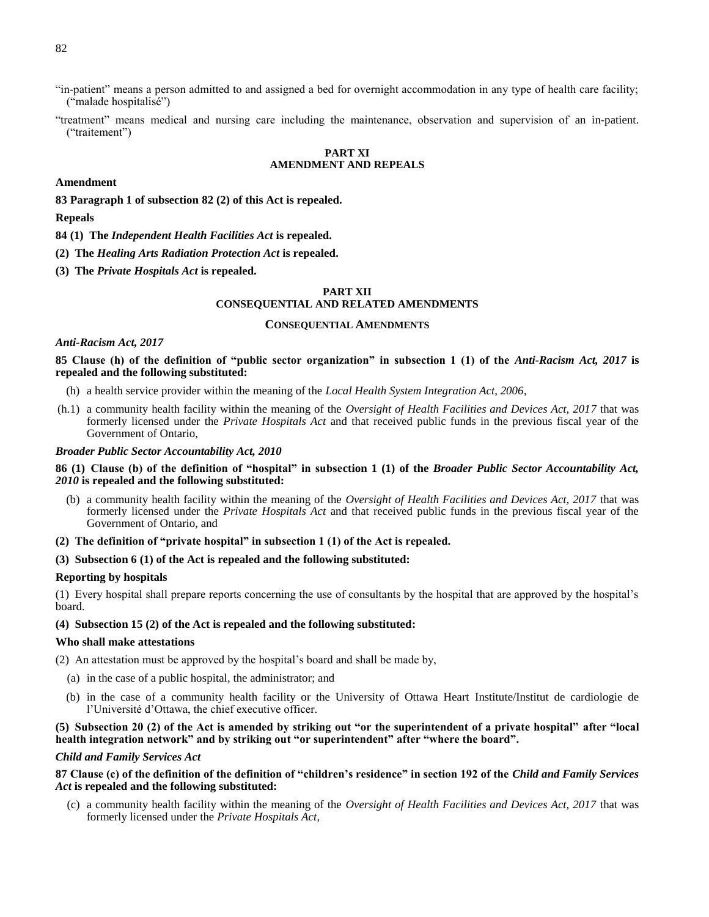"in-patient" means a person admitted to and assigned a bed for overnight accommodation in any type of health care facility; ("malade hospitalisé")

"treatment" means medical and nursing care including the maintenance, observation and supervision of an in-patient. ("traitement")

## PART XI
## AMENDMENT AND REPEALS

**Amendment**

**83 Paragraph 1 of subsection 82 (2) of this Act is repealed.**

**Repeals**

**84 (1) The *Independent Health Facilities Act* is repealed.**

**(2) The *Healing Arts Radiation Protection Act* is repealed.**

**(3) The *Private Hospitals Act* is repealed.**

## PART XII
## CONSEQUENTIAL AND RELATED AMENDMENTS

### CONSEQUENTIAL AMENDMENTS

***Anti-Racism Act, 2017***

**85 Clause (h) of the definition of "public sector organization" in subsection 1 (1) of the *Anti-Racism Act, 2017* is repealed and the following substituted:**

(h) a health service provider within the meaning of the *Local Health System Integration Act, 2006*,

(h.1) a community health facility within the meaning of the *Oversight of Health Facilities and Devices Act, 2017* that was formerly licensed under the *Private Hospitals Act* and that received public funds in the previous fiscal year of the Government of Ontario,

***Broader Public Sector Accountability Act, 2010***

**86 (1) Clause (b) of the definition of "hospital" in subsection 1 (1) of the *Broader Public Sector Accountability Act, 2010* is repealed and the following substituted:**

(b) a community health facility within the meaning of the *Oversight of Health Facilities and Devices Act, 2017* that was formerly licensed under the *Private Hospitals Act* and that received public funds in the previous fiscal year of the Government of Ontario, and

**(2) The definition of "private hospital" in subsection 1 (1) of the Act is repealed.**

**(3) Subsection 6 (1) of the Act is repealed and the following substituted:**

**Reporting by hospitals**

(1) Every hospital shall prepare reports concerning the use of consultants by the hospital that are approved by the hospital's board.

**(4) Subsection 15 (2) of the Act is repealed and the following substituted:**

**Who shall make attestations**

(2) An attestation must be approved by the hospital's board and shall be made by,

(a) in the case of a public hospital, the administrator; and

(b) in the case of a community health facility or the University of Ottawa Heart Institute/Institut de cardiologie de l'Université d'Ottawa, the chief executive officer.

**(5) Subsection 20 (2) of the Act is amended by striking out "or the superintendent of a private hospital" after "local health integration network" and by striking out "or superintendent" after "where the board".**

***Child and Family Services Act***

**87 Clause (c) of the definition of the definition of "children's residence" in section 192 of the *Child and Family Services Act* is repealed and the following substituted:**

(c) a community health facility within the meaning of the *Oversight of Health Facilities and Devices Act, 2017* that was formerly licensed under the *Private Hospitals Act*,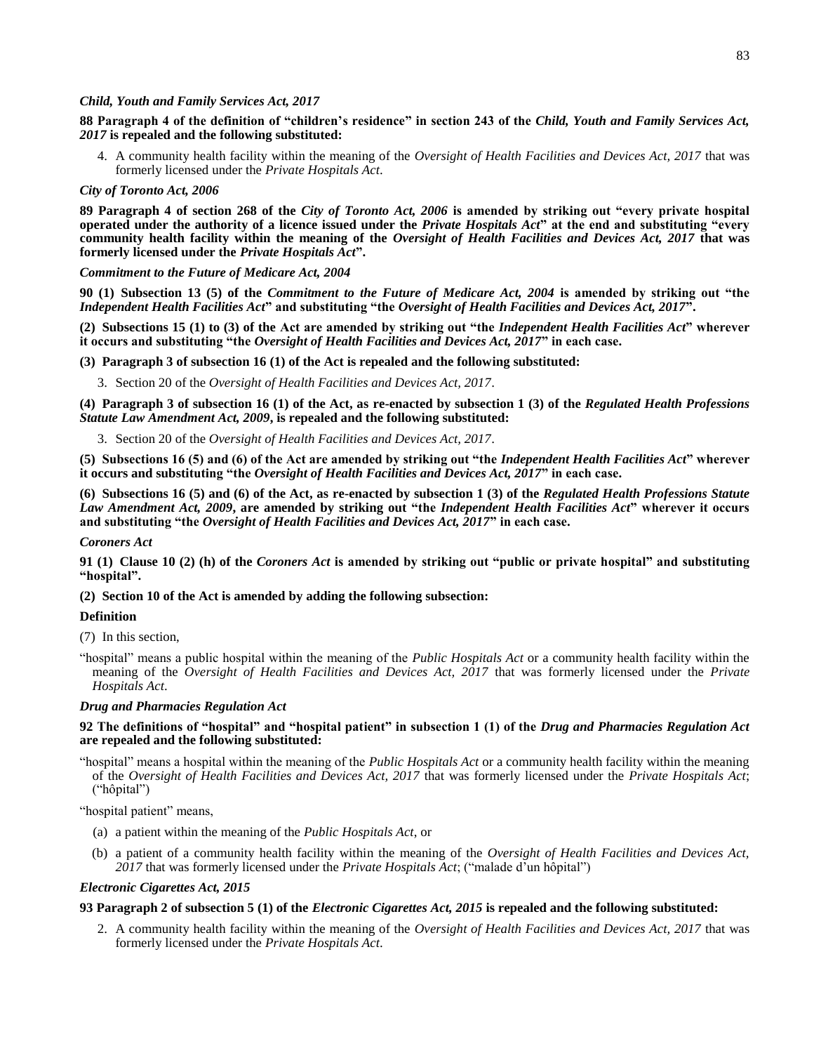*Child, Youth and Family Services Act, 2017*

**88 Paragraph 4 of the definition of "children's residence" in section 243 of the *Child, Youth and Family Services Act, 2017* is repealed and the following substituted:**

4. A community health facility within the meaning of the *Oversight of Health Facilities and Devices Act, 2017* that was formerly licensed under the *Private Hospitals Act*.

*City of Toronto Act, 2006*

**89 Paragraph 4 of section 268 of the *City of Toronto Act, 2006* is amended by striking out "every private hospital operated under the authority of a licence issued under the *Private Hospitals Act*" at the end and substituting "every community health facility within the meaning of the *Oversight of Health Facilities and Devices Act, 2017* that was formerly licensed under the *Private Hospitals Act*".**

*Commitment to the Future of Medicare Act, 2004*

**90 (1) Subsection 13 (5) of the *Commitment to the Future of Medicare Act, 2004* is amended by striking out "the *Independent Health Facilities Act*" and substituting "the *Oversight of Health Facilities and Devices Act, 2017*".**

**(2) Subsections 15 (1) to (3) of the Act are amended by striking out "the *Independent Health Facilities Act*" wherever it occurs and substituting "the *Oversight of Health Facilities and Devices Act, 2017*" in each case.**

**(3) Paragraph 3 of subsection 16 (1) of the Act is repealed and the following substituted:**

3. Section 20 of the *Oversight of Health Facilities and Devices Act, 2017*.

**(4) Paragraph 3 of subsection 16 (1) of the Act, as re-enacted by subsection 1 (3) of the *Regulated Health Professions Statute Law Amendment Act, 2009*, is repealed and the following substituted:**

3. Section 20 of the *Oversight of Health Facilities and Devices Act, 2017*.

**(5) Subsections 16 (5) and (6) of the Act are amended by striking out "the *Independent Health Facilities Act*" wherever it occurs and substituting "the *Oversight of Health Facilities and Devices Act, 2017*" in each case.**

**(6) Subsections 16 (5) and (6) of the Act, as re-enacted by subsection 1 (3) of the *Regulated Health Professions Statute Law Amendment Act, 2009*, are amended by striking out "the *Independent Health Facilities Act*" wherever it occurs and substituting "the *Oversight of Health Facilities and Devices Act, 2017*" in each case.**

*Coroners Act*

**91 (1) Clause 10 (2) (h) of the *Coroners Act* is amended by striking out "public or private hospital" and substituting "hospital".**

**(2) Section 10 of the Act is amended by adding the following subsection:**

**Definition**

(7) In this section,

"hospital" means a public hospital within the meaning of the *Public Hospitals Act* or a community health facility within the meaning of the *Oversight of Health Facilities and Devices Act, 2017* that was formerly licensed under the *Private Hospitals Act*.

*Drug and Pharmacies Regulation Act*

**92 The definitions of "hospital" and "hospital patient" in subsection 1 (1) of the *Drug and Pharmacies Regulation Act* are repealed and the following substituted:**

"hospital" means a hospital within the meaning of the *Public Hospitals Act* or a community health facility within the meaning of the *Oversight of Health Facilities and Devices Act, 2017* that was formerly licensed under the *Private Hospitals Act*; ("hôpital")

"hospital patient" means,

(a) a patient within the meaning of the *Public Hospitals Act*, or

(b) a patient of a community health facility within the meaning of the *Oversight of Health Facilities and Devices Act, 2017* that was formerly licensed under the *Private Hospitals Act*; ("malade d'un hôpital")

*Electronic Cigarettes Act, 2015*

**93 Paragraph 2 of subsection 5 (1) of the *Electronic Cigarettes Act, 2015* is repealed and the following substituted:**

2. A community health facility within the meaning of the *Oversight of Health Facilities and Devices Act, 2017* that was formerly licensed under the *Private Hospitals Act*.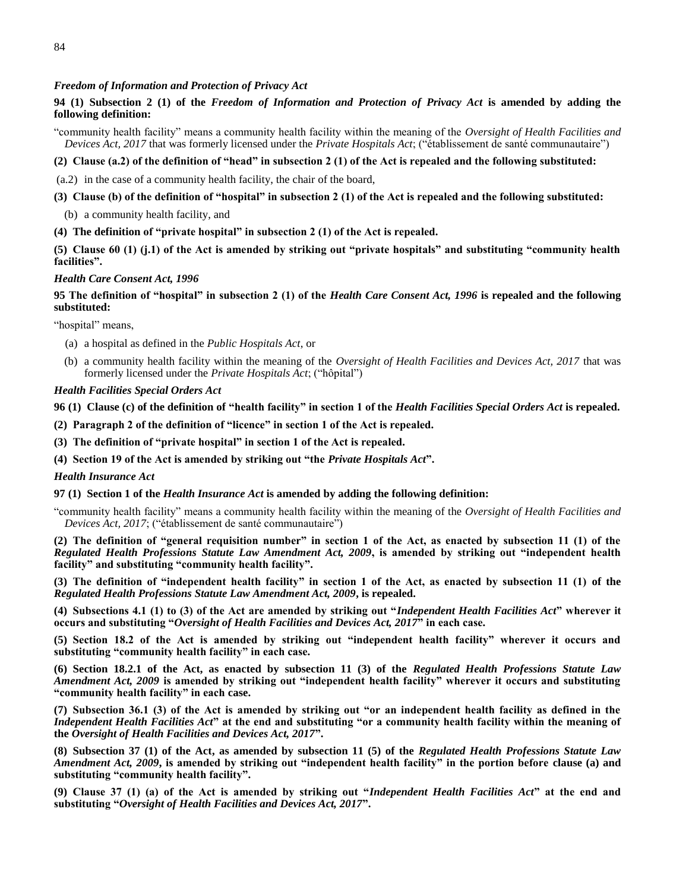### *Freedom of Information and Protection of Privacy Act*

**94 (1) Subsection 2 (1) of the *Freedom of Information and Protection of Privacy Act* is amended by adding the following definition:**

"community health facility" means a community health facility within the meaning of the *Oversight of Health Facilities and Devices Act, 2017* that was formerly licensed under the *Private Hospitals Act*; ("établissement de santé communautaire")

**(2) Clause (a.2) of the definition of "head" in subsection 2 (1) of the Act is repealed and the following substituted:**

(a.2) in the case of a community health facility, the chair of the board,

**(3) Clause (b) of the definition of "hospital" in subsection 2 (1) of the Act is repealed and the following substituted:**

(b) a community health facility, and

**(4) The definition of "private hospital" in subsection 2 (1) of the Act is repealed.**

**(5) Clause 60 (1) (j.1) of the Act is amended by striking out "private hospitals" and substituting "community health facilities".**

### *Health Care Consent Act, 1996*

**95 The definition of "hospital" in subsection 2 (1) of the *Health Care Consent Act, 1996* is repealed and the following substituted:**

"hospital" means,

(a) a hospital as defined in the *Public Hospitals Act*, or

(b) a community health facility within the meaning of the *Oversight of Health Facilities and Devices Act, 2017* that was formerly licensed under the *Private Hospitals Act*; ("hôpital")

### *Health Facilities Special Orders Act*

**96 (1) Clause (c) of the definition of "health facility" in section 1 of the *Health Facilities Special Orders Act* is repealed.**

**(2) Paragraph 2 of the definition of "licence" in section 1 of the Act is repealed.**

**(3) The definition of "private hospital" in section 1 of the Act is repealed.**

**(4) Section 19 of the Act is amended by striking out "the *Private Hospitals Act*".**

### *Health Insurance Act*

**97 (1) Section 1 of the *Health Insurance Act* is amended by adding the following definition:**

"community health facility" means a community health facility within the meaning of the *Oversight of Health Facilities and Devices Act, 2017*; ("établissement de santé communautaire")

**(2) The definition of "general requisition number" in section 1 of the Act, as enacted by subsection 11 (1) of the *Regulated Health Professions Statute Law Amendment Act, 2009*, is amended by striking out "independent health facility" and substituting "community health facility".**

**(3) The definition of "independent health facility" in section 1 of the Act, as enacted by subsection 11 (1) of the *Regulated Health Professions Statute Law Amendment Act, 2009*, is repealed.**

**(4) Subsections 4.1 (1) to (3) of the Act are amended by striking out "*Independent Health Facilities Act*" wherever it occurs and substituting "*Oversight of Health Facilities and Devices Act, 2017*" in each case.**

**(5) Section 18.2 of the Act is amended by striking out "independent health facility" wherever it occurs and substituting "community health facility" in each case.**

**(6) Section 18.2.1 of the Act, as enacted by subsection 11 (3) of the *Regulated Health Professions Statute Law Amendment Act, 2009* is amended by striking out "independent health facility" wherever it occurs and substituting "community health facility" in each case.**

**(7) Subsection 36.1 (3) of the Act is amended by striking out "or an independent health facility as defined in the *Independent Health Facilities Act*" at the end and substituting "or a community health facility within the meaning of the *Oversight of Health Facilities and Devices Act, 2017*".**

**(8) Subsection 37 (1) of the Act, as amended by subsection 11 (5) of the *Regulated Health Professions Statute Law Amendment Act, 2009*, is amended by striking out "independent health facility" in the portion before clause (a) and substituting "community health facility".**

**(9) Clause 37 (1) (a) of the Act is amended by striking out "*Independent Health Facilities Act*" at the end and substituting "*Oversight of Health Facilities and Devices Act, 2017*".**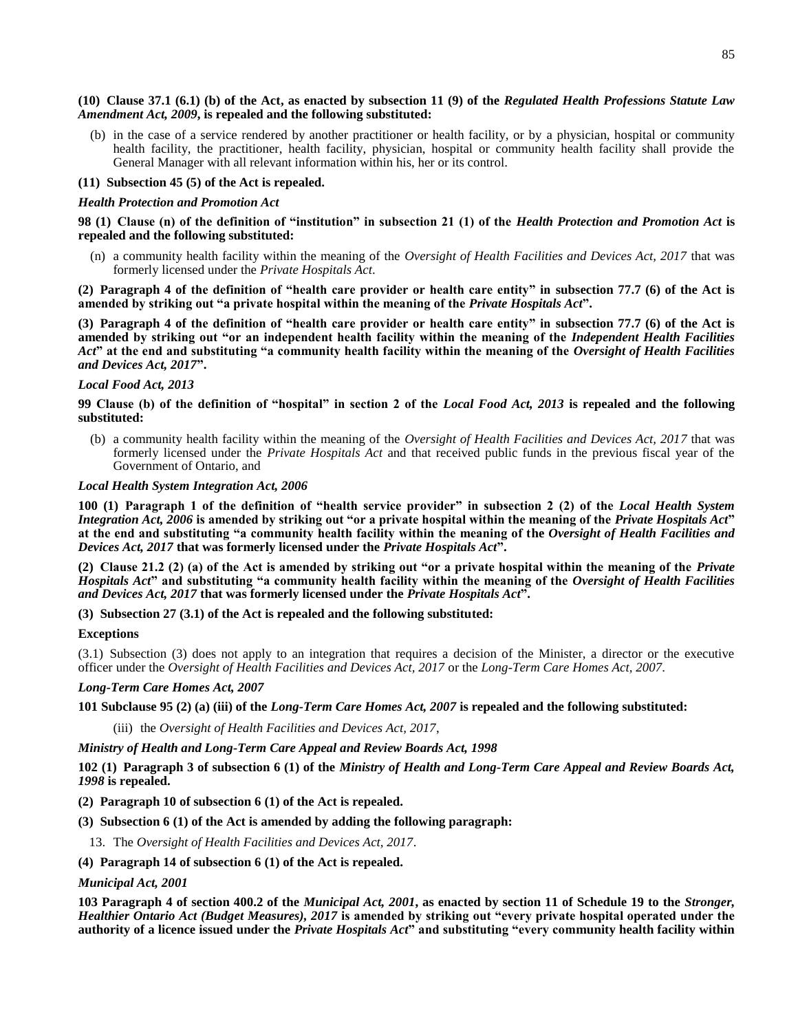**(10) Clause 37.1 (6.1) (b) of the Act, as enacted by subsection 11 (9) of the *Regulated Health Professions Statute Law Amendment Act, 2009*, is repealed and the following substituted:**

(b) in the case of a service rendered by another practitioner or health facility, or by a physician, hospital or community health facility, the practitioner, health facility, physician, hospital or community health facility shall provide the General Manager with all relevant information within his, her or its control.

**(11) Subsection 45 (5) of the Act is repealed.**

***Health Protection and Promotion Act***

**98 (1) Clause (n) of the definition of "institution" in subsection 21 (1) of the *Health Protection and Promotion Act* is repealed and the following substituted:**

(n) a community health facility within the meaning of the *Oversight of Health Facilities and Devices Act, 2017* that was formerly licensed under the *Private Hospitals Act*.

**(2) Paragraph 4 of the definition of "health care provider or health care entity" in subsection 77.7 (6) of the Act is amended by striking out "a private hospital within the meaning of the *Private Hospitals Act*".**

**(3) Paragraph 4 of the definition of "health care provider or health care entity" in subsection 77.7 (6) of the Act is amended by striking out "or an independent health facility within the meaning of the *Independent Health Facilities Act*" at the end and substituting "a community health facility within the meaning of the *Oversight of Health Facilities and Devices Act, 2017*".**

***Local Food Act, 2013***

**99 Clause (b) of the definition of "hospital" in section 2 of the *Local Food Act, 2013* is repealed and the following substituted:**

(b) a community health facility within the meaning of the *Oversight of Health Facilities and Devices Act, 2017* that was formerly licensed under the *Private Hospitals Act* and that received public funds in the previous fiscal year of the Government of Ontario, and

***Local Health System Integration Act, 2006***

**100 (1) Paragraph 1 of the definition of "health service provider" in subsection 2 (2) of the *Local Health System Integration Act, 2006* is amended by striking out "or a private hospital within the meaning of the *Private Hospitals Act*" at the end and substituting "a community health facility within the meaning of the *Oversight of Health Facilities and Devices Act, 2017* that was formerly licensed under the *Private Hospitals Act*".**

**(2) Clause 21.2 (2) (a) of the Act is amended by striking out "or a private hospital within the meaning of the *Private Hospitals Act*" and substituting "a community health facility within the meaning of the *Oversight of Health Facilities and Devices Act, 2017* that was formerly licensed under the *Private Hospitals Act*".**

**(3) Subsection 27 (3.1) of the Act is repealed and the following substituted:**

**Exceptions**

(3.1) Subsection (3) does not apply to an integration that requires a decision of the Minister, a director or the executive officer under the *Oversight of Health Facilities and Devices Act, 2017* or the *Long-Term Care Homes Act, 2007*.

***Long-Term Care Homes Act, 2007***

**101 Subclause 95 (2) (a) (iii) of the *Long-Term Care Homes Act, 2007* is repealed and the following substituted:**

(iii) the *Oversight of Health Facilities and Devices Act, 2017*,

***Ministry of Health and Long-Term Care Appeal and Review Boards Act, 1998***

**102 (1) Paragraph 3 of subsection 6 (1) of the *Ministry of Health and Long-Term Care Appeal and Review Boards Act, 1998* is repealed.**

**(2) Paragraph 10 of subsection 6 (1) of the Act is repealed.**

**(3) Subsection 6 (1) of the Act is amended by adding the following paragraph:**

13. The *Oversight of Health Facilities and Devices Act, 2017*.

**(4) Paragraph 14 of subsection 6 (1) of the Act is repealed.**

***Municipal Act, 2001***

**103 Paragraph 4 of section 400.2 of the *Municipal Act, 2001*, as enacted by section 11 of Schedule 19 to the *Stronger, Healthier Ontario Act (Budget Measures), 2017* is amended by striking out "every private hospital operated under the authority of a licence issued under the *Private Hospitals Act*" and substituting "every community health facility within**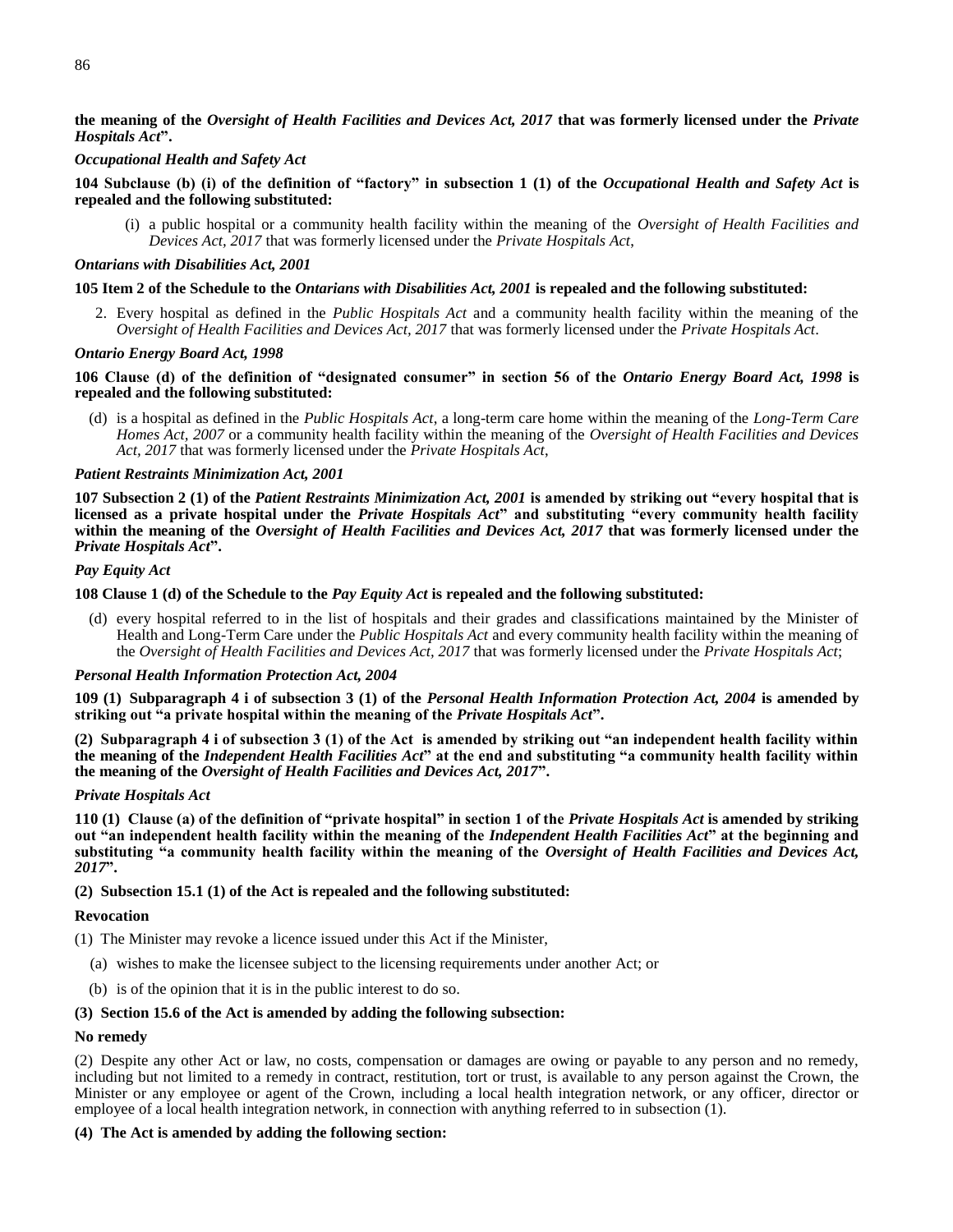**the meaning of the *Oversight of Health Facilities and Devices Act, 2017* that was formerly licensed under the *Private Hospitals Act*".**

*Occupational Health and Safety Act*

**104 Subclause (b) (i) of the definition of "factory" in subsection 1 (1) of the *Occupational Health and Safety Act* is repealed and the following substituted:**

(i) a public hospital or a community health facility within the meaning of the *Oversight of Health Facilities and Devices Act, 2017* that was formerly licensed under the *Private Hospitals Act*,

*Ontarians with Disabilities Act, 2001*

**105 Item 2 of the Schedule to the *Ontarians with Disabilities Act, 2001* is repealed and the following substituted:**

2. Every hospital as defined in the *Public Hospitals Act* and a community health facility within the meaning of the *Oversight of Health Facilities and Devices Act, 2017* that was formerly licensed under the *Private Hospitals Act*.

*Ontario Energy Board Act, 1998*

**106 Clause (d) of the definition of "designated consumer" in section 56 of the *Ontario Energy Board Act, 1998* is repealed and the following substituted:**

(d) is a hospital as defined in the *Public Hospitals Act*, a long-term care home within the meaning of the *Long-Term Care Homes Act, 2007* or a community health facility within the meaning of the *Oversight of Health Facilities and Devices Act, 2017* that was formerly licensed under the *Private Hospitals Act*,

*Patient Restraints Minimization Act, 2001*

**107 Subsection 2 (1) of the *Patient Restraints Minimization Act, 2001* is amended by striking out "every hospital that is licensed as a private hospital under the *Private Hospitals Act*" and substituting "every community health facility within the meaning of the *Oversight of Health Facilities and Devices Act, 2017* that was formerly licensed under the *Private Hospitals Act*".**

*Pay Equity Act*

**108 Clause 1 (d) of the Schedule to the *Pay Equity Act* is repealed and the following substituted:**

(d) every hospital referred to in the list of hospitals and their grades and classifications maintained by the Minister of Health and Long-Term Care under the *Public Hospitals Act* and every community health facility within the meaning of the *Oversight of Health Facilities and Devices Act, 2017* that was formerly licensed under the *Private Hospitals Act*;

*Personal Health Information Protection Act, 2004*

**109 (1) Subparagraph 4 i of subsection 3 (1) of the *Personal Health Information Protection Act, 2004* is amended by striking out "a private hospital within the meaning of the *Private Hospitals Act*".**

**(2) Subparagraph 4 i of subsection 3 (1) of the Act is amended by striking out "an independent health facility within the meaning of the *Independent Health Facilities Act*" at the end and substituting "a community health facility within the meaning of the *Oversight of Health Facilities and Devices Act, 2017*".**

*Private Hospitals Act*

**110 (1) Clause (a) of the definition of "private hospital" in section 1 of the *Private Hospitals Act* is amended by striking out "an independent health facility within the meaning of the *Independent Health Facilities Act*" at the beginning and substituting "a community health facility within the meaning of the *Oversight of Health Facilities and Devices Act, 2017*".**

**(2) Subsection 15.1 (1) of the Act is repealed and the following substituted:**

**Revocation**

(1) The Minister may revoke a licence issued under this Act if the Minister,

(a) wishes to make the licensee subject to the licensing requirements under another Act; or

(b) is of the opinion that it is in the public interest to do so.

**(3) Section 15.6 of the Act is amended by adding the following subsection:**

**No remedy**

(2) Despite any other Act or law, no costs, compensation or damages are owing or payable to any person and no remedy, including but not limited to a remedy in contract, restitution, tort or trust, is available to any person against the Crown, the Minister or any employee or agent of the Crown, including a local health integration network, or any officer, director or employee of a local health integration network, in connection with anything referred to in subsection (1).

**(4) The Act is amended by adding the following section:**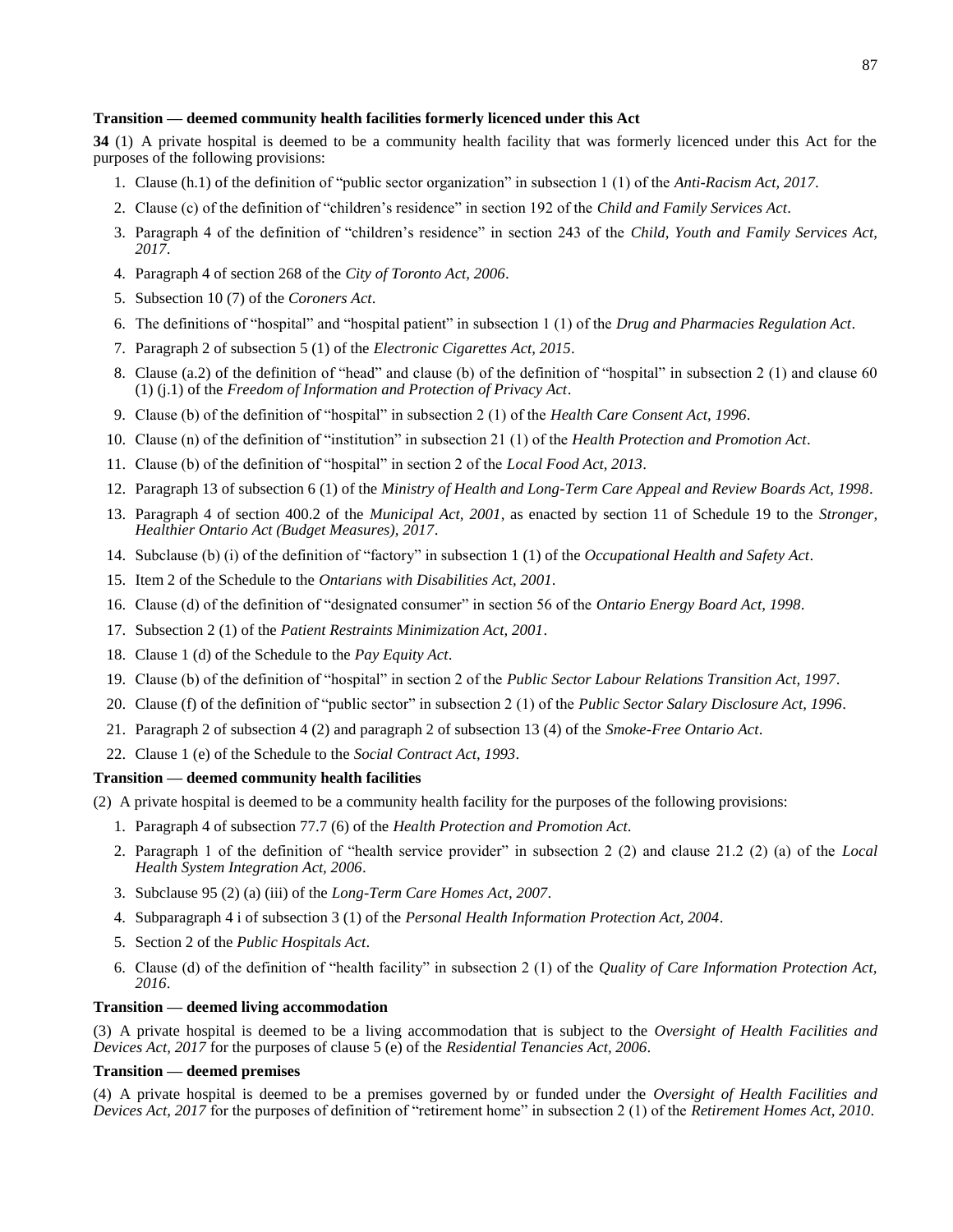**Transition — deemed community health facilities formerly licenced under this Act**

**34** (1) A private hospital is deemed to be a community health facility that was formerly licenced under this Act for the purposes of the following provisions:

1. Clause (h.1) of the definition of "public sector organization" in subsection 1 (1) of the *Anti-Racism Act, 2017*.
2. Clause (c) of the definition of "children's residence" in section 192 of the *Child and Family Services Act*.
3. Paragraph 4 of the definition of "children's residence" in section 243 of the *Child, Youth and Family Services Act, 2017*.
4. Paragraph 4 of section 268 of the *City of Toronto Act, 2006*.
5. Subsection 10 (7) of the *Coroners Act*.
6. The definitions of "hospital" and "hospital patient" in subsection 1 (1) of the *Drug and Pharmacies Regulation Act*.
7. Paragraph 2 of subsection 5 (1) of the *Electronic Cigarettes Act, 2015*.
8. Clause (a.2) of the definition of "head" and clause (b) of the definition of "hospital" in subsection 2 (1) and clause 60 (1) (j.1) of the *Freedom of Information and Protection of Privacy Act*.
9. Clause (b) of the definition of "hospital" in subsection 2 (1) of the *Health Care Consent Act, 1996*.
10. Clause (n) of the definition of "institution" in subsection 21 (1) of the *Health Protection and Promotion Act*.
11. Clause (b) of the definition of "hospital" in section 2 of the *Local Food Act, 2013*.
12. Paragraph 13 of subsection 6 (1) of the *Ministry of Health and Long-Term Care Appeal and Review Boards Act, 1998*.
13. Paragraph 4 of section 400.2 of the *Municipal Act, 2001*, as enacted by section 11 of Schedule 19 to the *Stronger, Healthier Ontario Act (Budget Measures), 2017*.
14. Subclause (b) (i) of the definition of "factory" in subsection 1 (1) of the *Occupational Health and Safety Act*.
15. Item 2 of the Schedule to the *Ontarians with Disabilities Act, 2001*.
16. Clause (d) of the definition of "designated consumer" in section 56 of the *Ontario Energy Board Act, 1998*.
17. Subsection 2 (1) of the *Patient Restraints Minimization Act, 2001*.
18. Clause 1 (d) of the Schedule to the *Pay Equity Act*.
19. Clause (b) of the definition of "hospital" in section 2 of the *Public Sector Labour Relations Transition Act, 1997*.
20. Clause (f) of the definition of "public sector" in subsection 2 (1) of the *Public Sector Salary Disclosure Act, 1996*.
21. Paragraph 2 of subsection 4 (2) and paragraph 2 of subsection 13 (4) of the *Smoke-Free Ontario Act*.
22. Clause 1 (e) of the Schedule to the *Social Contract Act, 1993*.

**Transition — deemed community health facilities**

(2) A private hospital is deemed to be a community health facility for the purposes of the following provisions:

1. Paragraph 4 of subsection 77.7 (6) of the *Health Protection and Promotion Act*.
2. Paragraph 1 of the definition of "health service provider" in subsection 2 (2) and clause 21.2 (2) (a) of the *Local Health System Integration Act, 2006*.
3. Subclause 95 (2) (a) (iii) of the *Long-Term Care Homes Act, 2007*.
4. Subparagraph 4 i of subsection 3 (1) of the *Personal Health Information Protection Act, 2004*.
5. Section 2 of the *Public Hospitals Act*.
6. Clause (d) of the definition of "health facility" in subsection 2 (1) of the *Quality of Care Information Protection Act, 2016*.

**Transition — deemed living accommodation**

(3) A private hospital is deemed to be a living accommodation that is subject to the *Oversight of Health Facilities and Devices Act, 2017* for the purposes of clause 5 (e) of the *Residential Tenancies Act, 2006*.

**Transition — deemed premises**

(4) A private hospital is deemed to be a premises governed by or funded under the *Oversight of Health Facilities and Devices Act, 2017* for the purposes of definition of "retirement home" in subsection 2 (1) of the *Retirement Homes Act, 2010*.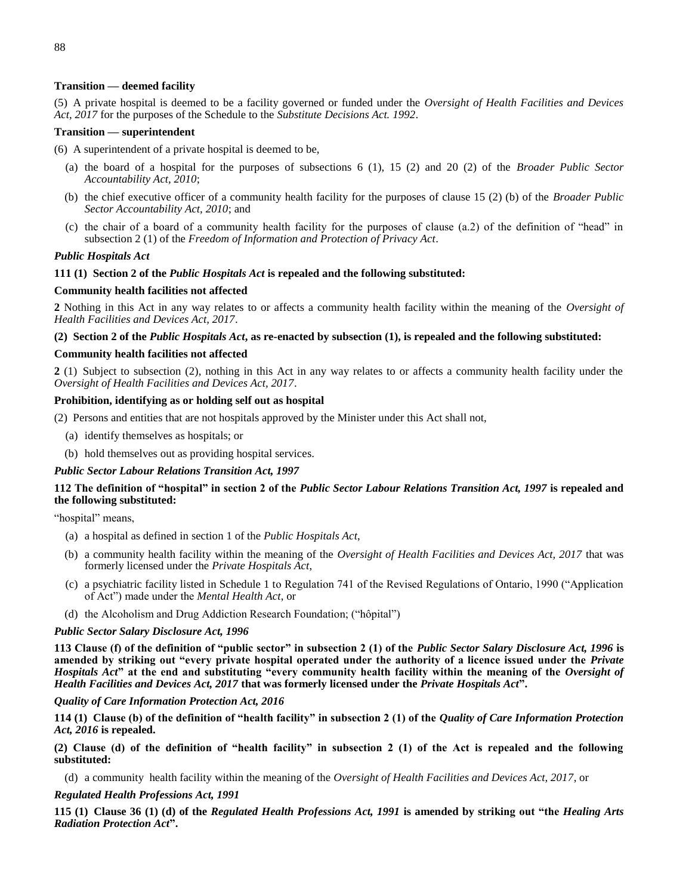**Transition — deemed facility**

(5) A private hospital is deemed to be a facility governed or funded under the *Oversight of Health Facilities and Devices Act, 2017* for the purposes of the Schedule to the *Substitute Decisions Act. 1992*.

**Transition — superintendent**

(6) A superintendent of a private hospital is deemed to be,

(a) the board of a hospital for the purposes of subsections 6 (1), 15 (2) and 20 (2) of the *Broader Public Sector Accountability Act, 2010*;

(b) the chief executive officer of a community health facility for the purposes of clause 15 (2) (b) of the *Broader Public Sector Accountability Act, 2010*; and

(c) the chair of a board of a community health facility for the purposes of clause (a.2) of the definition of "head" in subsection 2 (1) of the *Freedom of Information and Protection of Privacy Act*.

***Public Hospitals Act***

**111 (1) Section 2 of the *Public Hospitals Act* is repealed and the following substituted:**

**Community health facilities not affected**

**2** Nothing in this Act in any way relates to or affects a community health facility within the meaning of the *Oversight of Health Facilities and Devices Act, 2017*.

**(2) Section 2 of the *Public Hospitals Act*, as re-enacted by subsection (1), is repealed and the following substituted:**

**Community health facilities not affected**

**2** (1) Subject to subsection (2), nothing in this Act in any way relates to or affects a community health facility under the *Oversight of Health Facilities and Devices Act, 2017*.

**Prohibition, identifying as or holding self out as hospital**

(2) Persons and entities that are not hospitals approved by the Minister under this Act shall not,

(a) identify themselves as hospitals; or

(b) hold themselves out as providing hospital services.

***Public Sector Labour Relations Transition Act, 1997***

**112 The definition of "hospital" in section 2 of the *Public Sector Labour Relations Transition Act, 1997* is repealed and the following substituted:**

"hospital" means,

(a) a hospital as defined in section 1 of the *Public Hospitals Act*,

(b) a community health facility within the meaning of the *Oversight of Health Facilities and Devices Act, 2017* that was formerly licensed under the *Private Hospitals Act*,

(c) a psychiatric facility listed in Schedule 1 to Regulation 741 of the Revised Regulations of Ontario, 1990 ("Application of Act") made under the *Mental Health Act*, or

(d) the Alcoholism and Drug Addiction Research Foundation; ("hôpital")

***Public Sector Salary Disclosure Act, 1996***

**113 Clause (f) of the definition of "public sector" in subsection 2 (1) of the *Public Sector Salary Disclosure Act, 1996* is amended by striking out "every private hospital operated under the authority of a licence issued under the *Private Hospitals Act*" at the end and substituting "every community health facility within the meaning of the *Oversight of Health Facilities and Devices Act, 2017* that was formerly licensed under the *Private Hospitals Act*".**

***Quality of Care Information Protection Act, 2016***

**114 (1) Clause (b) of the definition of "health facility" in subsection 2 (1) of the *Quality of Care Information Protection Act, 2016* is repealed.**

**(2) Clause (d) of the definition of "health facility" in subsection 2 (1) of the Act is repealed and the following substituted:**

(d) a community health facility within the meaning of the *Oversight of Health Facilities and Devices Act, 2017*, or

***Regulated Health Professions Act, 1991***

**115 (1) Clause 36 (1) (d) of the *Regulated Health Professions Act, 1991* is amended by striking out "the *Healing Arts Radiation Protection Act*".**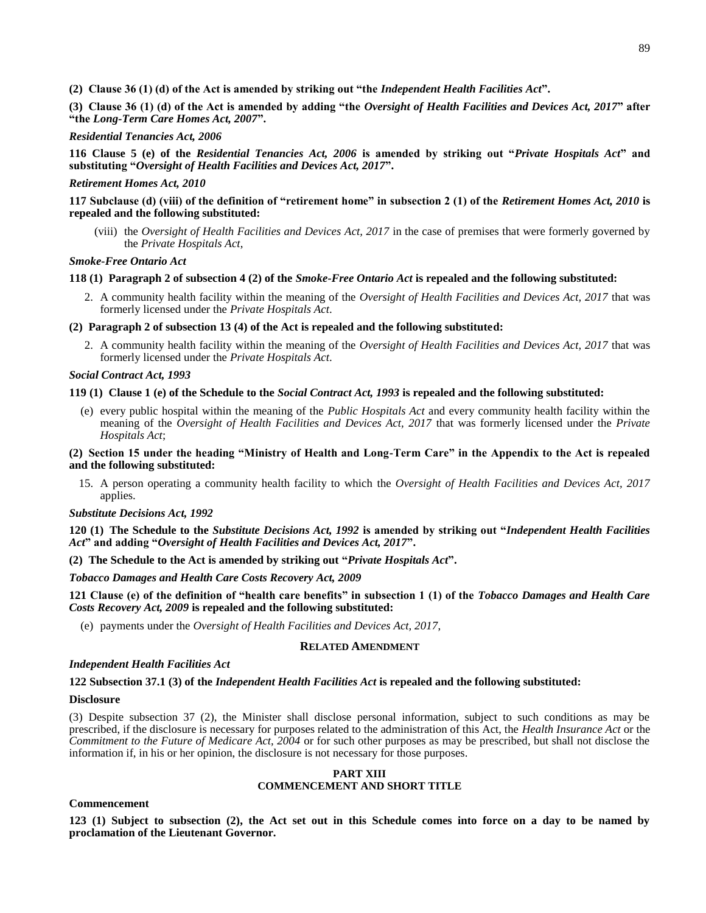**(2) Clause 36 (1) (d) of the Act is amended by striking out "the *Independent Health Facilities Act*".**

**(3) Clause 36 (1) (d) of the Act is amended by adding "the *Oversight of Health Facilities and Devices Act, 2017*" after "the *Long-Term Care Homes Act, 2007*".**

***Residential Tenancies Act, 2006***

**116 Clause 5 (e) of the *Residential Tenancies Act, 2006* is amended by striking out "*Private Hospitals Act*" and substituting "*Oversight of Health Facilities and Devices Act, 2017*".**

***Retirement Homes Act, 2010***

**117 Subclause (d) (viii) of the definition of "retirement home" in subsection 2 (1) of the *Retirement Homes Act, 2010* is repealed and the following substituted:**

(viii) the *Oversight of Health Facilities and Devices Act, 2017* in the case of premises that were formerly governed by the *Private Hospitals Act*,

***Smoke-Free Ontario Act***

**118 (1) Paragraph 2 of subsection 4 (2) of the *Smoke-Free Ontario Act* is repealed and the following substituted:**

2. A community health facility within the meaning of the *Oversight of Health Facilities and Devices Act, 2017* that was formerly licensed under the *Private Hospitals Act*.

**(2) Paragraph 2 of subsection 13 (4) of the Act is repealed and the following substituted:**

2. A community health facility within the meaning of the *Oversight of Health Facilities and Devices Act, 2017* that was formerly licensed under the *Private Hospitals Act*.

***Social Contract Act, 1993***

**119 (1) Clause 1 (e) of the Schedule to the *Social Contract Act, 1993* is repealed and the following substituted:**

(e) every public hospital within the meaning of the *Public Hospitals Act* and every community health facility within the meaning of the *Oversight of Health Facilities and Devices Act, 2017* that was formerly licensed under the *Private Hospitals Act*;

**(2) Section 15 under the heading "Ministry of Health and Long-Term Care" in the Appendix to the Act is repealed and the following substituted:**

15. A person operating a community health facility to which the *Oversight of Health Facilities and Devices Act, 2017* applies.

***Substitute Decisions Act, 1992***

**120 (1) The Schedule to the *Substitute Decisions Act, 1992* is amended by striking out "*Independent Health Facilities Act*" and adding "*Oversight of Health Facilities and Devices Act, 2017*".**

**(2) The Schedule to the Act is amended by striking out "*Private Hospitals Act*".**

***Tobacco Damages and Health Care Costs Recovery Act, 2009***

**121 Clause (e) of the definition of "health care benefits" in subsection 1 (1) of the *Tobacco Damages and Health Care Costs Recovery Act, 2009* is repealed and the following substituted:**

(e) payments under the *Oversight of Health Facilities and Devices Act, 2017*,

**RELATED AMENDMENT**

***Independent Health Facilities Act***

**122 Subsection 37.1 (3) of the *Independent Health Facilities Act* is repealed and the following substituted:**

**Disclosure**

(3) Despite subsection 37 (2), the Minister shall disclose personal information, subject to such conditions as may be prescribed, if the disclosure is necessary for purposes related to the administration of this Act, the *Health Insurance Act* or the *Commitment to the Future of Medicare Act, 2004* or for such other purposes as may be prescribed, but shall not disclose the information if, in his or her opinion, the disclosure is not necessary for those purposes.

## PART XIII
## COMMENCEMENT AND SHORT TITLE

**Commencement**

**123 (1) Subject to subsection (2), the Act set out in this Schedule comes into force on a day to be named by proclamation of the Lieutenant Governor.**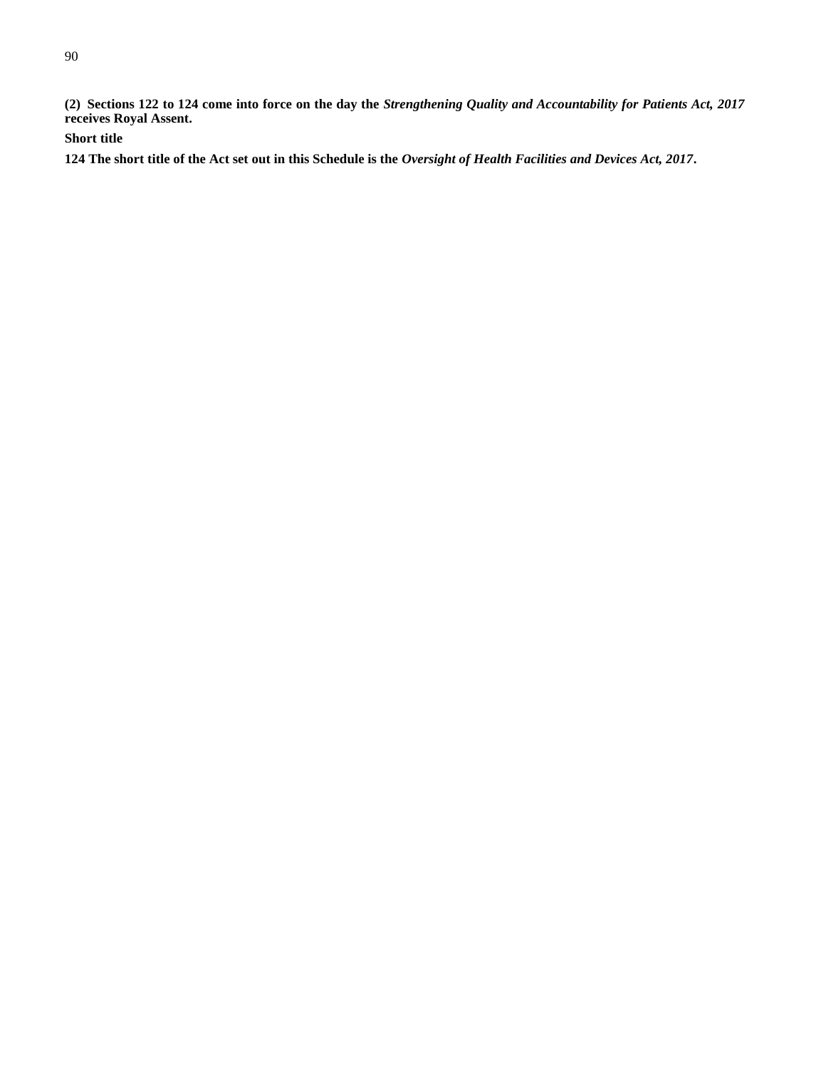**(2) Sections 122 to 124 come into force on the day the *Strengthening Quality and Accountability for Patients Act, 2017* receives Royal Assent.**

**Short title**

**124 The short title of the Act set out in this Schedule is the *Oversight of Health Facilities and Devices Act, 2017*.**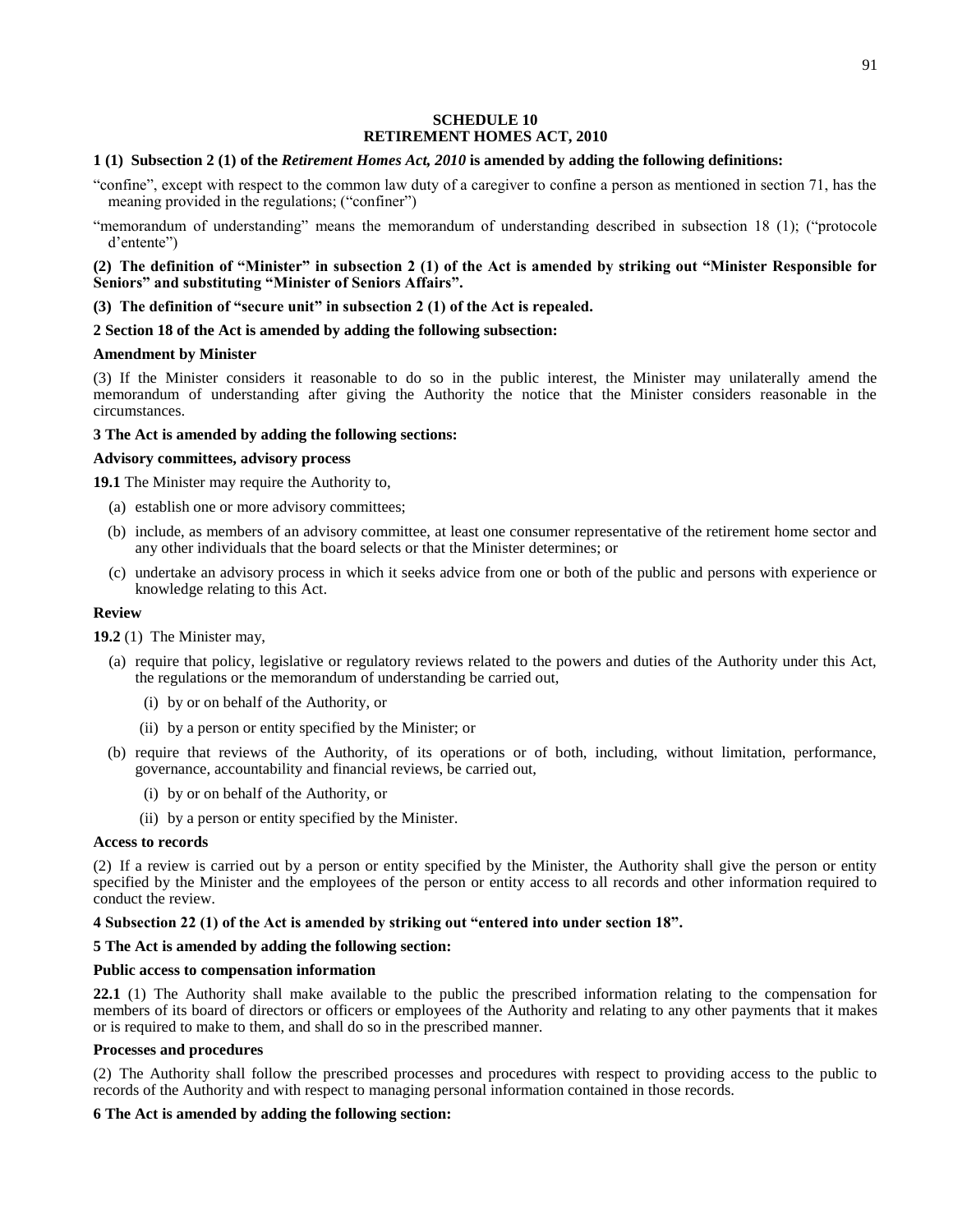## SCHEDULE 10
## RETIREMENT HOMES ACT, 2010

**1 (1) Subsection 2 (1) of the *Retirement Homes Act, 2010* is amended by adding the following definitions:**

"confine", except with respect to the common law duty of a caregiver to confine a person as mentioned in section 71, has the meaning provided in the regulations; ("confiner")

"memorandum of understanding" means the memorandum of understanding described in subsection 18 (1); ("protocole d'entente")

**(2) The definition of "Minister" in subsection 2 (1) of the Act is amended by striking out "Minister Responsible for Seniors" and substituting "Minister of Seniors Affairs".**

**(3) The definition of "secure unit" in subsection 2 (1) of the Act is repealed.**

**2 Section 18 of the Act is amended by adding the following subsection:**

**Amendment by Minister**

(3) If the Minister considers it reasonable to do so in the public interest, the Minister may unilaterally amend the memorandum of understanding after giving the Authority the notice that the Minister considers reasonable in the circumstances.

**3 The Act is amended by adding the following sections:**

**Advisory committees, advisory process**

**19.1** The Minister may require the Authority to,

(a) establish one or more advisory committees;

(b) include, as members of an advisory committee, at least one consumer representative of the retirement home sector and any other individuals that the board selects or that the Minister determines; or

(c) undertake an advisory process in which it seeks advice from one or both of the public and persons with experience or knowledge relating to this Act.

**Review**

**19.2** (1) The Minister may,

(a) require that policy, legislative or regulatory reviews related to the powers and duties of the Authority under this Act, the regulations or the memorandum of understanding be carried out,

  (i) by or on behalf of the Authority, or

  (ii) by a person or entity specified by the Minister; or

(b) require that reviews of the Authority, of its operations or of both, including, without limitation, performance, governance, accountability and financial reviews, be carried out,

  (i) by or on behalf of the Authority, or

  (ii) by a person or entity specified by the Minister.

**Access to records**

(2) If a review is carried out by a person or entity specified by the Minister, the Authority shall give the person or entity specified by the Minister and the employees of the person or entity access to all records and other information required to conduct the review.

**4 Subsection 22 (1) of the Act is amended by striking out "entered into under section 18".**

**5 The Act is amended by adding the following section:**

**Public access to compensation information**

**22.1** (1) The Authority shall make available to the public the prescribed information relating to the compensation for members of its board of directors or officers or employees of the Authority and relating to any other payments that it makes or is required to make to them, and shall do so in the prescribed manner.

**Processes and procedures**

(2) The Authority shall follow the prescribed processes and procedures with respect to providing access to the public to records of the Authority and with respect to managing personal information contained in those records.

**6 The Act is amended by adding the following section:**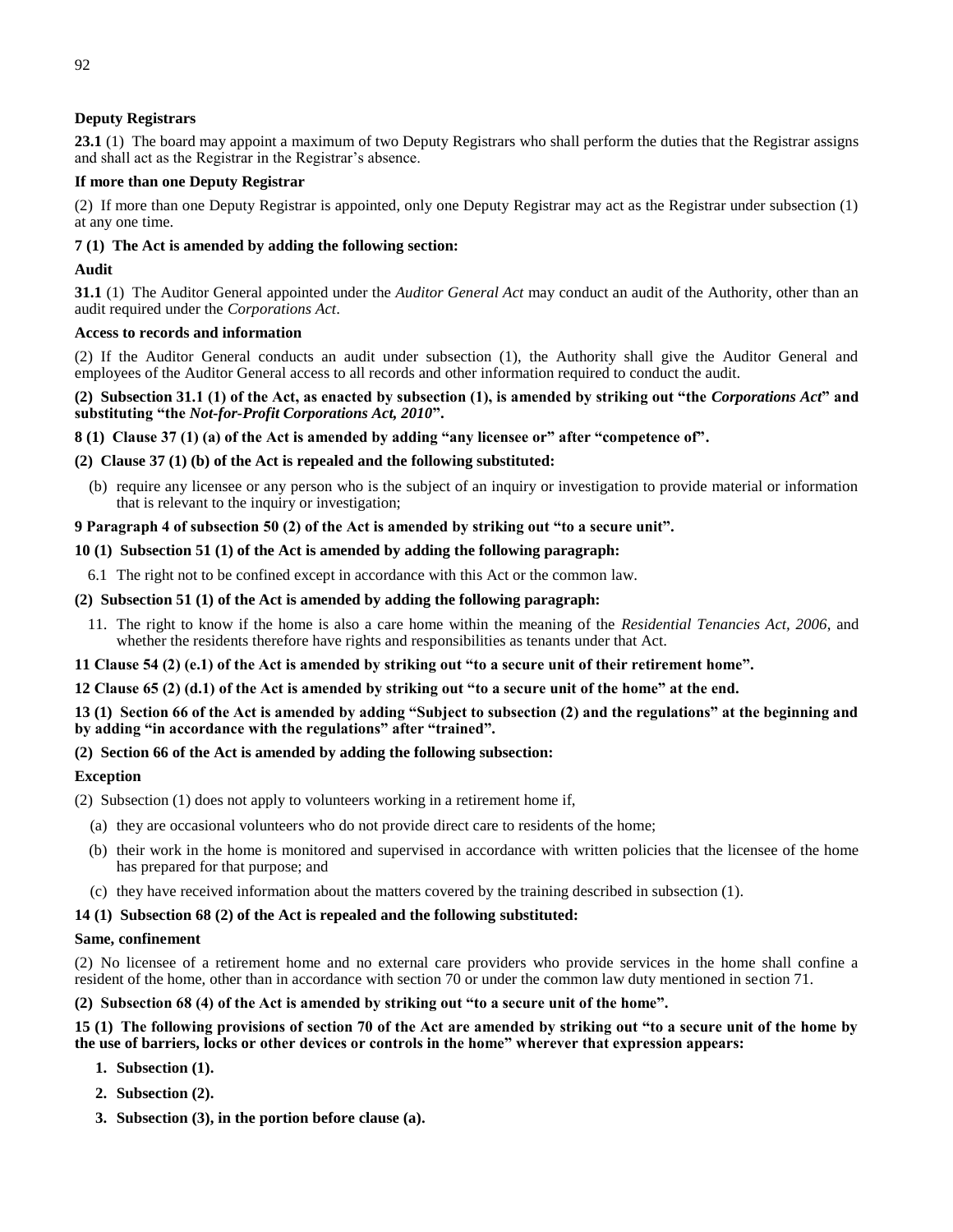**Deputy Registrars**

**23.1** (1) The board may appoint a maximum of two Deputy Registrars who shall perform the duties that the Registrar assigns and shall act as the Registrar in the Registrar's absence.

**If more than one Deputy Registrar**

(2) If more than one Deputy Registrar is appointed, only one Deputy Registrar may act as the Registrar under subsection (1) at any one time.

**7 (1) The Act is amended by adding the following section:**

**Audit**

**31.1** (1) The Auditor General appointed under the *Auditor General Act* may conduct an audit of the Authority, other than an audit required under the *Corporations Act*.

**Access to records and information**

(2) If the Auditor General conducts an audit under subsection (1), the Authority shall give the Auditor General and employees of the Auditor General access to all records and other information required to conduct the audit.

**(2) Subsection 31.1 (1) of the Act, as enacted by subsection (1), is amended by striking out "the *Corporations Act*" and substituting "the *Not-for-Profit Corporations Act, 2010*".**

**8 (1) Clause 37 (1) (a) of the Act is amended by adding "any licensee or" after "competence of".**

**(2) Clause 37 (1) (b) of the Act is repealed and the following substituted:**

(b) require any licensee or any person who is the subject of an inquiry or investigation to provide material or information that is relevant to the inquiry or investigation;

**9 Paragraph 4 of subsection 50 (2) of the Act is amended by striking out "to a secure unit".**

**10 (1) Subsection 51 (1) of the Act is amended by adding the following paragraph:**

6.1 The right not to be confined except in accordance with this Act or the common law.

**(2) Subsection 51 (1) of the Act is amended by adding the following paragraph:**

11. The right to know if the home is also a care home within the meaning of the *Residential Tenancies Act, 2006*, and whether the residents therefore have rights and responsibilities as tenants under that Act.

**11 Clause 54 (2) (e.1) of the Act is amended by striking out "to a secure unit of their retirement home".**

**12 Clause 65 (2) (d.1) of the Act is amended by striking out "to a secure unit of the home" at the end.**

**13 (1) Section 66 of the Act is amended by adding "Subject to subsection (2) and the regulations" at the beginning and by adding "in accordance with the regulations" after "trained".**

**(2) Section 66 of the Act is amended by adding the following subsection:**

**Exception**

(2) Subsection (1) does not apply to volunteers working in a retirement home if,

(a) they are occasional volunteers who do not provide direct care to residents of the home;

(b) their work in the home is monitored and supervised in accordance with written policies that the licensee of the home has prepared for that purpose; and

(c) they have received information about the matters covered by the training described in subsection (1).

**14 (1) Subsection 68 (2) of the Act is repealed and the following substituted:**

**Same, confinement**

(2) No licensee of a retirement home and no external care providers who provide services in the home shall confine a resident of the home, other than in accordance with section 70 or under the common law duty mentioned in section 71.

**(2) Subsection 68 (4) of the Act is amended by striking out "to a secure unit of the home".**

**15 (1) The following provisions of section 70 of the Act are amended by striking out "to a secure unit of the home by the use of barriers, locks or other devices or controls in the home" wherever that expression appears:**

1. **Subsection (1).**
2. **Subsection (2).**
3. **Subsection (3), in the portion before clause (a).**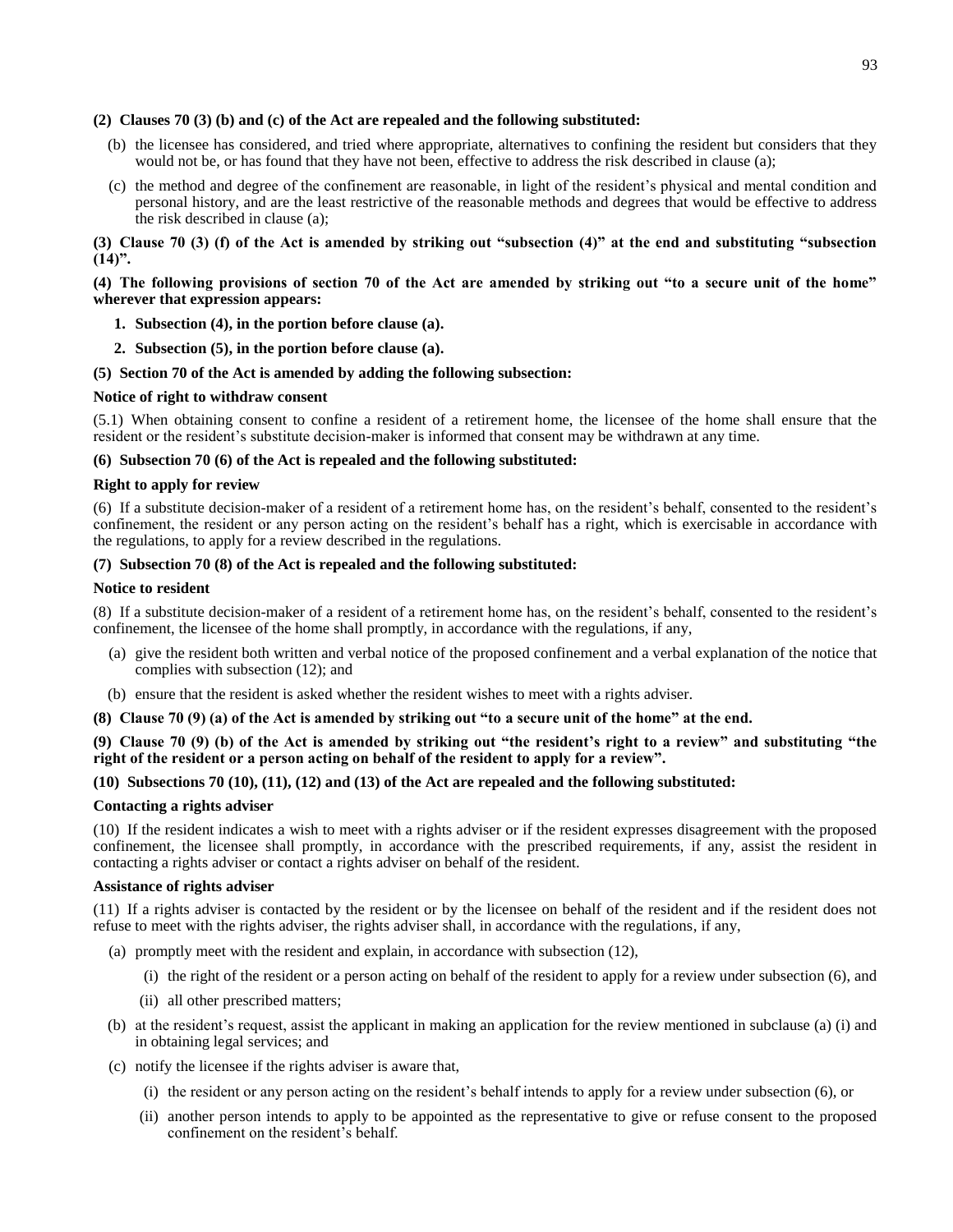**(2) Clauses 70 (3) (b) and (c) of the Act are repealed and the following substituted:**

(b) the licensee has considered, and tried where appropriate, alternatives to confining the resident but considers that they would not be, or has found that they have not been, effective to address the risk described in clause (a);

(c) the method and degree of the confinement are reasonable, in light of the resident's physical and mental condition and personal history, and are the least restrictive of the reasonable methods and degrees that would be effective to address the risk described in clause (a);

**(3) Clause 70 (3) (f) of the Act is amended by striking out "subsection (4)" at the end and substituting "subsection (14)".**

**(4) The following provisions of section 70 of the Act are amended by striking out "to a secure unit of the home" wherever that expression appears:**

1. **Subsection (4), in the portion before clause (a).**
2. **Subsection (5), in the portion before clause (a).**

**(5) Section 70 of the Act is amended by adding the following subsection:**

**Notice of right to withdraw consent**

(5.1) When obtaining consent to confine a resident of a retirement home, the licensee of the home shall ensure that the resident or the resident's substitute decision-maker is informed that consent may be withdrawn at any time.

**(6) Subsection 70 (6) of the Act is repealed and the following substituted:**

**Right to apply for review**

(6) If a substitute decision-maker of a resident of a retirement home has, on the resident's behalf, consented to the resident's confinement, the resident or any person acting on the resident's behalf has a right, which is exercisable in accordance with the regulations, to apply for a review described in the regulations.

**(7) Subsection 70 (8) of the Act is repealed and the following substituted:**

**Notice to resident**

(8) If a substitute decision-maker of a resident of a retirement home has, on the resident's behalf, consented to the resident's confinement, the licensee of the home shall promptly, in accordance with the regulations, if any,

(a) give the resident both written and verbal notice of the proposed confinement and a verbal explanation of the notice that complies with subsection (12); and

(b) ensure that the resident is asked whether the resident wishes to meet with a rights adviser.

**(8) Clause 70 (9) (a) of the Act is amended by striking out "to a secure unit of the home" at the end.**

**(9) Clause 70 (9) (b) of the Act is amended by striking out "the resident's right to a review" and substituting "the right of the resident or a person acting on behalf of the resident to apply for a review".**

**(10) Subsections 70 (10), (11), (12) and (13) of the Act are repealed and the following substituted:**

**Contacting a rights adviser**

(10) If the resident indicates a wish to meet with a rights adviser or if the resident expresses disagreement with the proposed confinement, the licensee shall promptly, in accordance with the prescribed requirements, if any, assist the resident in contacting a rights adviser or contact a rights adviser on behalf of the resident.

**Assistance of rights adviser**

(11) If a rights adviser is contacted by the resident or by the licensee on behalf of the resident and if the resident does not refuse to meet with the rights adviser, the rights adviser shall, in accordance with the regulations, if any,

(a) promptly meet with the resident and explain, in accordance with subsection (12),

(i) the right of the resident or a person acting on behalf of the resident to apply for a review under subsection (6), and

(ii) all other prescribed matters;

(b) at the resident's request, assist the applicant in making an application for the review mentioned in subclause (a) (i) and in obtaining legal services; and

(c) notify the licensee if the rights adviser is aware that,

(i) the resident or any person acting on the resident's behalf intends to apply for a review under subsection (6), or

(ii) another person intends to apply to be appointed as the representative to give or refuse consent to the proposed confinement on the resident's behalf.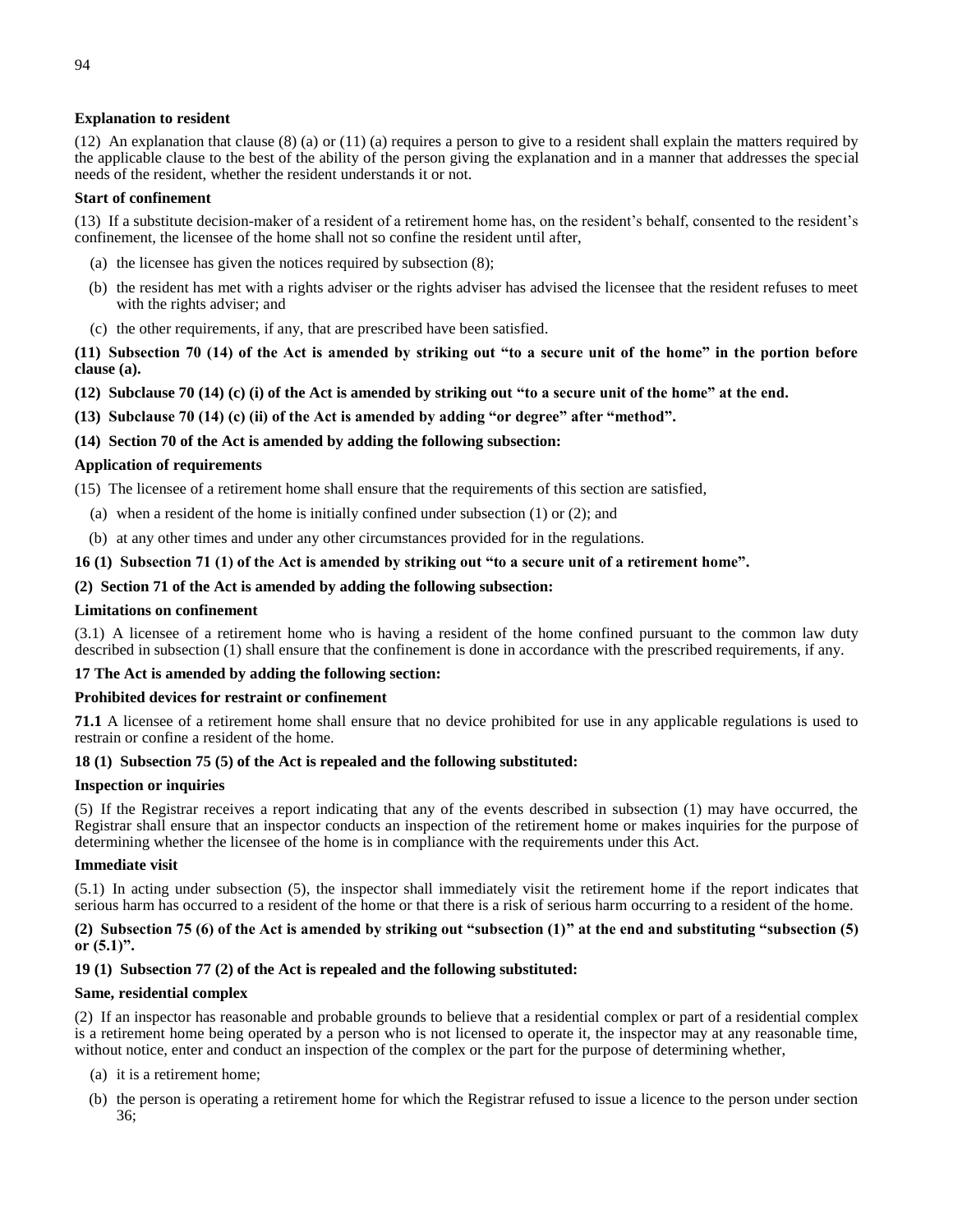**Explanation to resident**

(12) An explanation that clause (8) (a) or (11) (a) requires a person to give to a resident shall explain the matters required by the applicable clause to the best of the ability of the person giving the explanation and in a manner that addresses the special needs of the resident, whether the resident understands it or not.

**Start of confinement**

(13) If a substitute decision-maker of a resident of a retirement home has, on the resident's behalf, consented to the resident's confinement, the licensee of the home shall not so confine the resident until after,

(a) the licensee has given the notices required by subsection (8);

(b) the resident has met with a rights adviser or the rights adviser has advised the licensee that the resident refuses to meet with the rights adviser; and

(c) the other requirements, if any, that are prescribed have been satisfied.

**(11) Subsection 70 (14) of the Act is amended by striking out "to a secure unit of the home" in the portion before clause (a).**

**(12) Subclause 70 (14) (c) (i) of the Act is amended by striking out "to a secure unit of the home" at the end.**

**(13) Subclause 70 (14) (c) (ii) of the Act is amended by adding "or degree" after "method".**

**(14) Section 70 of the Act is amended by adding the following subsection:**

**Application of requirements**

(15) The licensee of a retirement home shall ensure that the requirements of this section are satisfied,

(a) when a resident of the home is initially confined under subsection (1) or (2); and

(b) at any other times and under any other circumstances provided for in the regulations.

**16 (1) Subsection 71 (1) of the Act is amended by striking out "to a secure unit of a retirement home".**

**(2) Section 71 of the Act is amended by adding the following subsection:**

**Limitations on confinement**

(3.1) A licensee of a retirement home who is having a resident of the home confined pursuant to the common law duty described in subsection (1) shall ensure that the confinement is done in accordance with the prescribed requirements, if any.

**17 The Act is amended by adding the following section:**

**Prohibited devices for restraint or confinement**

**71.1** A licensee of a retirement home shall ensure that no device prohibited for use in any applicable regulations is used to restrain or confine a resident of the home.

**18 (1) Subsection 75 (5) of the Act is repealed and the following substituted:**

**Inspection or inquiries**

(5) If the Registrar receives a report indicating that any of the events described in subsection (1) may have occurred, the Registrar shall ensure that an inspector conducts an inspection of the retirement home or makes inquiries for the purpose of determining whether the licensee of the home is in compliance with the requirements under this Act.

**Immediate visit**

(5.1) In acting under subsection (5), the inspector shall immediately visit the retirement home if the report indicates that serious harm has occurred to a resident of the home or that there is a risk of serious harm occurring to a resident of the home.

**(2) Subsection 75 (6) of the Act is amended by striking out "subsection (1)" at the end and substituting "subsection (5) or (5.1)".**

**19 (1) Subsection 77 (2) of the Act is repealed and the following substituted:**

**Same, residential complex**

(2) If an inspector has reasonable and probable grounds to believe that a residential complex or part of a residential complex is a retirement home being operated by a person who is not licensed to operate it, the inspector may at any reasonable time, without notice, enter and conduct an inspection of the complex or the part for the purpose of determining whether,

(a) it is a retirement home;

(b) the person is operating a retirement home for which the Registrar refused to issue a licence to the person under section 36;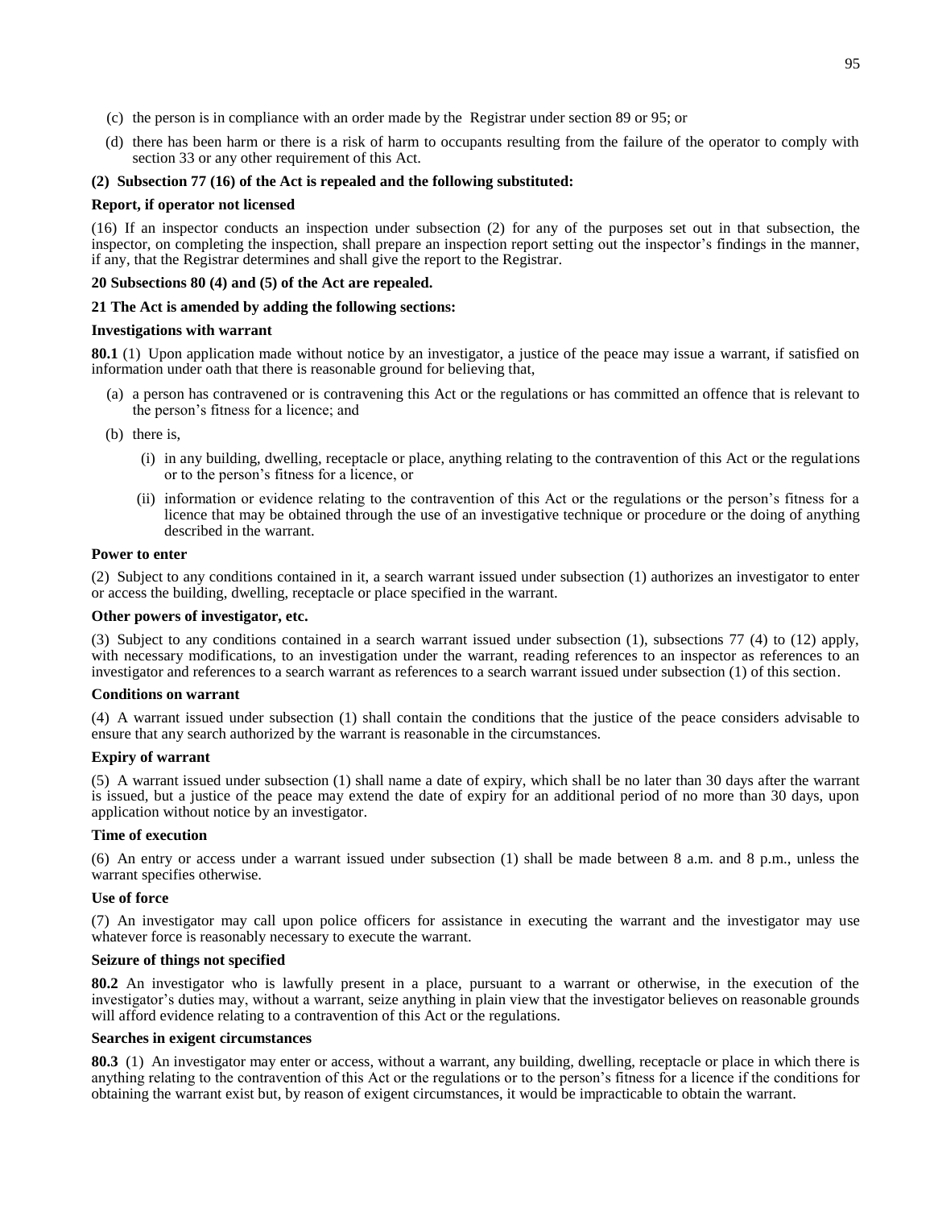(c) the person is in compliance with an order made by the Registrar under section 89 or 95; or

(d) there has been harm or there is a risk of harm to occupants resulting from the failure of the operator to comply with section 33 or any other requirement of this Act.

**(2) Subsection 77 (16) of the Act is repealed and the following substituted:**

**Report, if operator not licensed**

(16) If an inspector conducts an inspection under subsection (2) for any of the purposes set out in that subsection, the inspector, on completing the inspection, shall prepare an inspection report setting out the inspector's findings in the manner, if any, that the Registrar determines and shall give the report to the Registrar.

**20 Subsections 80 (4) and (5) of the Act are repealed.**

**21 The Act is amended by adding the following sections:**

**Investigations with warrant**

**80.1** (1) Upon application made without notice by an investigator, a justice of the peace may issue a warrant, if satisfied on information under oath that there is reasonable ground for believing that,

(a) a person has contravened or is contravening this Act or the regulations or has committed an offence that is relevant to the person's fitness for a licence; and

(b) there is,

(i) in any building, dwelling, receptacle or place, anything relating to the contravention of this Act or the regulations or to the person's fitness for a licence, or

(ii) information or evidence relating to the contravention of this Act or the regulations or the person's fitness for a licence that may be obtained through the use of an investigative technique or procedure or the doing of anything described in the warrant.

**Power to enter**

(2) Subject to any conditions contained in it, a search warrant issued under subsection (1) authorizes an investigator to enter or access the building, dwelling, receptacle or place specified in the warrant.

**Other powers of investigator, etc.**

(3) Subject to any conditions contained in a search warrant issued under subsection (1), subsections 77 (4) to (12) apply, with necessary modifications, to an investigation under the warrant, reading references to an inspector as references to an investigator and references to a search warrant as references to a search warrant issued under subsection (1) of this section.

**Conditions on warrant**

(4) A warrant issued under subsection (1) shall contain the conditions that the justice of the peace considers advisable to ensure that any search authorized by the warrant is reasonable in the circumstances.

**Expiry of warrant**

(5) A warrant issued under subsection (1) shall name a date of expiry, which shall be no later than 30 days after the warrant is issued, but a justice of the peace may extend the date of expiry for an additional period of no more than 30 days, upon application without notice by an investigator.

**Time of execution**

(6) An entry or access under a warrant issued under subsection (1) shall be made between 8 a.m. and 8 p.m., unless the warrant specifies otherwise.

**Use of force**

(7) An investigator may call upon police officers for assistance in executing the warrant and the investigator may use whatever force is reasonably necessary to execute the warrant.

**Seizure of things not specified**

**80.2** An investigator who is lawfully present in a place, pursuant to a warrant or otherwise, in the execution of the investigator's duties may, without a warrant, seize anything in plain view that the investigator believes on reasonable grounds will afford evidence relating to a contravention of this Act or the regulations.

**Searches in exigent circumstances**

**80.3** (1) An investigator may enter or access, without a warrant, any building, dwelling, receptacle or place in which there is anything relating to the contravention of this Act or the regulations or to the person's fitness for a licence if the conditions for obtaining the warrant exist but, by reason of exigent circumstances, it would be impracticable to obtain the warrant.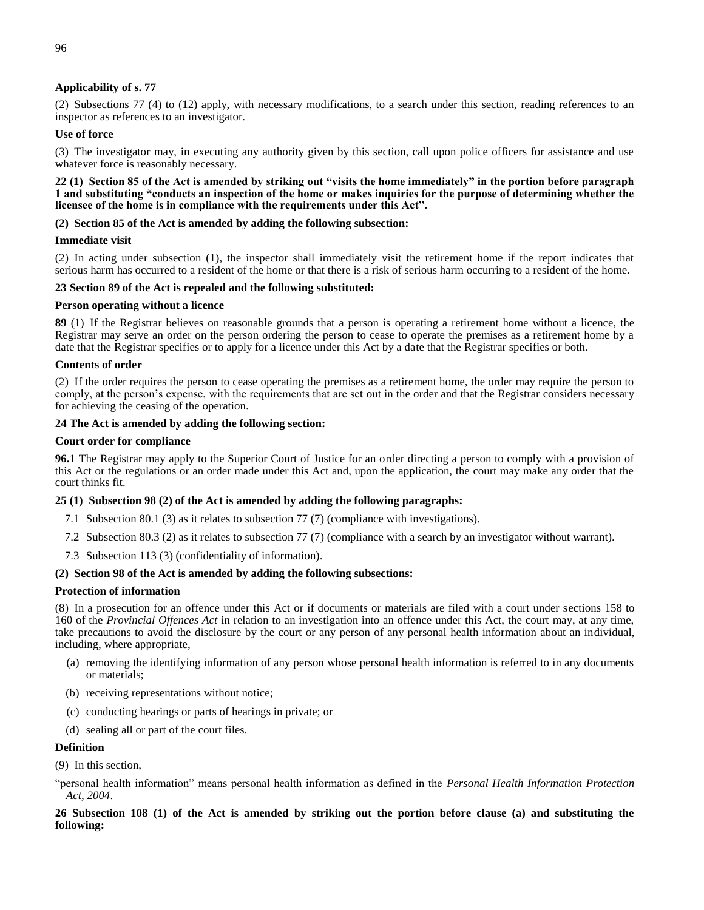**Applicability of s. 77**

(2) Subsections 77 (4) to (12) apply, with necessary modifications, to a search under this section, reading references to an inspector as references to an investigator.

**Use of force**

(3) The investigator may, in executing any authority given by this section, call upon police officers for assistance and use whatever force is reasonably necessary.

**22 (1) Section 85 of the Act is amended by striking out "visits the home immediately" in the portion before paragraph 1 and substituting "conducts an inspection of the home or makes inquiries for the purpose of determining whether the licensee of the home is in compliance with the requirements under this Act".**

**(2) Section 85 of the Act is amended by adding the following subsection:**

**Immediate visit**

(2) In acting under subsection (1), the inspector shall immediately visit the retirement home if the report indicates that serious harm has occurred to a resident of the home or that there is a risk of serious harm occurring to a resident of the home.

**23 Section 89 of the Act is repealed and the following substituted:**

**Person operating without a licence**

**89** (1) If the Registrar believes on reasonable grounds that a person is operating a retirement home without a licence, the Registrar may serve an order on the person ordering the person to cease to operate the premises as a retirement home by a date that the Registrar specifies or to apply for a licence under this Act by a date that the Registrar specifies or both.

**Contents of order**

(2) If the order requires the person to cease operating the premises as a retirement home, the order may require the person to comply, at the person's expense, with the requirements that are set out in the order and that the Registrar considers necessary for achieving the ceasing of the operation.

**24 The Act is amended by adding the following section:**

**Court order for compliance**

**96.1** The Registrar may apply to the Superior Court of Justice for an order directing a person to comply with a provision of this Act or the regulations or an order made under this Act and, upon the application, the court may make any order that the court thinks fit.

**25 (1) Subsection 98 (2) of the Act is amended by adding the following paragraphs:**

7.1 Subsection 80.1 (3) as it relates to subsection 77 (7) (compliance with investigations).

7.2 Subsection 80.3 (2) as it relates to subsection 77 (7) (compliance with a search by an investigator without warrant).

7.3 Subsection 113 (3) (confidentiality of information).

**(2) Section 98 of the Act is amended by adding the following subsections:**

**Protection of information**

(8) In a prosecution for an offence under this Act or if documents or materials are filed with a court under sections 158 to 160 of the *Provincial Offences Act* in relation to an investigation into an offence under this Act, the court may, at any time, take precautions to avoid the disclosure by the court or any person of any personal health information about an individual, including, where appropriate,

- (a) removing the identifying information of any person whose personal health information is referred to in any documents or materials;
- (b) receiving representations without notice;
- (c) conducting hearings or parts of hearings in private; or
- (d) sealing all or part of the court files.

**Definition**

(9) In this section,

"personal health information" means personal health information as defined in the *Personal Health Information Protection Act, 2004*.

**26 Subsection 108 (1) of the Act is amended by striking out the portion before clause (a) and substituting the following:**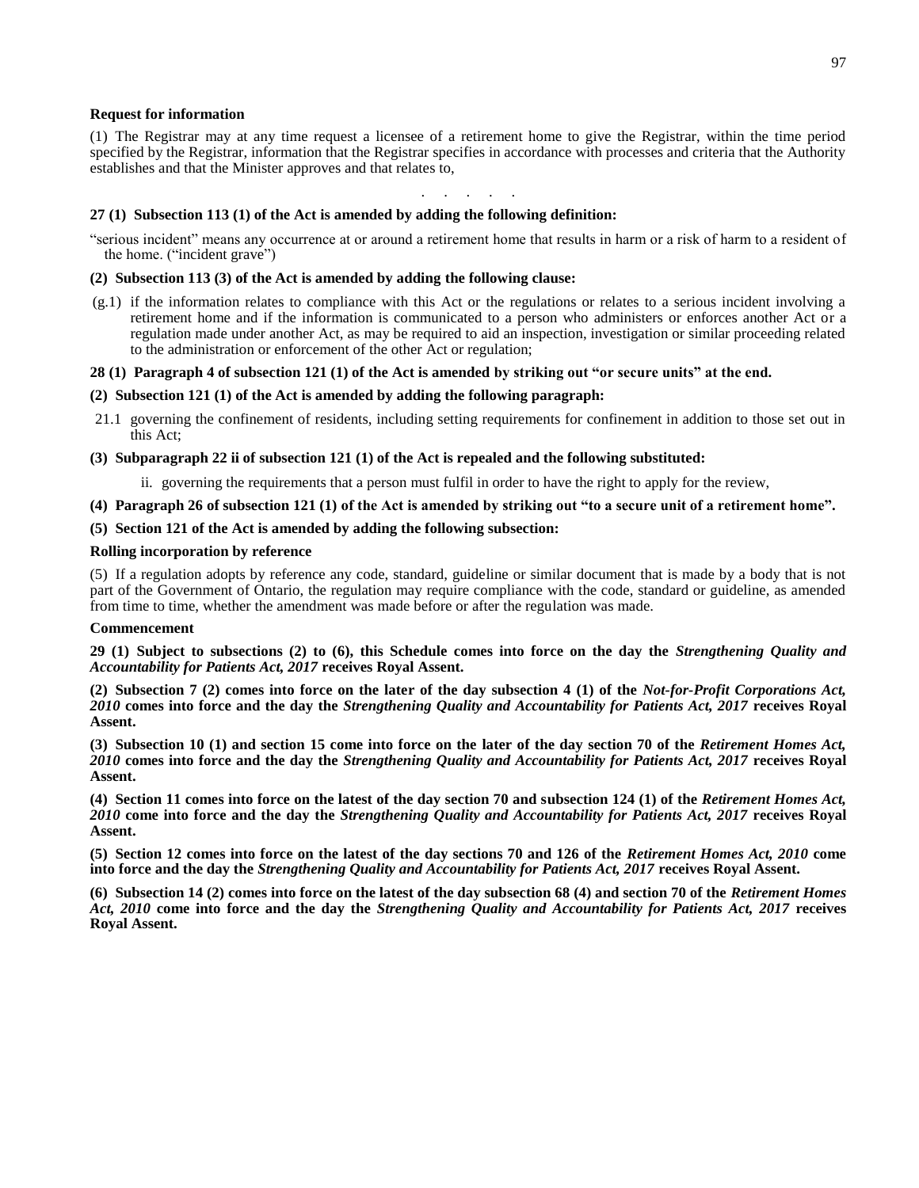**Request for information**

(1) The Registrar may at any time request a licensee of a retirement home to give the Registrar, within the time period specified by the Registrar, information that the Registrar specifies in accordance with processes and criteria that the Authority establishes and that the Minister approves and that relates to,

. . . . .

**27 (1) Subsection 113 (1) of the Act is amended by adding the following definition:**

"serious incident" means any occurrence at or around a retirement home that results in harm or a risk of harm to a resident of the home. ("incident grave")

**(2) Subsection 113 (3) of the Act is amended by adding the following clause:**

(g.1) if the information relates to compliance with this Act or the regulations or relates to a serious incident involving a retirement home and if the information is communicated to a person who administers or enforces another Act or a regulation made under another Act, as may be required to aid an inspection, investigation or similar proceeding related to the administration or enforcement of the other Act or regulation;

**28 (1) Paragraph 4 of subsection 121 (1) of the Act is amended by striking out "or secure units" at the end.**

**(2) Subsection 121 (1) of the Act is amended by adding the following paragraph:**

21.1 governing the confinement of residents, including setting requirements for confinement in addition to those set out in this Act;

**(3) Subparagraph 22 ii of subsection 121 (1) of the Act is repealed and the following substituted:**

ii. governing the requirements that a person must fulfil in order to have the right to apply for the review,

**(4) Paragraph 26 of subsection 121 (1) of the Act is amended by striking out "to a secure unit of a retirement home".**

**(5) Section 121 of the Act is amended by adding the following subsection:**

**Rolling incorporation by reference**

(5) If a regulation adopts by reference any code, standard, guideline or similar document that is made by a body that is not part of the Government of Ontario, the regulation may require compliance with the code, standard or guideline, as amended from time to time, whether the amendment was made before or after the regulation was made.

**Commencement**

**29 (1) Subject to subsections (2) to (6), this Schedule comes into force on the day the *Strengthening Quality and Accountability for Patients Act, 2017* receives Royal Assent.**

**(2) Subsection 7 (2) comes into force on the later of the day subsection 4 (1) of the *Not-for-Profit Corporations Act, 2010* comes into force and the day the *Strengthening Quality and Accountability for Patients Act, 2017* receives Royal Assent.**

**(3) Subsection 10 (1) and section 15 come into force on the later of the day section 70 of the *Retirement Homes Act, 2010* comes into force and the day the *Strengthening Quality and Accountability for Patients Act, 2017* receives Royal Assent.**

**(4) Section 11 comes into force on the latest of the day section 70 and subsection 124 (1) of the *Retirement Homes Act, 2010* come into force and the day the *Strengthening Quality and Accountability for Patients Act, 2017* receives Royal Assent.**

**(5) Section 12 comes into force on the latest of the day sections 70 and 126 of the *Retirement Homes Act, 2010* come into force and the day the *Strengthening Quality and Accountability for Patients Act, 2017* receives Royal Assent.**

**(6) Subsection 14 (2) comes into force on the latest of the day subsection 68 (4) and section 70 of the *Retirement Homes Act, 2010* come into force and the day the *Strengthening Quality and Accountability for Patients Act, 2017* receives Royal Assent.**